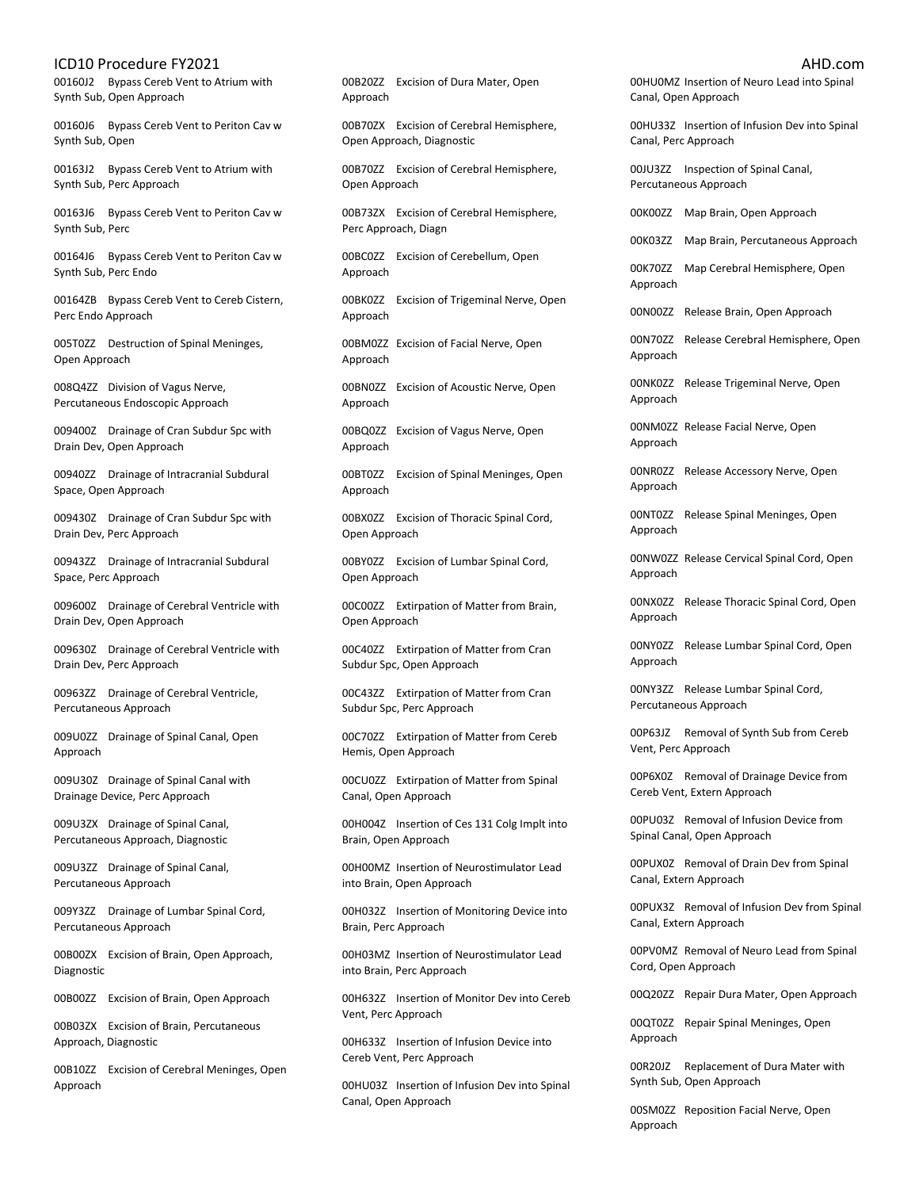00160J2 Bypass Cereb Vent to Atrium with Synth Sub, Open Approach

00160J6 Bypass Cereb Vent to Periton Cav w Synth Sub, Open

00163J2 Bypass Cereb Vent to Atrium with Synth Sub, Perc Approach

00163J6 Bypass Cereb Vent to Periton Cav w Synth Sub, Perc

00164J6 Bypass Cereb Vent to Periton Cav w Synth Sub, Perc Endo

00164ZB Bypass Cereb Vent to Cereb Cistern, Perc Endo Approach

005T0ZZ Destruction of Spinal Meninges, Open Approach

008Q4ZZ Division of Vagus Nerve, Percutaneous Endoscopic Approach

009400Z Drainage of Cran Subdur Spc with Drain Dev, Open Approach

00940ZZ Drainage of Intracranial Subdural Space, Open Approach

009430Z Drainage of Cran Subdur Spc with Drain Dev, Perc Approach

00943ZZ Drainage of Intracranial Subdural Space, Perc Approach

009600Z Drainage of Cerebral Ventricle with Drain Dev, Open Approach

009630Z Drainage of Cerebral Ventricle with Drain Dev, Perc Approach

00963ZZ Drainage of Cerebral Ventricle, Percutaneous Approach

009U0ZZ Drainage of Spinal Canal, Open Approach

009U30Z Drainage of Spinal Canal with Drainage Device, Perc Approach

009U3ZX Drainage of Spinal Canal, Percutaneous Approach, Diagnostic

009U3ZZ Drainage of Spinal Canal, Percutaneous Approach

009Y3ZZ Drainage of Lumbar Spinal Cord, Percutaneous Approach

00B00ZX Excision of Brain, Open Approach, Diagnostic

00B00ZZ Excision of Brain, Open Approach

00B03ZX Excision of Brain, Percutaneous Approach, Diagnostic

00B10ZZ Excision of Cerebral Meninges, Open Approach

00B20ZZ Excision of Dura Mater, Open Approach

00B70ZX Excision of Cerebral Hemisphere, Open Approach, Diagnostic

00B70ZZ Excision of Cerebral Hemisphere, Open Approach

00B73ZX Excision of Cerebral Hemisphere, Perc Approach, Diagn

00BC0ZZ Excision of Cerebellum, Open Approach

00BK0ZZ Excision of Trigeminal Nerve, Open Approach

00BM0ZZ Excision of Facial Nerve, Open Approach

00BN0ZZ Excision of Acoustic Nerve, Open Approach

00BQ0ZZ Excision of Vagus Nerve, Open Approach

00BT0ZZ Excision of Spinal Meninges, Open Approach

00BX0ZZ Excision of Thoracic Spinal Cord, Open Approach

00BY0ZZ Excision of Lumbar Spinal Cord, Open Approach

00C00ZZ Extirpation of Matter from Brain, Open Approach

00C40ZZ Extirpation of Matter from Cran Subdur Spc, Open Approach

00C43ZZ Extirpation of Matter from Cran Subdur Spc, Perc Approach

00C70ZZ Extirpation of Matter from Cereb Hemis, Open Approach

00CU0ZZ Extirpation of Matter from Spinal Canal, Open Approach

00H004Z Insertion of Ces 131 Colg Implt into Brain, Open Approach

00H00MZ Insertion of Neurostimulator Lead into Brain, Open Approach

00H032Z Insertion of Monitoring Device into Brain, Perc Approach

00H03MZ Insertion of Neurostimulator Lead into Brain, Perc Approach

00H632Z Insertion of Monitor Dev into Cereb Vent, Perc Approach

00H633Z Insertion of Infusion Device into Cereb Vent, Perc Approach

00HU03Z Insertion of Infusion Dev into Spinal Canal, Open Approach

00HU0MZ Insertion of Neuro Lead into Spinal Canal, Open Approach

00HU33Z Insertion of Infusion Dev into Spinal Canal, Perc Approach

00JU3ZZ Inspection of Spinal Canal, Percutaneous Approach

00K00ZZ Map Brain, Open Approach

00K03ZZ Map Brain, Percutaneous Approach

00K70ZZ Map Cerebral Hemisphere, Open Approach

00N00ZZ Release Brain, Open Approach

00N70ZZ Release Cerebral Hemisphere, Open Approach

00NK0ZZ Release Trigeminal Nerve, Open Approach

00NM0ZZ Release Facial Nerve, Open Approach

00NR0ZZ Release Accessory Nerve, Open Approach

00NT0ZZ Release Spinal Meninges, Open Approach

00NW0ZZ Release Cervical Spinal Cord, Open Approach

00NX0ZZ Release Thoracic Spinal Cord, Open Approach

00NY0ZZ Release Lumbar Spinal Cord, Open Approach

00NY3ZZ Release Lumbar Spinal Cord, Percutaneous Approach

00P63JZ Removal of Synth Sub from Cereb Vent, Perc Approach

00P6X0Z Removal of Drainage Device from Cereb Vent, Extern Approach

00PU03Z Removal of Infusion Device from Spinal Canal, Open Approach

00PUX0Z Removal of Drain Dev from Spinal Canal, Extern Approach

00PUX3Z Removal of Infusion Dev from Spinal Canal, Extern Approach

00PV0MZ Removal of Neuro Lead from Spinal Cord, Open Approach

00Q20ZZ Repair Dura Mater, Open Approach

00QT0ZZ Repair Spinal Meninges, Open Approach

00R20JZ Replacement of Dura Mater with Synth Sub, Open Approach

00SM0ZZ Reposition Facial Nerve, Open Approach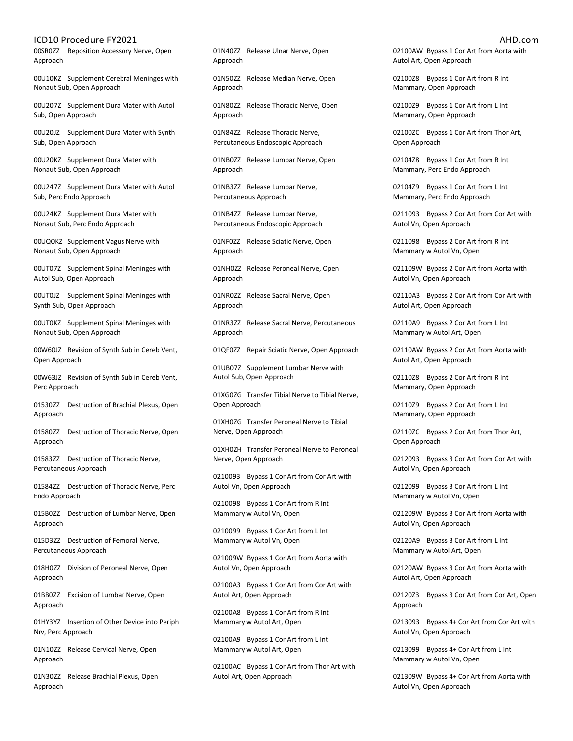00SR0ZZ Reposition Accessory Nerve, Open Approach

00U10KZ Supplement Cerebral Meninges with Nonaut Sub, Open Approach

00U207Z Supplement Dura Mater with Autol Sub, Open Approach

00U20JZ Supplement Dura Mater with Synth Sub, Open Approach

00U20KZ Supplement Dura Mater with Nonaut Sub, Open Approach

00U247Z Supplement Dura Mater with Autol Sub, Perc Endo Approach

00U24KZ Supplement Dura Mater with Nonaut Sub, Perc Endo Approach

00UQ0KZ Supplement Vagus Nerve with Nonaut Sub, Open Approach

00UT07Z Supplement Spinal Meninges with Autol Sub, Open Approach

00UT0JZ Supplement Spinal Meninges with Synth Sub, Open Approach

00UT0KZ Supplement Spinal Meninges with Nonaut Sub, Open Approach

00W60JZ Revision of Synth Sub in Cereb Vent, Open Approach

00W63JZ Revision of Synth Sub in Cereb Vent, Perc Approach

01530ZZ Destruction of Brachial Plexus, Open Approach

01580ZZ Destruction of Thoracic Nerve, Open Approach

01583ZZ Destruction of Thoracic Nerve, Percutaneous Approach

01584ZZ Destruction of Thoracic Nerve, Perc Endo Approach

015B0ZZ Destruction of Lumbar Nerve, Open Approach

015D3ZZ Destruction of Femoral Nerve, Percutaneous Approach

018H0ZZ Division of Peroneal Nerve, Open Approach

01BB0ZZ Excision of Lumbar Nerve, Open Approach

01HY3YZ Insertion of Other Device into Periph Nrv, Perc Approach

01N10ZZ Release Cervical Nerve, Open Approach

01N30ZZ Release Brachial Plexus, Open Approach

01N40ZZ Release Ulnar Nerve, Open Approach

01N50ZZ Release Median Nerve, Open Approach

01N80ZZ Release Thoracic Nerve, Open Approach

01N84ZZ Release Thoracic Nerve, Percutaneous Endoscopic Approach

01NB0ZZ Release Lumbar Nerve, Open Approach

01NB3ZZ Release Lumbar Nerve, Percutaneous Approach

01NB4ZZ Release Lumbar Nerve, Percutaneous Endoscopic Approach

01NF0ZZ Release Sciatic Nerve, Open Approach

01NH0ZZ Release Peroneal Nerve, Open Approach

01NR0ZZ Release Sacral Nerve, Open Approach

01NR3ZZ Release Sacral Nerve, Percutaneous Approach

01QF0ZZ Repair Sciatic Nerve, Open Approach

01UB07Z Supplement Lumbar Nerve with Autol Sub, Open Approach

01XG0ZG Transfer Tibial Nerve to Tibial Nerve, Open Approach

01XH0ZG Transfer Peroneal Nerve to Tibial Nerve, Open Approach

01XH0ZH Transfer Peroneal Nerve to Peroneal Nerve, Open Approach

0210093 Bypass 1 Cor Art from Cor Art with Autol Vn, Open Approach

0210098 Bypass 1 Cor Art from R Int Mammary w Autol Vn, Open

0210099 Bypass 1 Cor Art from L Int Mammary w Autol Vn, Open

021009W Bypass 1 Cor Art from Aorta with Autol Vn, Open Approach

02100A3 Bypass 1 Cor Art from Cor Art with Autol Art, Open Approach

02100A8 Bypass 1 Cor Art from R Int Mammary w Autol Art, Open

02100A9 Bypass 1 Cor Art from L Int Mammary w Autol Art, Open

02100AC Bypass 1 Cor Art from Thor Art with Autol Art, Open Approach

02100AW Bypass 1 Cor Art from Aorta with Autol Art, Open Approach

02100Z8 Bypass 1 Cor Art from R Int Mammary, Open Approach

02100Z9 Bypass 1 Cor Art from L Int Mammary, Open Approach

02100ZC Bypass 1 Cor Art from Thor Art, Open Approach

02104Z8 Bypass 1 Cor Art from R Int Mammary, Perc Endo Approach

02104Z9 Bypass 1 Cor Art from L Int Mammary, Perc Endo Approach

0211093 Bypass 2 Cor Art from Cor Art with Autol Vn, Open Approach

0211098 Bypass 2 Cor Art from R Int Mammary w Autol Vn, Open

021109W Bypass 2 Cor Art from Aorta with Autol Vn, Open Approach

02110A3 Bypass 2 Cor Art from Cor Art with Autol Art, Open Approach

02110A9 Bypass 2 Cor Art from L Int Mammary w Autol Art, Open

02110AW Bypass 2 Cor Art from Aorta with Autol Art, Open Approach

02110Z8 Bypass 2 Cor Art from R Int Mammary, Open Approach

02110Z9 Bypass 2 Cor Art from L Int Mammary, Open Approach

02110ZC Bypass 2 Cor Art from Thor Art, Open Approach

0212093 Bypass 3 Cor Art from Cor Art with Autol Vn, Open Approach

0212099 Bypass 3 Cor Art from L Int Mammary w Autol Vn, Open

021209W Bypass 3 Cor Art from Aorta with Autol Vn, Open Approach

02120A9 Bypass 3 Cor Art from L Int Mammary w Autol Art, Open

02120AW Bypass 3 Cor Art from Aorta with Autol Art, Open Approach

02120Z3 Bypass 3 Cor Art from Cor Art, Open Approach

0213093 Bypass 4+ Cor Art from Cor Art with Autol Vn, Open Approach

0213099 Bypass 4+ Cor Art from L Int Mammary w Autol Vn, Open

021309W Bypass 4+ Cor Art from Aorta with Autol Vn, Open Approach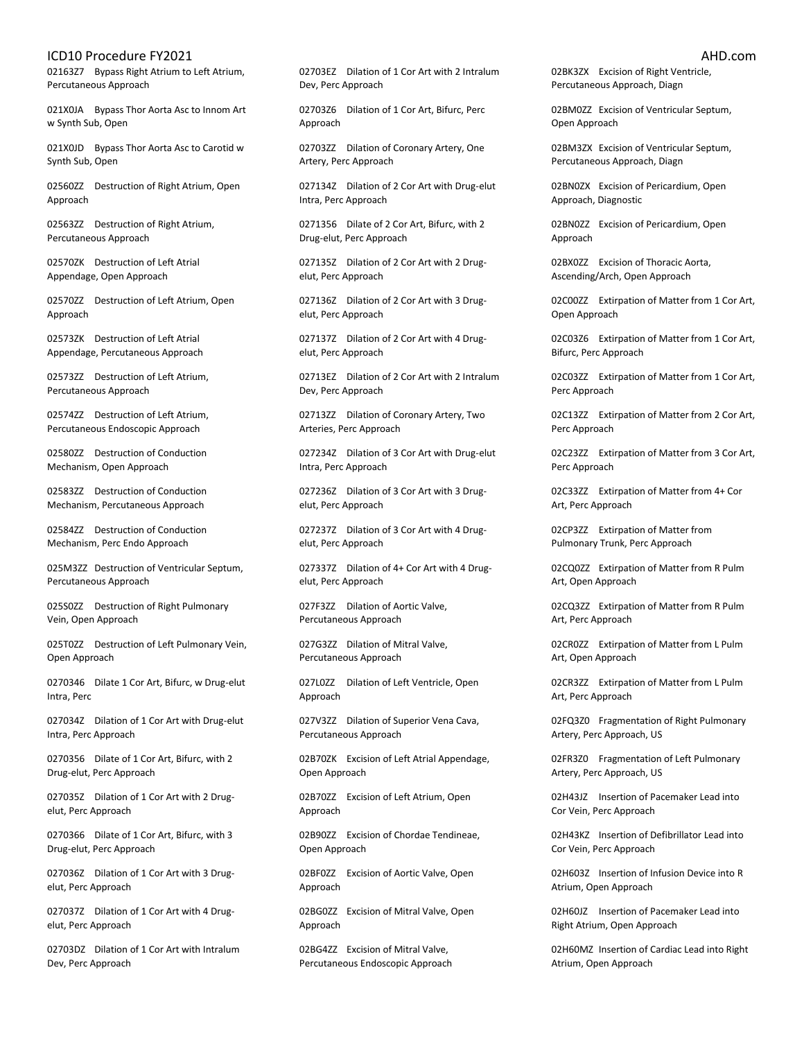02163Z7 Bypass Right Atrium to Left Atrium, Percutaneous Approach

021X0JA Bypass Thor Aorta Asc to Innom Art w Synth Sub, Open

021X0JD Bypass Thor Aorta Asc to Carotid w Synth Sub, Open

02560ZZ Destruction of Right Atrium, Open Approach

02563ZZ Destruction of Right Atrium, Percutaneous Approach

02570ZK Destruction of Left Atrial Appendage, Open Approach

02570ZZ Destruction of Left Atrium, Open Approach

02573ZK Destruction of Left Atrial Appendage, Percutaneous Approach

02573ZZ Destruction of Left Atrium, Percutaneous Approach

02574ZZ Destruction of Left Atrium, Percutaneous Endoscopic Approach

02580ZZ Destruction of Conduction Mechanism, Open Approach

02583ZZ Destruction of Conduction Mechanism, Percutaneous Approach

02584ZZ Destruction of Conduction Mechanism, Perc Endo Approach

025M3ZZ Destruction of Ventricular Septum, Percutaneous Approach

025S0ZZ Destruction of Right Pulmonary Vein, Open Approach

025T0ZZ Destruction of Left Pulmonary Vein, Open Approach

0270346 Dilate 1 Cor Art, Bifurc, w Drug-elut Intra, Perc

027034Z Dilation of 1 Cor Art with Drug-elut Intra, Perc Approach

0270356 Dilate of 1 Cor Art, Bifurc, with 2 Drug-elut, Perc Approach

027035Z Dilation of 1 Cor Art with 2 Drug-elut, Perc Approach

0270366 Dilate of 1 Cor Art, Bifurc, with 3 Drug-elut, Perc Approach

027036Z Dilation of 1 Cor Art with 3 Drug-elut, Perc Approach

027037Z Dilation of 1 Cor Art with 4 Drug-elut, Perc Approach

02703DZ Dilation of 1 Cor Art with Intralum Dev, Perc Approach

02703EZ Dilation of 1 Cor Art with 2 Intralum Dev, Perc Approach

02703Z6 Dilation of 1 Cor Art, Bifurc, Perc Approach

02703ZZ Dilation of Coronary Artery, One Artery, Perc Approach

027134Z Dilation of 2 Cor Art with Drug-elut Intra, Perc Approach

0271356 Dilate of 2 Cor Art, Bifurc, with 2 Drug-elut, Perc Approach

027135Z Dilation of 2 Cor Art with 2 Drug-elut, Perc Approach

027136Z Dilation of 2 Cor Art with 3 Drug-elut, Perc Approach

027137Z Dilation of 2 Cor Art with 4 Drug-elut, Perc Approach

02713EZ Dilation of 2 Cor Art with 2 Intralum Dev, Perc Approach

02713ZZ Dilation of Coronary Artery, Two Arteries, Perc Approach

027234Z Dilation of 3 Cor Art with Drug-elut Intra, Perc Approach

027236Z Dilation of 3 Cor Art with 3 Drug-elut, Perc Approach

027237Z Dilation of 3 Cor Art with 4 Drug-elut, Perc Approach

027337Z Dilation of 4+ Cor Art with 4 Drug-elut, Perc Approach

027F3ZZ Dilation of Aortic Valve, Percutaneous Approach

027G3ZZ Dilation of Mitral Valve, Percutaneous Approach

027L0ZZ Dilation of Left Ventricle, Open Approach

027V3ZZ Dilation of Superior Vena Cava, Percutaneous Approach

02B70ZK Excision of Left Atrial Appendage, Open Approach

02B70ZZ Excision of Left Atrium, Open Approach

02B90ZZ Excision of Chordae Tendineae, Open Approach

02BF0ZZ Excision of Aortic Valve, Open Approach

02BG0ZZ Excision of Mitral Valve, Open Approach

02BG4ZZ Excision of Mitral Valve, Percutaneous Endoscopic Approach

02BK3ZX Excision of Right Ventricle, Percutaneous Approach, Diagn

02BM0ZZ Excision of Ventricular Septum, Open Approach

02BM3ZX Excision of Ventricular Septum, Percutaneous Approach, Diagn

02BN0ZX Excision of Pericardium, Open Approach, Diagnostic

02BN0ZZ Excision of Pericardium, Open Approach

02BX0ZZ Excision of Thoracic Aorta, Ascending/Arch, Open Approach

02C00ZZ Extirpation of Matter from 1 Cor Art, Open Approach

02C03Z6 Extirpation of Matter from 1 Cor Art, Bifurc, Perc Approach

02C03ZZ Extirpation of Matter from 1 Cor Art, Perc Approach

02C13ZZ Extirpation of Matter from 2 Cor Art, Perc Approach

02C23ZZ Extirpation of Matter from 3 Cor Art, Perc Approach

02C33ZZ Extirpation of Matter from 4+ Cor Art, Perc Approach

02CP3ZZ Extirpation of Matter from Pulmonary Trunk, Perc Approach

02CQ0ZZ Extirpation of Matter from R Pulm Art, Open Approach

02CQ3ZZ Extirpation of Matter from R Pulm Art, Perc Approach

02CR0ZZ Extirpation of Matter from L Pulm Art, Open Approach

02CR3ZZ Extirpation of Matter from L Pulm Art, Perc Approach

02FQ3Z0 Fragmentation of Right Pulmonary Artery, Perc Approach, US

02FR3Z0 Fragmentation of Left Pulmonary Artery, Perc Approach, US

02H43JZ Insertion of Pacemaker Lead into Cor Vein, Perc Approach

02H43KZ Insertion of Defibrillator Lead into Cor Vein, Perc Approach

02H603Z Insertion of Infusion Device into R Atrium, Open Approach

02H60JZ Insertion of Pacemaker Lead into Right Atrium, Open Approach

02H60MZ Insertion of Cardiac Lead into Right Atrium, Open Approach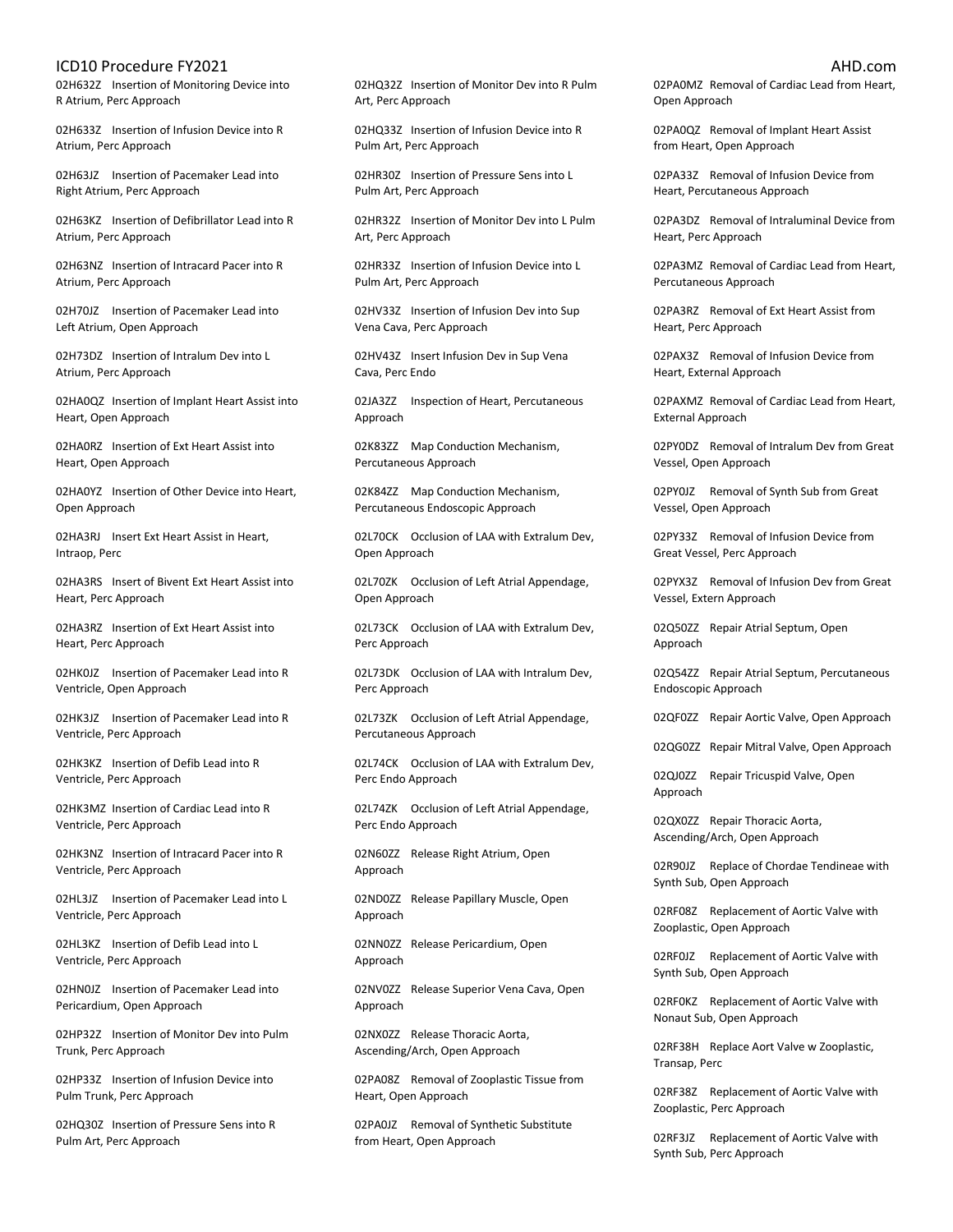02H632Z Insertion of Monitoring Device into R Atrium, Perc Approach

02H633Z Insertion of Infusion Device into R Atrium, Perc Approach

02H63JZ Insertion of Pacemaker Lead into Right Atrium, Perc Approach

02H63KZ Insertion of Defibrillator Lead into R Atrium, Perc Approach

02H63NZ Insertion of Intracard Pacer into R Atrium, Perc Approach

02H70JZ Insertion of Pacemaker Lead into Left Atrium, Open Approach

02H73DZ Insertion of Intralum Dev into L Atrium, Perc Approach

02HA0QZ Insertion of Implant Heart Assist into Heart, Open Approach

02HA0RZ Insertion of Ext Heart Assist into Heart, Open Approach

02HA0YZ Insertion of Other Device into Heart, Open Approach

02HA3RJ Insert Ext Heart Assist in Heart, Intraop, Perc

02HA3RS Insert of Bivent Ext Heart Assist into Heart, Perc Approach

02HA3RZ Insertion of Ext Heart Assist into Heart, Perc Approach

02HK0JZ Insertion of Pacemaker Lead into R Ventricle, Open Approach

02HK3JZ Insertion of Pacemaker Lead into R Ventricle, Perc Approach

02HK3KZ Insertion of Defib Lead into R Ventricle, Perc Approach

02HK3MZ Insertion of Cardiac Lead into R Ventricle, Perc Approach

02HK3NZ Insertion of Intracard Pacer into R Ventricle, Perc Approach

02HL3JZ Insertion of Pacemaker Lead into L Ventricle, Perc Approach

02HL3KZ Insertion of Defib Lead into L Ventricle, Perc Approach

02HN0JZ Insertion of Pacemaker Lead into Pericardium, Open Approach

02HP32Z Insertion of Monitor Dev into Pulm Trunk, Perc Approach

02HP33Z Insertion of Infusion Device into Pulm Trunk, Perc Approach

02HQ30Z Insertion of Pressure Sens into R Pulm Art, Perc Approach

02HQ32Z Insertion of Monitor Dev into R Pulm Art, Perc Approach

02HQ33Z Insertion of Infusion Device into R Pulm Art, Perc Approach

02HR30Z Insertion of Pressure Sens into L Pulm Art, Perc Approach

02HR32Z Insertion of Monitor Dev into L Pulm Art, Perc Approach

02HR33Z Insertion of Infusion Device into L Pulm Art, Perc Approach

02HV33Z Insertion of Infusion Dev into Sup Vena Cava, Perc Approach

02HV43Z Insert Infusion Dev in Sup Vena Cava, Perc Endo

02JA3ZZ Inspection of Heart, Percutaneous Approach

02K83ZZ Map Conduction Mechanism, Percutaneous Approach

02K84ZZ Map Conduction Mechanism, Percutaneous Endoscopic Approach

02L70CK Occlusion of LAA with Extralum Dev, Open Approach

02L70ZK Occlusion of Left Atrial Appendage, Open Approach

02L73CK Occlusion of LAA with Extralum Dev, Perc Approach

02L73DK Occlusion of LAA with Intralum Dev, Perc Approach

02L73ZK Occlusion of Left Atrial Appendage, Percutaneous Approach

02L74CK Occlusion of LAA with Extralum Dev, Perc Endo Approach

02L74ZK Occlusion of Left Atrial Appendage, Perc Endo Approach

02N60ZZ Release Right Atrium, Open Approach

02ND0ZZ Release Papillary Muscle, Open Approach

02NN0ZZ Release Pericardium, Open Approach

02NV0ZZ Release Superior Vena Cava, Open Approach

02NX0ZZ Release Thoracic Aorta, Ascending/Arch, Open Approach

02PA08Z Removal of Zooplastic Tissue from Heart, Open Approach

02PA0JZ Removal of Synthetic Substitute from Heart, Open Approach

02PA0MZ Removal of Cardiac Lead from Heart, Open Approach

02PA0QZ Removal of Implant Heart Assist from Heart, Open Approach

02PA33Z Removal of Infusion Device from Heart, Percutaneous Approach

02PA3DZ Removal of Intraluminal Device from Heart, Perc Approach

02PA3MZ Removal of Cardiac Lead from Heart, Percutaneous Approach

02PA3RZ Removal of Ext Heart Assist from Heart, Perc Approach

02PAX3Z Removal of Infusion Device from Heart, External Approach

02PAXMZ Removal of Cardiac Lead from Heart, External Approach

02PY0DZ Removal of Intralum Dev from Great Vessel, Open Approach

02PY0JZ Removal of Synth Sub from Great Vessel, Open Approach

02PY33Z Removal of Infusion Device from Great Vessel, Perc Approach

02PYX3Z Removal of Infusion Dev from Great Vessel, Extern Approach

02Q50ZZ Repair Atrial Septum, Open Approach

02Q54ZZ Repair Atrial Septum, Percutaneous Endoscopic Approach

02QF0ZZ Repair Aortic Valve, Open Approach

02QG0ZZ Repair Mitral Valve, Open Approach

02QJ0ZZ Repair Tricuspid Valve, Open Approach

02QX0ZZ Repair Thoracic Aorta, Ascending/Arch, Open Approach

02R90JZ Replace of Chordae Tendineae with Synth Sub, Open Approach

02RF08Z Replacement of Aortic Valve with Zooplastic, Open Approach

02RF0JZ Replacement of Aortic Valve with Synth Sub, Open Approach

02RF0KZ Replacement of Aortic Valve with Nonaut Sub, Open Approach

02RF38H Replace Aort Valve w Zooplastic, Transap, Perc

02RF38Z Replacement of Aortic Valve with Zooplastic, Perc Approach

02RF3JZ Replacement of Aortic Valve with Synth Sub, Perc Approach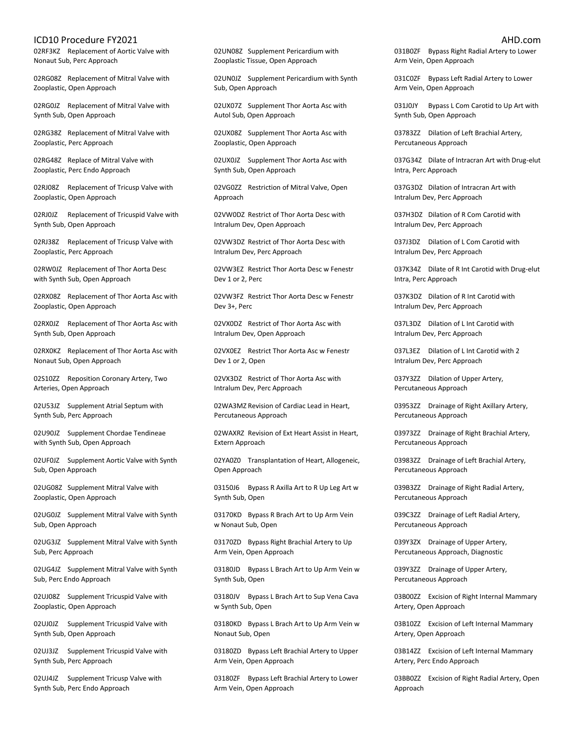02RF3KZ Replacement of Aortic Valve with Nonaut Sub, Perc Approach

02RG08Z Replacement of Mitral Valve with Zooplastic, Open Approach

02RG0JZ Replacement of Mitral Valve with Synth Sub, Open Approach

02RG38Z Replacement of Mitral Valve with Zooplastic, Perc Approach

02RG48Z Replace of Mitral Valve with Zooplastic, Perc Endo Approach

02RJ08Z Replacement of Tricusp Valve with Zooplastic, Open Approach

02RJ0JZ Replacement of Tricuspid Valve with Synth Sub, Open Approach

02RJ38Z Replacement of Tricusp Valve with Zooplastic, Perc Approach

02RW0JZ Replacement of Thor Aorta Desc with Synth Sub, Open Approach

02RX08Z Replacement of Thor Aorta Asc with Zooplastic, Open Approach

02RX0JZ Replacement of Thor Aorta Asc with Synth Sub, Open Approach

02RX0KZ Replacement of Thor Aorta Asc with Nonaut Sub, Open Approach

02S10ZZ Reposition Coronary Artery, Two Arteries, Open Approach

02U53JZ Supplement Atrial Septum with Synth Sub, Perc Approach

02U90JZ Supplement Chordae Tendineae with Synth Sub, Open Approach

02UF0JZ Supplement Aortic Valve with Synth Sub, Open Approach

02UG08Z Supplement Mitral Valve with Zooplastic, Open Approach

02UG0JZ Supplement Mitral Valve with Synth Sub, Open Approach

02UG3JZ Supplement Mitral Valve with Synth Sub, Perc Approach

02UG4JZ Supplement Mitral Valve with Synth Sub, Perc Endo Approach

02UJ08Z Supplement Tricuspid Valve with Zooplastic, Open Approach

02UJ0JZ Supplement Tricuspid Valve with Synth Sub, Open Approach

02UJ3JZ Supplement Tricuspid Valve with Synth Sub, Perc Approach

02UJ4JZ Supplement Tricusp Valve with Synth Sub, Perc Endo Approach

02UN08Z Supplement Pericardium with Zooplastic Tissue, Open Approach

02UN0JZ Supplement Pericardium with Synth Sub, Open Approach

02UX07Z Supplement Thor Aorta Asc with Autol Sub, Open Approach

02UX08Z Supplement Thor Aorta Asc with Zooplastic, Open Approach

02UX0JZ Supplement Thor Aorta Asc with Synth Sub, Open Approach

02VG0ZZ Restriction of Mitral Valve, Open Approach

02VW0DZ Restrict of Thor Aorta Desc with Intralum Dev, Open Approach

02VW3DZ Restrict of Thor Aorta Desc with Intralum Dev, Perc Approach

02VW3EZ Restrict Thor Aorta Desc w Fenestr Dev 1 or 2, Perc

02VW3FZ Restrict Thor Aorta Desc w Fenestr Dev 3+, Perc

02VX0DZ Restrict of Thor Aorta Asc with Intralum Dev, Open Approach

02VX0EZ Restrict Thor Aorta Asc w Fenestr Dev 1 or 2, Open

02VX3DZ Restrict of Thor Aorta Asc with Intralum Dev, Perc Approach

02WA3MZ Revision of Cardiac Lead in Heart, Percutaneous Approach

02WAXRZ Revision of Ext Heart Assist in Heart, Extern Approach

02YA0Z0 Transplantation of Heart, Allogeneic, Open Approach

03150J6 Bypass R Axilla Art to R Up Leg Art w Synth Sub, Open

03170KD Bypass R Brach Art to Up Arm Vein w Nonaut Sub, Open

03170ZD Bypass Right Brachial Artery to Up Arm Vein, Open Approach

03180JD Bypass L Brach Art to Up Arm Vein w Synth Sub, Open

03180JV Bypass L Brach Art to Sup Vena Cava w Synth Sub, Open

03180KD Bypass L Brach Art to Up Arm Vein w Nonaut Sub, Open

03180ZD Bypass Left Brachial Artery to Upper Arm Vein, Open Approach

03180ZF Bypass Left Brachial Artery to Lower Arm Vein, Open Approach

031B0ZF Bypass Right Radial Artery to Lower Arm Vein, Open Approach

031C0ZF Bypass Left Radial Artery to Lower Arm Vein, Open Approach

031J0JY Bypass L Com Carotid to Up Art with Synth Sub, Open Approach

03783ZZ Dilation of Left Brachial Artery, Percutaneous Approach

037G34Z Dilate of Intracran Art with Drug-elut Intra, Perc Approach

037G3DZ Dilation of Intracran Art with Intralum Dev, Perc Approach

037H3DZ Dilation of R Com Carotid with Intralum Dev, Perc Approach

037J3DZ Dilation of L Com Carotid with Intralum Dev, Perc Approach

037K34Z Dilate of R Int Carotid with Drug-elut Intra, Perc Approach

037K3DZ Dilation of R Int Carotid with Intralum Dev, Perc Approach

037L3DZ Dilation of L Int Carotid with Intralum Dev, Perc Approach

037L3EZ Dilation of L Int Carotid with 2 Intralum Dev, Perc Approach

037Y3ZZ Dilation of Upper Artery, Percutaneous Approach

03953ZZ Drainage of Right Axillary Artery, Percutaneous Approach

03973ZZ Drainage of Right Brachial Artery, Percutaneous Approach

03983ZZ Drainage of Left Brachial Artery, Percutaneous Approach

039B3ZZ Drainage of Right Radial Artery, Percutaneous Approach

039C3ZZ Drainage of Left Radial Artery, Percutaneous Approach

039Y3ZX Drainage of Upper Artery, Percutaneous Approach, Diagnostic

039Y3ZZ Drainage of Upper Artery, Percutaneous Approach

03B00ZZ Excision of Right Internal Mammary Artery, Open Approach

03B10ZZ Excision of Left Internal Mammary Artery, Open Approach

03B14ZZ Excision of Left Internal Mammary Artery, Perc Endo Approach

03BB0ZZ Excision of Right Radial Artery, Open Approach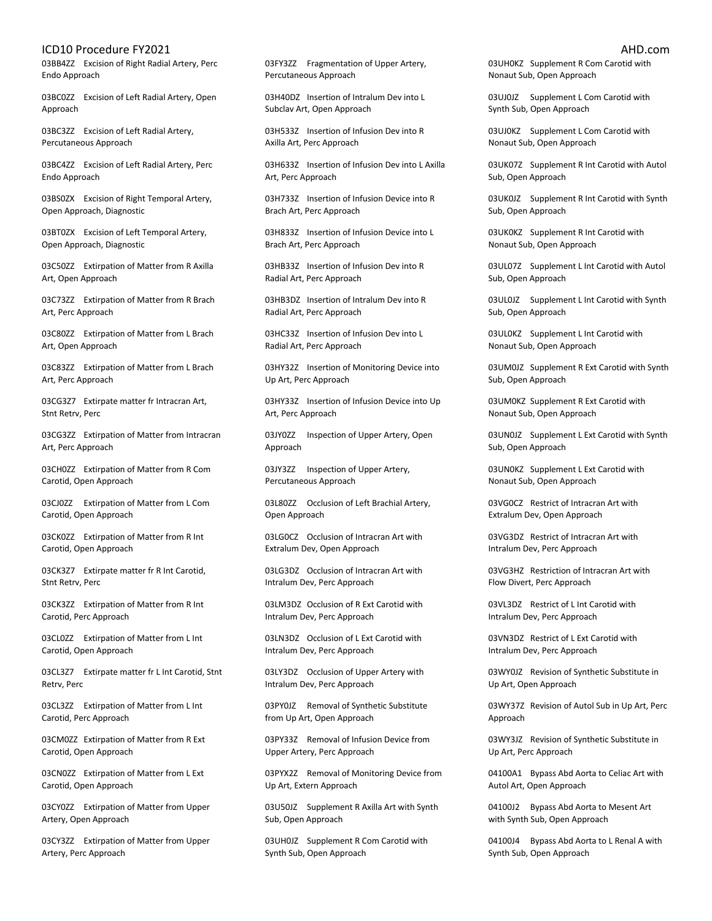03BB4ZZ Excision of Right Radial Artery, Perc Endo Approach

03BC0ZZ Excision of Left Radial Artery, Open Approach

03BC3ZZ Excision of Left Radial Artery, Percutaneous Approach

03BC4ZZ Excision of Left Radial Artery, Perc Endo Approach

03BS0ZX Excision of Right Temporal Artery, Open Approach, Diagnostic

03BT0ZX Excision of Left Temporal Artery, Open Approach, Diagnostic

03C50ZZ Extirpation of Matter from R Axilla Art, Open Approach

03C73ZZ Extirpation of Matter from R Brach Art, Perc Approach

03C80ZZ Extirpation of Matter from L Brach Art, Open Approach

03C83ZZ Extirpation of Matter from L Brach Art, Perc Approach

03CG3Z7 Extirpate matter fr Intracran Art, Stnt Retrv, Perc

03CG3ZZ Extirpation of Matter from Intracran Art, Perc Approach

03CH0ZZ Extirpation of Matter from R Com Carotid, Open Approach

03CJ0ZZ Extirpation of Matter from L Com Carotid, Open Approach

03CK0ZZ Extirpation of Matter from R Int Carotid, Open Approach

03CK3Z7 Extirpate matter fr R Int Carotid, Stnt Retrv, Perc

03CK3ZZ Extirpation of Matter from R Int Carotid, Perc Approach

03CL0ZZ Extirpation of Matter from L Int Carotid, Open Approach

03CL3Z7 Extirpate matter fr L Int Carotid, Stnt Retrv, Perc

03CL3ZZ Extirpation of Matter from L Int Carotid, Perc Approach

03CM0ZZ Extirpation of Matter from R Ext Carotid, Open Approach

03CN0ZZ Extirpation of Matter from L Ext Carotid, Open Approach

03CY0ZZ Extirpation of Matter from Upper Artery, Open Approach

03CY3ZZ Extirpation of Matter from Upper Artery, Perc Approach

03FY3ZZ Fragmentation of Upper Artery, Percutaneous Approach

03H40DZ Insertion of Intralum Dev into L Subclav Art, Open Approach

03H533Z Insertion of Infusion Dev into R Axilla Art, Perc Approach

03H633Z Insertion of Infusion Dev into L Axilla Art, Perc Approach

03H733Z Insertion of Infusion Device into R Brach Art, Perc Approach

03H833Z Insertion of Infusion Device into L Brach Art, Perc Approach

03HB33Z Insertion of Infusion Dev into R Radial Art, Perc Approach

03HB3DZ Insertion of Intralum Dev into R Radial Art, Perc Approach

03HC33Z Insertion of Infusion Dev into L Radial Art, Perc Approach

03HY32Z Insertion of Monitoring Device into Up Art, Perc Approach

03HY33Z Insertion of Infusion Device into Up Art, Perc Approach

03JY0ZZ Inspection of Upper Artery, Open Approach

03JY3ZZ Inspection of Upper Artery, Percutaneous Approach

03L80ZZ Occlusion of Left Brachial Artery, Open Approach

03LG0CZ Occlusion of Intracran Art with Extralum Dev, Open Approach

03LG3DZ Occlusion of Intracran Art with Intralum Dev, Perc Approach

03LM3DZ Occlusion of R Ext Carotid with Intralum Dev, Perc Approach

03LN3DZ Occlusion of L Ext Carotid with Intralum Dev, Perc Approach

03LY3DZ Occlusion of Upper Artery with Intralum Dev, Perc Approach

03PY0JZ Removal of Synthetic Substitute from Up Art, Open Approach

03PY33Z Removal of Infusion Device from Upper Artery, Perc Approach

03PYX2Z Removal of Monitoring Device from Up Art, Extern Approach

03U50JZ Supplement R Axilla Art with Synth Sub, Open Approach

03UH0JZ Supplement R Com Carotid with Synth Sub, Open Approach

03UH0KZ Supplement R Com Carotid with Nonaut Sub, Open Approach

03UJ0JZ Supplement L Com Carotid with Synth Sub, Open Approach

03UJ0KZ Supplement L Com Carotid with Nonaut Sub, Open Approach

03UK07Z Supplement R Int Carotid with Autol Sub, Open Approach

03UK0JZ Supplement R Int Carotid with Synth Sub, Open Approach

03UK0KZ Supplement R Int Carotid with Nonaut Sub, Open Approach

03UL07Z Supplement L Int Carotid with Autol Sub, Open Approach

03UL0JZ Supplement L Int Carotid with Synth Sub, Open Approach

03UL0KZ Supplement L Int Carotid with Nonaut Sub, Open Approach

03UM0JZ Supplement R Ext Carotid with Synth Sub, Open Approach

03UM0KZ Supplement R Ext Carotid with Nonaut Sub, Open Approach

03UN0JZ Supplement L Ext Carotid with Synth Sub, Open Approach

03UN0KZ Supplement L Ext Carotid with Nonaut Sub, Open Approach

03VG0CZ Restrict of Intracran Art with Extralum Dev, Open Approach

03VG3DZ Restrict of Intracran Art with Intralum Dev, Perc Approach

03VG3HZ Restriction of Intracran Art with Flow Divert, Perc Approach

03VL3DZ Restrict of L Int Carotid with Intralum Dev, Perc Approach

03VN3DZ Restrict of L Ext Carotid with Intralum Dev, Perc Approach

03WY0JZ Revision of Synthetic Substitute in Up Art, Open Approach

03WY37Z Revision of Autol Sub in Up Art, Perc Approach

03WY3JZ Revision of Synthetic Substitute in Up Art, Perc Approach

04100A1 Bypass Abd Aorta to Celiac Art with Autol Art, Open Approach

04100J2 Bypass Abd Aorta to Mesent Art with Synth Sub, Open Approach

04100J4 Bypass Abd Aorta to L Renal A with Synth Sub, Open Approach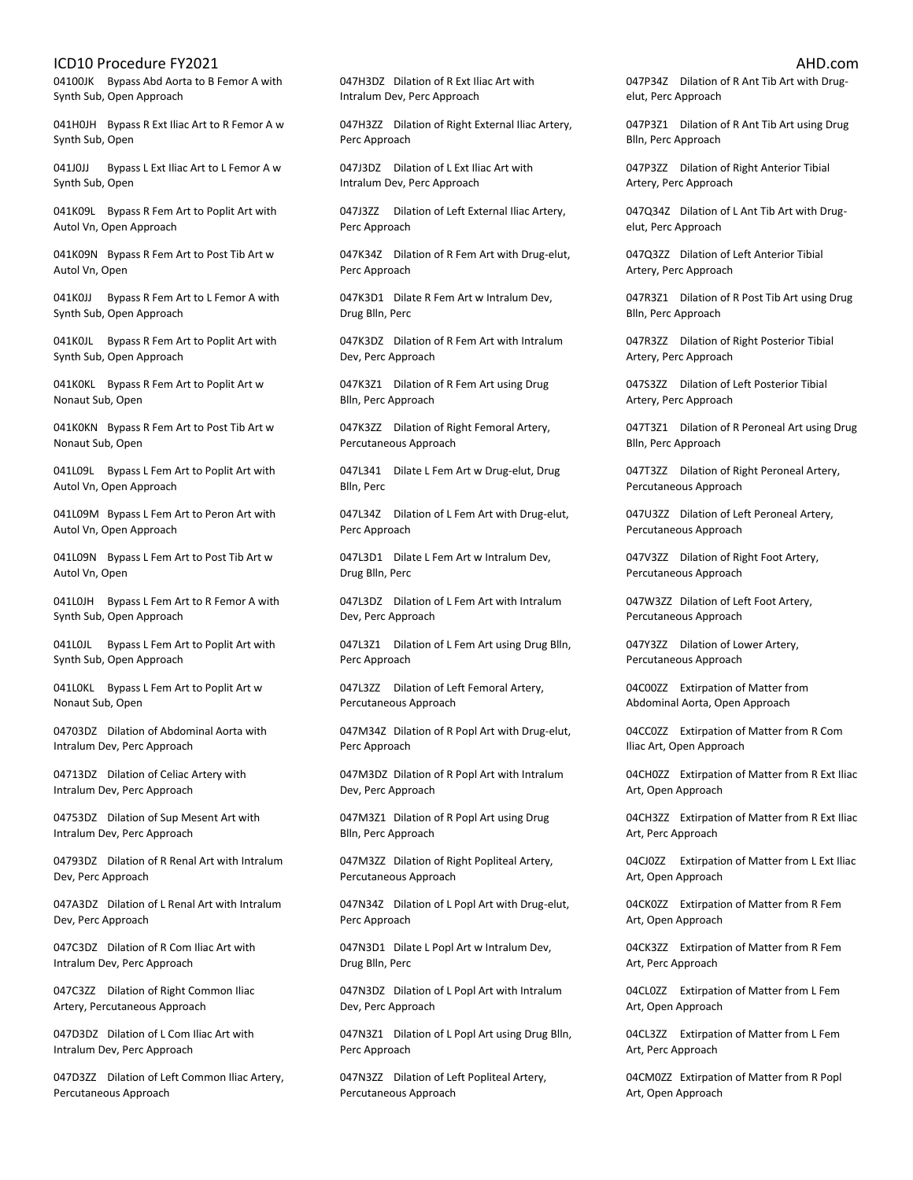04100JK Bypass Abd Aorta to B Femor A with Synth Sub, Open Approach

041H0JH Bypass R Ext Iliac Art to R Femor A w Synth Sub, Open

041J0JJ Bypass L Ext Iliac Art to L Femor A w Synth Sub, Open

041K09L Bypass R Fem Art to Poplit Art with Autol Vn, Open Approach

041K09N Bypass R Fem Art to Post Tib Art w Autol Vn, Open

041K0JJ Bypass R Fem Art to L Femor A with Synth Sub, Open Approach

041K0JL Bypass R Fem Art to Poplit Art with Synth Sub, Open Approach

041K0KL Bypass R Fem Art to Poplit Art w Nonaut Sub, Open

041K0KN Bypass R Fem Art to Post Tib Art w Nonaut Sub, Open

041L09L Bypass L Fem Art to Poplit Art with Autol Vn, Open Approach

041L09M Bypass L Fem Art to Peron Art with Autol Vn, Open Approach

041L09N Bypass L Fem Art to Post Tib Art w Autol Vn, Open

041L0JH Bypass L Fem Art to R Femor A with Synth Sub, Open Approach

041L0JL Bypass L Fem Art to Poplit Art with Synth Sub, Open Approach

041L0KL Bypass L Fem Art to Poplit Art w Nonaut Sub, Open

04703DZ Dilation of Abdominal Aorta with Intralum Dev, Perc Approach

04713DZ Dilation of Celiac Artery with Intralum Dev, Perc Approach

04753DZ Dilation of Sup Mesent Art with Intralum Dev, Perc Approach

04793DZ Dilation of R Renal Art with Intralum Dev, Perc Approach

047A3DZ Dilation of L Renal Art with Intralum Dev, Perc Approach

047C3DZ Dilation of R Com Iliac Art with Intralum Dev, Perc Approach

047C3ZZ Dilation of Right Common Iliac Artery, Percutaneous Approach

047D3DZ Dilation of L Com Iliac Art with Intralum Dev, Perc Approach

047D3ZZ Dilation of Left Common Iliac Artery, Percutaneous Approach

047H3DZ Dilation of R Ext Iliac Art with Intralum Dev, Perc Approach

047H3ZZ Dilation of Right External Iliac Artery, Perc Approach

047J3DZ Dilation of L Ext Iliac Art with Intralum Dev, Perc Approach

047J3ZZ Dilation of Left External Iliac Artery, Perc Approach

047K34Z Dilation of R Fem Art with Drug-elut, Perc Approach

047K3D1 Dilate R Fem Art w Intralum Dev, Drug Blln, Perc

047K3DZ Dilation of R Fem Art with Intralum Dev, Perc Approach

047K3Z1 Dilation of R Fem Art using Drug Blln, Perc Approach

047K3ZZ Dilation of Right Femoral Artery, Percutaneous Approach

047L341 Dilate L Fem Art w Drug-elut, Drug Blln, Perc

047L34Z Dilation of L Fem Art with Drug-elut, Perc Approach

047L3D1 Dilate L Fem Art w Intralum Dev, Drug Blln, Perc

047L3DZ Dilation of L Fem Art with Intralum Dev, Perc Approach

047L3Z1 Dilation of L Fem Art using Drug Blln, Perc Approach

047L3ZZ Dilation of Left Femoral Artery, Percutaneous Approach

047M34Z Dilation of R Popl Art with Drug-elut, Perc Approach

047M3DZ Dilation of R Popl Art with Intralum Dev, Perc Approach

047M3Z1 Dilation of R Popl Art using Drug Blln, Perc Approach

047M3ZZ Dilation of Right Popliteal Artery, Percutaneous Approach

047N34Z Dilation of L Popl Art with Drug-elut, Perc Approach

047N3D1 Dilate L Popl Art w Intralum Dev, Drug Blln, Perc

047N3DZ Dilation of L Popl Art with Intralum Dev, Perc Approach

047N3Z1 Dilation of L Popl Art using Drug Blln, Perc Approach

047N3ZZ Dilation of Left Popliteal Artery, Percutaneous Approach

047P34Z Dilation of R Ant Tib Art with Drug-elut, Perc Approach

047P3Z1 Dilation of R Ant Tib Art using Drug Blln, Perc Approach

047P3ZZ Dilation of Right Anterior Tibial Artery, Perc Approach

047Q34Z Dilation of L Ant Tib Art with Drug-elut, Perc Approach

047Q3ZZ Dilation of Left Anterior Tibial Artery, Perc Approach

047R3Z1 Dilation of R Post Tib Art using Drug Blln, Perc Approach

047R3ZZ Dilation of Right Posterior Tibial Artery, Perc Approach

047S3ZZ Dilation of Left Posterior Tibial Artery, Perc Approach

047T3Z1 Dilation of R Peroneal Art using Drug Blln, Perc Approach

047T3ZZ Dilation of Right Peroneal Artery, Percutaneous Approach

047U3ZZ Dilation of Left Peroneal Artery, Percutaneous Approach

047V3ZZ Dilation of Right Foot Artery, Percutaneous Approach

047W3ZZ Dilation of Left Foot Artery, Percutaneous Approach

047Y3ZZ Dilation of Lower Artery, Percutaneous Approach

04C00ZZ Extirpation of Matter from Abdominal Aorta, Open Approach

04CC0ZZ Extirpation of Matter from R Com Iliac Art, Open Approach

04CH0ZZ Extirpation of Matter from R Ext Iliac Art, Open Approach

04CH3ZZ Extirpation of Matter from R Ext Iliac Art, Perc Approach

04CJ0ZZ Extirpation of Matter from L Ext Iliac Art, Open Approach

04CK0ZZ Extirpation of Matter from R Fem Art, Open Approach

04CK3ZZ Extirpation of Matter from R Fem Art, Perc Approach

04CL0ZZ Extirpation of Matter from L Fem Art, Open Approach

04CL3ZZ Extirpation of Matter from L Fem Art, Perc Approach

04CM0ZZ Extirpation of Matter from R Popl Art, Open Approach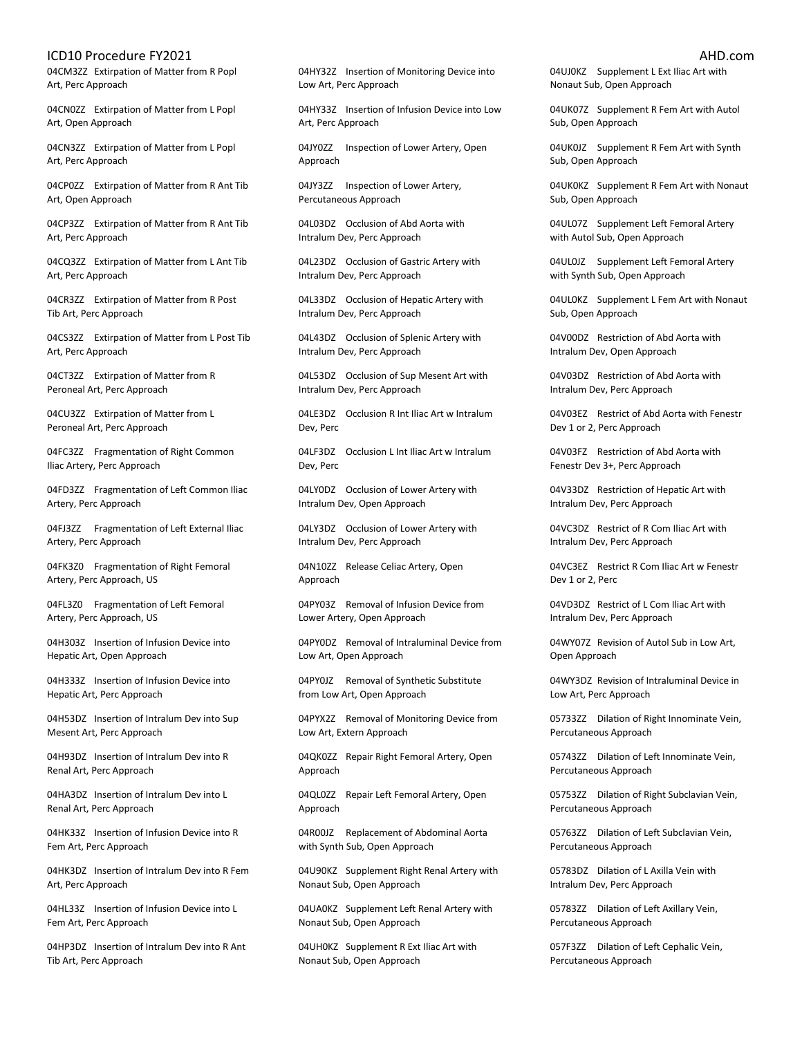04CM3ZZ Extirpation of Matter from R Popl Art, Perc Approach

04CN0ZZ Extirpation of Matter from L Popl Art, Open Approach

04CN3ZZ Extirpation of Matter from L Popl Art, Perc Approach

04CP0ZZ Extirpation of Matter from R Ant Tib Art, Open Approach

04CP3ZZ Extirpation of Matter from R Ant Tib Art, Perc Approach

04CQ3ZZ Extirpation of Matter from L Ant Tib Art, Perc Approach

04CR3ZZ Extirpation of Matter from R Post Tib Art, Perc Approach

04CS3ZZ Extirpation of Matter from L Post Tib Art, Perc Approach

04CT3ZZ Extirpation of Matter from R Peroneal Art, Perc Approach

04CU3ZZ Extirpation of Matter from L Peroneal Art, Perc Approach

04FC3ZZ Fragmentation of Right Common Iliac Artery, Perc Approach

04FD3ZZ Fragmentation of Left Common Iliac Artery, Perc Approach

04FJ3ZZ Fragmentation of Left External Iliac Artery, Perc Approach

04FK3Z0 Fragmentation of Right Femoral Artery, Perc Approach, US

04FL3Z0 Fragmentation of Left Femoral Artery, Perc Approach, US

04H303Z Insertion of Infusion Device into Hepatic Art, Open Approach

04H333Z Insertion of Infusion Device into Hepatic Art, Perc Approach

04H53DZ Insertion of Intralum Dev into Sup Mesent Art, Perc Approach

04H93DZ Insertion of Intralum Dev into R Renal Art, Perc Approach

04HA3DZ Insertion of Intralum Dev into L Renal Art, Perc Approach

04HK33Z Insertion of Infusion Device into R Fem Art, Perc Approach

04HK3DZ Insertion of Intralum Dev into R Fem Art, Perc Approach

04HL33Z Insertion of Infusion Device into L Fem Art, Perc Approach

04HP3DZ Insertion of Intralum Dev into R Ant Tib Art, Perc Approach

04HY32Z Insertion of Monitoring Device into Low Art, Perc Approach

04HY33Z Insertion of Infusion Device into Low Art, Perc Approach

04JY0ZZ Inspection of Lower Artery, Open Approach

04JY3ZZ Inspection of Lower Artery, Percutaneous Approach

04L03DZ Occlusion of Abd Aorta with Intralum Dev, Perc Approach

04L23DZ Occlusion of Gastric Artery with Intralum Dev, Perc Approach

04L33DZ Occlusion of Hepatic Artery with Intralum Dev, Perc Approach

04L43DZ Occlusion of Splenic Artery with Intralum Dev, Perc Approach

04L53DZ Occlusion of Sup Mesent Art with Intralum Dev, Perc Approach

04LE3DZ Occlusion R Int Iliac Art w Intralum Dev, Perc

04LF3DZ Occlusion L Int Iliac Art w Intralum Dev, Perc

04LY0DZ Occlusion of Lower Artery with Intralum Dev, Open Approach

04LY3DZ Occlusion of Lower Artery with Intralum Dev, Perc Approach

04N10ZZ Release Celiac Artery, Open Approach

04PY03Z Removal of Infusion Device from Lower Artery, Open Approach

04PY0DZ Removal of Intraluminal Device from Low Art, Open Approach

04PY0JZ Removal of Synthetic Substitute from Low Art, Open Approach

04PYX2Z Removal of Monitoring Device from Low Art, Extern Approach

04QK0ZZ Repair Right Femoral Artery, Open Approach

04QL0ZZ Repair Left Femoral Artery, Open Approach

04R00JZ Replacement of Abdominal Aorta with Synth Sub, Open Approach

04U90KZ Supplement Right Renal Artery with Nonaut Sub, Open Approach

04UA0KZ Supplement Left Renal Artery with Nonaut Sub, Open Approach

04UH0KZ Supplement R Ext Iliac Art with Nonaut Sub, Open Approach

04UJ0KZ Supplement L Ext Iliac Art with Nonaut Sub, Open Approach

04UK07Z Supplement R Fem Art with Autol Sub, Open Approach

04UK0JZ Supplement R Fem Art with Synth Sub, Open Approach

04UK0KZ Supplement R Fem Art with Nonaut Sub, Open Approach

04UL07Z Supplement Left Femoral Artery with Autol Sub, Open Approach

04UL0JZ Supplement Left Femoral Artery with Synth Sub, Open Approach

04UL0KZ Supplement L Fem Art with Nonaut Sub, Open Approach

04V00DZ Restriction of Abd Aorta with Intralum Dev, Open Approach

04V03DZ Restriction of Abd Aorta with Intralum Dev, Perc Approach

04V03EZ Restrict of Abd Aorta with Fenestr Dev 1 or 2, Perc Approach

04V03FZ Restriction of Abd Aorta with Fenestr Dev 3+, Perc Approach

04V33DZ Restriction of Hepatic Art with Intralum Dev, Perc Approach

04VC3DZ Restrict of R Com Iliac Art with Intralum Dev, Perc Approach

04VC3EZ Restrict R Com Iliac Art w Fenestr Dev 1 or 2, Perc

04VD3DZ Restrict of L Com Iliac Art with Intralum Dev, Perc Approach

04WY07Z Revision of Autol Sub in Low Art, Open Approach

04WY3DZ Revision of Intraluminal Device in Low Art, Perc Approach

05733ZZ Dilation of Right Innominate Vein, Percutaneous Approach

05743ZZ Dilation of Left Innominate Vein, Percutaneous Approach

05753ZZ Dilation of Right Subclavian Vein, Percutaneous Approach

05763ZZ Dilation of Left Subclavian Vein, Percutaneous Approach

05783DZ Dilation of L Axilla Vein with Intralum Dev, Perc Approach

05783ZZ Dilation of Left Axillary Vein, Percutaneous Approach

057F3ZZ Dilation of Left Cephalic Vein, Percutaneous Approach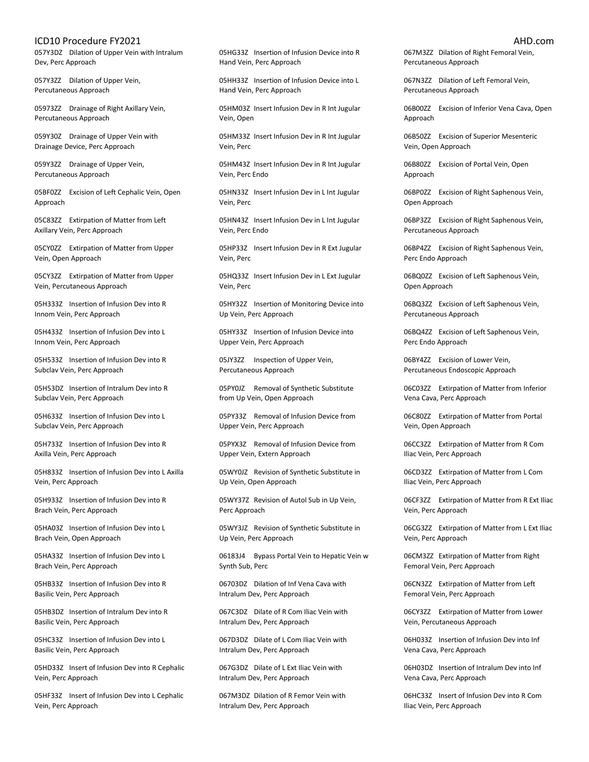057Y3DZ Dilation of Upper Vein with Intralum Dev, Perc Approach

057Y3ZZ Dilation of Upper Vein, Percutaneous Approach

05973ZZ Drainage of Right Axillary Vein, Percutaneous Approach

059Y30Z Drainage of Upper Vein with Drainage Device, Perc Approach

059Y3ZZ Drainage of Upper Vein, Percutaneous Approach

05BF0ZZ Excision of Left Cephalic Vein, Open Approach

05C83ZZ Extirpation of Matter from Left Axillary Vein, Perc Approach

05CY0ZZ Extirpation of Matter from Upper Vein, Open Approach

05CY3ZZ Extirpation of Matter from Upper Vein, Percutaneous Approach

05H333Z Insertion of Infusion Dev into R Innom Vein, Perc Approach

05H433Z Insertion of Infusion Dev into L Innom Vein, Perc Approach

05H533Z Insertion of Infusion Dev into R Subclav Vein, Perc Approach

05H53DZ Insertion of Intralum Dev into R Subclav Vein, Perc Approach

05H633Z Insertion of Infusion Dev into L Subclav Vein, Perc Approach

05H733Z Insertion of Infusion Dev into R Axilla Vein, Perc Approach

05H833Z Insertion of Infusion Dev into L Axilla Vein, Perc Approach

05H933Z Insertion of Infusion Dev into R Brach Vein, Perc Approach

05HA03Z Insertion of Infusion Dev into L Brach Vein, Open Approach

05HA33Z Insertion of Infusion Dev into L Brach Vein, Perc Approach

05HB33Z Insertion of Infusion Dev into R Basilic Vein, Perc Approach

05HB3DZ Insertion of Intralum Dev into R Basilic Vein, Perc Approach

05HC33Z Insertion of Infusion Dev into L Basilic Vein, Perc Approach

05HD33Z Insert of Infusion Dev into R Cephalic Vein, Perc Approach

05HF33Z Insert of Infusion Dev into L Cephalic Vein, Perc Approach

05HG33Z Insertion of Infusion Device into R Hand Vein, Perc Approach

05HH33Z Insertion of Infusion Device into L Hand Vein, Perc Approach

05HM03Z Insert Infusion Dev in R Int Jugular Vein, Open

05HM33Z Insert Infusion Dev in R Int Jugular Vein, Perc

05HM43Z Insert Infusion Dev in R Int Jugular Vein, Perc Endo

05HN33Z Insert Infusion Dev in L Int Jugular Vein, Perc

05HN43Z Insert Infusion Dev in L Int Jugular Vein, Perc Endo

05HP33Z Insert Infusion Dev in R Ext Jugular Vein, Perc

05HQ33Z Insert Infusion Dev in L Ext Jugular Vein, Perc

05HY32Z Insertion of Monitoring Device into Up Vein, Perc Approach

05HY33Z Insertion of Infusion Device into Upper Vein, Perc Approach

05JY3ZZ Inspection of Upper Vein, Percutaneous Approach

05PY0JZ Removal of Synthetic Substitute from Up Vein, Open Approach

05PY33Z Removal of Infusion Device from Upper Vein, Perc Approach

05PYX3Z Removal of Infusion Device from Upper Vein, Extern Approach

05WY0JZ Revision of Synthetic Substitute in Up Vein, Open Approach

05WY37Z Revision of Autol Sub in Up Vein, Perc Approach

05WY3JZ Revision of Synthetic Substitute in Up Vein, Perc Approach

06183J4 Bypass Portal Vein to Hepatic Vein w Synth Sub, Perc

06703DZ Dilation of Inf Vena Cava with Intralum Dev, Perc Approach

067C3DZ Dilate of R Com Iliac Vein with Intralum Dev, Perc Approach

067D3DZ Dilate of L Com Iliac Vein with Intralum Dev, Perc Approach

067G3DZ Dilate of L Ext Iliac Vein with Intralum Dev, Perc Approach

067M3DZ Dilation of R Femor Vein with Intralum Dev, Perc Approach

067M3ZZ Dilation of Right Femoral Vein, Percutaneous Approach

067N3ZZ Dilation of Left Femoral Vein, Percutaneous Approach

06B00ZZ Excision of Inferior Vena Cava, Open Approach

06B50ZZ Excision of Superior Mesenteric Vein, Open Approach

06B80ZZ Excision of Portal Vein, Open Approach

06BP0ZZ Excision of Right Saphenous Vein, Open Approach

06BP3ZZ Excision of Right Saphenous Vein, Percutaneous Approach

06BP4ZZ Excision of Right Saphenous Vein, Perc Endo Approach

06BQ0ZZ Excision of Left Saphenous Vein, Open Approach

06BQ3ZZ Excision of Left Saphenous Vein, Percutaneous Approach

06BQ4ZZ Excision of Left Saphenous Vein, Perc Endo Approach

06BY4ZZ Excision of Lower Vein, Percutaneous Endoscopic Approach

06C03ZZ Extirpation of Matter from Inferior Vena Cava, Perc Approach

06C80ZZ Extirpation of Matter from Portal Vein, Open Approach

06CC3ZZ Extirpation of Matter from R Com Iliac Vein, Perc Approach

06CD3ZZ Extirpation of Matter from L Com Iliac Vein, Perc Approach

06CF3ZZ Extirpation of Matter from R Ext Iliac Vein, Perc Approach

06CG3ZZ Extirpation of Matter from L Ext Iliac Vein, Perc Approach

06CM3ZZ Extirpation of Matter from Right Femoral Vein, Perc Approach

06CN3ZZ Extirpation of Matter from Left Femoral Vein, Perc Approach

06CY3ZZ Extirpation of Matter from Lower Vein, Percutaneous Approach

06H033Z Insertion of Infusion Dev into Inf Vena Cava, Perc Approach

06H03DZ Insertion of Intralum Dev into Inf Vena Cava, Perc Approach

06HC33Z Insert of Infusion Dev into R Com Iliac Vein, Perc Approach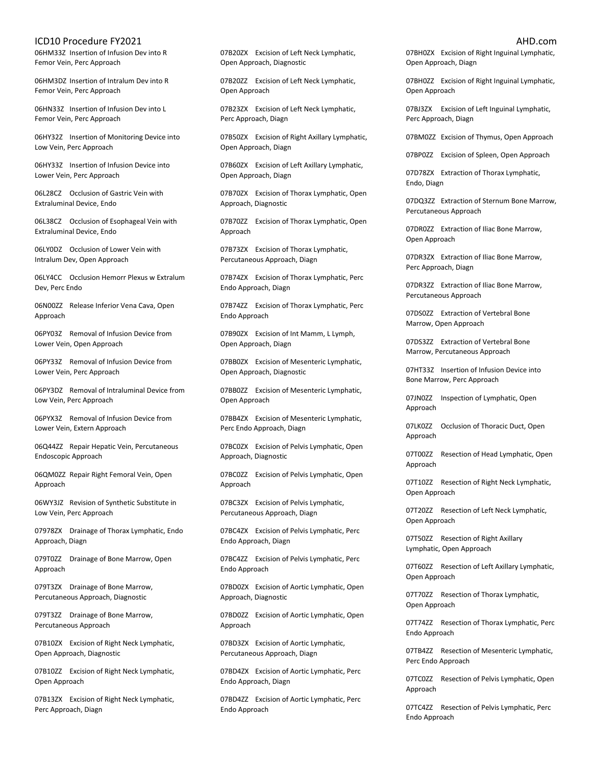06HM33Z Insertion of Infusion Dev into R Femor Vein, Perc Approach

06HM3DZ Insertion of Intralum Dev into R Femor Vein, Perc Approach

06HN33Z Insertion of Infusion Dev into L Femor Vein, Perc Approach

06HY32Z Insertion of Monitoring Device into Low Vein, Perc Approach

06HY33Z Insertion of Infusion Device into Lower Vein, Perc Approach

06L28CZ Occlusion of Gastric Vein with Extraluminal Device, Endo

06L38CZ Occlusion of Esophageal Vein with Extraluminal Device, Endo

06LY0DZ Occlusion of Lower Vein with Intralum Dev, Open Approach

06LY4CC Occlusion Hemorr Plexus w Extralum Dev, Perc Endo

06N00ZZ Release Inferior Vena Cava, Open Approach

06PY03Z Removal of Infusion Device from Lower Vein, Open Approach

06PY33Z Removal of Infusion Device from Lower Vein, Perc Approach

06PY3DZ Removal of Intraluminal Device from Low Vein, Perc Approach

06PYX3Z Removal of Infusion Device from Lower Vein, Extern Approach

06Q44ZZ Repair Hepatic Vein, Percutaneous Endoscopic Approach

06QM0ZZ Repair Right Femoral Vein, Open Approach

06WY3JZ Revision of Synthetic Substitute in Low Vein, Perc Approach

07978ZX Drainage of Thorax Lymphatic, Endo Approach, Diagn

079T0ZZ Drainage of Bone Marrow, Open Approach

079T3ZX Drainage of Bone Marrow, Percutaneous Approach, Diagnostic

079T3ZZ Drainage of Bone Marrow, Percutaneous Approach

07B10ZX Excision of Right Neck Lymphatic, Open Approach, Diagnostic

07B10ZZ Excision of Right Neck Lymphatic, Open Approach

07B13ZX Excision of Right Neck Lymphatic, Perc Approach, Diagn

07B20ZX Excision of Left Neck Lymphatic, Open Approach, Diagnostic

07B20ZZ Excision of Left Neck Lymphatic, Open Approach

07B23ZX Excision of Left Neck Lymphatic, Perc Approach, Diagn

07B50ZX Excision of Right Axillary Lymphatic, Open Approach, Diagn

07B60ZX Excision of Left Axillary Lymphatic, Open Approach, Diagn

07B70ZX Excision of Thorax Lymphatic, Open Approach, Diagnostic

07B70ZZ Excision of Thorax Lymphatic, Open Approach

07B73ZX Excision of Thorax Lymphatic, Percutaneous Approach, Diagn

07B74ZX Excision of Thorax Lymphatic, Perc Endo Approach, Diagn

07B74ZZ Excision of Thorax Lymphatic, Perc Endo Approach

07B90ZX Excision of Int Mamm, L Lymph, Open Approach, Diagn

07BB0ZX Excision of Mesenteric Lymphatic, Open Approach, Diagnostic

07BB0ZZ Excision of Mesenteric Lymphatic, Open Approach

07BB4ZX Excision of Mesenteric Lymphatic, Perc Endo Approach, Diagn

07BC0ZX Excision of Pelvis Lymphatic, Open Approach, Diagnostic

07BC0ZZ Excision of Pelvis Lymphatic, Open Approach

07BC3ZX Excision of Pelvis Lymphatic, Percutaneous Approach, Diagn

07BC4ZX Excision of Pelvis Lymphatic, Perc Endo Approach, Diagn

07BC4ZZ Excision of Pelvis Lymphatic, Perc Endo Approach

07BD0ZX Excision of Aortic Lymphatic, Open Approach, Diagnostic

07BD0ZZ Excision of Aortic Lymphatic, Open Approach

07BD3ZX Excision of Aortic Lymphatic, Percutaneous Approach, Diagn

07BD4ZX Excision of Aortic Lymphatic, Perc Endo Approach, Diagn

07BD4ZZ Excision of Aortic Lymphatic, Perc Endo Approach

07BH0ZX Excision of Right Inguinal Lymphatic, Open Approach, Diagn

07BH0ZZ Excision of Right Inguinal Lymphatic, Open Approach

07BJ3ZX Excision of Left Inguinal Lymphatic, Perc Approach, Diagn

07BM0ZZ Excision of Thymus, Open Approach

07BP0ZZ Excision of Spleen, Open Approach

07D78ZX Extraction of Thorax Lymphatic, Endo, Diagn

07DQ3ZZ Extraction of Sternum Bone Marrow, Percutaneous Approach

07DR0ZZ Extraction of Iliac Bone Marrow, Open Approach

07DR3ZX Extraction of Iliac Bone Marrow, Perc Approach, Diagn

07DR3ZZ Extraction of Iliac Bone Marrow, Percutaneous Approach

07DS0ZZ Extraction of Vertebral Bone Marrow, Open Approach

07DS3ZZ Extraction of Vertebral Bone Marrow, Percutaneous Approach

07HT33Z Insertion of Infusion Device into Bone Marrow, Perc Approach

07JN0ZZ Inspection of Lymphatic, Open Approach

07LK0ZZ Occlusion of Thoracic Duct, Open Approach

07T00ZZ Resection of Head Lymphatic, Open Approach

07T10ZZ Resection of Right Neck Lymphatic, Open Approach

07T20ZZ Resection of Left Neck Lymphatic, Open Approach

07T50ZZ Resection of Right Axillary Lymphatic, Open Approach

07T60ZZ Resection of Left Axillary Lymphatic, Open Approach

07T70ZZ Resection of Thorax Lymphatic, Open Approach

07T74ZZ Resection of Thorax Lymphatic, Perc Endo Approach

07TB4ZZ Resection of Mesenteric Lymphatic, Perc Endo Approach

07TC0ZZ Resection of Pelvis Lymphatic, Open Approach

07TC4ZZ Resection of Pelvis Lymphatic, Perc Endo Approach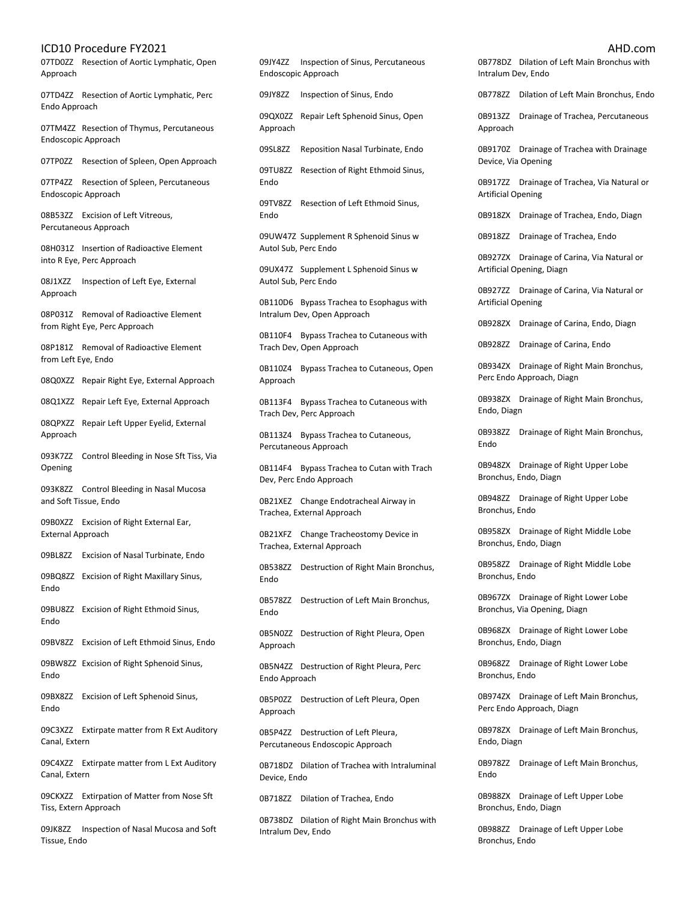07TD0ZZ Resection of Aortic Lymphatic, Open Approach

07TD4ZZ Resection of Aortic Lymphatic, Perc Endo Approach

07TM4ZZ Resection of Thymus, Percutaneous Endoscopic Approach

07TP0ZZ Resection of Spleen, Open Approach

07TP4ZZ Resection of Spleen, Percutaneous Endoscopic Approach

08B53ZZ Excision of Left Vitreous, Percutaneous Approach

08H031Z Insertion of Radioactive Element into R Eye, Perc Approach

08J1XZZ Inspection of Left Eye, External Approach

08P031Z Removal of Radioactive Element from Right Eye, Perc Approach

08P181Z Removal of Radioactive Element from Left Eye, Endo

08Q0XZZ Repair Right Eye, External Approach

08Q1XZZ Repair Left Eye, External Approach

08QPXZZ Repair Left Upper Eyelid, External Approach

093K7ZZ Control Bleeding in Nose Sft Tiss, Via Opening

093K8ZZ Control Bleeding in Nasal Mucosa and Soft Tissue, Endo

09B0XZZ Excision of Right External Ear, External Approach

09BL8ZZ Excision of Nasal Turbinate, Endo

09BQ8ZZ Excision of Right Maxillary Sinus, Endo

09BU8ZZ Excision of Right Ethmoid Sinus, Endo

09BV8ZZ Excision of Left Ethmoid Sinus, Endo

09BW8ZZ Excision of Right Sphenoid Sinus, Endo

09BX8ZZ Excision of Left Sphenoid Sinus, Endo

09C3XZZ Extirpate matter from R Ext Auditory Canal, Extern

09C4XZZ Extirpate matter from L Ext Auditory Canal, Extern

09CKXZZ Extirpation of Matter from Nose Sft Tiss, Extern Approach

09JK8ZZ Inspection of Nasal Mucosa and Soft Tissue, Endo

09JY4ZZ Inspection of Sinus, Percutaneous Endoscopic Approach

09JY8ZZ Inspection of Sinus, Endo

09QX0ZZ Repair Left Sphenoid Sinus, Open Approach

09SL8ZZ Reposition Nasal Turbinate, Endo

09TU8ZZ Resection of Right Ethmoid Sinus, Endo

09TV8ZZ Resection of Left Ethmoid Sinus, Endo

09UW47Z Supplement R Sphenoid Sinus w Autol Sub, Perc Endo

09UX47Z Supplement L Sphenoid Sinus w Autol Sub, Perc Endo

0B110D6 Bypass Trachea to Esophagus with Intralum Dev, Open Approach

0B110F4 Bypass Trachea to Cutaneous with Trach Dev, Open Approach

0B110Z4 Bypass Trachea to Cutaneous, Open Approach

0B113F4 Bypass Trachea to Cutaneous with Trach Dev, Perc Approach

0B113Z4 Bypass Trachea to Cutaneous, Percutaneous Approach

0B114F4 Bypass Trachea to Cutan with Trach Dev, Perc Endo Approach

0B21XEZ Change Endotracheal Airway in Trachea, External Approach

0B21XFZ Change Tracheostomy Device in Trachea, External Approach

0B538ZZ Destruction of Right Main Bronchus, Endo

0B578ZZ Destruction of Left Main Bronchus, Endo

0B5N0ZZ Destruction of Right Pleura, Open Approach

0B5N4ZZ Destruction of Right Pleura, Perc Endo Approach

0B5P0ZZ Destruction of Left Pleura, Open Approach

0B5P4ZZ Destruction of Left Pleura, Percutaneous Endoscopic Approach

0B718DZ Dilation of Trachea with Intraluminal Device, Endo

0B718ZZ Dilation of Trachea, Endo

0B738DZ Dilation of Right Main Bronchus with Intralum Dev, Endo

0B778DZ Dilation of Left Main Bronchus with Intralum Dev, Endo

0B778ZZ Dilation of Left Main Bronchus, Endo

0B913ZZ Drainage of Trachea, Percutaneous Approach

0B9170Z Drainage of Trachea with Drainage Device, Via Opening

0B917ZZ Drainage of Trachea, Via Natural or Artificial Opening

0B918ZX Drainage of Trachea, Endo, Diagn

0B918ZZ Drainage of Trachea, Endo

0B927ZX Drainage of Carina, Via Natural or Artificial Opening, Diagn

0B927ZZ Drainage of Carina, Via Natural or Artificial Opening

0B928ZX Drainage of Carina, Endo, Diagn

0B928ZZ Drainage of Carina, Endo

0B934ZX Drainage of Right Main Bronchus, Perc Endo Approach, Diagn

0B938ZX Drainage of Right Main Bronchus, Endo, Diagn

0B938ZZ Drainage of Right Main Bronchus, Endo

0B948ZX Drainage of Right Upper Lobe Bronchus, Endo, Diagn

0B948ZZ Drainage of Right Upper Lobe Bronchus, Endo

0B958ZX Drainage of Right Middle Lobe Bronchus, Endo, Diagn

0B958ZZ Drainage of Right Middle Lobe Bronchus, Endo

0B967ZX Drainage of Right Lower Lobe Bronchus, Via Opening, Diagn

0B968ZX Drainage of Right Lower Lobe Bronchus, Endo, Diagn

0B968ZZ Drainage of Right Lower Lobe Bronchus, Endo

0B974ZX Drainage of Left Main Bronchus, Perc Endo Approach, Diagn

0B978ZX Drainage of Left Main Bronchus, Endo, Diagn

0B978ZZ Drainage of Left Main Bronchus, Endo

0B988ZX Drainage of Left Upper Lobe Bronchus, Endo, Diagn

0B988ZZ Drainage of Left Upper Lobe Bronchus, Endo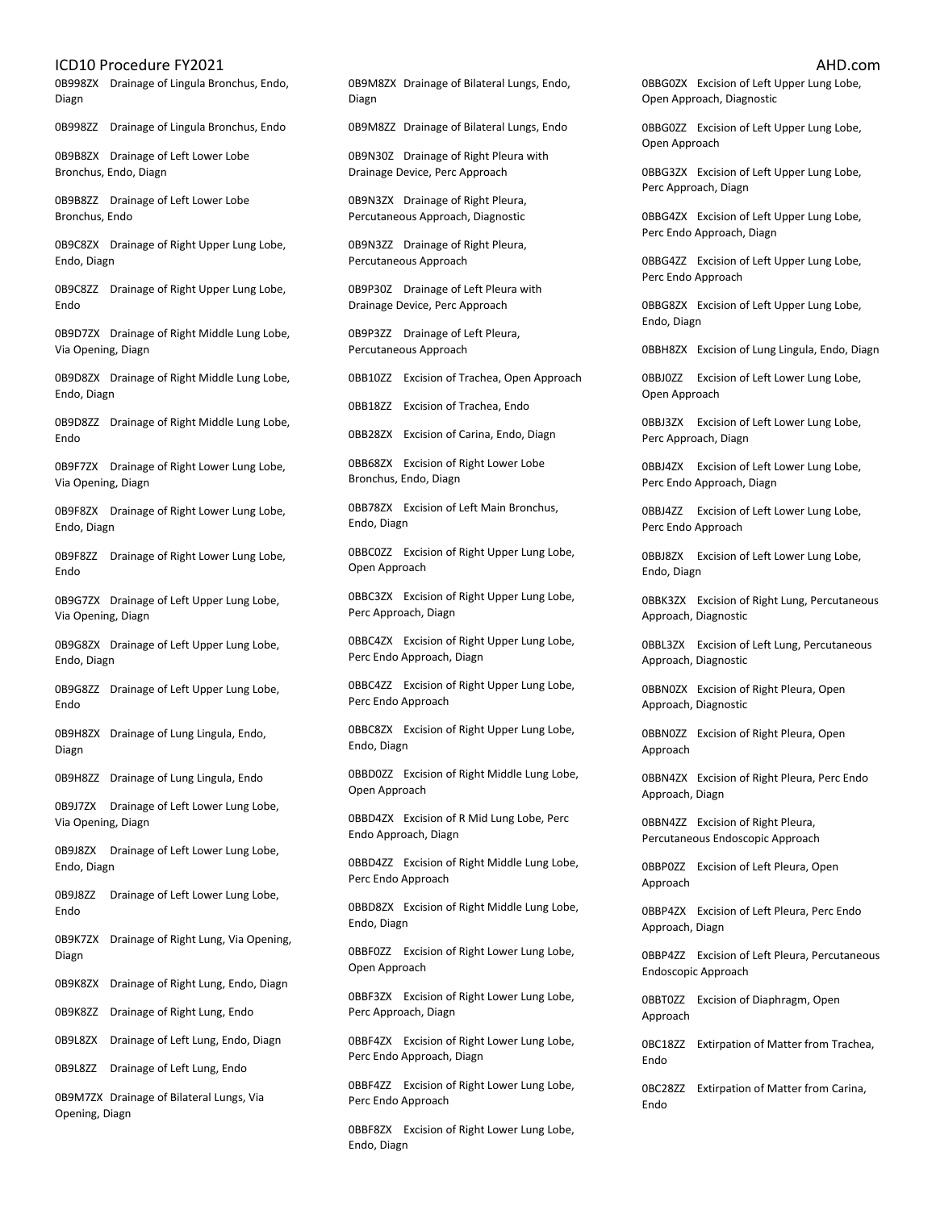0B998ZX Drainage of Lingula Bronchus, Endo, Diagn

0B998ZZ Drainage of Lingula Bronchus, Endo

0B9B8ZX Drainage of Left Lower Lobe Bronchus, Endo, Diagn

0B9B8ZZ Drainage of Left Lower Lobe Bronchus, Endo

0B9C8ZX Drainage of Right Upper Lung Lobe, Endo, Diagn

0B9C8ZZ Drainage of Right Upper Lung Lobe, Endo

0B9D7ZX Drainage of Right Middle Lung Lobe, Via Opening, Diagn

0B9D8ZX Drainage of Right Middle Lung Lobe, Endo, Diagn

0B9D8ZZ Drainage of Right Middle Lung Lobe, Endo

0B9F7ZX Drainage of Right Lower Lung Lobe, Via Opening, Diagn

0B9F8ZX Drainage of Right Lower Lung Lobe, Endo, Diagn

0B9F8ZZ Drainage of Right Lower Lung Lobe, Endo

0B9G7ZX Drainage of Left Upper Lung Lobe, Via Opening, Diagn

0B9G8ZX Drainage of Left Upper Lung Lobe, Endo, Diagn

0B9G8ZZ Drainage of Left Upper Lung Lobe, Endo

0B9H8ZX Drainage of Lung Lingula, Endo, Diagn

0B9H8ZZ Drainage of Lung Lingula, Endo

0B9J7ZX Drainage of Left Lower Lung Lobe, Via Opening, Diagn

0B9J8ZX Drainage of Left Lower Lung Lobe, Endo, Diagn

0B9J8ZZ Drainage of Left Lower Lung Lobe, Endo

0B9K7ZX Drainage of Right Lung, Via Opening, Diagn

0B9K8ZX Drainage of Right Lung, Endo, Diagn

0B9K8ZZ Drainage of Right Lung, Endo

0B9L8ZX Drainage of Left Lung, Endo, Diagn

0B9L8ZZ Drainage of Left Lung, Endo

0B9M7ZX Drainage of Bilateral Lungs, Via Opening, Diagn

0B9M8ZX Drainage of Bilateral Lungs, Endo, Diagn

0B9M8ZZ Drainage of Bilateral Lungs, Endo

0B9N30Z Drainage of Right Pleura with Drainage Device, Perc Approach

0B9N3ZX Drainage of Right Pleura, Percutaneous Approach, Diagnostic

0B9N3ZZ Drainage of Right Pleura, Percutaneous Approach

0B9P30Z Drainage of Left Pleura with Drainage Device, Perc Approach

0B9P3ZZ Drainage of Left Pleura, Percutaneous Approach

0BB10ZZ Excision of Trachea, Open Approach

0BB18ZZ Excision of Trachea, Endo

0BB28ZX Excision of Carina, Endo, Diagn

0BB68ZX Excision of Right Lower Lobe Bronchus, Endo, Diagn

0BB78ZX Excision of Left Main Bronchus, Endo, Diagn

0BBC0ZZ Excision of Right Upper Lung Lobe, Open Approach

0BBC3ZX Excision of Right Upper Lung Lobe, Perc Approach, Diagn

0BBC4ZX Excision of Right Upper Lung Lobe, Perc Endo Approach, Diagn

0BBC4ZZ Excision of Right Upper Lung Lobe, Perc Endo Approach

0BBC8ZX Excision of Right Upper Lung Lobe, Endo, Diagn

0BBD0ZZ Excision of Right Middle Lung Lobe, Open Approach

0BBD4ZX Excision of R Mid Lung Lobe, Perc Endo Approach, Diagn

0BBD4ZZ Excision of Right Middle Lung Lobe, Perc Endo Approach

0BBD8ZX Excision of Right Middle Lung Lobe, Endo, Diagn

0BBF0ZZ Excision of Right Lower Lung Lobe, Open Approach

0BBF3ZX Excision of Right Lower Lung Lobe, Perc Approach, Diagn

0BBF4ZX Excision of Right Lower Lung Lobe, Perc Endo Approach, Diagn

0BBF4ZZ Excision of Right Lower Lung Lobe, Perc Endo Approach

0BBF8ZX Excision of Right Lower Lung Lobe, Endo, Diagn

0BBG0ZX Excision of Left Upper Lung Lobe, Open Approach, Diagnostic

0BBG0ZZ Excision of Left Upper Lung Lobe, Open Approach

0BBG3ZX Excision of Left Upper Lung Lobe, Perc Approach, Diagn

0BBG4ZX Excision of Left Upper Lung Lobe, Perc Endo Approach, Diagn

0BBG4ZZ Excision of Left Upper Lung Lobe, Perc Endo Approach

0BBG8ZX Excision of Left Upper Lung Lobe, Endo, Diagn

0BBH8ZX Excision of Lung Lingula, Endo, Diagn

0BBJ0ZZ Excision of Left Lower Lung Lobe, Open Approach

0BBJ3ZX Excision of Left Lower Lung Lobe, Perc Approach, Diagn

0BBJ4ZX Excision of Left Lower Lung Lobe, Perc Endo Approach, Diagn

0BBJ4ZZ Excision of Left Lower Lung Lobe, Perc Endo Approach

0BBJ8ZX Excision of Left Lower Lung Lobe, Endo, Diagn

0BBK3ZX Excision of Right Lung, Percutaneous Approach, Diagnostic

0BBL3ZX Excision of Left Lung, Percutaneous Approach, Diagnostic

0BBN0ZX Excision of Right Pleura, Open Approach, Diagnostic

0BBN0ZZ Excision of Right Pleura, Open Approach

0BBN4ZX Excision of Right Pleura, Perc Endo Approach, Diagn

0BBN4ZZ Excision of Right Pleura, Percutaneous Endoscopic Approach

0BBP0ZZ Excision of Left Pleura, Open Approach

0BBP4ZX Excision of Left Pleura, Perc Endo Approach, Diagn

0BBP4ZZ Excision of Left Pleura, Percutaneous Endoscopic Approach

0BBT0ZZ Excision of Diaphragm, Open Approach

0BC18ZZ Extirpation of Matter from Trachea, Endo

0BC28ZZ Extirpation of Matter from Carina, Endo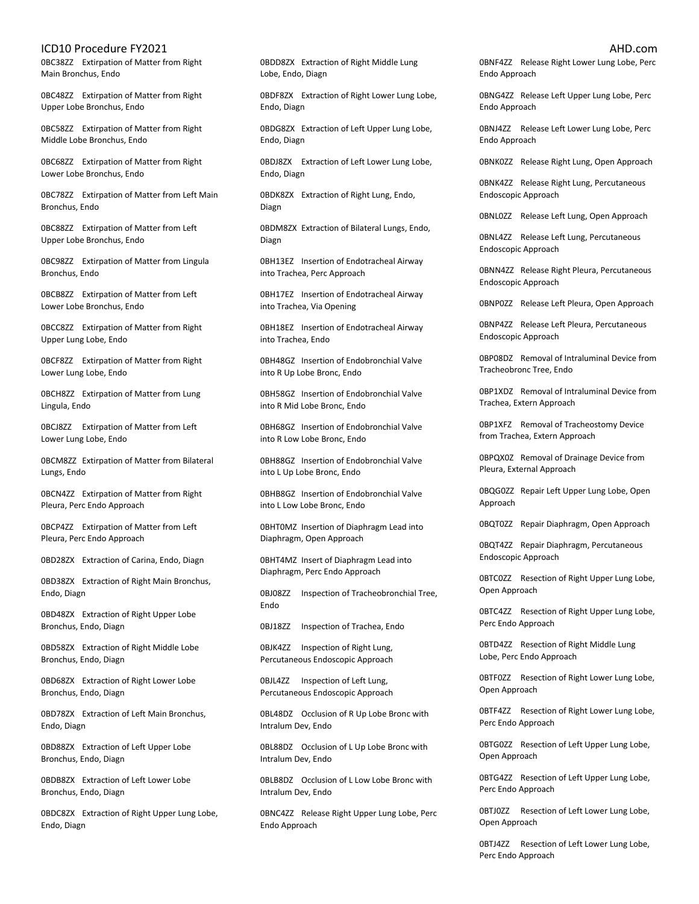0BC38ZZ Extirpation of Matter from Right Main Bronchus, Endo

0BC48ZZ Extirpation of Matter from Right Upper Lobe Bronchus, Endo

0BC58ZZ Extirpation of Matter from Right Middle Lobe Bronchus, Endo

0BC68ZZ Extirpation of Matter from Right Lower Lobe Bronchus, Endo

0BC78ZZ Extirpation of Matter from Left Main Bronchus, Endo

0BC88ZZ Extirpation of Matter from Left Upper Lobe Bronchus, Endo

0BC98ZZ Extirpation of Matter from Lingula Bronchus, Endo

0BCB8ZZ Extirpation of Matter from Left Lower Lobe Bronchus, Endo

0BCC8ZZ Extirpation of Matter from Right Upper Lung Lobe, Endo

0BCF8ZZ Extirpation of Matter from Right Lower Lung Lobe, Endo

0BCH8ZZ Extirpation of Matter from Lung Lingula, Endo

0BCJ8ZZ Extirpation of Matter from Left Lower Lung Lobe, Endo

0BCM8ZZ Extirpation of Matter from Bilateral Lungs, Endo

0BCN4ZZ Extirpation of Matter from Right Pleura, Perc Endo Approach

0BCP4ZZ Extirpation of Matter from Left Pleura, Perc Endo Approach

0BD28ZX Extraction of Carina, Endo, Diagn

0BD38ZX Extraction of Right Main Bronchus, Endo, Diagn

0BD48ZX Extraction of Right Upper Lobe Bronchus, Endo, Diagn

0BD58ZX Extraction of Right Middle Lobe Bronchus, Endo, Diagn

0BD68ZX Extraction of Right Lower Lobe Bronchus, Endo, Diagn

0BD78ZX Extraction of Left Main Bronchus, Endo, Diagn

0BD88ZX Extraction of Left Upper Lobe Bronchus, Endo, Diagn

0BDB8ZX Extraction of Left Lower Lobe Bronchus, Endo, Diagn

0BDC8ZX Extraction of Right Upper Lung Lobe, Endo, Diagn

0BDD8ZX Extraction of Right Middle Lung Lobe, Endo, Diagn

0BDF8ZX Extraction of Right Lower Lung Lobe, Endo, Diagn

0BDG8ZX Extraction of Left Upper Lung Lobe, Endo, Diagn

0BDJ8ZX Extraction of Left Lower Lung Lobe, Endo, Diagn

0BDK8ZX Extraction of Right Lung, Endo, Diagn

0BDM8ZX Extraction of Bilateral Lungs, Endo, Diagn

0BH13EZ Insertion of Endotracheal Airway into Trachea, Perc Approach

0BH17EZ Insertion of Endotracheal Airway into Trachea, Via Opening

0BH18EZ Insertion of Endotracheal Airway into Trachea, Endo

0BH48GZ Insertion of Endobronchial Valve into R Up Lobe Bronc, Endo

0BH58GZ Insertion of Endobronchial Valve into R Mid Lobe Bronc, Endo

0BH68GZ Insertion of Endobronchial Valve into R Low Lobe Bronc, Endo

0BH88GZ Insertion of Endobronchial Valve into L Up Lobe Bronc, Endo

0BHB8GZ Insertion of Endobronchial Valve into L Low Lobe Bronc, Endo

0BHT0MZ Insertion of Diaphragm Lead into Diaphragm, Open Approach

0BHT4MZ Insert of Diaphragm Lead into Diaphragm, Perc Endo Approach

0BJ08ZZ Inspection of Tracheobronchial Tree, Endo

0BJ18ZZ Inspection of Trachea, Endo

0BJK4ZZ Inspection of Right Lung, Percutaneous Endoscopic Approach

0BJL4ZZ Inspection of Left Lung, Percutaneous Endoscopic Approach

0BL48DZ Occlusion of R Up Lobe Bronc with Intralum Dev, Endo

0BL88DZ Occlusion of L Up Lobe Bronc with Intralum Dev, Endo

0BLB8DZ Occlusion of L Low Lobe Bronc with Intralum Dev, Endo

0BNC4ZZ Release Right Upper Lung Lobe, Perc Endo Approach

0BNF4ZZ Release Right Lower Lung Lobe, Perc Endo Approach

0BNG4ZZ Release Left Upper Lung Lobe, Perc Endo Approach

0BNJ4ZZ Release Left Lower Lung Lobe, Perc Endo Approach

0BNK0ZZ Release Right Lung, Open Approach

0BNK4ZZ Release Right Lung, Percutaneous Endoscopic Approach

0BNL0ZZ Release Left Lung, Open Approach

0BNL4ZZ Release Left Lung, Percutaneous Endoscopic Approach

0BNN4ZZ Release Right Pleura, Percutaneous Endoscopic Approach

0BNP0ZZ Release Left Pleura, Open Approach

0BNP4ZZ Release Left Pleura, Percutaneous Endoscopic Approach

0BP08DZ Removal of Intraluminal Device from Tracheobronc Tree, Endo

0BP1XDZ Removal of Intraluminal Device from Trachea, Extern Approach

0BP1XFZ Removal of Tracheostomy Device from Trachea, Extern Approach

0BPQX0Z Removal of Drainage Device from Pleura, External Approach

0BQG0ZZ Repair Left Upper Lung Lobe, Open Approach

0BQT0ZZ Repair Diaphragm, Open Approach

0BQT4ZZ Repair Diaphragm, Percutaneous Endoscopic Approach

0BTC0ZZ Resection of Right Upper Lung Lobe, Open Approach

0BTC4ZZ Resection of Right Upper Lung Lobe, Perc Endo Approach

0BTD4ZZ Resection of Right Middle Lung Lobe, Perc Endo Approach

0BTF0ZZ Resection of Right Lower Lung Lobe, Open Approach

0BTF4ZZ Resection of Right Lower Lung Lobe, Perc Endo Approach

0BTG0ZZ Resection of Left Upper Lung Lobe, Open Approach

0BTG4ZZ Resection of Left Upper Lung Lobe, Perc Endo Approach

0BTJ0ZZ Resection of Left Lower Lung Lobe, Open Approach

0BTJ4ZZ Resection of Left Lower Lung Lobe, Perc Endo Approach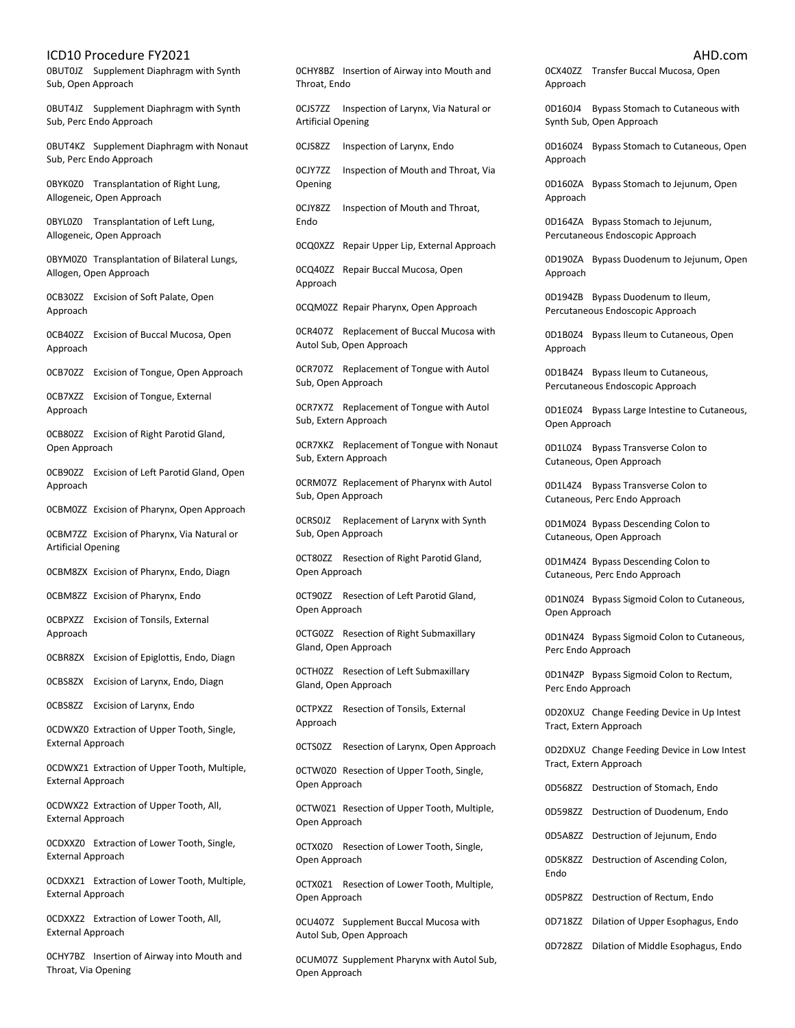0BUT0JZ Supplement Diaphragm with Synth Sub, Open Approach

0BUT4JZ Supplement Diaphragm with Synth Sub, Perc Endo Approach

0BUT4KZ Supplement Diaphragm with Nonaut Sub, Perc Endo Approach

0BYK0Z0 Transplantation of Right Lung, Allogeneic, Open Approach

0BYL0Z0 Transplantation of Left Lung, Allogeneic, Open Approach

0BYM0Z0 Transplantation of Bilateral Lungs, Allogen, Open Approach

0CB30ZZ Excision of Soft Palate, Open Approach

0CB40ZZ Excision of Buccal Mucosa, Open Approach

0CB70ZZ Excision of Tongue, Open Approach

0CB7XZZ Excision of Tongue, External Approach

0CB80ZZ Excision of Right Parotid Gland, Open Approach

0CB90ZZ Excision of Left Parotid Gland, Open Approach

0CBM0ZZ Excision of Pharynx, Open Approach

0CBM7ZZ Excision of Pharynx, Via Natural or Artificial Opening

0CBM8ZX Excision of Pharynx, Endo, Diagn

0CBM8ZZ Excision of Pharynx, Endo

0CBPXZZ Excision of Tonsils, External Approach

0CBR8ZX Excision of Epiglottis, Endo, Diagn

0CBS8ZX Excision of Larynx, Endo, Diagn

0CBS8ZZ Excision of Larynx, Endo

0CDWXZ0 Extraction of Upper Tooth, Single, External Approach

0CDWXZ1 Extraction of Upper Tooth, Multiple, External Approach

0CDWXZ2 Extraction of Upper Tooth, All, External Approach

0CDXXZ0 Extraction of Lower Tooth, Single, External Approach

0CDXXZ1 Extraction of Lower Tooth, Multiple, External Approach

0CDXXZ2 Extraction of Lower Tooth, All, External Approach

0CHY7BZ Insertion of Airway into Mouth and Throat, Via Opening

0CHY8BZ Insertion of Airway into Mouth and Throat, Endo

0CJS7ZZ Inspection of Larynx, Via Natural or Artificial Opening

0CJS8ZZ Inspection of Larynx, Endo

0CJY7ZZ Inspection of Mouth and Throat, Via Opening

0CJY8ZZ Inspection of Mouth and Throat, Endo

0CQ0XZZ Repair Upper Lip, External Approach

0CQ40ZZ Repair Buccal Mucosa, Open Approach

0CQM0ZZ Repair Pharynx, Open Approach

0CR407Z Replacement of Buccal Mucosa with Autol Sub, Open Approach

0CR707Z Replacement of Tongue with Autol Sub, Open Approach

0CR7X7Z Replacement of Tongue with Autol Sub, Extern Approach

0CR7XKZ Replacement of Tongue with Nonaut Sub, Extern Approach

0CRM07Z Replacement of Pharynx with Autol Sub, Open Approach

0CRS0JZ Replacement of Larynx with Synth Sub, Open Approach

0CT80ZZ Resection of Right Parotid Gland, Open Approach

0CT90ZZ Resection of Left Parotid Gland, Open Approach

0CTG0ZZ Resection of Right Submaxillary Gland, Open Approach

0CTH0ZZ Resection of Left Submaxillary Gland, Open Approach

0CTPXZZ Resection of Tonsils, External Approach

0CTS0ZZ Resection of Larynx, Open Approach

0CTW0Z0 Resection of Upper Tooth, Single, Open Approach

0CTW0Z1 Resection of Upper Tooth, Multiple, Open Approach

0CTX0Z0 Resection of Lower Tooth, Single, Open Approach

0CTX0Z1 Resection of Lower Tooth, Multiple, Open Approach

0CU407Z Supplement Buccal Mucosa with Autol Sub, Open Approach

0CUM07Z Supplement Pharynx with Autol Sub, Open Approach

0CX40ZZ Transfer Buccal Mucosa, Open Approach

0D160J4 Bypass Stomach to Cutaneous with Synth Sub, Open Approach

0D160Z4 Bypass Stomach to Cutaneous, Open Approach

0D160ZA Bypass Stomach to Jejunum, Open Approach

0D164ZA Bypass Stomach to Jejunum, Percutaneous Endoscopic Approach

0D190ZA Bypass Duodenum to Jejunum, Open Approach

0D194ZB Bypass Duodenum to Ileum, Percutaneous Endoscopic Approach

0D1B0Z4 Bypass Ileum to Cutaneous, Open Approach

0D1B4Z4 Bypass Ileum to Cutaneous, Percutaneous Endoscopic Approach

0D1E0Z4 Bypass Large Intestine to Cutaneous, Open Approach

0D1L0Z4 Bypass Transverse Colon to Cutaneous, Open Approach

0D1L4Z4 Bypass Transverse Colon to Cutaneous, Perc Endo Approach

0D1M0Z4 Bypass Descending Colon to Cutaneous, Open Approach

0D1M4Z4 Bypass Descending Colon to Cutaneous, Perc Endo Approach

0D1N0Z4 Bypass Sigmoid Colon to Cutaneous, Open Approach

0D1N4Z4 Bypass Sigmoid Colon to Cutaneous, Perc Endo Approach

0D1N4ZP Bypass Sigmoid Colon to Rectum, Perc Endo Approach

0D20XUZ Change Feeding Device in Up Intest Tract, Extern Approach

0D2DXUZ Change Feeding Device in Low Intest Tract, Extern Approach

0D568ZZ Destruction of Stomach, Endo

0D598ZZ Destruction of Duodenum, Endo

0D5A8ZZ Destruction of Jejunum, Endo

0D5K8ZZ Destruction of Ascending Colon, Endo

0D5P8ZZ Destruction of Rectum, Endo

0D718ZZ Dilation of Upper Esophagus, Endo

0D728ZZ Dilation of Middle Esophagus, Endo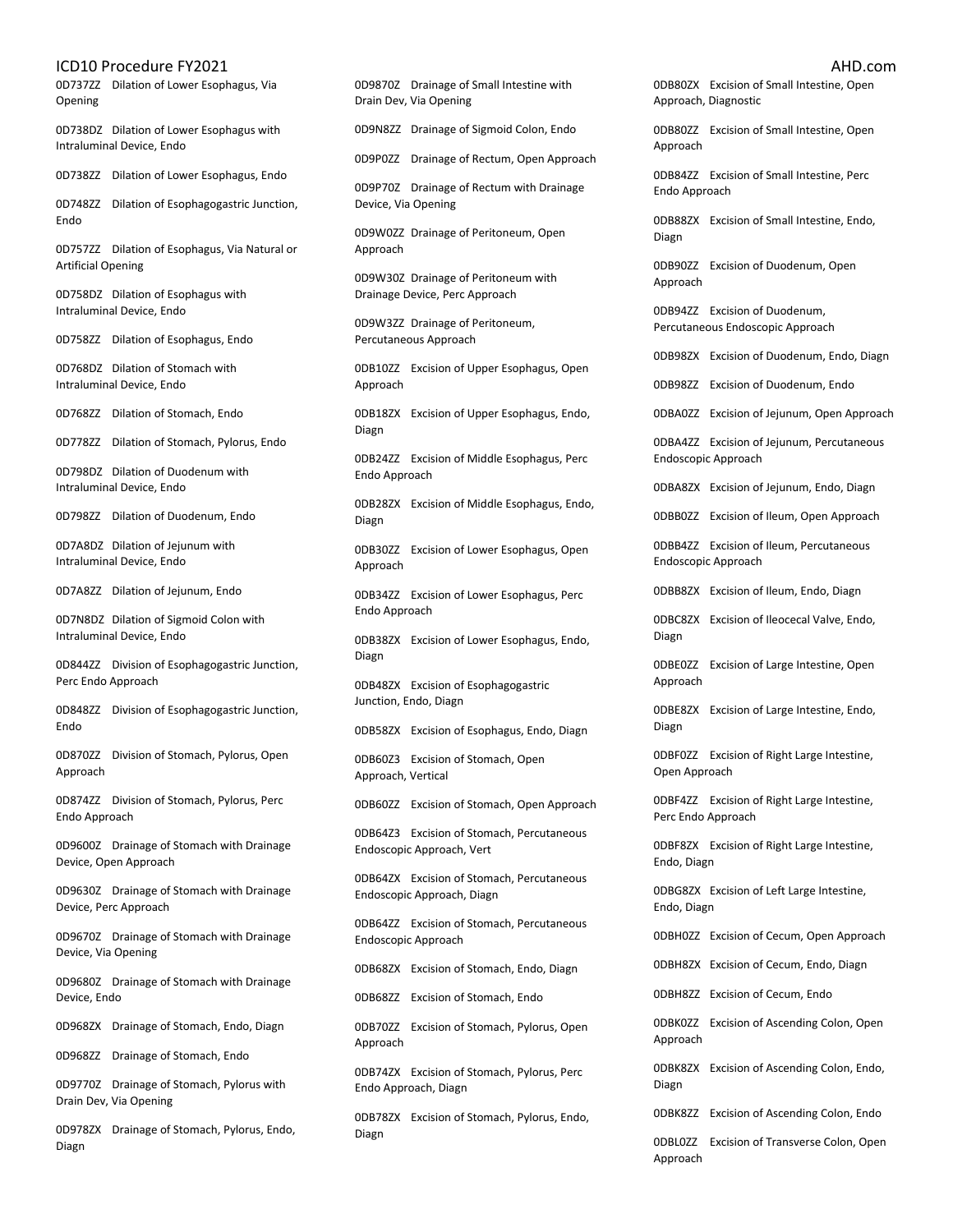0D737ZZ Dilation of Lower Esophagus, Via Opening

0D738DZ Dilation of Lower Esophagus with Intraluminal Device, Endo

0D738ZZ Dilation of Lower Esophagus, Endo

0D748ZZ Dilation of Esophagogastric Junction, Endo

0D757ZZ Dilation of Esophagus, Via Natural or Artificial Opening

0D758DZ Dilation of Esophagus with Intraluminal Device, Endo

0D758ZZ Dilation of Esophagus, Endo

0D768DZ Dilation of Stomach with Intraluminal Device, Endo

0D768ZZ Dilation of Stomach, Endo

0D778ZZ Dilation of Stomach, Pylorus, Endo

0D798DZ Dilation of Duodenum with Intraluminal Device, Endo

0D798ZZ Dilation of Duodenum, Endo

0D7A8DZ Dilation of Jejunum with Intraluminal Device, Endo

0D7A8ZZ Dilation of Jejunum, Endo

0D7N8DZ Dilation of Sigmoid Colon with Intraluminal Device, Endo

0D844ZZ Division of Esophagogastric Junction, Perc Endo Approach

0D848ZZ Division of Esophagogastric Junction, Endo

0D870ZZ Division of Stomach, Pylorus, Open Approach

0D874ZZ Division of Stomach, Pylorus, Perc Endo Approach

0D9600Z Drainage of Stomach with Drainage Device, Open Approach

0D9630Z Drainage of Stomach with Drainage Device, Perc Approach

0D9670Z Drainage of Stomach with Drainage Device, Via Opening

0D9680Z Drainage of Stomach with Drainage Device, Endo

0D968ZX Drainage of Stomach, Endo, Diagn

0D968ZZ Drainage of Stomach, Endo

0D9770Z Drainage of Stomach, Pylorus with Drain Dev, Via Opening

0D978ZX Drainage of Stomach, Pylorus, Endo, Diagn

0D9870Z Drainage of Small Intestine with Drain Dev, Via Opening

0D9N8ZZ Drainage of Sigmoid Colon, Endo

0D9P0ZZ Drainage of Rectum, Open Approach

0D9P70Z Drainage of Rectum with Drainage Device, Via Opening

0D9W0ZZ Drainage of Peritoneum, Open Approach

0D9W30Z Drainage of Peritoneum with Drainage Device, Perc Approach

0D9W3ZZ Drainage of Peritoneum, Percutaneous Approach

0DB10ZZ Excision of Upper Esophagus, Open Approach

0DB18ZX Excision of Upper Esophagus, Endo, Diagn

0DB24ZZ Excision of Middle Esophagus, Perc Endo Approach

0DB28ZX Excision of Middle Esophagus, Endo, Diagn

0DB30ZZ Excision of Lower Esophagus, Open Approach

0DB34ZZ Excision of Lower Esophagus, Perc Endo Approach

0DB38ZX Excision of Lower Esophagus, Endo, Diagn

0DB48ZX Excision of Esophagogastric Junction, Endo, Diagn

0DB58ZX Excision of Esophagus, Endo, Diagn

0DB60Z3 Excision of Stomach, Open Approach, Vertical

0DB60ZZ Excision of Stomach, Open Approach

0DB64Z3 Excision of Stomach, Percutaneous Endoscopic Approach, Vert

0DB64ZX Excision of Stomach, Percutaneous Endoscopic Approach, Diagn

0DB64ZZ Excision of Stomach, Percutaneous Endoscopic Approach

0DB68ZX Excision of Stomach, Endo, Diagn

0DB68ZZ Excision of Stomach, Endo

0DB70ZZ Excision of Stomach, Pylorus, Open Approach

0DB74ZX Excision of Stomach, Pylorus, Perc Endo Approach, Diagn

0DB78ZX Excision of Stomach, Pylorus, Endo, Diagn

0DB80ZX Excision of Small Intestine, Open Approach, Diagnostic

0DB80ZZ Excision of Small Intestine, Open Approach

0DB84ZZ Excision of Small Intestine, Perc Endo Approach

0DB88ZX Excision of Small Intestine, Endo, Diagn

0DB90ZZ Excision of Duodenum, Open Approach

0DB94ZZ Excision of Duodenum, Percutaneous Endoscopic Approach

0DB98ZX Excision of Duodenum, Endo, Diagn

0DB98ZZ Excision of Duodenum, Endo

0DBA0ZZ Excision of Jejunum, Open Approach

0DBA4ZZ Excision of Jejunum, Percutaneous Endoscopic Approach

0DBA8ZX Excision of Jejunum, Endo, Diagn

0DBB0ZZ Excision of Ileum, Open Approach

0DBB4ZZ Excision of Ileum, Percutaneous Endoscopic Approach

0DBB8ZX Excision of Ileum, Endo, Diagn

0DBC8ZX Excision of Ileocecal Valve, Endo, Diagn

0DBE0ZZ Excision of Large Intestine, Open Approach

0DBE8ZX Excision of Large Intestine, Endo, Diagn

0DBF0ZZ Excision of Right Large Intestine, Open Approach

0DBF4ZZ Excision of Right Large Intestine, Perc Endo Approach

0DBF8ZX Excision of Right Large Intestine, Endo, Diagn

0DBG8ZX Excision of Left Large Intestine, Endo, Diagn

0DBH0ZZ Excision of Cecum, Open Approach

0DBH8ZX Excision of Cecum, Endo, Diagn

0DBH8ZZ Excision of Cecum, Endo

0DBK0ZZ Excision of Ascending Colon, Open Approach

0DBK8ZX Excision of Ascending Colon, Endo, Diagn

0DBK8ZZ Excision of Ascending Colon, Endo

0DBL0ZZ Excision of Transverse Colon, Open Approach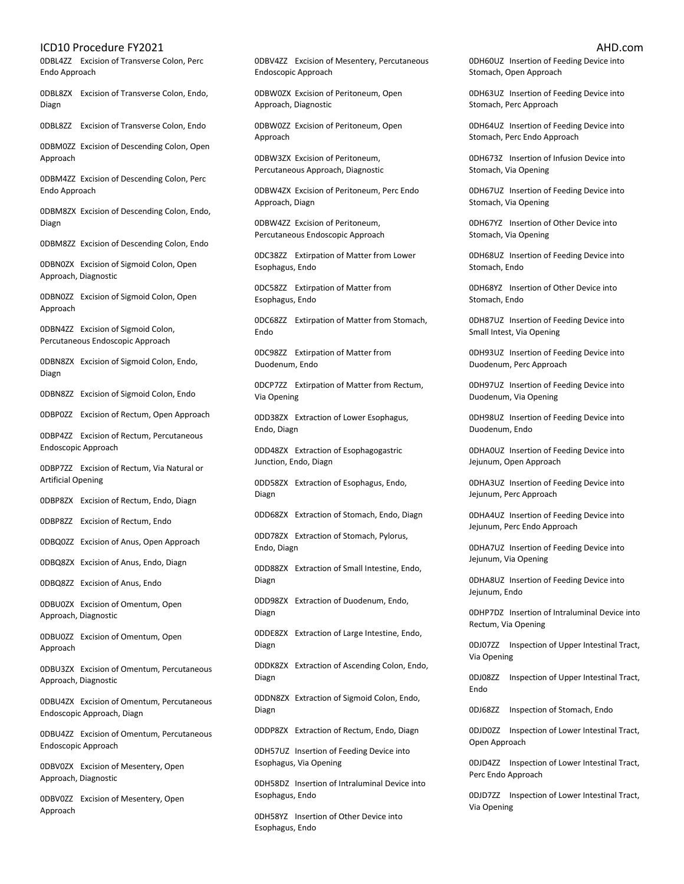0DBL4ZZ Excision of Transverse Colon, Perc Endo Approach

0DBL8ZX Excision of Transverse Colon, Endo, Diagn

0DBL8ZZ Excision of Transverse Colon, Endo

0DBM0ZZ Excision of Descending Colon, Open Approach

0DBM4ZZ Excision of Descending Colon, Perc Endo Approach

0DBM8ZX Excision of Descending Colon, Endo, Diagn

0DBM8ZZ Excision of Descending Colon, Endo

0DBN0ZX Excision of Sigmoid Colon, Open Approach, Diagnostic

0DBN0ZZ Excision of Sigmoid Colon, Open Approach

0DBN4ZZ Excision of Sigmoid Colon, Percutaneous Endoscopic Approach

0DBN8ZX Excision of Sigmoid Colon, Endo, Diagn

0DBN8ZZ Excision of Sigmoid Colon, Endo

0DBP0ZZ Excision of Rectum, Open Approach

0DBP4ZZ Excision of Rectum, Percutaneous Endoscopic Approach

0DBP7ZZ Excision of Rectum, Via Natural or Artificial Opening

0DBP8ZX Excision of Rectum, Endo, Diagn

0DBP8ZZ Excision of Rectum, Endo

0DBQ0ZZ Excision of Anus, Open Approach

0DBQ8ZX Excision of Anus, Endo, Diagn

0DBQ8ZZ Excision of Anus, Endo

0DBU0ZX Excision of Omentum, Open Approach, Diagnostic

0DBU0ZZ Excision of Omentum, Open Approach

0DBU3ZX Excision of Omentum, Percutaneous Approach, Diagnostic

0DBU4ZX Excision of Omentum, Percutaneous Endoscopic Approach, Diagn

0DBU4ZZ Excision of Omentum, Percutaneous Endoscopic Approach

0DBV0ZX Excision of Mesentery, Open Approach, Diagnostic

0DBV0ZZ Excision of Mesentery, Open Approach

0DBV4ZZ Excision of Mesentery, Percutaneous Endoscopic Approach

0DBW0ZX Excision of Peritoneum, Open Approach, Diagnostic

0DBW0ZZ Excision of Peritoneum, Open Approach

0DBW3ZX Excision of Peritoneum, Percutaneous Approach, Diagnostic

0DBW4ZX Excision of Peritoneum, Perc Endo Approach, Diagn

0DBW4ZZ Excision of Peritoneum, Percutaneous Endoscopic Approach

0DC38ZZ Extirpation of Matter from Lower Esophagus, Endo

0DC58ZZ Extirpation of Matter from Esophagus, Endo

0DC68ZZ Extirpation of Matter from Stomach, Endo

0DC98ZZ Extirpation of Matter from Duodenum, Endo

0DCP7ZZ Extirpation of Matter from Rectum, Via Opening

0DD38ZX Extraction of Lower Esophagus, Endo, Diagn

0DD48ZX Extraction of Esophagogastric Junction, Endo, Diagn

0DD58ZX Extraction of Esophagus, Endo, Diagn

0DD68ZX Extraction of Stomach, Endo, Diagn

0DD78ZX Extraction of Stomach, Pylorus, Endo, Diagn

0DD88ZX Extraction of Small Intestine, Endo, Diagn

0DD98ZX Extraction of Duodenum, Endo, Diagn

0DDE8ZX Extraction of Large Intestine, Endo, Diagn

0DDK8ZX Extraction of Ascending Colon, Endo, Diagn

0DDN8ZX Extraction of Sigmoid Colon, Endo, Diagn

0DDP8ZX Extraction of Rectum, Endo, Diagn

0DH57UZ Insertion of Feeding Device into Esophagus, Via Opening

0DH58DZ Insertion of Intraluminal Device into Esophagus, Endo

0DH58YZ Insertion of Other Device into Esophagus, Endo

0DH60UZ Insertion of Feeding Device into Stomach, Open Approach

0DH63UZ Insertion of Feeding Device into Stomach, Perc Approach

0DH64UZ Insertion of Feeding Device into Stomach, Perc Endo Approach

0DH673Z Insertion of Infusion Device into Stomach, Via Opening

0DH67UZ Insertion of Feeding Device into Stomach, Via Opening

0DH67YZ Insertion of Other Device into Stomach, Via Opening

0DH68UZ Insertion of Feeding Device into Stomach, Endo

0DH68YZ Insertion of Other Device into Stomach, Endo

0DH87UZ Insertion of Feeding Device into Small Intest, Via Opening

0DH93UZ Insertion of Feeding Device into Duodenum, Perc Approach

0DH97UZ Insertion of Feeding Device into Duodenum, Via Opening

0DH98UZ Insertion of Feeding Device into Duodenum, Endo

0DHA0UZ Insertion of Feeding Device into Jejunum, Open Approach

0DHA3UZ Insertion of Feeding Device into Jejunum, Perc Approach

0DHA4UZ Insertion of Feeding Device into Jejunum, Perc Endo Approach

0DHA7UZ Insertion of Feeding Device into Jejunum, Via Opening

0DHA8UZ Insertion of Feeding Device into Jejunum, Endo

0DHP7DZ Insertion of Intraluminal Device into Rectum, Via Opening

0DJ07ZZ Inspection of Upper Intestinal Tract, Via Opening

0DJ08ZZ Inspection of Upper Intestinal Tract, Endo

0DJ68ZZ Inspection of Stomach, Endo

0DJD0ZZ Inspection of Lower Intestinal Tract, Open Approach

0DJD4ZZ Inspection of Lower Intestinal Tract, Perc Endo Approach

0DJD7ZZ Inspection of Lower Intestinal Tract, Via Opening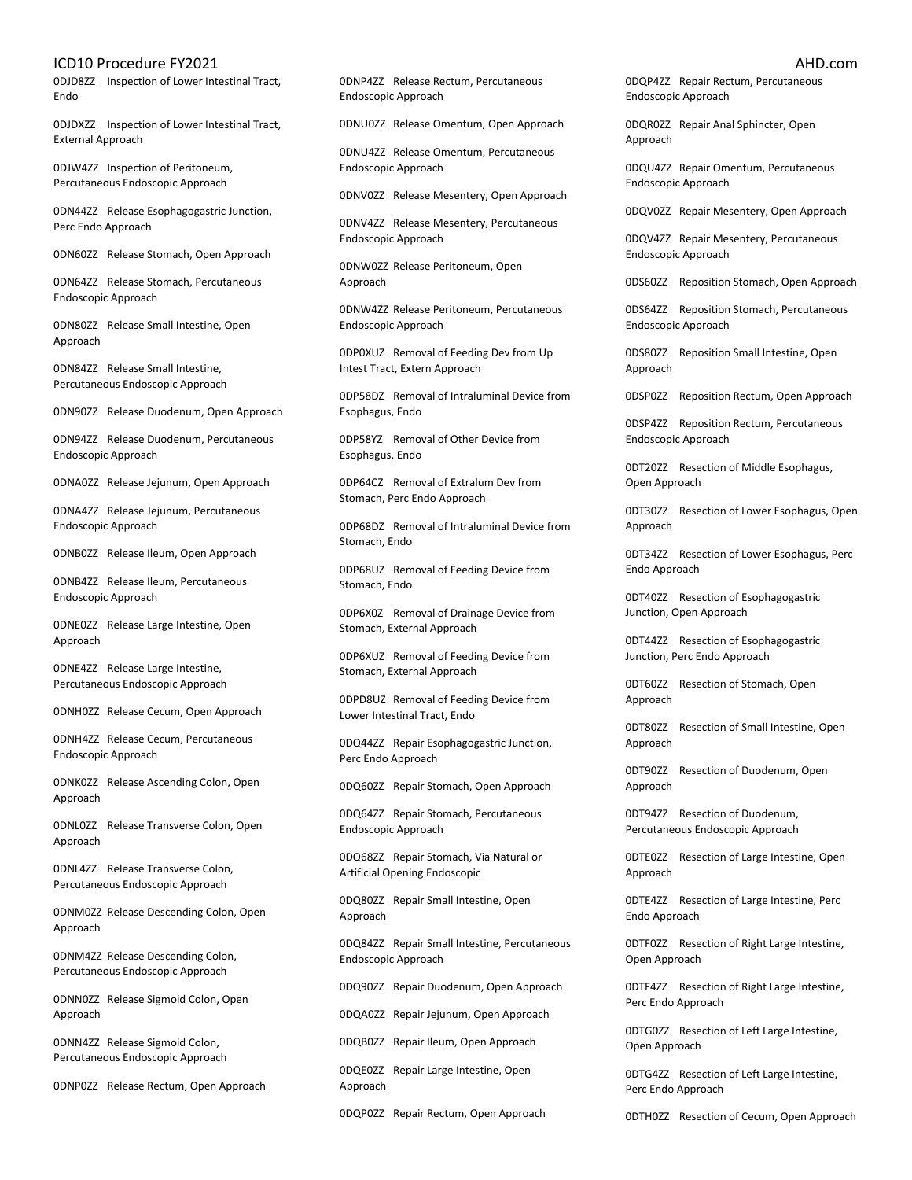0DJD8ZZ Inspection of Lower Intestinal Tract, Endo

0DJDXZZ Inspection of Lower Intestinal Tract, External Approach

0DJW4ZZ Inspection of Peritoneum, Percutaneous Endoscopic Approach

0DN44ZZ Release Esophagogastric Junction, Perc Endo Approach

0DN60ZZ Release Stomach, Open Approach

0DN64ZZ Release Stomach, Percutaneous Endoscopic Approach

0DN80ZZ Release Small Intestine, Open Approach

0DN84ZZ Release Small Intestine, Percutaneous Endoscopic Approach

0DN90ZZ Release Duodenum, Open Approach

0DN94ZZ Release Duodenum, Percutaneous Endoscopic Approach

0DNA0ZZ Release Jejunum, Open Approach

0DNA4ZZ Release Jejunum, Percutaneous Endoscopic Approach

0DNB0ZZ Release Ileum, Open Approach

0DNB4ZZ Release Ileum, Percutaneous Endoscopic Approach

0DNE0ZZ Release Large Intestine, Open Approach

0DNE4ZZ Release Large Intestine, Percutaneous Endoscopic Approach

0DNH0ZZ Release Cecum, Open Approach

0DNH4ZZ Release Cecum, Percutaneous Endoscopic Approach

0DNK0ZZ Release Ascending Colon, Open Approach

0DNL0ZZ Release Transverse Colon, Open Approach

0DNL4ZZ Release Transverse Colon, Percutaneous Endoscopic Approach

0DNM0ZZ Release Descending Colon, Open Approach

0DNM4ZZ Release Descending Colon, Percutaneous Endoscopic Approach

0DNN0ZZ Release Sigmoid Colon, Open Approach

0DNN4ZZ Release Sigmoid Colon, Percutaneous Endoscopic Approach

0DNP0ZZ Release Rectum, Open Approach

0DNP4ZZ Release Rectum, Percutaneous Endoscopic Approach

0DNU0ZZ Release Omentum, Open Approach

0DNU4ZZ Release Omentum, Percutaneous Endoscopic Approach

0DNV0ZZ Release Mesentery, Open Approach

0DNV4ZZ Release Mesentery, Percutaneous Endoscopic Approach

0DNW0ZZ Release Peritoneum, Open Approach

0DNW4ZZ Release Peritoneum, Percutaneous Endoscopic Approach

0DP0XUZ Removal of Feeding Dev from Up Intest Tract, Extern Approach

0DP58DZ Removal of Intraluminal Device from Esophagus, Endo

0DP58YZ Removal of Other Device from Esophagus, Endo

0DP64CZ Removal of Extralum Dev from Stomach, Perc Endo Approach

0DP68DZ Removal of Intraluminal Device from Stomach, Endo

0DP68UZ Removal of Feeding Device from Stomach, Endo

0DP6X0Z Removal of Drainage Device from Stomach, External Approach

0DP6XUZ Removal of Feeding Device from Stomach, External Approach

0DPD8UZ Removal of Feeding Device from Lower Intestinal Tract, Endo

0DQ44ZZ Repair Esophagogastric Junction, Perc Endo Approach

0DQ60ZZ Repair Stomach, Open Approach

0DQ64ZZ Repair Stomach, Percutaneous Endoscopic Approach

0DQ68ZZ Repair Stomach, Via Natural or Artificial Opening Endoscopic

0DQ80ZZ Repair Small Intestine, Open Approach

0DQ84ZZ Repair Small Intestine, Percutaneous Endoscopic Approach

0DQ90ZZ Repair Duodenum, Open Approach

0DQA0ZZ Repair Jejunum, Open Approach

0DQB0ZZ Repair Ileum, Open Approach

0DQE0ZZ Repair Large Intestine, Open Approach

0DQP0ZZ Repair Rectum, Open Approach

0DQP4ZZ Repair Rectum, Percutaneous Endoscopic Approach

0DQR0ZZ Repair Anal Sphincter, Open Approach

0DQU4ZZ Repair Omentum, Percutaneous Endoscopic Approach

0DQV0ZZ Repair Mesentery, Open Approach

0DQV4ZZ Repair Mesentery, Percutaneous Endoscopic Approach

0DS60ZZ Reposition Stomach, Open Approach

0DS64ZZ Reposition Stomach, Percutaneous Endoscopic Approach

0DS80ZZ Reposition Small Intestine, Open Approach

0DSP0ZZ Reposition Rectum, Open Approach

0DSP4ZZ Reposition Rectum, Percutaneous Endoscopic Approach

0DT20ZZ Resection of Middle Esophagus, Open Approach

0DT30ZZ Resection of Lower Esophagus, Open Approach

0DT34ZZ Resection of Lower Esophagus, Perc Endo Approach

0DT40ZZ Resection of Esophagogastric Junction, Open Approach

0DT44ZZ Resection of Esophagogastric Junction, Perc Endo Approach

0DT60ZZ Resection of Stomach, Open Approach

0DT80ZZ Resection of Small Intestine, Open Approach

0DT90ZZ Resection of Duodenum, Open Approach

0DT94ZZ Resection of Duodenum, Percutaneous Endoscopic Approach

0DTE0ZZ Resection of Large Intestine, Open Approach

0DTE4ZZ Resection of Large Intestine, Perc Endo Approach

0DTF0ZZ Resection of Right Large Intestine, Open Approach

0DTF4ZZ Resection of Right Large Intestine, Perc Endo Approach

0DTG0ZZ Resection of Left Large Intestine, Open Approach

0DTG4ZZ Resection of Left Large Intestine, Perc Endo Approach

0DTH0ZZ Resection of Cecum, Open Approach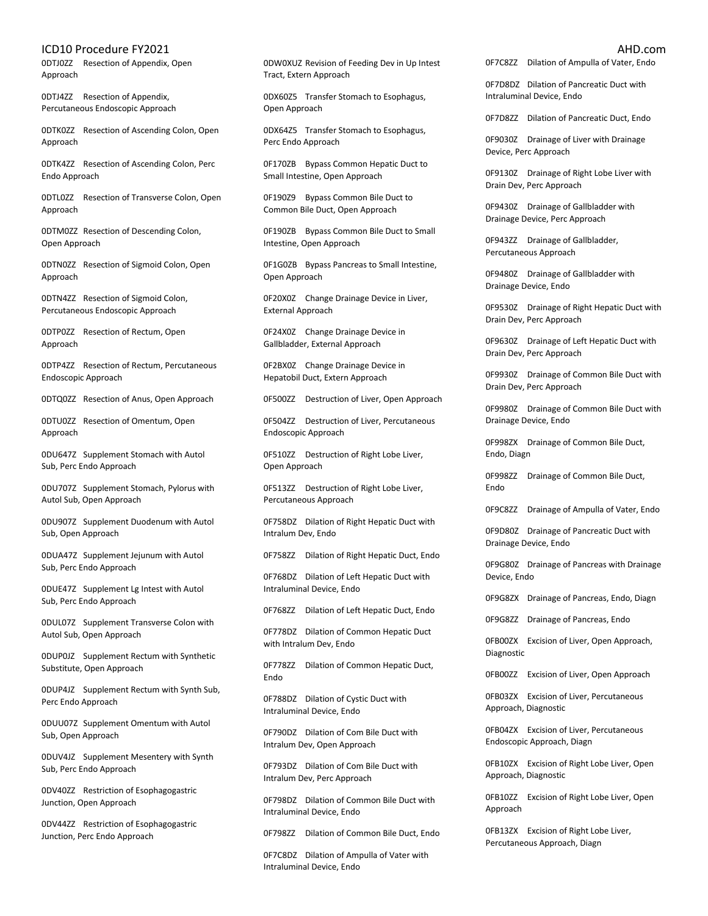0DTJ0ZZ Resection of Appendix, Open Approach

0DTJ4ZZ Resection of Appendix, Percutaneous Endoscopic Approach

0DTK0ZZ Resection of Ascending Colon, Open Approach

0DTK4ZZ Resection of Ascending Colon, Perc Endo Approach

0DTL0ZZ Resection of Transverse Colon, Open Approach

0DTM0ZZ Resection of Descending Colon, Open Approach

0DTN0ZZ Resection of Sigmoid Colon, Open Approach

0DTN4ZZ Resection of Sigmoid Colon, Percutaneous Endoscopic Approach

0DTP0ZZ Resection of Rectum, Open Approach

0DTP4ZZ Resection of Rectum, Percutaneous Endoscopic Approach

0DTQ0ZZ Resection of Anus, Open Approach

0DTU0ZZ Resection of Omentum, Open Approach

0DU647Z Supplement Stomach with Autol Sub, Perc Endo Approach

0DU707Z Supplement Stomach, Pylorus with Autol Sub, Open Approach

0DU907Z Supplement Duodenum with Autol Sub, Open Approach

0DUA47Z Supplement Jejunum with Autol Sub, Perc Endo Approach

0DUE47Z Supplement Lg Intest with Autol Sub, Perc Endo Approach

0DUL07Z Supplement Transverse Colon with Autol Sub, Open Approach

0DUP0JZ Supplement Rectum with Synthetic Substitute, Open Approach

0DUP4JZ Supplement Rectum with Synth Sub, Perc Endo Approach

0DUU07Z Supplement Omentum with Autol Sub, Open Approach

0DUV4JZ Supplement Mesentery with Synth Sub, Perc Endo Approach

0DV40ZZ Restriction of Esophagogastric Junction, Open Approach

0DV44ZZ Restriction of Esophagogastric Junction, Perc Endo Approach

0DW0XUZ Revision of Feeding Dev in Up Intest Tract, Extern Approach

0DX60Z5 Transfer Stomach to Esophagus, Open Approach

0DX64Z5 Transfer Stomach to Esophagus, Perc Endo Approach

0F170ZB Bypass Common Hepatic Duct to Small Intestine, Open Approach

0F190Z9 Bypass Common Bile Duct to Common Bile Duct, Open Approach

0F190ZB Bypass Common Bile Duct to Small Intestine, Open Approach

0F1G0ZB Bypass Pancreas to Small Intestine, Open Approach

0F20X0Z Change Drainage Device in Liver, External Approach

0F24X0Z Change Drainage Device in Gallbladder, External Approach

0F2BX0Z Change Drainage Device in Hepatobil Duct, Extern Approach

0F500ZZ Destruction of Liver, Open Approach

0F504ZZ Destruction of Liver, Percutaneous Endoscopic Approach

0F510ZZ Destruction of Right Lobe Liver, Open Approach

0F513ZZ Destruction of Right Lobe Liver, Percutaneous Approach

0F758DZ Dilation of Right Hepatic Duct with Intralum Dev, Endo

0F758ZZ Dilation of Right Hepatic Duct, Endo

0F768DZ Dilation of Left Hepatic Duct with Intraluminal Device, Endo

0F768ZZ Dilation of Left Hepatic Duct, Endo

0F778DZ Dilation of Common Hepatic Duct with Intralum Dev, Endo

0F778ZZ Dilation of Common Hepatic Duct, Endo

0F788DZ Dilation of Cystic Duct with Intraluminal Device, Endo

0F790DZ Dilation of Com Bile Duct with Intralum Dev, Open Approach

0F793DZ Dilation of Com Bile Duct with Intralum Dev, Perc Approach

0F798DZ Dilation of Common Bile Duct with Intraluminal Device, Endo

0F798ZZ Dilation of Common Bile Duct, Endo

0F7C8DZ Dilation of Ampulla of Vater with Intraluminal Device, Endo

0F7C8ZZ Dilation of Ampulla of Vater, Endo

0F7D8DZ Dilation of Pancreatic Duct with Intraluminal Device, Endo

0F7D8ZZ Dilation of Pancreatic Duct, Endo

0F9030Z Drainage of Liver with Drainage Device, Perc Approach

0F9130Z Drainage of Right Lobe Liver with Drain Dev, Perc Approach

0F9430Z Drainage of Gallbladder with Drainage Device, Perc Approach

0F943ZZ Drainage of Gallbladder, Percutaneous Approach

0F9480Z Drainage of Gallbladder with Drainage Device, Endo

0F9530Z Drainage of Right Hepatic Duct with Drain Dev, Perc Approach

0F9630Z Drainage of Left Hepatic Duct with Drain Dev, Perc Approach

0F9930Z Drainage of Common Bile Duct with Drain Dev, Perc Approach

0F9980Z Drainage of Common Bile Duct with Drainage Device, Endo

0F998ZX Drainage of Common Bile Duct, Endo, Diagn

0F998ZZ Drainage of Common Bile Duct, Endo

0F9C8ZZ Drainage of Ampulla of Vater, Endo

0F9D80Z Drainage of Pancreatic Duct with Drainage Device, Endo

0F9G80Z Drainage of Pancreas with Drainage Device, Endo

0F9G8ZX Drainage of Pancreas, Endo, Diagn

0F9G8ZZ Drainage of Pancreas, Endo

0FB00ZX Excision of Liver, Open Approach, Diagnostic

0FB00ZZ Excision of Liver, Open Approach

0FB03ZX Excision of Liver, Percutaneous Approach, Diagnostic

0FB04ZX Excision of Liver, Percutaneous Endoscopic Approach, Diagn

0FB10ZX Excision of Right Lobe Liver, Open Approach, Diagnostic

0FB10ZZ Excision of Right Lobe Liver, Open Approach

0FB13ZX Excision of Right Lobe Liver, Percutaneous Approach, Diagn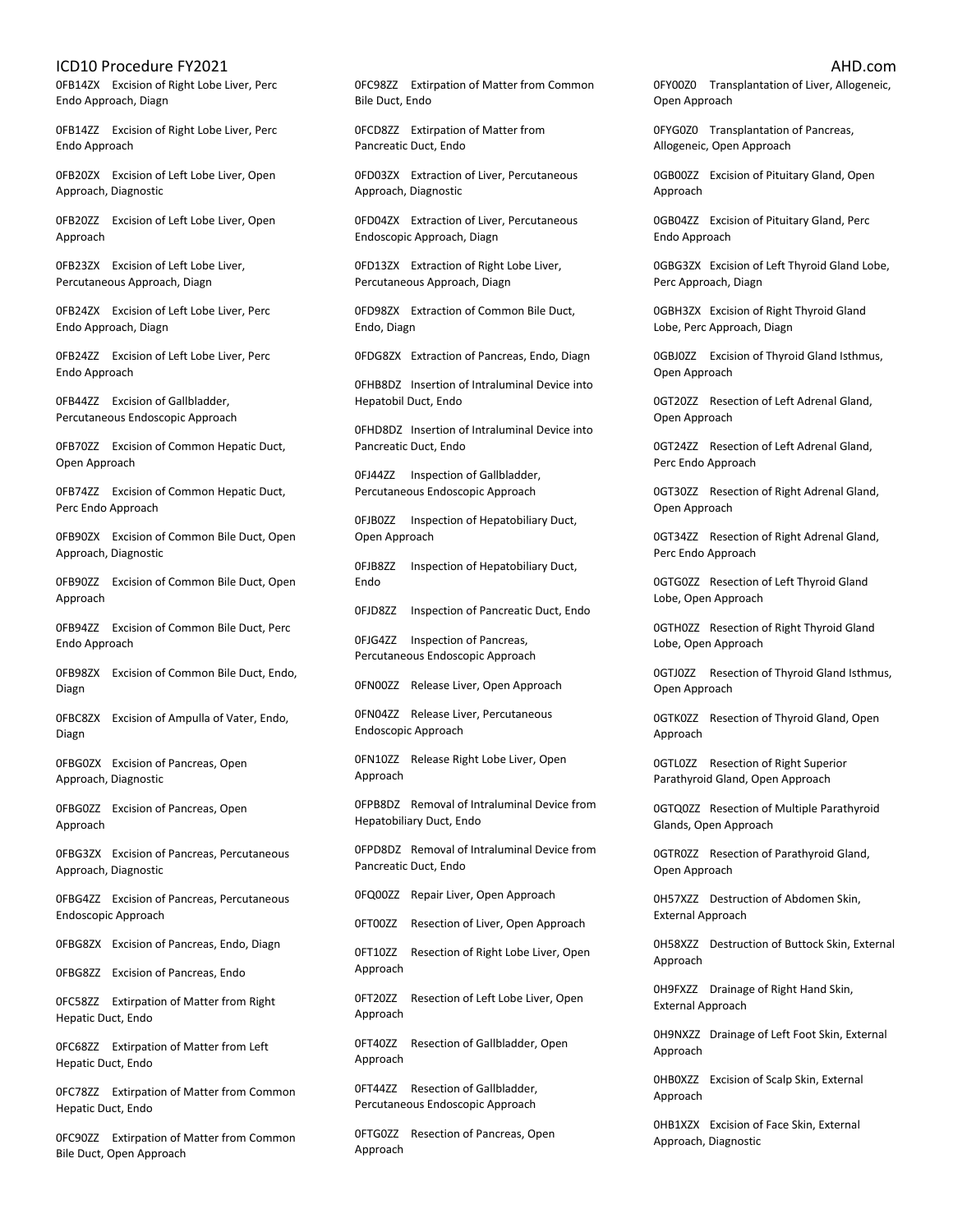0FB14ZX Excision of Right Lobe Liver, Perc Endo Approach, Diagn

0FB14ZZ Excision of Right Lobe Liver, Perc Endo Approach

0FB20ZX Excision of Left Lobe Liver, Open Approach, Diagnostic

0FB20ZZ Excision of Left Lobe Liver, Open Approach

0FB23ZX Excision of Left Lobe Liver, Percutaneous Approach, Diagn

0FB24ZX Excision of Left Lobe Liver, Perc Endo Approach, Diagn

0FB24ZZ Excision of Left Lobe Liver, Perc Endo Approach

0FB44ZZ Excision of Gallbladder, Percutaneous Endoscopic Approach

0FB70ZZ Excision of Common Hepatic Duct, Open Approach

0FB74ZZ Excision of Common Hepatic Duct, Perc Endo Approach

0FB90ZX Excision of Common Bile Duct, Open Approach, Diagnostic

0FB90ZZ Excision of Common Bile Duct, Open Approach

0FB94ZZ Excision of Common Bile Duct, Perc Endo Approach

0FB98ZX Excision of Common Bile Duct, Endo, Diagn

0FBC8ZX Excision of Ampulla of Vater, Endo, Diagn

0FBG0ZX Excision of Pancreas, Open Approach, Diagnostic

0FBG0ZZ Excision of Pancreas, Open Approach

0FBG3ZX Excision of Pancreas, Percutaneous Approach, Diagnostic

0FBG4ZZ Excision of Pancreas, Percutaneous Endoscopic Approach

0FBG8ZX Excision of Pancreas, Endo, Diagn

0FBG8ZZ Excision of Pancreas, Endo

0FC58ZZ Extirpation of Matter from Right Hepatic Duct, Endo

0FC68ZZ Extirpation of Matter from Left Hepatic Duct, Endo

0FC78ZZ Extirpation of Matter from Common Hepatic Duct, Endo

0FC90ZZ Extirpation of Matter from Common Bile Duct, Open Approach

0FC98ZZ Extirpation of Matter from Common Bile Duct, Endo

0FCD8ZZ Extirpation of Matter from Pancreatic Duct, Endo

0FD03ZX Extraction of Liver, Percutaneous Approach, Diagnostic

0FD04ZX Extraction of Liver, Percutaneous Endoscopic Approach, Diagn

0FD13ZX Extraction of Right Lobe Liver, Percutaneous Approach, Diagn

0FD98ZX Extraction of Common Bile Duct, Endo, Diagn

0FDG8ZX Extraction of Pancreas, Endo, Diagn

0FHB8DZ Insertion of Intraluminal Device into Hepatobil Duct, Endo

0FHD8DZ Insertion of Intraluminal Device into Pancreatic Duct, Endo

0FJ44ZZ Inspection of Gallbladder, Percutaneous Endoscopic Approach

0FJB0ZZ Inspection of Hepatobiliary Duct, Open Approach

0FJB8ZZ Inspection of Hepatobiliary Duct, Endo

0FJD8ZZ Inspection of Pancreatic Duct, Endo

0FJG4ZZ Inspection of Pancreas, Percutaneous Endoscopic Approach

0FN00ZZ Release Liver, Open Approach

0FN04ZZ Release Liver, Percutaneous Endoscopic Approach

0FN10ZZ Release Right Lobe Liver, Open Approach

0FPB8DZ Removal of Intraluminal Device from Hepatobiliary Duct, Endo

0FPD8DZ Removal of Intraluminal Device from Pancreatic Duct, Endo

0FQ00ZZ Repair Liver, Open Approach

0FT00ZZ Resection of Liver, Open Approach

0FT10ZZ Resection of Right Lobe Liver, Open Approach

0FT20ZZ Resection of Left Lobe Liver, Open Approach

0FT40ZZ Resection of Gallbladder, Open Approach

0FT44ZZ Resection of Gallbladder, Percutaneous Endoscopic Approach

0FTG0ZZ Resection of Pancreas, Open Approach

0FY00Z0 Transplantation of Liver, Allogeneic, Open Approach

0FYG0Z0 Transplantation of Pancreas, Allogeneic, Open Approach

0GB00ZZ Excision of Pituitary Gland, Open Approach

0GB04ZZ Excision of Pituitary Gland, Perc Endo Approach

0GBG3ZX Excision of Left Thyroid Gland Lobe, Perc Approach, Diagn

0GBH3ZX Excision of Right Thyroid Gland Lobe, Perc Approach, Diagn

0GBJ0ZZ Excision of Thyroid Gland Isthmus, Open Approach

0GT20ZZ Resection of Left Adrenal Gland, Open Approach

0GT24ZZ Resection of Left Adrenal Gland, Perc Endo Approach

0GT30ZZ Resection of Right Adrenal Gland, Open Approach

0GT34ZZ Resection of Right Adrenal Gland, Perc Endo Approach

0GTG0ZZ Resection of Left Thyroid Gland Lobe, Open Approach

0GTH0ZZ Resection of Right Thyroid Gland Lobe, Open Approach

0GTJ0ZZ Resection of Thyroid Gland Isthmus, Open Approach

0GTK0ZZ Resection of Thyroid Gland, Open Approach

0GTL0ZZ Resection of Right Superior Parathyroid Gland, Open Approach

0GTQ0ZZ Resection of Multiple Parathyroid Glands, Open Approach

0GTR0ZZ Resection of Parathyroid Gland, Open Approach

0H57XZZ Destruction of Abdomen Skin, External Approach

0H58XZZ Destruction of Buttock Skin, External Approach

0H9FXZZ Drainage of Right Hand Skin, External Approach

0H9NXZZ Drainage of Left Foot Skin, External Approach

0HB0XZZ Excision of Scalp Skin, External Approach

0HB1XZX Excision of Face Skin, External Approach, Diagnostic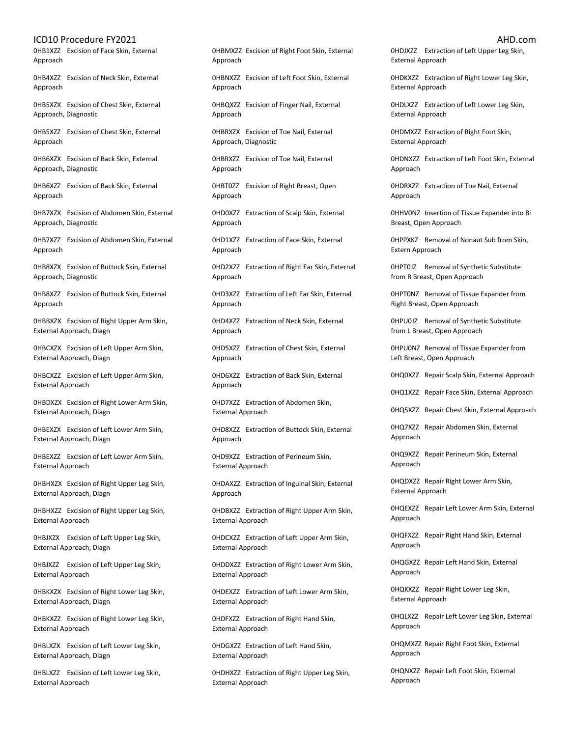0HB1XZZ Excision of Face Skin, External Approach

0HB4XZZ Excision of Neck Skin, External Approach

0HB5XZX Excision of Chest Skin, External Approach, Diagnostic

0HB5XZZ Excision of Chest Skin, External Approach

0HB6XZX Excision of Back Skin, External Approach, Diagnostic

0HB6XZZ Excision of Back Skin, External Approach

0HB7XZX Excision of Abdomen Skin, External Approach, Diagnostic

0HB7XZZ Excision of Abdomen Skin, External Approach

0HB8XZX Excision of Buttock Skin, External Approach, Diagnostic

0HB8XZZ Excision of Buttock Skin, External Approach

0HBBXZX Excision of Right Upper Arm Skin, External Approach, Diagn

0HBCXZX Excision of Left Upper Arm Skin, External Approach, Diagn

0HBCXZZ Excision of Left Upper Arm Skin, External Approach

0HBDXZX Excision of Right Lower Arm Skin, External Approach, Diagn

0HBEXZX Excision of Left Lower Arm Skin, External Approach, Diagn

0HBEXZZ Excision of Left Lower Arm Skin, External Approach

0HBHXZX Excision of Right Upper Leg Skin, External Approach, Diagn

0HBHXZZ Excision of Right Upper Leg Skin, External Approach

0HBJXZX Excision of Left Upper Leg Skin, External Approach, Diagn

0HBJXZZ Excision of Left Upper Leg Skin, External Approach

0HBKXZX Excision of Right Lower Leg Skin, External Approach, Diagn

0HBKXZZ Excision of Right Lower Leg Skin, External Approach

0HBLXZX Excision of Left Lower Leg Skin, External Approach, Diagn

0HBLXZZ Excision of Left Lower Leg Skin, External Approach

0HBMXZZ Excision of Right Foot Skin, External Approach

0HBNXZZ Excision of Left Foot Skin, External Approach

0HBQXZZ Excision of Finger Nail, External Approach

0HBRXZX Excision of Toe Nail, External Approach, Diagnostic

0HBRXZZ Excision of Toe Nail, External Approach

0HBT0ZZ Excision of Right Breast, Open Approach

0HD0XZZ Extraction of Scalp Skin, External Approach

0HD1XZZ Extraction of Face Skin, External Approach

0HD2XZZ Extraction of Right Ear Skin, External Approach

0HD3XZZ Extraction of Left Ear Skin, External Approach

0HD4XZZ Extraction of Neck Skin, External Approach

0HD5XZZ Extraction of Chest Skin, External Approach

0HD6XZZ Extraction of Back Skin, External Approach

0HD7XZZ Extraction of Abdomen Skin, External Approach

0HD8XZZ Extraction of Buttock Skin, External Approach

0HD9XZZ Extraction of Perineum Skin, External Approach

0HDAXZZ Extraction of Inguinal Skin, External Approach

0HDBXZZ Extraction of Right Upper Arm Skin, External Approach

0HDCXZZ Extraction of Left Upper Arm Skin, External Approach

0HDDXZZ Extraction of Right Lower Arm Skin, External Approach

0HDEXZZ Extraction of Left Lower Arm Skin, External Approach

0HDFXZZ Extraction of Right Hand Skin, External Approach

0HDGXZZ Extraction of Left Hand Skin, External Approach

0HDHXZZ Extraction of Right Upper Leg Skin, External Approach

0HDJXZZ Extraction of Left Upper Leg Skin, External Approach

0HDKXZZ Extraction of Right Lower Leg Skin, External Approach

0HDLXZZ Extraction of Left Lower Leg Skin, External Approach

0HDMXZZ Extraction of Right Foot Skin, External Approach

0HDNXZZ Extraction of Left Foot Skin, External Approach

0HDRXZZ Extraction of Toe Nail, External Approach

0HHV0NZ Insertion of Tissue Expander into Bi Breast, Open Approach

0HPPXKZ Removal of Nonaut Sub from Skin, Extern Approach

0HPT0JZ Removal of Synthetic Substitute from R Breast, Open Approach

0HPT0NZ Removal of Tissue Expander from Right Breast, Open Approach

0HPU0JZ Removal of Synthetic Substitute from L Breast, Open Approach

0HPU0NZ Removal of Tissue Expander from Left Breast, Open Approach

0HQ0XZZ Repair Scalp Skin, External Approach

0HQ1XZZ Repair Face Skin, External Approach

0HQ5XZZ Repair Chest Skin, External Approach

0HQ7XZZ Repair Abdomen Skin, External Approach

0HQ9XZZ Repair Perineum Skin, External Approach

0HQDXZZ Repair Right Lower Arm Skin, External Approach

0HQEXZZ Repair Left Lower Arm Skin, External Approach

0HQFXZZ Repair Right Hand Skin, External Approach

0HQGXZZ Repair Left Hand Skin, External Approach

0HQKXZZ Repair Right Lower Leg Skin, External Approach

0HQLXZZ Repair Left Lower Leg Skin, External Approach

0HQMXZZ Repair Right Foot Skin, External Approach

0HQNXZZ Repair Left Foot Skin, External Approach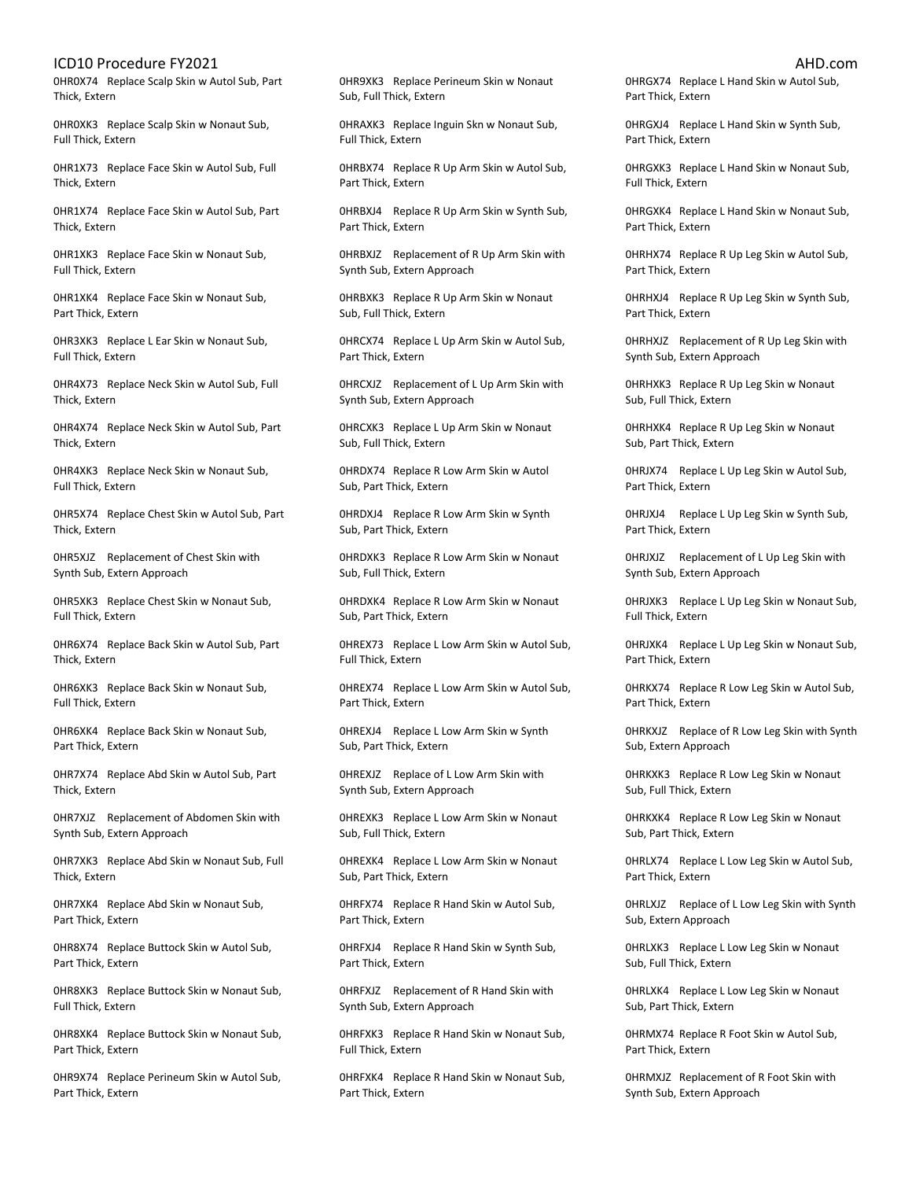0HR0X74 Replace Scalp Skin w Autol Sub, Part Thick, Extern

0HR0XK3 Replace Scalp Skin w Nonaut Sub, Full Thick, Extern

0HR1X73 Replace Face Skin w Autol Sub, Full Thick, Extern

0HR1X74 Replace Face Skin w Autol Sub, Part Thick, Extern

0HR1XK3 Replace Face Skin w Nonaut Sub, Full Thick, Extern

0HR1XK4 Replace Face Skin w Nonaut Sub, Part Thick, Extern

0HR3XK3 Replace L Ear Skin w Nonaut Sub, Full Thick, Extern

0HR4X73 Replace Neck Skin w Autol Sub, Full Thick, Extern

0HR4X74 Replace Neck Skin w Autol Sub, Part Thick, Extern

0HR4XK3 Replace Neck Skin w Nonaut Sub, Full Thick, Extern

0HR5X74 Replace Chest Skin w Autol Sub, Part Thick, Extern

0HR5XJZ Replacement of Chest Skin with Synth Sub, Extern Approach

0HR5XK3 Replace Chest Skin w Nonaut Sub, Full Thick, Extern

0HR6X74 Replace Back Skin w Autol Sub, Part Thick, Extern

0HR6XK3 Replace Back Skin w Nonaut Sub, Full Thick, Extern

0HR6XK4 Replace Back Skin w Nonaut Sub, Part Thick, Extern

0HR7X74 Replace Abd Skin w Autol Sub, Part Thick, Extern

0HR7XJZ Replacement of Abdomen Skin with Synth Sub, Extern Approach

0HR7XK3 Replace Abd Skin w Nonaut Sub, Full Thick, Extern

0HR7XK4 Replace Abd Skin w Nonaut Sub, Part Thick, Extern

0HR8X74 Replace Buttock Skin w Autol Sub, Part Thick, Extern

0HR8XK3 Replace Buttock Skin w Nonaut Sub, Full Thick, Extern

0HR8XK4 Replace Buttock Skin w Nonaut Sub, Part Thick, Extern

0HR9X74 Replace Perineum Skin w Autol Sub, Part Thick, Extern

0HR9XK3 Replace Perineum Skin w Nonaut Sub, Full Thick, Extern

0HRAXK3 Replace Inguin Skn w Nonaut Sub, Full Thick, Extern

0HRBX74 Replace R Up Arm Skin w Autol Sub, Part Thick, Extern

0HRBXJ4 Replace R Up Arm Skin w Synth Sub, Part Thick, Extern

0HRBXJZ Replacement of R Up Arm Skin with Synth Sub, Extern Approach

0HRBXK3 Replace R Up Arm Skin w Nonaut Sub, Full Thick, Extern

0HRCX74 Replace L Up Arm Skin w Autol Sub, Part Thick, Extern

0HRCXJZ Replacement of L Up Arm Skin with Synth Sub, Extern Approach

0HRCXK3 Replace L Up Arm Skin w Nonaut Sub, Full Thick, Extern

0HRDX74 Replace R Low Arm Skin w Autol Sub, Part Thick, Extern

0HRDXJ4 Replace R Low Arm Skin w Synth Sub, Part Thick, Extern

0HRDXK3 Replace R Low Arm Skin w Nonaut Sub, Full Thick, Extern

0HRDXK4 Replace R Low Arm Skin w Nonaut Sub, Part Thick, Extern

0HREX73 Replace L Low Arm Skin w Autol Sub, Full Thick, Extern

0HREX74 Replace L Low Arm Skin w Autol Sub, Part Thick, Extern

0HREXJ4 Replace L Low Arm Skin w Synth Sub, Part Thick, Extern

0HREXJZ Replace of L Low Arm Skin with Synth Sub, Extern Approach

0HREXK3 Replace L Low Arm Skin w Nonaut Sub, Full Thick, Extern

0HREXK4 Replace L Low Arm Skin w Nonaut Sub, Part Thick, Extern

0HRFX74 Replace R Hand Skin w Autol Sub, Part Thick, Extern

0HRFXJ4 Replace R Hand Skin w Synth Sub, Part Thick, Extern

0HRFXJZ Replacement of R Hand Skin with Synth Sub, Extern Approach

0HRFXK3 Replace R Hand Skin w Nonaut Sub, Full Thick, Extern

0HRFXK4 Replace R Hand Skin w Nonaut Sub, Part Thick, Extern

0HRGX74 Replace L Hand Skin w Autol Sub, Part Thick, Extern

0HRGXJ4 Replace L Hand Skin w Synth Sub, Part Thick, Extern

0HRGXK3 Replace L Hand Skin w Nonaut Sub, Full Thick, Extern

0HRGXK4 Replace L Hand Skin w Nonaut Sub, Part Thick, Extern

0HRHX74 Replace R Up Leg Skin w Autol Sub, Part Thick, Extern

0HRHXJ4 Replace R Up Leg Skin w Synth Sub, Part Thick, Extern

0HRHXJZ Replacement of R Up Leg Skin with Synth Sub, Extern Approach

0HRHXK3 Replace R Up Leg Skin w Nonaut Sub, Full Thick, Extern

0HRHXK4 Replace R Up Leg Skin w Nonaut Sub, Part Thick, Extern

0HRJX74 Replace L Up Leg Skin w Autol Sub, Part Thick, Extern

0HRJXJ4 Replace L Up Leg Skin w Synth Sub, Part Thick, Extern

0HRJXJZ Replacement of L Up Leg Skin with Synth Sub, Extern Approach

0HRJXK3 Replace L Up Leg Skin w Nonaut Sub, Full Thick, Extern

0HRJXK4 Replace L Up Leg Skin w Nonaut Sub, Part Thick, Extern

0HRKX74 Replace R Low Leg Skin w Autol Sub, Part Thick, Extern

0HRKXJZ Replace of R Low Leg Skin with Synth Sub, Extern Approach

0HRKXK3 Replace R Low Leg Skin w Nonaut Sub, Full Thick, Extern

0HRKXK4 Replace R Low Leg Skin w Nonaut Sub, Part Thick, Extern

0HRLX74 Replace L Low Leg Skin w Autol Sub, Part Thick, Extern

0HRLXJZ Replace of L Low Leg Skin with Synth Sub, Extern Approach

0HRLXK3 Replace L Low Leg Skin w Nonaut Sub, Full Thick, Extern

0HRLXK4 Replace L Low Leg Skin w Nonaut Sub, Part Thick, Extern

0HRMX74 Replace R Foot Skin w Autol Sub, Part Thick, Extern

0HRMXJZ Replacement of R Foot Skin with Synth Sub, Extern Approach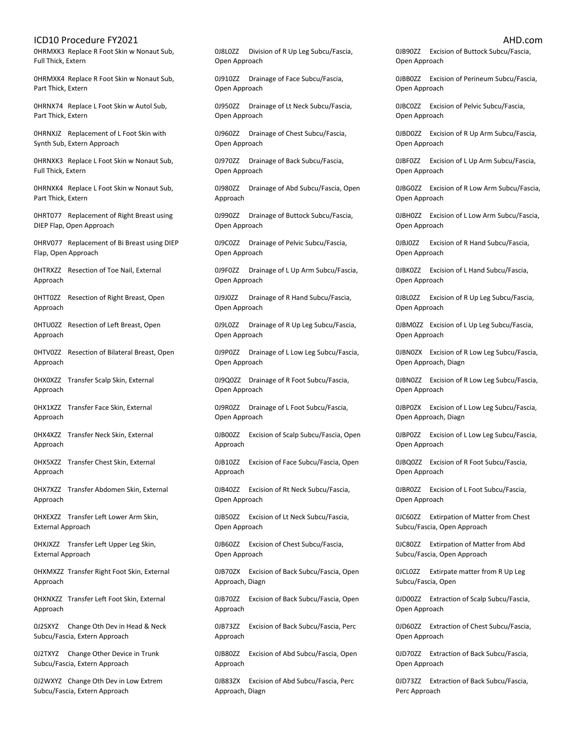0HRMXK3 Replace R Foot Skin w Nonaut Sub, Full Thick, Extern

0HRMXK4 Replace R Foot Skin w Nonaut Sub, Part Thick, Extern

0HRNX74 Replace L Foot Skin w Autol Sub, Part Thick, Extern

0HRNXJZ Replacement of L Foot Skin with Synth Sub, Extern Approach

0HRNXK3 Replace L Foot Skin w Nonaut Sub, Full Thick, Extern

0HRNXK4 Replace L Foot Skin w Nonaut Sub, Part Thick, Extern

0HRT077 Replacement of Right Breast using DIEP Flap, Open Approach

0HRV077 Replacement of Bi Breast using DIEP Flap, Open Approach

0HTRXZZ Resection of Toe Nail, External Approach

0HTT0ZZ Resection of Right Breast, Open Approach

0HTU0ZZ Resection of Left Breast, Open Approach

0HTV0ZZ Resection of Bilateral Breast, Open Approach

0HX0XZZ Transfer Scalp Skin, External Approach

0HX1XZZ Transfer Face Skin, External Approach

0HX4XZZ Transfer Neck Skin, External Approach

0HX5XZZ Transfer Chest Skin, External Approach

0HX7XZZ Transfer Abdomen Skin, External Approach

0HXEXZZ Transfer Left Lower Arm Skin, External Approach

0HXJXZZ Transfer Left Upper Leg Skin, External Approach

0HXMXZZ Transfer Right Foot Skin, External Approach

0HXNXZZ Transfer Left Foot Skin, External Approach

0J2SXYZ Change Oth Dev in Head & Neck Subcu/Fascia, Extern Approach

0J2TXYZ Change Other Device in Trunk Subcu/Fascia, Extern Approach

0J2WXYZ Change Oth Dev in Low Extrem Subcu/Fascia, Extern Approach

0J8L0ZZ Division of R Up Leg Subcu/Fascia, Open Approach

0J910ZZ Drainage of Face Subcu/Fascia, Open Approach

0J950ZZ Drainage of Lt Neck Subcu/Fascia, Open Approach

0J960ZZ Drainage of Chest Subcu/Fascia, Open Approach

0J970ZZ Drainage of Back Subcu/Fascia, Open Approach

0J980ZZ Drainage of Abd Subcu/Fascia, Open Approach

0J990ZZ Drainage of Buttock Subcu/Fascia, Open Approach

0J9C0ZZ Drainage of Pelvic Subcu/Fascia, Open Approach

0J9F0ZZ Drainage of L Up Arm Subcu/Fascia, Open Approach

0J9J0ZZ Drainage of R Hand Subcu/Fascia, Open Approach

0J9L0ZZ Drainage of R Up Leg Subcu/Fascia, Open Approach

0J9P0ZZ Drainage of L Low Leg Subcu/Fascia, Open Approach

0J9Q0ZZ Drainage of R Foot Subcu/Fascia, Open Approach

0J9R0ZZ Drainage of L Foot Subcu/Fascia, Open Approach

0JB00ZZ Excision of Scalp Subcu/Fascia, Open Approach

0JB10ZZ Excision of Face Subcu/Fascia, Open Approach

0JB40ZZ Excision of Rt Neck Subcu/Fascia, Open Approach

0JB50ZZ Excision of Lt Neck Subcu/Fascia, Open Approach

0JB60ZZ Excision of Chest Subcu/Fascia, Open Approach

0JB70ZX Excision of Back Subcu/Fascia, Open Approach, Diagn

0JB70ZZ Excision of Back Subcu/Fascia, Open Approach

0JB73ZZ Excision of Back Subcu/Fascia, Perc Approach

0JB80ZZ Excision of Abd Subcu/Fascia, Open Approach

0JB83ZX Excision of Abd Subcu/Fascia, Perc Approach, Diagn

0JB90ZZ Excision of Buttock Subcu/Fascia, Open Approach

0JBB0ZZ Excision of Perineum Subcu/Fascia, Open Approach

0JBC0ZZ Excision of Pelvic Subcu/Fascia, Open Approach

0JBD0ZZ Excision of R Up Arm Subcu/Fascia, Open Approach

0JBF0ZZ Excision of L Up Arm Subcu/Fascia, Open Approach

0JBG0ZZ Excision of R Low Arm Subcu/Fascia, Open Approach

0JBH0ZZ Excision of L Low Arm Subcu/Fascia, Open Approach

0JBJ0ZZ Excision of R Hand Subcu/Fascia, Open Approach

0JBK0ZZ Excision of L Hand Subcu/Fascia, Open Approach

0JBL0ZZ Excision of R Up Leg Subcu/Fascia, Open Approach

0JBM0ZZ Excision of L Up Leg Subcu/Fascia, Open Approach

0JBN0ZX Excision of R Low Leg Subcu/Fascia, Open Approach, Diagn

0JBN0ZZ Excision of R Low Leg Subcu/Fascia, Open Approach

0JBP0ZX Excision of L Low Leg Subcu/Fascia, Open Approach, Diagn

0JBP0ZZ Excision of L Low Leg Subcu/Fascia, Open Approach

0JBQ0ZZ Excision of R Foot Subcu/Fascia, Open Approach

0JBR0ZZ Excision of L Foot Subcu/Fascia, Open Approach

0JC60ZZ Extirpation of Matter from Chest Subcu/Fascia, Open Approach

0JC80ZZ Extirpation of Matter from Abd Subcu/Fascia, Open Approach

0JCL0ZZ Extirpate matter from R Up Leg Subcu/Fascia, Open

0JD00ZZ Extraction of Scalp Subcu/Fascia, Open Approach

0JD60ZZ Extraction of Chest Subcu/Fascia, Open Approach

0JD70ZZ Extraction of Back Subcu/Fascia, Open Approach

0JD73ZZ Extraction of Back Subcu/Fascia, Perc Approach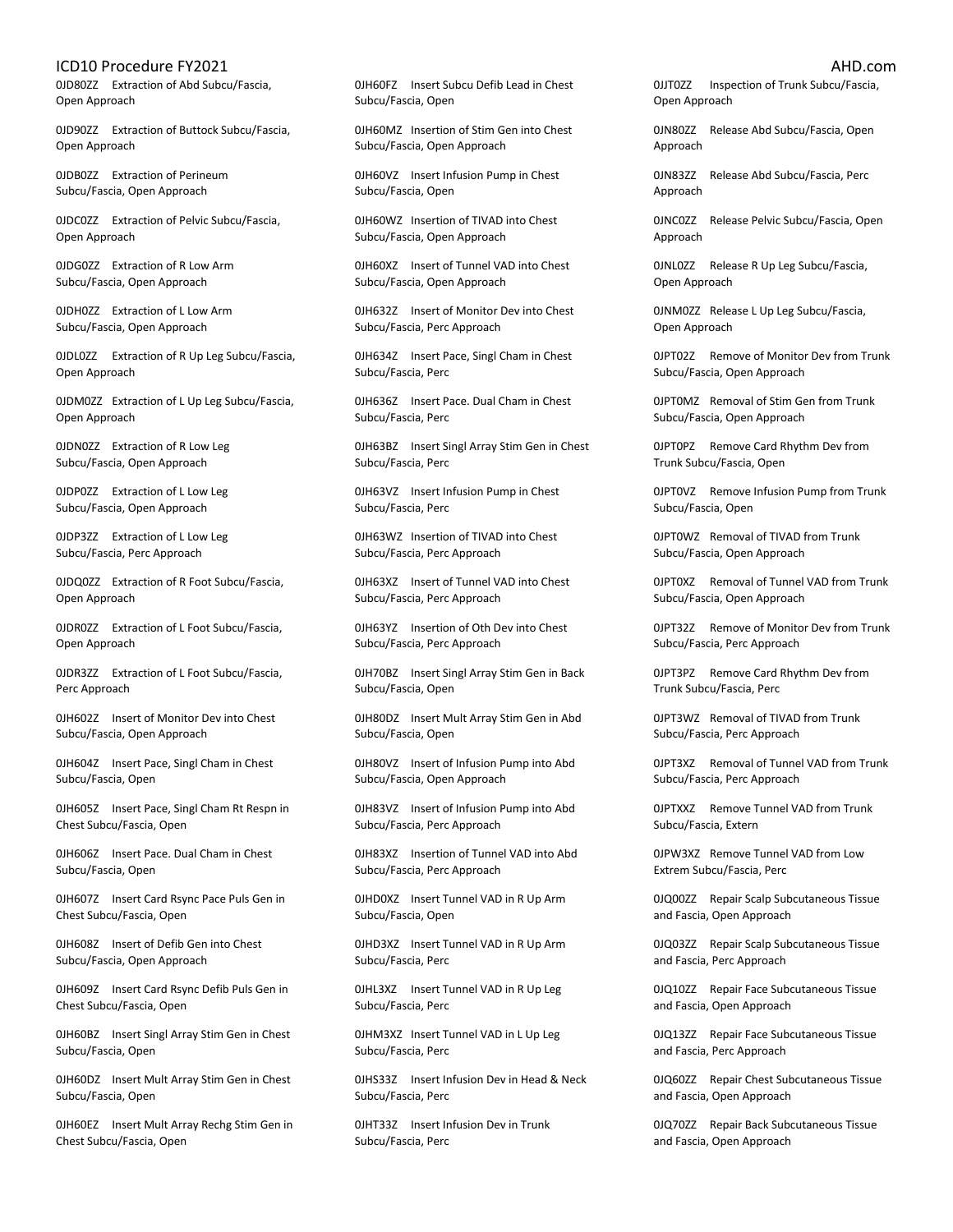0JD80ZZ Extraction of Abd Subcu/Fascia, Open Approach

0JD90ZZ Extraction of Buttock Subcu/Fascia, Open Approach

0JDB0ZZ Extraction of Perineum Subcu/Fascia, Open Approach

0JDC0ZZ Extraction of Pelvic Subcu/Fascia, Open Approach

0JDG0ZZ Extraction of R Low Arm Subcu/Fascia, Open Approach

0JDH0ZZ Extraction of L Low Arm Subcu/Fascia, Open Approach

0JDL0ZZ Extraction of R Up Leg Subcu/Fascia, Open Approach

0JDM0ZZ Extraction of L Up Leg Subcu/Fascia, Open Approach

0JDN0ZZ Extraction of R Low Leg Subcu/Fascia, Open Approach

0JDP0ZZ Extraction of L Low Leg Subcu/Fascia, Open Approach

0JDP3ZZ Extraction of L Low Leg Subcu/Fascia, Perc Approach

0JDQ0ZZ Extraction of R Foot Subcu/Fascia, Open Approach

0JDR0ZZ Extraction of L Foot Subcu/Fascia, Open Approach

0JDR3ZZ Extraction of L Foot Subcu/Fascia, Perc Approach

0JH602Z Insert of Monitor Dev into Chest Subcu/Fascia, Open Approach

0JH604Z Insert Pace, Singl Cham in Chest Subcu/Fascia, Open

0JH605Z Insert Pace, Singl Cham Rt Respn in Chest Subcu/Fascia, Open

0JH606Z Insert Pace. Dual Cham in Chest Subcu/Fascia, Open

0JH607Z Insert Card Rsync Pace Puls Gen in Chest Subcu/Fascia, Open

0JH608Z Insert of Defib Gen into Chest Subcu/Fascia, Open Approach

0JH609Z Insert Card Rsync Defib Puls Gen in Chest Subcu/Fascia, Open

0JH60BZ Insert Singl Array Stim Gen in Chest Subcu/Fascia, Open

0JH60DZ Insert Mult Array Stim Gen in Chest Subcu/Fascia, Open

0JH60EZ Insert Mult Array Rechg Stim Gen in Chest Subcu/Fascia, Open

0JH60FZ Insert Subcu Defib Lead in Chest Subcu/Fascia, Open

0JH60MZ Insertion of Stim Gen into Chest Subcu/Fascia, Open Approach

0JH60VZ Insert Infusion Pump in Chest Subcu/Fascia, Open

0JH60WZ Insertion of TIVAD into Chest Subcu/Fascia, Open Approach

0JH60XZ Insert of Tunnel VAD into Chest Subcu/Fascia, Open Approach

0JH632Z Insert of Monitor Dev into Chest Subcu/Fascia, Perc Approach

0JH634Z Insert Pace, Singl Cham in Chest Subcu/Fascia, Perc

0JH636Z Insert Pace. Dual Cham in Chest Subcu/Fascia, Perc

0JH63BZ Insert Singl Array Stim Gen in Chest Subcu/Fascia, Perc

0JH63VZ Insert Infusion Pump in Chest Subcu/Fascia, Perc

0JH63WZ Insertion of TIVAD into Chest Subcu/Fascia, Perc Approach

0JH63XZ Insert of Tunnel VAD into Chest Subcu/Fascia, Perc Approach

0JH63YZ Insertion of Oth Dev into Chest Subcu/Fascia, Perc Approach

0JH70BZ Insert Singl Array Stim Gen in Back Subcu/Fascia, Open

0JH80DZ Insert Mult Array Stim Gen in Abd Subcu/Fascia, Open

0JH80VZ Insert of Infusion Pump into Abd Subcu/Fascia, Open Approach

0JH83VZ Insert of Infusion Pump into Abd Subcu/Fascia, Perc Approach

0JH83XZ Insertion of Tunnel VAD into Abd Subcu/Fascia, Perc Approach

0JHD0XZ Insert Tunnel VAD in R Up Arm Subcu/Fascia, Open

0JHD3XZ Insert Tunnel VAD in R Up Arm Subcu/Fascia, Perc

0JHL3XZ Insert Tunnel VAD in R Up Leg Subcu/Fascia, Perc

0JHM3XZ Insert Tunnel VAD in L Up Leg Subcu/Fascia, Perc

0JHS33Z Insert Infusion Dev in Head & Neck Subcu/Fascia, Perc

0JHT33Z Insert Infusion Dev in Trunk Subcu/Fascia, Perc

0JJT0ZZ Inspection of Trunk Subcu/Fascia, Open Approach

0JN80ZZ Release Abd Subcu/Fascia, Open Approach

0JN83ZZ Release Abd Subcu/Fascia, Perc Approach

0JNC0ZZ Release Pelvic Subcu/Fascia, Open Approach

0JNL0ZZ Release R Up Leg Subcu/Fascia, Open Approach

0JNM0ZZ Release L Up Leg Subcu/Fascia, Open Approach

0JPT02Z Remove of Monitor Dev from Trunk Subcu/Fascia, Open Approach

0JPT0MZ Removal of Stim Gen from Trunk Subcu/Fascia, Open Approach

0JPT0PZ Remove Card Rhythm Dev from Trunk Subcu/Fascia, Open

0JPT0VZ Remove Infusion Pump from Trunk Subcu/Fascia, Open

0JPT0WZ Removal of TIVAD from Trunk Subcu/Fascia, Open Approach

0JPT0XZ Removal of Tunnel VAD from Trunk Subcu/Fascia, Open Approach

0JPT32Z Remove of Monitor Dev from Trunk Subcu/Fascia, Perc Approach

0JPT3PZ Remove Card Rhythm Dev from Trunk Subcu/Fascia, Perc

0JPT3WZ Removal of TIVAD from Trunk Subcu/Fascia, Perc Approach

0JPT3XZ Removal of Tunnel VAD from Trunk Subcu/Fascia, Perc Approach

0JPTXXZ Remove Tunnel VAD from Trunk Subcu/Fascia, Extern

0JPW3XZ Remove Tunnel VAD from Low Extrem Subcu/Fascia, Perc

0JQ00ZZ Repair Scalp Subcutaneous Tissue and Fascia, Open Approach

0JQ03ZZ Repair Scalp Subcutaneous Tissue and Fascia, Perc Approach

0JQ10ZZ Repair Face Subcutaneous Tissue and Fascia, Open Approach

0JQ13ZZ Repair Face Subcutaneous Tissue and Fascia, Perc Approach

0JQ60ZZ Repair Chest Subcutaneous Tissue and Fascia, Open Approach

0JQ70ZZ Repair Back Subcutaneous Tissue and Fascia, Open Approach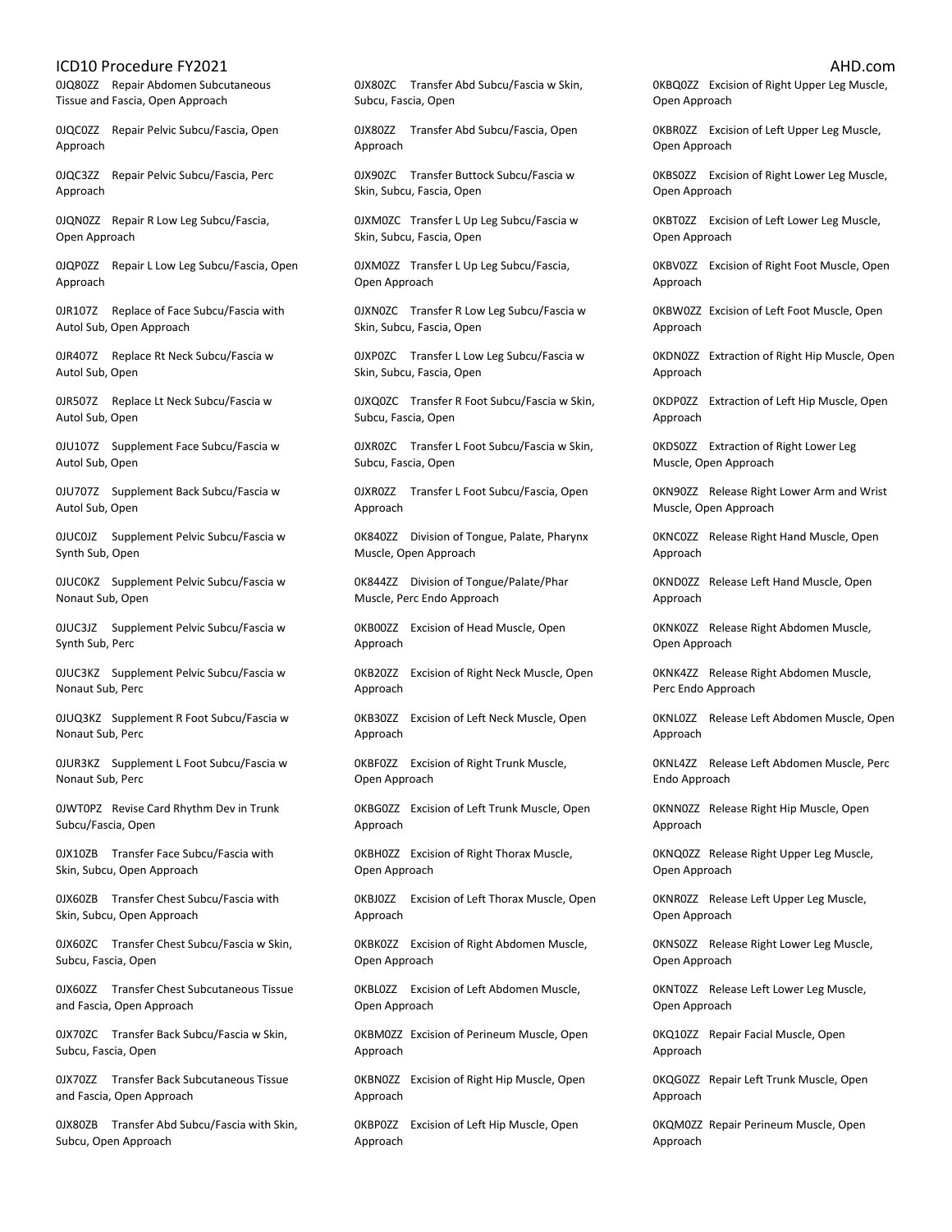0JQ80ZZ Repair Abdomen Subcutaneous Tissue and Fascia, Open Approach

0JQC0ZZ Repair Pelvic Subcu/Fascia, Open Approach

0JQC3ZZ Repair Pelvic Subcu/Fascia, Perc Approach

0JQN0ZZ Repair R Low Leg Subcu/Fascia, Open Approach

0JQP0ZZ Repair L Low Leg Subcu/Fascia, Open Approach

0JR107Z Replace of Face Subcu/Fascia with Autol Sub, Open Approach

0JR407Z Replace Rt Neck Subcu/Fascia w Autol Sub, Open

0JR507Z Replace Lt Neck Subcu/Fascia w Autol Sub, Open

0JU107Z Supplement Face Subcu/Fascia w Autol Sub, Open

0JU707Z Supplement Back Subcu/Fascia w Autol Sub, Open

0JUC0JZ Supplement Pelvic Subcu/Fascia w Synth Sub, Open

0JUC0KZ Supplement Pelvic Subcu/Fascia w Nonaut Sub, Open

0JUC3JZ Supplement Pelvic Subcu/Fascia w Synth Sub, Perc

0JUC3KZ Supplement Pelvic Subcu/Fascia w Nonaut Sub, Perc

0JUQ3KZ Supplement R Foot Subcu/Fascia w Nonaut Sub, Perc

0JUR3KZ Supplement L Foot Subcu/Fascia w Nonaut Sub, Perc

0JWT0PZ Revise Card Rhythm Dev in Trunk Subcu/Fascia, Open

0JX10ZB Transfer Face Subcu/Fascia with Skin, Subcu, Open Approach

0JX60ZB Transfer Chest Subcu/Fascia with Skin, Subcu, Open Approach

0JX60ZC Transfer Chest Subcu/Fascia w Skin, Subcu, Fascia, Open

0JX60ZZ Transfer Chest Subcutaneous Tissue and Fascia, Open Approach

0JX70ZC Transfer Back Subcu/Fascia w Skin, Subcu, Fascia, Open

0JX70ZZ Transfer Back Subcutaneous Tissue and Fascia, Open Approach

0JX80ZB Transfer Abd Subcu/Fascia with Skin, Subcu, Open Approach

0JX80ZC Transfer Abd Subcu/Fascia w Skin, Subcu, Fascia, Open

0JX80ZZ Transfer Abd Subcu/Fascia, Open Approach

0JX90ZC Transfer Buttock Subcu/Fascia w Skin, Subcu, Fascia, Open

0JXM0ZC Transfer L Up Leg Subcu/Fascia w Skin, Subcu, Fascia, Open

0JXM0ZZ Transfer L Up Leg Subcu/Fascia, Open Approach

0JXN0ZC Transfer R Low Leg Subcu/Fascia w Skin, Subcu, Fascia, Open

0JXP0ZC Transfer L Low Leg Subcu/Fascia w Skin, Subcu, Fascia, Open

0JXQ0ZC Transfer R Foot Subcu/Fascia w Skin, Subcu, Fascia, Open

0JXR0ZC Transfer L Foot Subcu/Fascia w Skin, Subcu, Fascia, Open

0JXR0ZZ Transfer L Foot Subcu/Fascia, Open Approach

0K840ZZ Division of Tongue, Palate, Pharynx Muscle, Open Approach

0K844ZZ Division of Tongue/Palate/Phar Muscle, Perc Endo Approach

0KB00ZZ Excision of Head Muscle, Open Approach

0KB20ZZ Excision of Right Neck Muscle, Open Approach

0KB30ZZ Excision of Left Neck Muscle, Open Approach

0KBF0ZZ Excision of Right Trunk Muscle, Open Approach

0KBG0ZZ Excision of Left Trunk Muscle, Open Approach

0KBH0ZZ Excision of Right Thorax Muscle, Open Approach

0KBJ0ZZ Excision of Left Thorax Muscle, Open Approach

0KBK0ZZ Excision of Right Abdomen Muscle, Open Approach

0KBL0ZZ Excision of Left Abdomen Muscle, Open Approach

0KBM0ZZ Excision of Perineum Muscle, Open Approach

0KBN0ZZ Excision of Right Hip Muscle, Open Approach

0KBP0ZZ Excision of Left Hip Muscle, Open Approach

0KBQ0ZZ Excision of Right Upper Leg Muscle, Open Approach

0KBR0ZZ Excision of Left Upper Leg Muscle, Open Approach

0KBS0ZZ Excision of Right Lower Leg Muscle, Open Approach

0KBT0ZZ Excision of Left Lower Leg Muscle, Open Approach

0KBV0ZZ Excision of Right Foot Muscle, Open Approach

0KBW0ZZ Excision of Left Foot Muscle, Open Approach

0KDN0ZZ Extraction of Right Hip Muscle, Open Approach

0KDP0ZZ Extraction of Left Hip Muscle, Open Approach

0KDS0ZZ Extraction of Right Lower Leg Muscle, Open Approach

0KN90ZZ Release Right Lower Arm and Wrist Muscle, Open Approach

0KNC0ZZ Release Right Hand Muscle, Open Approach

0KND0ZZ Release Left Hand Muscle, Open Approach

0KNK0ZZ Release Right Abdomen Muscle, Open Approach

0KNK4ZZ Release Right Abdomen Muscle, Perc Endo Approach

0KNL0ZZ Release Left Abdomen Muscle, Open Approach

0KNL4ZZ Release Left Abdomen Muscle, Perc Endo Approach

0KNN0ZZ Release Right Hip Muscle, Open Approach

0KNQ0ZZ Release Right Upper Leg Muscle, Open Approach

0KNR0ZZ Release Left Upper Leg Muscle, Open Approach

0KNS0ZZ Release Right Lower Leg Muscle, Open Approach

0KNT0ZZ Release Left Lower Leg Muscle, Open Approach

0KQ10ZZ Repair Facial Muscle, Open Approach

0KQG0ZZ Repair Left Trunk Muscle, Open Approach

0KQM0ZZ Repair Perineum Muscle, Open Approach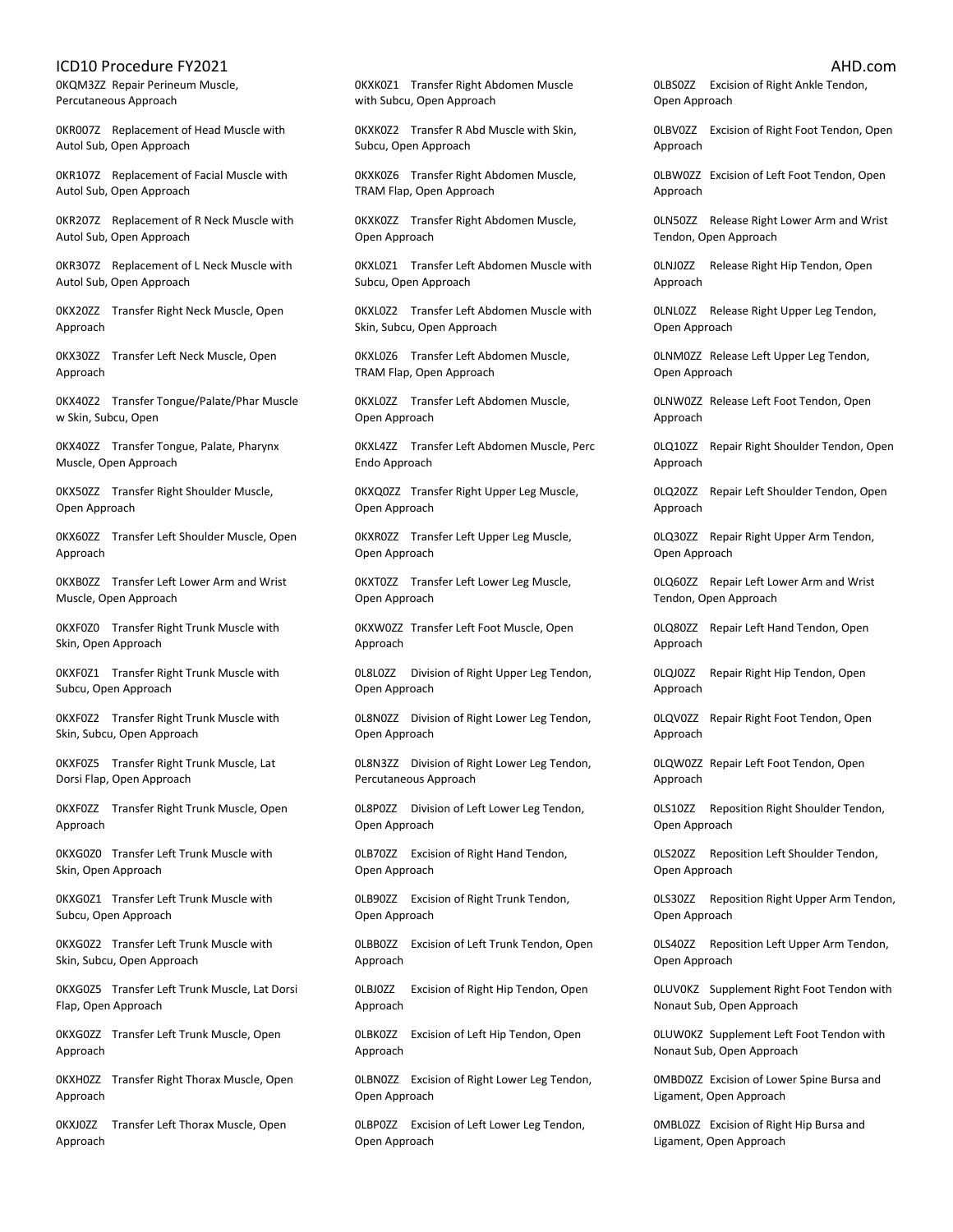0KQM3ZZ Repair Perineum Muscle, Percutaneous Approach

0KR007Z Replacement of Head Muscle with Autol Sub, Open Approach

0KR107Z Replacement of Facial Muscle with Autol Sub, Open Approach

0KR207Z Replacement of R Neck Muscle with Autol Sub, Open Approach

0KR307Z Replacement of L Neck Muscle with Autol Sub, Open Approach

0KX20ZZ Transfer Right Neck Muscle, Open Approach

0KX30ZZ Transfer Left Neck Muscle, Open Approach

0KX40Z2 Transfer Tongue/Palate/Phar Muscle w Skin, Subcu, Open

0KX40ZZ Transfer Tongue, Palate, Pharynx Muscle, Open Approach

0KX50ZZ Transfer Right Shoulder Muscle, Open Approach

0KX60ZZ Transfer Left Shoulder Muscle, Open Approach

0KXB0ZZ Transfer Left Lower Arm and Wrist Muscle, Open Approach

0KXF0Z0 Transfer Right Trunk Muscle with Skin, Open Approach

0KXF0Z1 Transfer Right Trunk Muscle with Subcu, Open Approach

0KXF0Z2 Transfer Right Trunk Muscle with Skin, Subcu, Open Approach

0KXF0Z5 Transfer Right Trunk Muscle, Lat Dorsi Flap, Open Approach

0KXF0ZZ Transfer Right Trunk Muscle, Open Approach

0KXG0Z0 Transfer Left Trunk Muscle with Skin, Open Approach

0KXG0Z1 Transfer Left Trunk Muscle with Subcu, Open Approach

0KXG0Z2 Transfer Left Trunk Muscle with Skin, Subcu, Open Approach

0KXG0Z5 Transfer Left Trunk Muscle, Lat Dorsi Flap, Open Approach

0KXG0ZZ Transfer Left Trunk Muscle, Open Approach

0KXH0ZZ Transfer Right Thorax Muscle, Open Approach

0KXJ0ZZ Transfer Left Thorax Muscle, Open Approach

0KXK0Z1 Transfer Right Abdomen Muscle with Subcu, Open Approach

0KXK0Z2 Transfer R Abd Muscle with Skin, Subcu, Open Approach

0KXK0Z6 Transfer Right Abdomen Muscle, TRAM Flap, Open Approach

0KXK0ZZ Transfer Right Abdomen Muscle, Open Approach

0KXL0Z1 Transfer Left Abdomen Muscle with Subcu, Open Approach

0KXL0Z2 Transfer Left Abdomen Muscle with Skin, Subcu, Open Approach

0KXL0Z6 Transfer Left Abdomen Muscle, TRAM Flap, Open Approach

0KXL0ZZ Transfer Left Abdomen Muscle, Open Approach

0KXL4ZZ Transfer Left Abdomen Muscle, Perc Endo Approach

0KXQ0ZZ Transfer Right Upper Leg Muscle, Open Approach

0KXR0ZZ Transfer Left Upper Leg Muscle, Open Approach

0KXT0ZZ Transfer Left Lower Leg Muscle, Open Approach

0KXW0ZZ Transfer Left Foot Muscle, Open Approach

0L8L0ZZ Division of Right Upper Leg Tendon, Open Approach

0L8N0ZZ Division of Right Lower Leg Tendon, Open Approach

0L8N3ZZ Division of Right Lower Leg Tendon, Percutaneous Approach

0L8P0ZZ Division of Left Lower Leg Tendon, Open Approach

0LB70ZZ Excision of Right Hand Tendon, Open Approach

0LB90ZZ Excision of Right Trunk Tendon, Open Approach

0LBB0ZZ Excision of Left Trunk Tendon, Open Approach

0LBJ0ZZ Excision of Right Hip Tendon, Open Approach

0LBK0ZZ Excision of Left Hip Tendon, Open Approach

0LBN0ZZ Excision of Right Lower Leg Tendon, Open Approach

0LBP0ZZ Excision of Left Lower Leg Tendon, Open Approach

0LBS0ZZ Excision of Right Ankle Tendon, Open Approach

0LBV0ZZ Excision of Right Foot Tendon, Open Approach

0LBW0ZZ Excision of Left Foot Tendon, Open Approach

0LN50ZZ Release Right Lower Arm and Wrist Tendon, Open Approach

0LNJ0ZZ Release Right Hip Tendon, Open Approach

0LNL0ZZ Release Right Upper Leg Tendon, Open Approach

0LNM0ZZ Release Left Upper Leg Tendon, Open Approach

0LNW0ZZ Release Left Foot Tendon, Open Approach

0LQ10ZZ Repair Right Shoulder Tendon, Open Approach

0LQ20ZZ Repair Left Shoulder Tendon, Open Approach

0LQ30ZZ Repair Right Upper Arm Tendon, Open Approach

0LQ60ZZ Repair Left Lower Arm and Wrist Tendon, Open Approach

0LQ80ZZ Repair Left Hand Tendon, Open Approach

0LQJ0ZZ Repair Right Hip Tendon, Open Approach

0LQV0ZZ Repair Right Foot Tendon, Open Approach

0LQW0ZZ Repair Left Foot Tendon, Open Approach

0LS10ZZ Reposition Right Shoulder Tendon, Open Approach

0LS20ZZ Reposition Left Shoulder Tendon, Open Approach

0LS30ZZ Reposition Right Upper Arm Tendon, Open Approach

0LS40ZZ Reposition Left Upper Arm Tendon, Open Approach

0LUV0KZ Supplement Right Foot Tendon with Nonaut Sub, Open Approach

0LUW0KZ Supplement Left Foot Tendon with Nonaut Sub, Open Approach

0MBD0ZZ Excision of Lower Spine Bursa and Ligament, Open Approach

0MBL0ZZ Excision of Right Hip Bursa and Ligament, Open Approach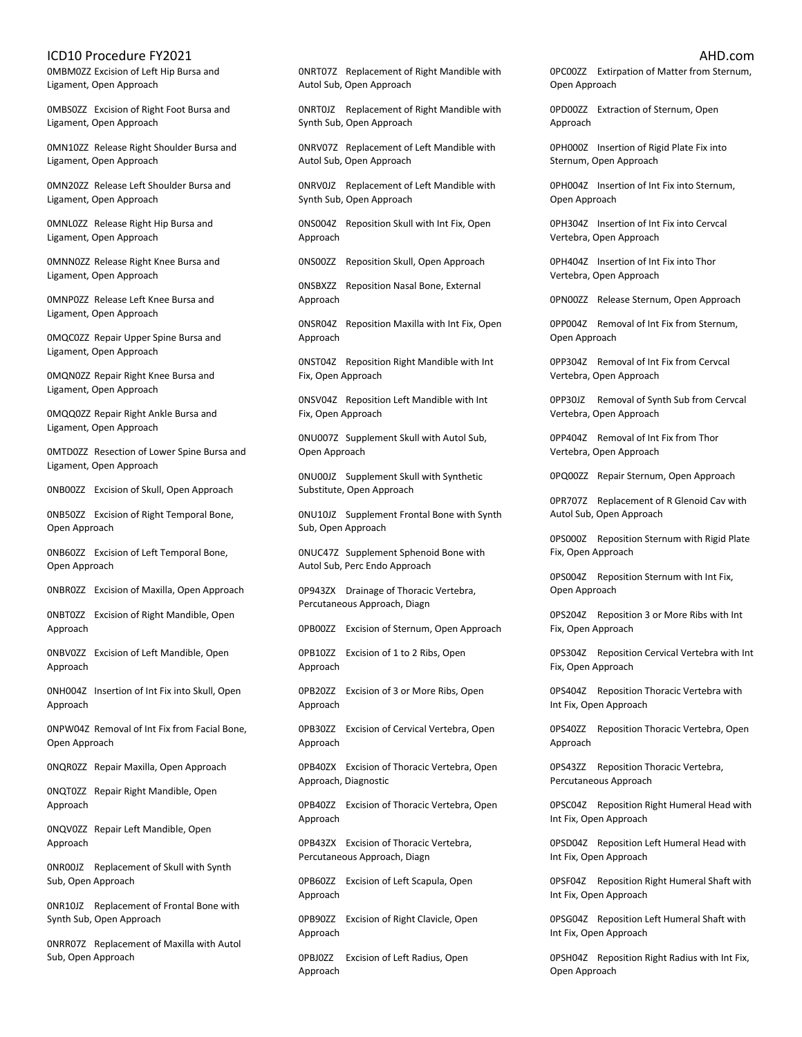0MBM0ZZ Excision of Left Hip Bursa and Ligament, Open Approach

0MBS0ZZ Excision of Right Foot Bursa and Ligament, Open Approach

0MN10ZZ Release Right Shoulder Bursa and Ligament, Open Approach

0MN20ZZ Release Left Shoulder Bursa and Ligament, Open Approach

0MNL0ZZ Release Right Hip Bursa and Ligament, Open Approach

0MNN0ZZ Release Right Knee Bursa and Ligament, Open Approach

0MNP0ZZ Release Left Knee Bursa and Ligament, Open Approach

0MQC0ZZ Repair Upper Spine Bursa and Ligament, Open Approach

0MQN0ZZ Repair Right Knee Bursa and Ligament, Open Approach

0MQQ0ZZ Repair Right Ankle Bursa and Ligament, Open Approach

0MTD0ZZ Resection of Lower Spine Bursa and Ligament, Open Approach

0NB00ZZ Excision of Skull, Open Approach

0NB50ZZ Excision of Right Temporal Bone, Open Approach

0NB60ZZ Excision of Left Temporal Bone, Open Approach

0NBR0ZZ Excision of Maxilla, Open Approach

0NBT0ZZ Excision of Right Mandible, Open Approach

0NBV0ZZ Excision of Left Mandible, Open Approach

0NH004Z Insertion of Int Fix into Skull, Open Approach

0NPW04Z Removal of Int Fix from Facial Bone, Open Approach

0NQR0ZZ Repair Maxilla, Open Approach

0NQT0ZZ Repair Right Mandible, Open Approach

0NQV0ZZ Repair Left Mandible, Open Approach

0NR00JZ Replacement of Skull with Synth Sub, Open Approach

0NR10JZ Replacement of Frontal Bone with Synth Sub, Open Approach

0NRR07Z Replacement of Maxilla with Autol Sub, Open Approach

0NRT07Z Replacement of Right Mandible with Autol Sub, Open Approach

0NRT0JZ Replacement of Right Mandible with Synth Sub, Open Approach

0NRV07Z Replacement of Left Mandible with Autol Sub, Open Approach

0NRV0JZ Replacement of Left Mandible with Synth Sub, Open Approach

0NS004Z Reposition Skull with Int Fix, Open Approach

0NS00ZZ Reposition Skull, Open Approach

0NSBXZZ Reposition Nasal Bone, External Approach

0NSR04Z Reposition Maxilla with Int Fix, Open Approach

0NST04Z Reposition Right Mandible with Int Fix, Open Approach

0NSV04Z Reposition Left Mandible with Int Fix, Open Approach

0NU007Z Supplement Skull with Autol Sub, Open Approach

0NU00JZ Supplement Skull with Synthetic Substitute, Open Approach

0NU10JZ Supplement Frontal Bone with Synth Sub, Open Approach

0NUC47Z Supplement Sphenoid Bone with Autol Sub, Perc Endo Approach

0P943ZX Drainage of Thoracic Vertebra, Percutaneous Approach, Diagn

0PB00ZZ Excision of Sternum, Open Approach

0PB10ZZ Excision of 1 to 2 Ribs, Open Approach

0PB20ZZ Excision of 3 or More Ribs, Open Approach

0PB30ZZ Excision of Cervical Vertebra, Open Approach

0PB40ZX Excision of Thoracic Vertebra, Open Approach, Diagnostic

0PB40ZZ Excision of Thoracic Vertebra, Open Approach

0PB43ZX Excision of Thoracic Vertebra, Percutaneous Approach, Diagn

0PB60ZZ Excision of Left Scapula, Open Approach

0PB90ZZ Excision of Right Clavicle, Open Approach

0PBJ0ZZ Excision of Left Radius, Open Approach

0PC00ZZ Extirpation of Matter from Sternum, Open Approach

0PD00ZZ Extraction of Sternum, Open Approach

0PH000Z Insertion of Rigid Plate Fix into Sternum, Open Approach

0PH004Z Insertion of Int Fix into Sternum, Open Approach

0PH304Z Insertion of Int Fix into Cervcal Vertebra, Open Approach

0PH404Z Insertion of Int Fix into Thor Vertebra, Open Approach

0PN00ZZ Release Sternum, Open Approach

0PP004Z Removal of Int Fix from Sternum, Open Approach

0PP304Z Removal of Int Fix from Cervcal Vertebra, Open Approach

0PP30JZ Removal of Synth Sub from Cervcal Vertebra, Open Approach

0PP404Z Removal of Int Fix from Thor Vertebra, Open Approach

0PQ00ZZ Repair Sternum, Open Approach

0PR707Z Replacement of R Glenoid Cav with Autol Sub, Open Approach

0PS000Z Reposition Sternum with Rigid Plate Fix, Open Approach

0PS004Z Reposition Sternum with Int Fix, Open Approach

0PS204Z Reposition 3 or More Ribs with Int Fix, Open Approach

0PS304Z Reposition Cervical Vertebra with Int Fix, Open Approach

0PS404Z Reposition Thoracic Vertebra with Int Fix, Open Approach

0PS40ZZ Reposition Thoracic Vertebra, Open Approach

0PS43ZZ Reposition Thoracic Vertebra, Percutaneous Approach

0PSC04Z Reposition Right Humeral Head with Int Fix, Open Approach

0PSD04Z Reposition Left Humeral Head with Int Fix, Open Approach

0PSF04Z Reposition Right Humeral Shaft with Int Fix, Open Approach

0PSG04Z Reposition Left Humeral Shaft with Int Fix, Open Approach

0PSH04Z Reposition Right Radius with Int Fix, Open Approach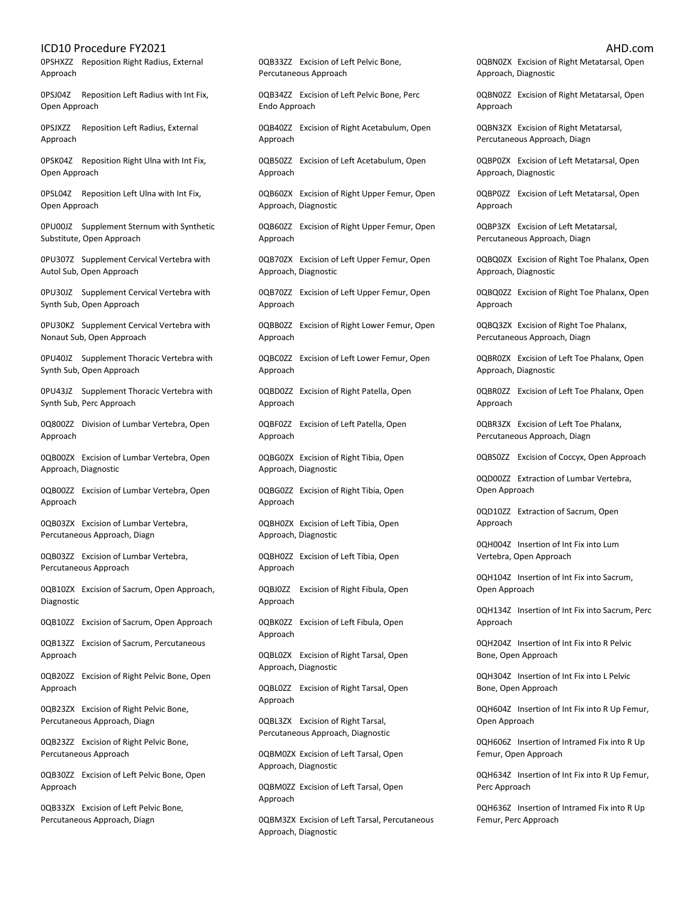0PSHXZZ Reposition Right Radius, External Approach

0PSJ04Z Reposition Left Radius with Int Fix, Open Approach

0PSJXZZ Reposition Left Radius, External Approach

0PSK04Z Reposition Right Ulna with Int Fix, Open Approach

0PSL04Z Reposition Left Ulna with Int Fix, Open Approach

0PU00JZ Supplement Sternum with Synthetic Substitute, Open Approach

0PU307Z Supplement Cervical Vertebra with Autol Sub, Open Approach

0PU30JZ Supplement Cervical Vertebra with Synth Sub, Open Approach

0PU30KZ Supplement Cervical Vertebra with Nonaut Sub, Open Approach

0PU40JZ Supplement Thoracic Vertebra with Synth Sub, Open Approach

0PU43JZ Supplement Thoracic Vertebra with Synth Sub, Perc Approach

0Q800ZZ Division of Lumbar Vertebra, Open Approach

0QB00ZX Excision of Lumbar Vertebra, Open Approach, Diagnostic

0QB00ZZ Excision of Lumbar Vertebra, Open Approach

0QB03ZX Excision of Lumbar Vertebra, Percutaneous Approach, Diagn

0QB03ZZ Excision of Lumbar Vertebra, Percutaneous Approach

0QB10ZX Excision of Sacrum, Open Approach, Diagnostic

0QB10ZZ Excision of Sacrum, Open Approach

0QB13ZZ Excision of Sacrum, Percutaneous Approach

0QB20ZZ Excision of Right Pelvic Bone, Open Approach

0QB23ZX Excision of Right Pelvic Bone, Percutaneous Approach, Diagn

0QB23ZZ Excision of Right Pelvic Bone, Percutaneous Approach

0QB30ZZ Excision of Left Pelvic Bone, Open Approach

0QB33ZX Excision of Left Pelvic Bone, Percutaneous Approach, Diagn

0QB33ZZ Excision of Left Pelvic Bone, Percutaneous Approach

0QB34ZZ Excision of Left Pelvic Bone, Perc Endo Approach

0QB40ZZ Excision of Right Acetabulum, Open Approach

0QB50ZZ Excision of Left Acetabulum, Open Approach

0QB60ZX Excision of Right Upper Femur, Open Approach, Diagnostic

0QB60ZZ Excision of Right Upper Femur, Open Approach

0QB70ZX Excision of Left Upper Femur, Open Approach, Diagnostic

0QB70ZZ Excision of Left Upper Femur, Open Approach

0QBB0ZZ Excision of Right Lower Femur, Open Approach

0QBC0ZZ Excision of Left Lower Femur, Open Approach

0QBD0ZZ Excision of Right Patella, Open Approach

0QBF0ZZ Excision of Left Patella, Open Approach

0QBG0ZX Excision of Right Tibia, Open Approach, Diagnostic

0QBG0ZZ Excision of Right Tibia, Open Approach

0QBH0ZX Excision of Left Tibia, Open Approach, Diagnostic

0QBH0ZZ Excision of Left Tibia, Open Approach

0QBJ0ZZ Excision of Right Fibula, Open Approach

0QBK0ZZ Excision of Left Fibula, Open Approach

0QBL0ZX Excision of Right Tarsal, Open Approach, Diagnostic

0QBL0ZZ Excision of Right Tarsal, Open Approach

0QBL3ZX Excision of Right Tarsal, Percutaneous Approach, Diagnostic

0QBM0ZX Excision of Left Tarsal, Open Approach, Diagnostic

0QBM0ZZ Excision of Left Tarsal, Open Approach

0QBM3ZX Excision of Left Tarsal, Percutaneous Approach, Diagnostic

0QBN0ZX Excision of Right Metatarsal, Open Approach, Diagnostic

0QBN0ZZ Excision of Right Metatarsal, Open Approach

0QBN3ZX Excision of Right Metatarsal, Percutaneous Approach, Diagn

0QBP0ZX Excision of Left Metatarsal, Open Approach, Diagnostic

0QBP0ZZ Excision of Left Metatarsal, Open Approach

0QBP3ZX Excision of Left Metatarsal, Percutaneous Approach, Diagn

0QBQ0ZX Excision of Right Toe Phalanx, Open Approach, Diagnostic

0QBQ0ZZ Excision of Right Toe Phalanx, Open Approach

0QBQ3ZX Excision of Right Toe Phalanx, Percutaneous Approach, Diagn

0QBR0ZX Excision of Left Toe Phalanx, Open Approach, Diagnostic

0QBR0ZZ Excision of Left Toe Phalanx, Open Approach

0QBR3ZX Excision of Left Toe Phalanx, Percutaneous Approach, Diagn

0QBS0ZZ Excision of Coccyx, Open Approach

0QD00ZZ Extraction of Lumbar Vertebra, Open Approach

0QD10ZZ Extraction of Sacrum, Open Approach

0QH004Z Insertion of Int Fix into Lum Vertebra, Open Approach

0QH104Z Insertion of Int Fix into Sacrum, Open Approach

0QH134Z Insertion of Int Fix into Sacrum, Perc Approach

0QH204Z Insertion of Int Fix into R Pelvic Bone, Open Approach

0QH304Z Insertion of Int Fix into L Pelvic Bone, Open Approach

0QH604Z Insertion of Int Fix into R Up Femur, Open Approach

0QH606Z Insertion of Intramed Fix into R Up Femur, Open Approach

0QH634Z Insertion of Int Fix into R Up Femur, Perc Approach

0QH636Z Insertion of Intramed Fix into R Up Femur, Perc Approach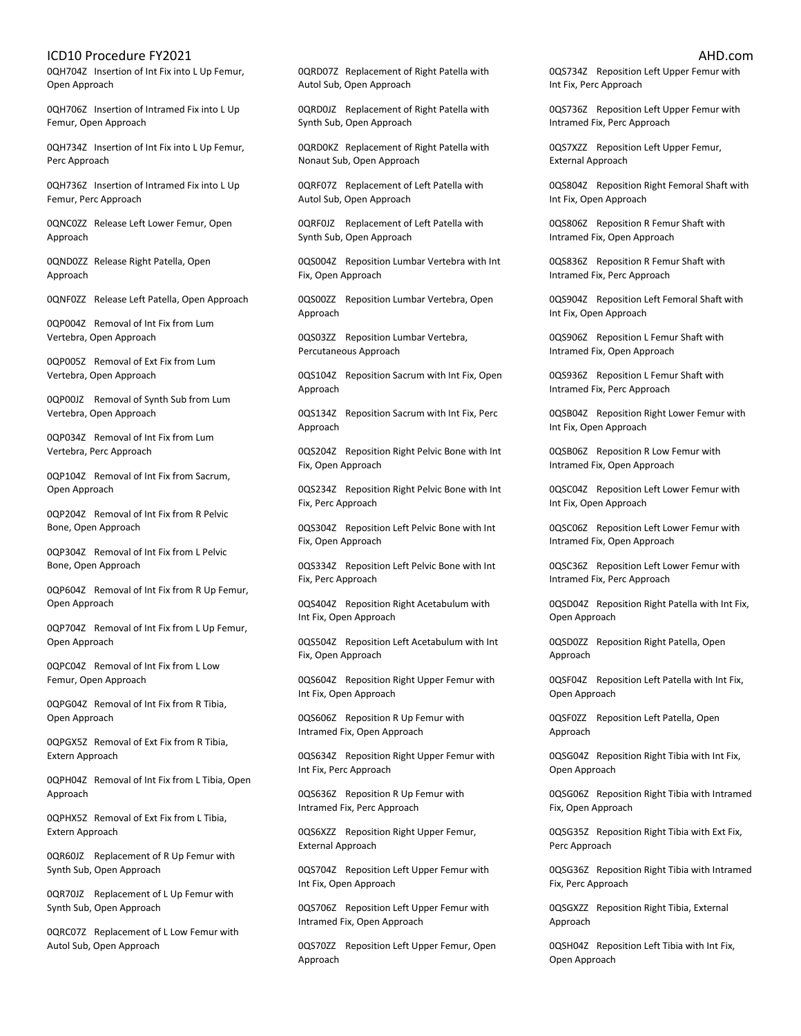0QH704Z Insertion of Int Fix into L Up Femur, Open Approach

0QH706Z Insertion of Intramed Fix into L Up Femur, Open Approach

0QH734Z Insertion of Int Fix into L Up Femur, Perc Approach

0QH736Z Insertion of Intramed Fix into L Up Femur, Perc Approach

0QNC0ZZ Release Left Lower Femur, Open Approach

0QND0ZZ Release Right Patella, Open Approach

0QNF0ZZ Release Left Patella, Open Approach

0QP004Z Removal of Int Fix from Lum Vertebra, Open Approach

0QP005Z Removal of Ext Fix from Lum Vertebra, Open Approach

0QP00JZ Removal of Synth Sub from Lum Vertebra, Open Approach

0QP034Z Removal of Int Fix from Lum Vertebra, Perc Approach

0QP104Z Removal of Int Fix from Sacrum, Open Approach

0QP204Z Removal of Int Fix from R Pelvic Bone, Open Approach

0QP304Z Removal of Int Fix from L Pelvic Bone, Open Approach

0QP604Z Removal of Int Fix from R Up Femur, Open Approach

0QP704Z Removal of Int Fix from L Up Femur, Open Approach

0QPC04Z Removal of Int Fix from L Low Femur, Open Approach

0QPG04Z Removal of Int Fix from R Tibia, Open Approach

0QPGX5Z Removal of Ext Fix from R Tibia, Extern Approach

0QPH04Z Removal of Int Fix from L Tibia, Open Approach

0QPHX5Z Removal of Ext Fix from L Tibia, Extern Approach

0QR60JZ Replacement of R Up Femur with Synth Sub, Open Approach

0QR70JZ Replacement of L Up Femur with Synth Sub, Open Approach

0QRC07Z Replacement of L Low Femur with Autol Sub, Open Approach

0QRD07Z Replacement of Right Patella with Autol Sub, Open Approach

0QRD0JZ Replacement of Right Patella with Synth Sub, Open Approach

0QRD0KZ Replacement of Right Patella with Nonaut Sub, Open Approach

0QRF07Z Replacement of Left Patella with Autol Sub, Open Approach

0QRF0JZ Replacement of Left Patella with Synth Sub, Open Approach

0QS004Z Reposition Lumbar Vertebra with Int Fix, Open Approach

0QS00ZZ Reposition Lumbar Vertebra, Open Approach

0QS03ZZ Reposition Lumbar Vertebra, Percutaneous Approach

0QS104Z Reposition Sacrum with Int Fix, Open Approach

0QS134Z Reposition Sacrum with Int Fix, Perc Approach

0QS204Z Reposition Right Pelvic Bone with Int Fix, Open Approach

0QS234Z Reposition Right Pelvic Bone with Int Fix, Perc Approach

0QS304Z Reposition Left Pelvic Bone with Int Fix, Open Approach

0QS334Z Reposition Left Pelvic Bone with Int Fix, Perc Approach

0QS404Z Reposition Right Acetabulum with Int Fix, Open Approach

0QS504Z Reposition Left Acetabulum with Int Fix, Open Approach

0QS604Z Reposition Right Upper Femur with Int Fix, Open Approach

0QS606Z Reposition R Up Femur with Intramed Fix, Open Approach

0QS634Z Reposition Right Upper Femur with Int Fix, Perc Approach

0QS636Z Reposition R Up Femur with Intramed Fix, Perc Approach

0QS6XZZ Reposition Right Upper Femur, External Approach

0QS704Z Reposition Left Upper Femur with Int Fix, Open Approach

0QS706Z Reposition Left Upper Femur with Intramed Fix, Open Approach

0QS70ZZ Reposition Left Upper Femur, Open Approach

0QS734Z Reposition Left Upper Femur with Int Fix, Perc Approach

0QS736Z Reposition Left Upper Femur with Intramed Fix, Perc Approach

0QS7XZZ Reposition Left Upper Femur, External Approach

0QS804Z Reposition Right Femoral Shaft with Int Fix, Open Approach

0QS806Z Reposition R Femur Shaft with Intramed Fix, Open Approach

0QS836Z Reposition R Femur Shaft with Intramed Fix, Perc Approach

0QS904Z Reposition Left Femoral Shaft with Int Fix, Open Approach

0QS906Z Reposition L Femur Shaft with Intramed Fix, Open Approach

0QS936Z Reposition L Femur Shaft with Intramed Fix, Perc Approach

0QSB04Z Reposition Right Lower Femur with Int Fix, Open Approach

0QSB06Z Reposition R Low Femur with Intramed Fix, Open Approach

0QSC04Z Reposition Left Lower Femur with Int Fix, Open Approach

0QSC06Z Reposition Left Lower Femur with Intramed Fix, Open Approach

0QSC36Z Reposition Left Lower Femur with Intramed Fix, Perc Approach

0QSD04Z Reposition Right Patella with Int Fix, Open Approach

0QSD0ZZ Reposition Right Patella, Open Approach

0QSF04Z Reposition Left Patella with Int Fix, Open Approach

0QSF0ZZ Reposition Left Patella, Open Approach

0QSG04Z Reposition Right Tibia with Int Fix, Open Approach

0QSG06Z Reposition Right Tibia with Intramed Fix, Open Approach

0QSG35Z Reposition Right Tibia with Ext Fix, Perc Approach

0QSG36Z Reposition Right Tibia with Intramed Fix, Perc Approach

0QSGXZZ Reposition Right Tibia, External Approach

0QSH04Z Reposition Left Tibia with Int Fix, Open Approach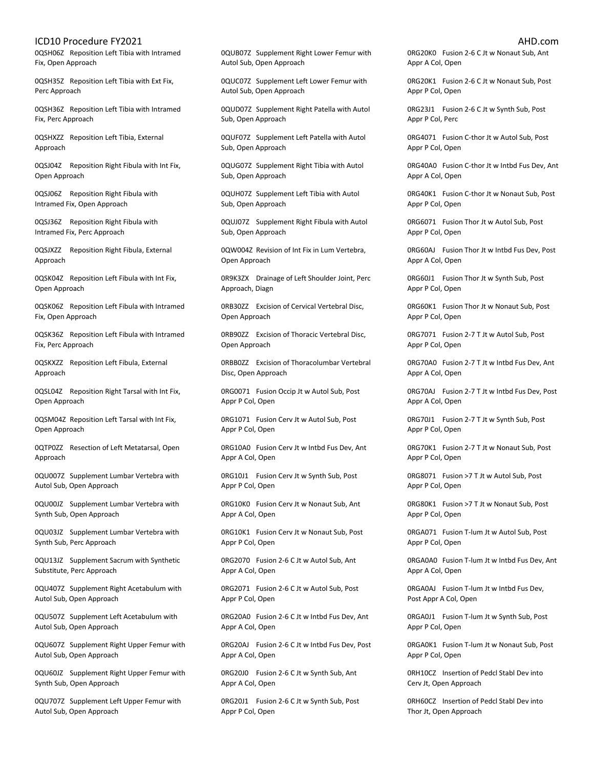0QSH06Z Reposition Left Tibia with Intramed Fix, Open Approach

0QSH35Z Reposition Left Tibia with Ext Fix, Perc Approach

0QSH36Z Reposition Left Tibia with Intramed Fix, Perc Approach

0QSHXZZ Reposition Left Tibia, External Approach

0QSJ04Z Reposition Right Fibula with Int Fix, Open Approach

0QSJ06Z Reposition Right Fibula with Intramed Fix, Open Approach

0QSJ36Z Reposition Right Fibula with Intramed Fix, Perc Approach

0QSJXZZ Reposition Right Fibula, External Approach

0QSK04Z Reposition Left Fibula with Int Fix, Open Approach

0QSK06Z Reposition Left Fibula with Intramed Fix, Open Approach

0QSK36Z Reposition Left Fibula with Intramed Fix, Perc Approach

0QSKXZZ Reposition Left Fibula, External Approach

0QSL04Z Reposition Right Tarsal with Int Fix, Open Approach

0QSM04Z Reposition Left Tarsal with Int Fix, Open Approach

0QTP0ZZ Resection of Left Metatarsal, Open Approach

0QU007Z Supplement Lumbar Vertebra with Autol Sub, Open Approach

0QU00JZ Supplement Lumbar Vertebra with Synth Sub, Open Approach

0QU03JZ Supplement Lumbar Vertebra with Synth Sub, Perc Approach

0QU13JZ Supplement Sacrum with Synthetic Substitute, Perc Approach

0QU407Z Supplement Right Acetabulum with Autol Sub, Open Approach

0QU507Z Supplement Left Acetabulum with Autol Sub, Open Approach

0QU607Z Supplement Right Upper Femur with Autol Sub, Open Approach

0QU60JZ Supplement Right Upper Femur with Synth Sub, Open Approach

0QU707Z Supplement Left Upper Femur with Autol Sub, Open Approach

0QUB07Z Supplement Right Lower Femur with Autol Sub, Open Approach

0QUC07Z Supplement Left Lower Femur with Autol Sub, Open Approach

0QUD07Z Supplement Right Patella with Autol Sub, Open Approach

0QUF07Z Supplement Left Patella with Autol Sub, Open Approach

0QUG07Z Supplement Right Tibia with Autol Sub, Open Approach

0QUH07Z Supplement Left Tibia with Autol Sub, Open Approach

0QUJ07Z Supplement Right Fibula with Autol Sub, Open Approach

0QW004Z Revision of Int Fix in Lum Vertebra, Open Approach

0R9K3ZX Drainage of Left Shoulder Joint, Perc Approach, Diagn

0RB30ZZ Excision of Cervical Vertebral Disc, Open Approach

0RB90ZZ Excision of Thoracic Vertebral Disc, Open Approach

0RBB0ZZ Excision of Thoracolumbar Vertebral Disc, Open Approach

0RG0071 Fusion Occip Jt w Autol Sub, Post Appr P Col, Open

0RG1071 Fusion Cerv Jt w Autol Sub, Post Appr P Col, Open

0RG10A0 Fusion Cerv Jt w Intbd Fus Dev, Ant Appr A Col, Open

0RG10J1 Fusion Cerv Jt w Synth Sub, Post Appr P Col, Open

0RG10K0 Fusion Cerv Jt w Nonaut Sub, Ant Appr A Col, Open

0RG10K1 Fusion Cerv Jt w Nonaut Sub, Post Appr P Col, Open

0RG2070 Fusion 2-6 C Jt w Autol Sub, Ant Appr A Col, Open

0RG2071 Fusion 2-6 C Jt w Autol Sub, Post Appr P Col, Open

0RG20A0 Fusion 2-6 C Jt w Intbd Fus Dev, Ant Appr A Col, Open

0RG20AJ Fusion 2-6 C Jt w Intbd Fus Dev, Post Appr A Col, Open

0RG20J0 Fusion 2-6 C Jt w Synth Sub, Ant Appr A Col, Open

0RG20J1 Fusion 2-6 C Jt w Synth Sub, Post Appr P Col, Open

0RG20K0 Fusion 2-6 C Jt w Nonaut Sub, Ant Appr A Col, Open

0RG20K1 Fusion 2-6 C Jt w Nonaut Sub, Post Appr P Col, Open

0RG23J1 Fusion 2-6 C Jt w Synth Sub, Post Appr P Col, Perc

0RG4071 Fusion C-thor Jt w Autol Sub, Post Appr P Col, Open

0RG40A0 Fusion C-thor Jt w Intbd Fus Dev, Ant Appr A Col, Open

0RG40K1 Fusion C-thor Jt w Nonaut Sub, Post Appr P Col, Open

0RG6071 Fusion Thor Jt w Autol Sub, Post Appr P Col, Open

0RG60AJ Fusion Thor Jt w Intbd Fus Dev, Post Appr A Col, Open

0RG60J1 Fusion Thor Jt w Synth Sub, Post Appr P Col, Open

0RG60K1 Fusion Thor Jt w Nonaut Sub, Post Appr P Col, Open

0RG7071 Fusion 2-7 T Jt w Autol Sub, Post Appr P Col, Open

0RG70A0 Fusion 2-7 T Jt w Intbd Fus Dev, Ant Appr A Col, Open

0RG70AJ Fusion 2-7 T Jt w Intbd Fus Dev, Post Appr A Col, Open

0RG70J1 Fusion 2-7 T Jt w Synth Sub, Post Appr P Col, Open

0RG70K1 Fusion 2-7 T Jt w Nonaut Sub, Post Appr P Col, Open

0RG8071 Fusion >7 T Jt w Autol Sub, Post Appr P Col, Open

0RG80K1 Fusion >7 T Jt w Nonaut Sub, Post Appr P Col, Open

0RGA071 Fusion T-lum Jt w Autol Sub, Post Appr P Col, Open

0RGA0A0 Fusion T-lum Jt w Intbd Fus Dev, Ant Appr A Col, Open

0RGA0AJ Fusion T-lum Jt w Intbd Fus Dev, Post Appr A Col, Open

0RGA0J1 Fusion T-lum Jt w Synth Sub, Post Appr P Col, Open

0RGA0K1 Fusion T-lum Jt w Nonaut Sub, Post Appr P Col, Open

0RH10CZ Insertion of Pedcl Stabl Dev into Cerv Jt, Open Approach

0RH60CZ Insertion of Pedcl Stabl Dev into Thor Jt, Open Approach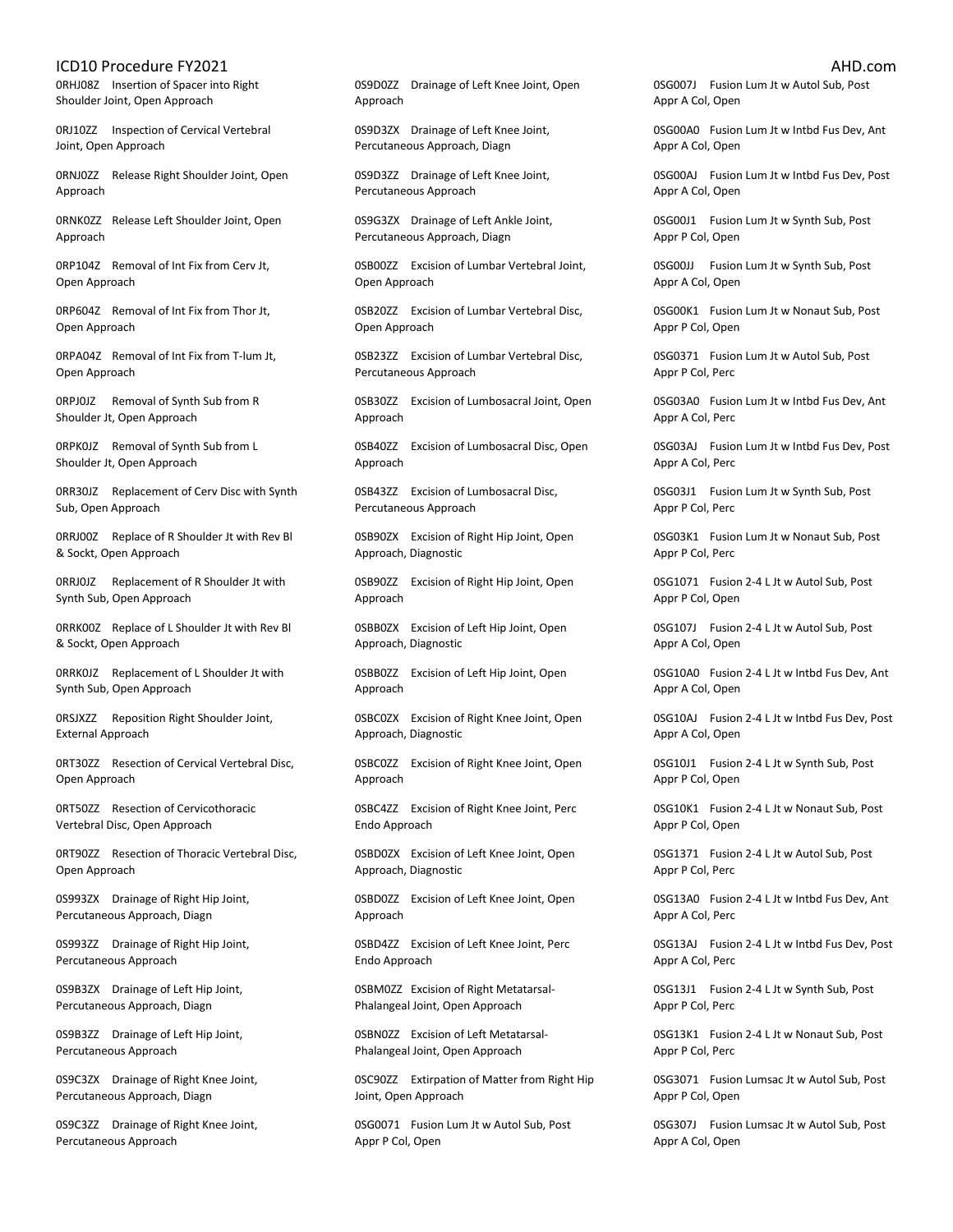0RHJ08Z Insertion of Spacer into Right Shoulder Joint, Open Approach

0RJ10ZZ Inspection of Cervical Vertebral Joint, Open Approach

0RNJ0ZZ Release Right Shoulder Joint, Open Approach

0RNK0ZZ Release Left Shoulder Joint, Open Approach

0RP104Z Removal of Int Fix from Cerv Jt, Open Approach

0RP604Z Removal of Int Fix from Thor Jt, Open Approach

0RPA04Z Removal of Int Fix from T-lum Jt, Open Approach

0RPJ0JZ Removal of Synth Sub from R Shoulder Jt, Open Approach

0RPK0JZ Removal of Synth Sub from L Shoulder Jt, Open Approach

0RR30JZ Replacement of Cerv Disc with Synth Sub, Open Approach

0RRJ00Z Replace of R Shoulder Jt with Rev Bl & Sockt, Open Approach

0RRJ0JZ Replacement of R Shoulder Jt with Synth Sub, Open Approach

0RRK00Z Replace of L Shoulder Jt with Rev Bl & Sockt, Open Approach

0RRK0JZ Replacement of L Shoulder Jt with Synth Sub, Open Approach

0RSJXZZ Reposition Right Shoulder Joint, External Approach

0RT30ZZ Resection of Cervical Vertebral Disc, Open Approach

0RT50ZZ Resection of Cervicothoracic Vertebral Disc, Open Approach

0RT90ZZ Resection of Thoracic Vertebral Disc, Open Approach

0S993ZX Drainage of Right Hip Joint, Percutaneous Approach, Diagn

0S993ZZ Drainage of Right Hip Joint, Percutaneous Approach

0S9B3ZX Drainage of Left Hip Joint, Percutaneous Approach, Diagn

0S9B3ZZ Drainage of Left Hip Joint, Percutaneous Approach

0S9C3ZX Drainage of Right Knee Joint, Percutaneous Approach, Diagn

0S9C3ZZ Drainage of Right Knee Joint, Percutaneous Approach

0S9D0ZZ Drainage of Left Knee Joint, Open Approach

0S9D3ZX Drainage of Left Knee Joint, Percutaneous Approach, Diagn

0S9D3ZZ Drainage of Left Knee Joint, Percutaneous Approach

0S9G3ZX Drainage of Left Ankle Joint, Percutaneous Approach, Diagn

0SB00ZZ Excision of Lumbar Vertebral Joint, Open Approach

0SB20ZZ Excision of Lumbar Vertebral Disc, Open Approach

0SB23ZZ Excision of Lumbar Vertebral Disc, Percutaneous Approach

0SB30ZZ Excision of Lumbosacral Joint, Open Approach

0SB40ZZ Excision of Lumbosacral Disc, Open Approach

0SB43ZZ Excision of Lumbosacral Disc, Percutaneous Approach

0SB90ZX Excision of Right Hip Joint, Open Approach, Diagnostic

0SB90ZZ Excision of Right Hip Joint, Open Approach

0SBB0ZX Excision of Left Hip Joint, Open Approach, Diagnostic

0SBB0ZZ Excision of Left Hip Joint, Open Approach

0SBC0ZX Excision of Right Knee Joint, Open Approach, Diagnostic

0SBC0ZZ Excision of Right Knee Joint, Open Approach

0SBC4ZZ Excision of Right Knee Joint, Perc Endo Approach

0SBD0ZX Excision of Left Knee Joint, Open Approach, Diagnostic

0SBD0ZZ Excision of Left Knee Joint, Open Approach

0SBD4ZZ Excision of Left Knee Joint, Perc Endo Approach

0SBM0ZZ Excision of Right Metatarsal-Phalangeal Joint, Open Approach

0SBN0ZZ Excision of Left Metatarsal-Phalangeal Joint, Open Approach

0SC90ZZ Extirpation of Matter from Right Hip Joint, Open Approach

0SG0071 Fusion Lum Jt w Autol Sub, Post Appr P Col, Open

0SG007J Fusion Lum Jt w Autol Sub, Post Appr A Col, Open

0SG00A0 Fusion Lum Jt w Intbd Fus Dev, Ant Appr A Col, Open

0SG00AJ Fusion Lum Jt w Intbd Fus Dev, Post Appr A Col, Open

0SG00J1 Fusion Lum Jt w Synth Sub, Post Appr P Col, Open

0SG00JJ Fusion Lum Jt w Synth Sub, Post Appr A Col, Open

0SG00K1 Fusion Lum Jt w Nonaut Sub, Post Appr P Col, Open

0SG0371 Fusion Lum Jt w Autol Sub, Post Appr P Col, Perc

0SG03A0 Fusion Lum Jt w Intbd Fus Dev, Ant Appr A Col, Perc

0SG03AJ Fusion Lum Jt w Intbd Fus Dev, Post Appr A Col, Perc

0SG03J1 Fusion Lum Jt w Synth Sub, Post Appr P Col, Perc

0SG03K1 Fusion Lum Jt w Nonaut Sub, Post Appr P Col, Perc

0SG1071 Fusion 2-4 L Jt w Autol Sub, Post Appr P Col, Open

0SG107J Fusion 2-4 L Jt w Autol Sub, Post Appr A Col, Open

0SG10A0 Fusion 2-4 L Jt w Intbd Fus Dev, Ant Appr A Col, Open

0SG10AJ Fusion 2-4 L Jt w Intbd Fus Dev, Post Appr A Col, Open

0SG10J1 Fusion 2-4 L Jt w Synth Sub, Post Appr P Col, Open

0SG10K1 Fusion 2-4 L Jt w Nonaut Sub, Post Appr P Col, Open

0SG1371 Fusion 2-4 L Jt w Autol Sub, Post Appr P Col, Perc

0SG13A0 Fusion 2-4 L Jt w Intbd Fus Dev, Ant Appr A Col, Perc

0SG13AJ Fusion 2-4 L Jt w Intbd Fus Dev, Post Appr A Col, Perc

0SG13J1 Fusion 2-4 L Jt w Synth Sub, Post Appr P Col, Perc

0SG13K1 Fusion 2-4 L Jt w Nonaut Sub, Post Appr P Col, Perc

0SG3071 Fusion Lumsac Jt w Autol Sub, Post Appr P Col, Open

0SG307J Fusion Lumsac Jt w Autol Sub, Post Appr A Col, Open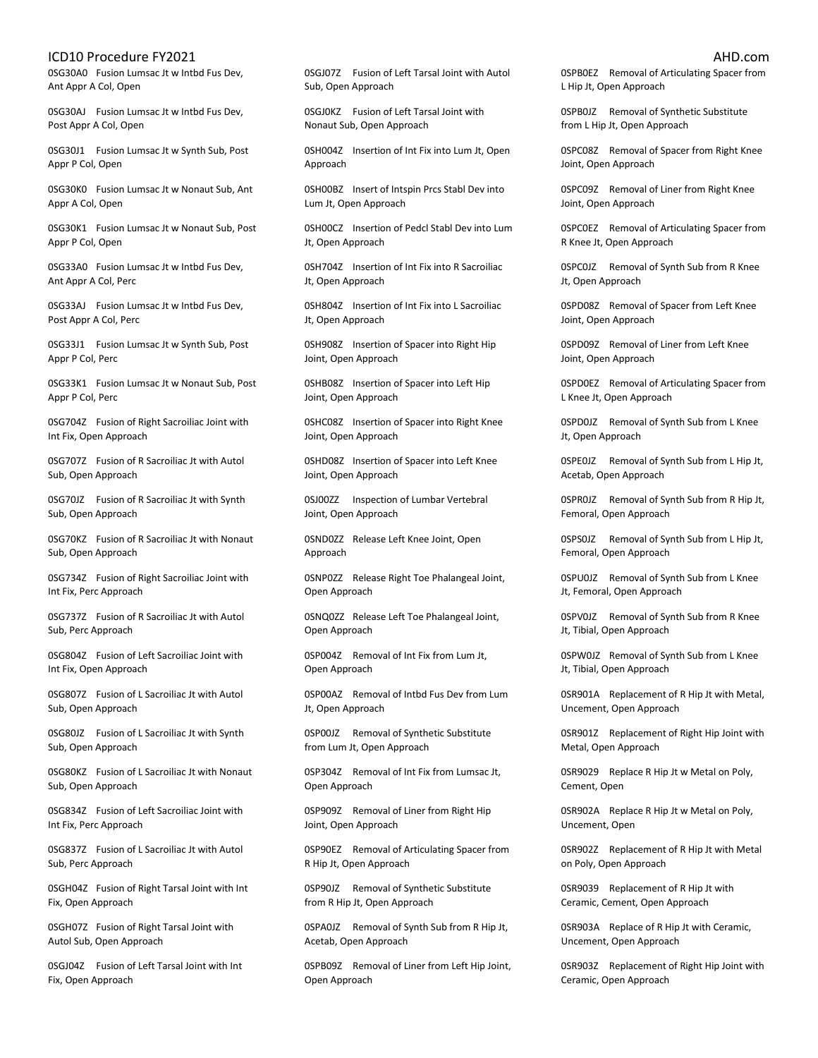0SG30A0 Fusion Lumsac Jt w Intbd Fus Dev, Ant Appr A Col, Open

0SG30AJ Fusion Lumsac Jt w Intbd Fus Dev, Post Appr A Col, Open

0SG30J1 Fusion Lumsac Jt w Synth Sub, Post Appr P Col, Open

0SG30K0 Fusion Lumsac Jt w Nonaut Sub, Ant Appr A Col, Open

0SG30K1 Fusion Lumsac Jt w Nonaut Sub, Post Appr P Col, Open

0SG33A0 Fusion Lumsac Jt w Intbd Fus Dev, Ant Appr A Col, Perc

0SG33AJ Fusion Lumsac Jt w Intbd Fus Dev, Post Appr A Col, Perc

0SG33J1 Fusion Lumsac Jt w Synth Sub, Post Appr P Col, Perc

0SG33K1 Fusion Lumsac Jt w Nonaut Sub, Post Appr P Col, Perc

0SG704Z Fusion of Right Sacroiliac Joint with Int Fix, Open Approach

0SG707Z Fusion of R Sacroiliac Jt with Autol Sub, Open Approach

0SG70JZ Fusion of R Sacroiliac Jt with Synth Sub, Open Approach

0SG70KZ Fusion of R Sacroiliac Jt with Nonaut Sub, Open Approach

0SG734Z Fusion of Right Sacroiliac Joint with Int Fix, Perc Approach

0SG737Z Fusion of R Sacroiliac Jt with Autol Sub, Perc Approach

0SG804Z Fusion of Left Sacroiliac Joint with Int Fix, Open Approach

0SG807Z Fusion of L Sacroiliac Jt with Autol Sub, Open Approach

0SG80JZ Fusion of L Sacroiliac Jt with Synth Sub, Open Approach

0SG80KZ Fusion of L Sacroiliac Jt with Nonaut Sub, Open Approach

0SG834Z Fusion of Left Sacroiliac Joint with Int Fix, Perc Approach

0SG837Z Fusion of L Sacroiliac Jt with Autol Sub, Perc Approach

0SGH04Z Fusion of Right Tarsal Joint with Int Fix, Open Approach

0SGH07Z Fusion of Right Tarsal Joint with Autol Sub, Open Approach

0SGJ04Z Fusion of Left Tarsal Joint with Int Fix, Open Approach

0SGJ07Z Fusion of Left Tarsal Joint with Autol Sub, Open Approach

0SGJ0KZ Fusion of Left Tarsal Joint with Nonaut Sub, Open Approach

0SH004Z Insertion of Int Fix into Lum Jt, Open Approach

0SH00BZ Insert of Intspin Prcs Stabl Dev into Lum Jt, Open Approach

0SH00CZ Insertion of Pedcl Stabl Dev into Lum Jt, Open Approach

0SH704Z Insertion of Int Fix into R Sacroiliac Jt, Open Approach

0SH804Z Insertion of Int Fix into L Sacroiliac Jt, Open Approach

0SH908Z Insertion of Spacer into Right Hip Joint, Open Approach

0SHB08Z Insertion of Spacer into Left Hip Joint, Open Approach

0SHC08Z Insertion of Spacer into Right Knee Joint, Open Approach

0SHD08Z Insertion of Spacer into Left Knee Joint, Open Approach

0SJ00ZZ Inspection of Lumbar Vertebral Joint, Open Approach

0SND0ZZ Release Left Knee Joint, Open Approach

0SNP0ZZ Release Right Toe Phalangeal Joint, Open Approach

0SNQ0ZZ Release Left Toe Phalangeal Joint, Open Approach

0SP004Z Removal of Int Fix from Lum Jt, Open Approach

0SP00AZ Removal of Intbd Fus Dev from Lum Jt, Open Approach

0SP00JZ Removal of Synthetic Substitute from Lum Jt, Open Approach

0SP304Z Removal of Int Fix from Lumsac Jt, Open Approach

0SP909Z Removal of Liner from Right Hip Joint, Open Approach

0SP90EZ Removal of Articulating Spacer from R Hip Jt, Open Approach

0SP90JZ Removal of Synthetic Substitute from R Hip Jt, Open Approach

0SPA0JZ Removal of Synth Sub from R Hip Jt, Acetab, Open Approach

0SPB09Z Removal of Liner from Left Hip Joint, Open Approach

0SPB0EZ Removal of Articulating Spacer from L Hip Jt, Open Approach

0SPB0JZ Removal of Synthetic Substitute from L Hip Jt, Open Approach

0SPC08Z Removal of Spacer from Right Knee Joint, Open Approach

0SPC09Z Removal of Liner from Right Knee Joint, Open Approach

0SPC0EZ Removal of Articulating Spacer from R Knee Jt, Open Approach

0SPC0JZ Removal of Synth Sub from R Knee Jt, Open Approach

0SPD08Z Removal of Spacer from Left Knee Joint, Open Approach

0SPD09Z Removal of Liner from Left Knee Joint, Open Approach

0SPD0EZ Removal of Articulating Spacer from L Knee Jt, Open Approach

0SPD0JZ Removal of Synth Sub from L Knee Jt, Open Approach

0SPE0JZ Removal of Synth Sub from L Hip Jt, Acetab, Open Approach

0SPR0JZ Removal of Synth Sub from R Hip Jt, Femoral, Open Approach

0SPS0JZ Removal of Synth Sub from L Hip Jt, Femoral, Open Approach

0SPU0JZ Removal of Synth Sub from L Knee Jt, Femoral, Open Approach

0SPV0JZ Removal of Synth Sub from R Knee Jt, Tibial, Open Approach

0SPW0JZ Removal of Synth Sub from L Knee Jt, Tibial, Open Approach

0SR901A Replacement of R Hip Jt with Metal, Uncement, Open Approach

0SR901Z Replacement of Right Hip Joint with Metal, Open Approach

0SR9029 Replace R Hip Jt w Metal on Poly, Cement, Open

0SR902A Replace R Hip Jt w Metal on Poly, Uncement, Open

0SR902Z Replacement of R Hip Jt with Metal on Poly, Open Approach

0SR9039 Replacement of R Hip Jt with Ceramic, Cement, Open Approach

0SR903A Replace of R Hip Jt with Ceramic, Uncement, Open Approach

0SR903Z Replacement of Right Hip Joint with Ceramic, Open Approach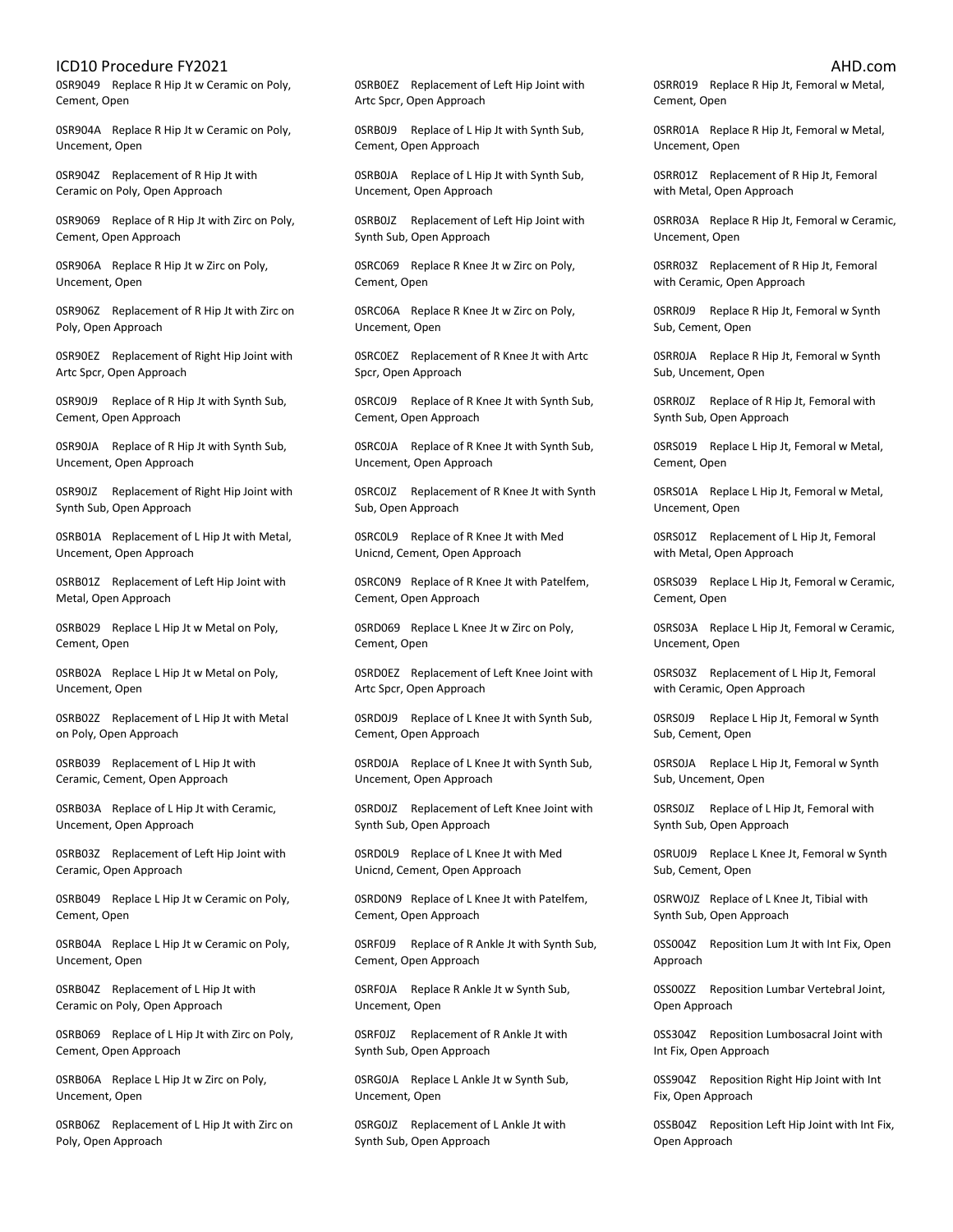0SR9049 Replace R Hip Jt w Ceramic on Poly, Cement, Open

0SR904A Replace R Hip Jt w Ceramic on Poly, Uncement, Open

0SR904Z Replacement of R Hip Jt with Ceramic on Poly, Open Approach

0SR9069 Replace of R Hip Jt with Zirc on Poly, Cement, Open Approach

0SR906A Replace R Hip Jt w Zirc on Poly, Uncement, Open

0SR906Z Replacement of R Hip Jt with Zirc on Poly, Open Approach

0SR90EZ Replacement of Right Hip Joint with Artc Spcr, Open Approach

0SR90J9 Replace of R Hip Jt with Synth Sub, Cement, Open Approach

0SR90JA Replace of R Hip Jt with Synth Sub, Uncement, Open Approach

0SR90JZ Replacement of Right Hip Joint with Synth Sub, Open Approach

0SRB01A Replacement of L Hip Jt with Metal, Uncement, Open Approach

0SRB01Z Replacement of Left Hip Joint with Metal, Open Approach

0SRB029 Replace L Hip Jt w Metal on Poly, Cement, Open

0SRB02A Replace L Hip Jt w Metal on Poly, Uncement, Open

0SRB02Z Replacement of L Hip Jt with Metal on Poly, Open Approach

0SRB039 Replacement of L Hip Jt with Ceramic, Cement, Open Approach

0SRB03A Replace of L Hip Jt with Ceramic, Uncement, Open Approach

0SRB03Z Replacement of Left Hip Joint with Ceramic, Open Approach

0SRB049 Replace L Hip Jt w Ceramic on Poly, Cement, Open

0SRB04A Replace L Hip Jt w Ceramic on Poly, Uncement, Open

0SRB04Z Replacement of L Hip Jt with Ceramic on Poly, Open Approach

0SRB069 Replace of L Hip Jt with Zirc on Poly, Cement, Open Approach

0SRB06A Replace L Hip Jt w Zirc on Poly, Uncement, Open

0SRB06Z Replacement of L Hip Jt with Zirc on Poly, Open Approach

0SRB0EZ Replacement of Left Hip Joint with Artc Spcr, Open Approach

0SRB0J9 Replace of L Hip Jt with Synth Sub, Cement, Open Approach

0SRB0JA Replace of L Hip Jt with Synth Sub, Uncement, Open Approach

0SRB0JZ Replacement of Left Hip Joint with Synth Sub, Open Approach

0SRC069 Replace R Knee Jt w Zirc on Poly, Cement, Open

0SRC06A Replace R Knee Jt w Zirc on Poly, Uncement, Open

0SRC0EZ Replacement of R Knee Jt with Artc Spcr, Open Approach

0SRC0J9 Replace of R Knee Jt with Synth Sub, Cement, Open Approach

0SRC0JA Replace of R Knee Jt with Synth Sub, Uncement, Open Approach

0SRC0JZ Replacement of R Knee Jt with Synth Sub, Open Approach

0SRC0L9 Replace of R Knee Jt with Med Unicnd, Cement, Open Approach

0SRC0N9 Replace of R Knee Jt with Patelfem, Cement, Open Approach

0SRD069 Replace L Knee Jt w Zirc on Poly, Cement, Open

0SRD0EZ Replacement of Left Knee Joint with Artc Spcr, Open Approach

0SRD0J9 Replace of L Knee Jt with Synth Sub, Cement, Open Approach

0SRD0JA Replace of L Knee Jt with Synth Sub, Uncement, Open Approach

0SRD0JZ Replacement of Left Knee Joint with Synth Sub, Open Approach

0SRD0L9 Replace of L Knee Jt with Med Unicnd, Cement, Open Approach

0SRD0N9 Replace of L Knee Jt with Patelfem, Cement, Open Approach

0SRF0J9 Replace of R Ankle Jt with Synth Sub, Cement, Open Approach

0SRF0JA Replace R Ankle Jt w Synth Sub, Uncement, Open

0SRF0JZ Replacement of R Ankle Jt with Synth Sub, Open Approach

0SRG0JA Replace L Ankle Jt w Synth Sub, Uncement, Open

0SRG0JZ Replacement of L Ankle Jt with Synth Sub, Open Approach

0SRR019 Replace R Hip Jt, Femoral w Metal, Cement, Open

0SRR01A Replace R Hip Jt, Femoral w Metal, Uncement, Open

0SRR01Z Replacement of R Hip Jt, Femoral with Metal, Open Approach

0SRR03A Replace R Hip Jt, Femoral w Ceramic, Uncement, Open

0SRR03Z Replacement of R Hip Jt, Femoral with Ceramic, Open Approach

0SRR0J9 Replace R Hip Jt, Femoral w Synth Sub, Cement, Open

0SRR0JA Replace R Hip Jt, Femoral w Synth Sub, Uncement, Open

0SRR0JZ Replace of R Hip Jt, Femoral with Synth Sub, Open Approach

0SRS019 Replace L Hip Jt, Femoral w Metal, Cement, Open

0SRS01A Replace L Hip Jt, Femoral w Metal, Uncement, Open

0SRS01Z Replacement of L Hip Jt, Femoral with Metal, Open Approach

0SRS039 Replace L Hip Jt, Femoral w Ceramic, Cement, Open

0SRS03A Replace L Hip Jt, Femoral w Ceramic, Uncement, Open

0SRS03Z Replacement of L Hip Jt, Femoral with Ceramic, Open Approach

0SRS0J9 Replace L Hip Jt, Femoral w Synth Sub, Cement, Open

0SRS0JA Replace L Hip Jt, Femoral w Synth Sub, Uncement, Open

0SRS0JZ Replace of L Hip Jt, Femoral with Synth Sub, Open Approach

0SRU0J9 Replace L Knee Jt, Femoral w Synth Sub, Cement, Open

0SRW0JZ Replace of L Knee Jt, Tibial with Synth Sub, Open Approach

0SS004Z Reposition Lum Jt with Int Fix, Open Approach

0SS00ZZ Reposition Lumbar Vertebral Joint, Open Approach

0SS304Z Reposition Lumbosacral Joint with Int Fix, Open Approach

0SS904Z Reposition Right Hip Joint with Int Fix, Open Approach

0SSB04Z Reposition Left Hip Joint with Int Fix, Open Approach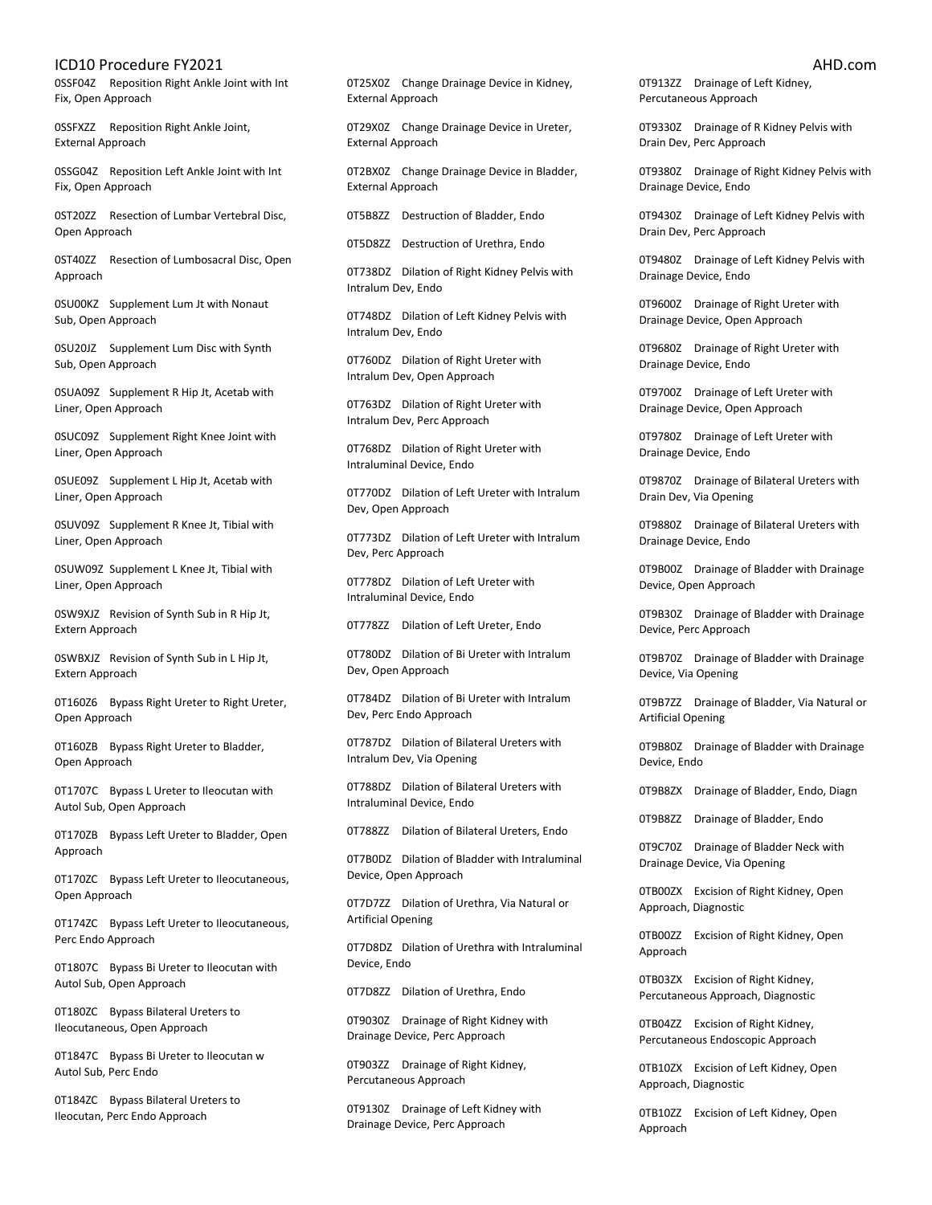0SSF04Z Reposition Right Ankle Joint with Int Fix, Open Approach

0SSFXZZ Reposition Right Ankle Joint, External Approach

0SSG04Z Reposition Left Ankle Joint with Int Fix, Open Approach

0ST20ZZ Resection of Lumbar Vertebral Disc, Open Approach

0ST40ZZ Resection of Lumbosacral Disc, Open Approach

0SU00KZ Supplement Lum Jt with Nonaut Sub, Open Approach

0SU20JZ Supplement Lum Disc with Synth Sub, Open Approach

0SUA09Z Supplement R Hip Jt, Acetab with Liner, Open Approach

0SUC09Z Supplement Right Knee Joint with Liner, Open Approach

0SUE09Z Supplement L Hip Jt, Acetab with Liner, Open Approach

0SUV09Z Supplement R Knee Jt, Tibial with Liner, Open Approach

0SUW09Z Supplement L Knee Jt, Tibial with Liner, Open Approach

0SW9XJZ Revision of Synth Sub in R Hip Jt, Extern Approach

0SWBXJZ Revision of Synth Sub in L Hip Jt, Extern Approach

0T160Z6 Bypass Right Ureter to Right Ureter, Open Approach

0T160ZB Bypass Right Ureter to Bladder, Open Approach

0T1707C Bypass L Ureter to Ileocutan with Autol Sub, Open Approach

0T170ZB Bypass Left Ureter to Bladder, Open Approach

0T170ZC Bypass Left Ureter to Ileocutaneous, Open Approach

0T174ZC Bypass Left Ureter to Ileocutaneous, Perc Endo Approach

0T1807C Bypass Bi Ureter to Ileocutan with Autol Sub, Open Approach

0T180ZC Bypass Bilateral Ureters to Ileocutaneous, Open Approach

0T1847C Bypass Bi Ureter to Ileocutan w Autol Sub, Perc Endo

0T184ZC Bypass Bilateral Ureters to Ileocutan, Perc Endo Approach

0T25X0Z Change Drainage Device in Kidney, External Approach

0T29X0Z Change Drainage Device in Ureter, External Approach

0T2BX0Z Change Drainage Device in Bladder, External Approach

0T5B8ZZ Destruction of Bladder, Endo

0T5D8ZZ Destruction of Urethra, Endo

0T738DZ Dilation of Right Kidney Pelvis with Intralum Dev, Endo

0T748DZ Dilation of Left Kidney Pelvis with Intralum Dev, Endo

0T760DZ Dilation of Right Ureter with Intralum Dev, Open Approach

0T763DZ Dilation of Right Ureter with Intralum Dev, Perc Approach

0T768DZ Dilation of Right Ureter with Intraluminal Device, Endo

0T770DZ Dilation of Left Ureter with Intralum Dev, Open Approach

0T773DZ Dilation of Left Ureter with Intralum Dev, Perc Approach

0T778DZ Dilation of Left Ureter with Intraluminal Device, Endo

0T778ZZ Dilation of Left Ureter, Endo

0T780DZ Dilation of Bi Ureter with Intralum Dev, Open Approach

0T784DZ Dilation of Bi Ureter with Intralum Dev, Perc Endo Approach

0T787DZ Dilation of Bilateral Ureters with Intralum Dev, Via Opening

0T788DZ Dilation of Bilateral Ureters with Intraluminal Device, Endo

0T788ZZ Dilation of Bilateral Ureters, Endo

0T7B0DZ Dilation of Bladder with Intraluminal Device, Open Approach

0T7D7ZZ Dilation of Urethra, Via Natural or Artificial Opening

0T7D8DZ Dilation of Urethra with Intraluminal Device, Endo

0T7D8ZZ Dilation of Urethra, Endo

0T9030Z Drainage of Right Kidney with Drainage Device, Perc Approach

0T903ZZ Drainage of Right Kidney, Percutaneous Approach

0T9130Z Drainage of Left Kidney with Drainage Device, Perc Approach

0T913ZZ Drainage of Left Kidney, Percutaneous Approach

0T9330Z Drainage of R Kidney Pelvis with Drain Dev, Perc Approach

0T9380Z Drainage of Right Kidney Pelvis with Drainage Device, Endo

0T9430Z Drainage of Left Kidney Pelvis with Drain Dev, Perc Approach

0T9480Z Drainage of Left Kidney Pelvis with Drainage Device, Endo

0T9600Z Drainage of Right Ureter with Drainage Device, Open Approach

0T9680Z Drainage of Right Ureter with Drainage Device, Endo

0T9700Z Drainage of Left Ureter with Drainage Device, Open Approach

0T9780Z Drainage of Left Ureter with Drainage Device, Endo

0T9870Z Drainage of Bilateral Ureters with Drain Dev, Via Opening

0T9880Z Drainage of Bilateral Ureters with Drainage Device, Endo

0T9B00Z Drainage of Bladder with Drainage Device, Open Approach

0T9B30Z Drainage of Bladder with Drainage Device, Perc Approach

0T9B70Z Drainage of Bladder with Drainage Device, Via Opening

0T9B7ZZ Drainage of Bladder, Via Natural or Artificial Opening

0T9B80Z Drainage of Bladder with Drainage Device, Endo

0T9B8ZX Drainage of Bladder, Endo, Diagn

0T9B8ZZ Drainage of Bladder, Endo

0T9C70Z Drainage of Bladder Neck with Drainage Device, Via Opening

0TB00ZX Excision of Right Kidney, Open Approach, Diagnostic

0TB00ZZ Excision of Right Kidney, Open Approach

0TB03ZX Excision of Right Kidney, Percutaneous Approach, Diagnostic

0TB04ZZ Excision of Right Kidney, Percutaneous Endoscopic Approach

0TB10ZX Excision of Left Kidney, Open Approach, Diagnostic

0TB10ZZ Excision of Left Kidney, Open Approach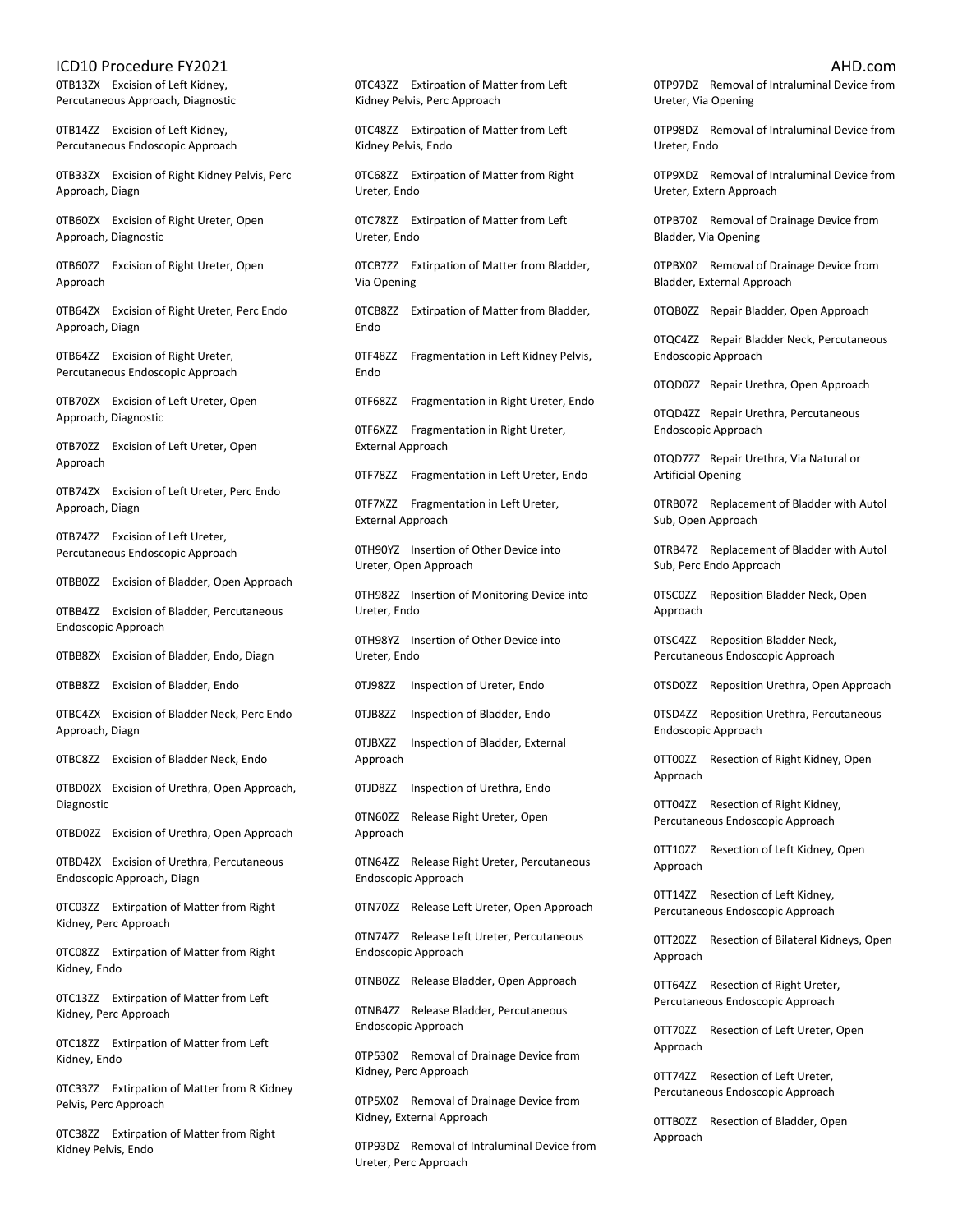0TB13ZX Excision of Left Kidney, Percutaneous Approach, Diagnostic

0TB14ZZ Excision of Left Kidney, Percutaneous Endoscopic Approach

0TB33ZX Excision of Right Kidney Pelvis, Perc Approach, Diagn

0TB60ZX Excision of Right Ureter, Open Approach, Diagnostic

0TB60ZZ Excision of Right Ureter, Open Approach

0TB64ZX Excision of Right Ureter, Perc Endo Approach, Diagn

0TB64ZZ Excision of Right Ureter, Percutaneous Endoscopic Approach

0TB70ZX Excision of Left Ureter, Open Approach, Diagnostic

0TB70ZZ Excision of Left Ureter, Open Approach

0TB74ZX Excision of Left Ureter, Perc Endo Approach, Diagn

0TB74ZZ Excision of Left Ureter, Percutaneous Endoscopic Approach

0TBB0ZZ Excision of Bladder, Open Approach

0TBB4ZZ Excision of Bladder, Percutaneous Endoscopic Approach

0TBB8ZX Excision of Bladder, Endo, Diagn

0TBB8ZZ Excision of Bladder, Endo

0TBC4ZX Excision of Bladder Neck, Perc Endo Approach, Diagn

0TBC8ZZ Excision of Bladder Neck, Endo

0TBD0ZX Excision of Urethra, Open Approach, Diagnostic

0TBD0ZZ Excision of Urethra, Open Approach

0TBD4ZX Excision of Urethra, Percutaneous Endoscopic Approach, Diagn

0TC03ZZ Extirpation of Matter from Right Kidney, Perc Approach

0TC08ZZ Extirpation of Matter from Right Kidney, Endo

0TC13ZZ Extirpation of Matter from Left Kidney, Perc Approach

0TC18ZZ Extirpation of Matter from Left Kidney, Endo

0TC33ZZ Extirpation of Matter from R Kidney Pelvis, Perc Approach

0TC38ZZ Extirpation of Matter from Right Kidney Pelvis, Endo

0TC43ZZ Extirpation of Matter from Left Kidney Pelvis, Perc Approach

0TC48ZZ Extirpation of Matter from Left Kidney Pelvis, Endo

0TC68ZZ Extirpation of Matter from Right Ureter, Endo

0TC78ZZ Extirpation of Matter from Left Ureter, Endo

0TCB7ZZ Extirpation of Matter from Bladder, Via Opening

0TCB8ZZ Extirpation of Matter from Bladder, Endo

0TF48ZZ Fragmentation in Left Kidney Pelvis, Endo

0TF68ZZ Fragmentation in Right Ureter, Endo

0TF6XZZ Fragmentation in Right Ureter, External Approach

0TF78ZZ Fragmentation in Left Ureter, Endo

0TF7XZZ Fragmentation in Left Ureter, External Approach

0TH90YZ Insertion of Other Device into Ureter, Open Approach

0TH982Z Insertion of Monitoring Device into Ureter, Endo

0TH98YZ Insertion of Other Device into Ureter, Endo

0TJ98ZZ Inspection of Ureter, Endo

0TJB8ZZ Inspection of Bladder, Endo

0TJBXZZ Inspection of Bladder, External Approach

0TJD8ZZ Inspection of Urethra, Endo

0TN60ZZ Release Right Ureter, Open Approach

0TN64ZZ Release Right Ureter, Percutaneous Endoscopic Approach

0TN70ZZ Release Left Ureter, Open Approach

0TN74ZZ Release Left Ureter, Percutaneous Endoscopic Approach

0TNB0ZZ Release Bladder, Open Approach

0TNB4ZZ Release Bladder, Percutaneous Endoscopic Approach

0TP530Z Removal of Drainage Device from Kidney, Perc Approach

0TP5X0Z Removal of Drainage Device from Kidney, External Approach

0TP93DZ Removal of Intraluminal Device from Ureter, Perc Approach

0TP97DZ Removal of Intraluminal Device from Ureter, Via Opening

0TP98DZ Removal of Intraluminal Device from Ureter, Endo

0TP9XDZ Removal of Intraluminal Device from Ureter, Extern Approach

0TPB70Z Removal of Drainage Device from Bladder, Via Opening

0TPBX0Z Removal of Drainage Device from Bladder, External Approach

0TQB0ZZ Repair Bladder, Open Approach

0TQC4ZZ Repair Bladder Neck, Percutaneous Endoscopic Approach

0TQD0ZZ Repair Urethra, Open Approach

0TQD4ZZ Repair Urethra, Percutaneous Endoscopic Approach

0TQD7ZZ Repair Urethra, Via Natural or Artificial Opening

0TRB07Z Replacement of Bladder with Autol Sub, Open Approach

0TRB47Z Replacement of Bladder with Autol Sub, Perc Endo Approach

0TSC0ZZ Reposition Bladder Neck, Open Approach

0TSC4ZZ Reposition Bladder Neck, Percutaneous Endoscopic Approach

0TSD0ZZ Reposition Urethra, Open Approach

0TSD4ZZ Reposition Urethra, Percutaneous Endoscopic Approach

0TT00ZZ Resection of Right Kidney, Open Approach

0TT04ZZ Resection of Right Kidney, Percutaneous Endoscopic Approach

0TT10ZZ Resection of Left Kidney, Open Approach

0TT14ZZ Resection of Left Kidney, Percutaneous Endoscopic Approach

0TT20ZZ Resection of Bilateral Kidneys, Open Approach

0TT64ZZ Resection of Right Ureter, Percutaneous Endoscopic Approach

0TT70ZZ Resection of Left Ureter, Open Approach

0TT74ZZ Resection of Left Ureter, Percutaneous Endoscopic Approach

0TTB0ZZ Resection of Bladder, Open Approach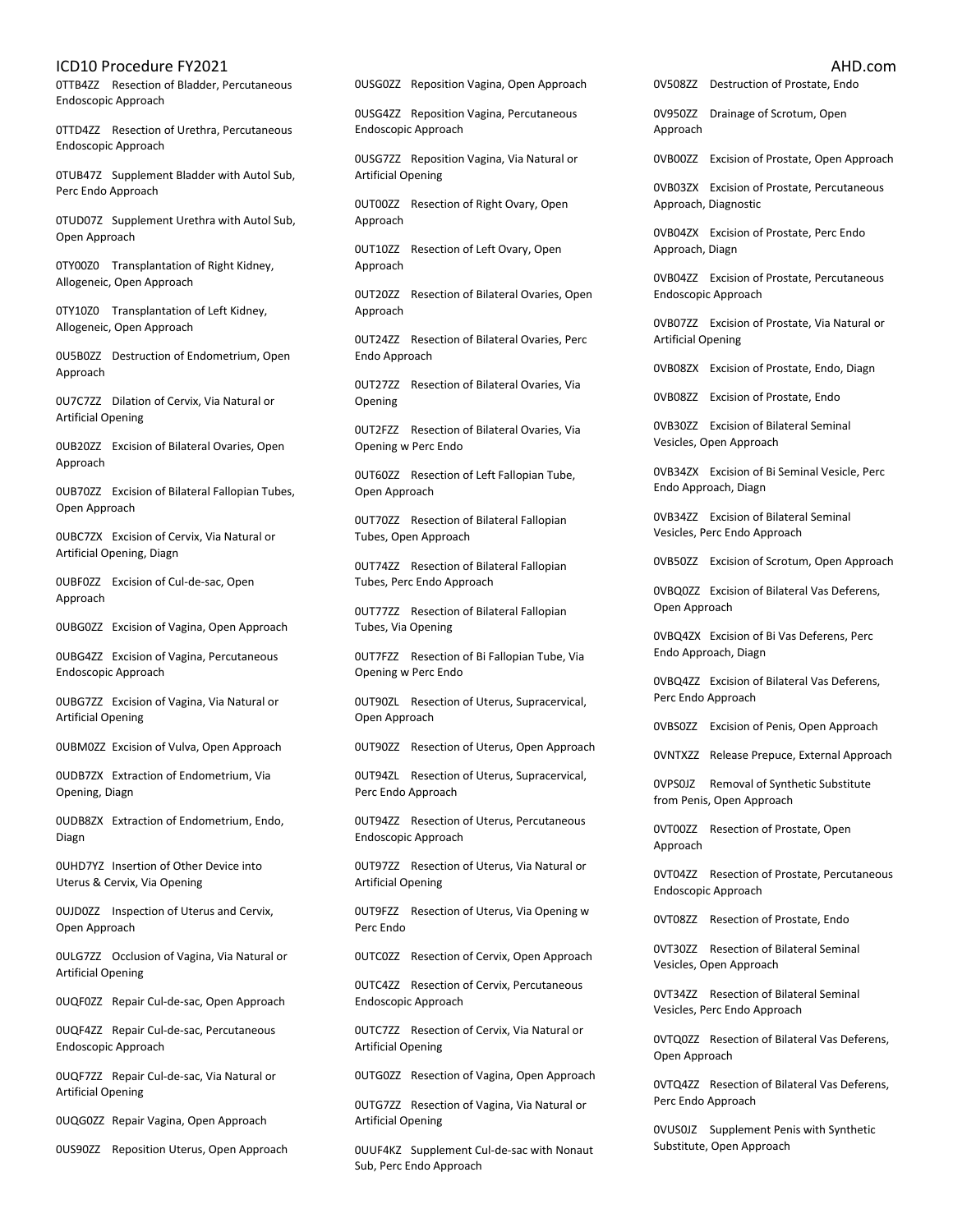0TTB4ZZ Resection of Bladder, Percutaneous Endoscopic Approach

0TTD4ZZ Resection of Urethra, Percutaneous Endoscopic Approach

0TUB47Z Supplement Bladder with Autol Sub, Perc Endo Approach

0TUD07Z Supplement Urethra with Autol Sub, Open Approach

0TY00Z0 Transplantation of Right Kidney, Allogeneic, Open Approach

0TY10Z0 Transplantation of Left Kidney, Allogeneic, Open Approach

0U5B0ZZ Destruction of Endometrium, Open Approach

0U7C7ZZ Dilation of Cervix, Via Natural or Artificial Opening

0UB20ZZ Excision of Bilateral Ovaries, Open Approach

0UB70ZZ Excision of Bilateral Fallopian Tubes, Open Approach

0UBC7ZX Excision of Cervix, Via Natural or Artificial Opening, Diagn

0UBF0ZZ Excision of Cul-de-sac, Open Approach

0UBG0ZZ Excision of Vagina, Open Approach

0UBG4ZZ Excision of Vagina, Percutaneous Endoscopic Approach

0UBG7ZZ Excision of Vagina, Via Natural or Artificial Opening

0UBM0ZZ Excision of Vulva, Open Approach

0UDB7ZX Extraction of Endometrium, Via Opening, Diagn

0UDB8ZX Extraction of Endometrium, Endo, Diagn

0UHD7YZ Insertion of Other Device into Uterus & Cervix, Via Opening

0UJD0ZZ Inspection of Uterus and Cervix, Open Approach

0ULG7ZZ Occlusion of Vagina, Via Natural or Artificial Opening

0UQF0ZZ Repair Cul-de-sac, Open Approach

0UQF4ZZ Repair Cul-de-sac, Percutaneous Endoscopic Approach

0UQF7ZZ Repair Cul-de-sac, Via Natural or Artificial Opening

0UQG0ZZ Repair Vagina, Open Approach

0US90ZZ Reposition Uterus, Open Approach

0USG0ZZ Reposition Vagina, Open Approach

0USG4ZZ Reposition Vagina, Percutaneous Endoscopic Approach

0USG7ZZ Reposition Vagina, Via Natural or Artificial Opening

0UT00ZZ Resection of Right Ovary, Open Approach

0UT10ZZ Resection of Left Ovary, Open Approach

0UT20ZZ Resection of Bilateral Ovaries, Open Approach

0UT24ZZ Resection of Bilateral Ovaries, Perc Endo Approach

0UT27ZZ Resection of Bilateral Ovaries, Via Opening

0UT2FZZ Resection of Bilateral Ovaries, Via Opening w Perc Endo

0UT60ZZ Resection of Left Fallopian Tube, Open Approach

0UT70ZZ Resection of Bilateral Fallopian Tubes, Open Approach

0UT74ZZ Resection of Bilateral Fallopian Tubes, Perc Endo Approach

0UT77ZZ Resection of Bilateral Fallopian Tubes, Via Opening

0UT7FZZ Resection of Bi Fallopian Tube, Via Opening w Perc Endo

0UT90ZL Resection of Uterus, Supracervical, Open Approach

0UT90ZZ Resection of Uterus, Open Approach

0UT94ZL Resection of Uterus, Supracervical, Perc Endo Approach

0UT94ZZ Resection of Uterus, Percutaneous Endoscopic Approach

0UT97ZZ Resection of Uterus, Via Natural or Artificial Opening

0UT9FZZ Resection of Uterus, Via Opening w Perc Endo

0UTC0ZZ Resection of Cervix, Open Approach

0UTC4ZZ Resection of Cervix, Percutaneous Endoscopic Approach

0UTC7ZZ Resection of Cervix, Via Natural or Artificial Opening

0UTG0ZZ Resection of Vagina, Open Approach

0UTG7ZZ Resection of Vagina, Via Natural or Artificial Opening

0UUF4KZ Supplement Cul-de-sac with Nonaut Sub, Perc Endo Approach

0V508ZZ Destruction of Prostate, Endo

0V950ZZ Drainage of Scrotum, Open Approach

0VB00ZZ Excision of Prostate, Open Approach

0VB03ZX Excision of Prostate, Percutaneous Approach, Diagnostic

0VB04ZX Excision of Prostate, Perc Endo Approach, Diagn

0VB04ZZ Excision of Prostate, Percutaneous Endoscopic Approach

0VB07ZZ Excision of Prostate, Via Natural or Artificial Opening

0VB08ZX Excision of Prostate, Endo, Diagn

0VB08ZZ Excision of Prostate, Endo

0VB30ZZ Excision of Bilateral Seminal Vesicles, Open Approach

0VB34ZX Excision of Bi Seminal Vesicle, Perc Endo Approach, Diagn

0VB34ZZ Excision of Bilateral Seminal Vesicles, Perc Endo Approach

0VB50ZZ Excision of Scrotum, Open Approach

0VBQ0ZZ Excision of Bilateral Vas Deferens, Open Approach

0VBQ4ZX Excision of Bi Vas Deferens, Perc Endo Approach, Diagn

0VBQ4ZZ Excision of Bilateral Vas Deferens, Perc Endo Approach

0VBS0ZZ Excision of Penis, Open Approach

0VNTXZZ Release Prepuce, External Approach

0VPS0JZ Removal of Synthetic Substitute from Penis, Open Approach

0VT00ZZ Resection of Prostate, Open Approach

0VT04ZZ Resection of Prostate, Percutaneous Endoscopic Approach

0VT08ZZ Resection of Prostate, Endo

0VT30ZZ Resection of Bilateral Seminal Vesicles, Open Approach

0VT34ZZ Resection of Bilateral Seminal Vesicles, Perc Endo Approach

0VTQ0ZZ Resection of Bilateral Vas Deferens, Open Approach

0VTQ4ZZ Resection of Bilateral Vas Deferens, Perc Endo Approach

0VUS0JZ Supplement Penis with Synthetic Substitute, Open Approach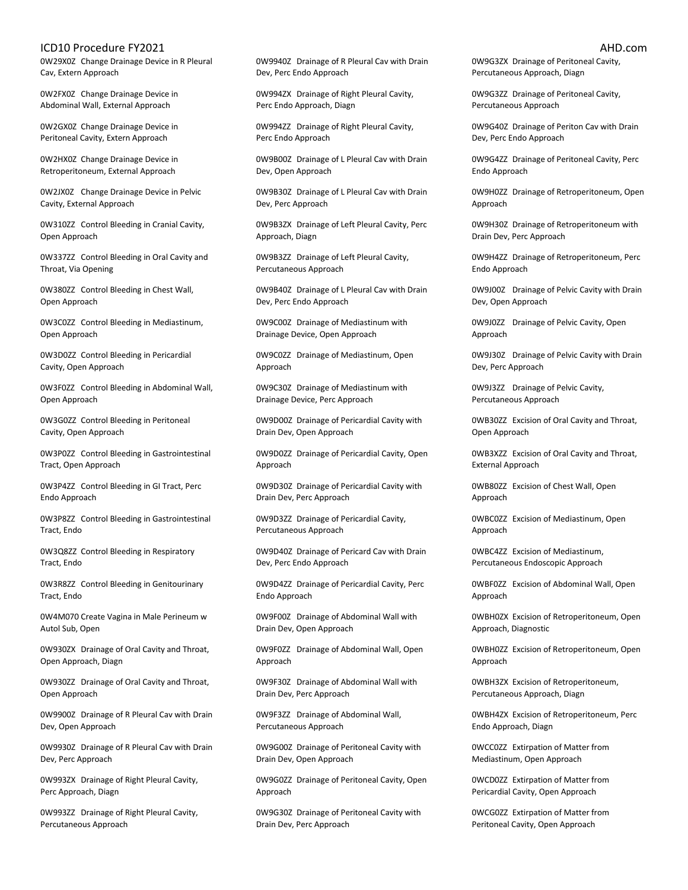0W29X0Z Change Drainage Device in R Pleural Cav, Extern Approach

0W2FX0Z Change Drainage Device in Abdominal Wall, External Approach

0W2GX0Z Change Drainage Device in Peritoneal Cavity, Extern Approach

0W2HX0Z Change Drainage Device in Retroperitoneum, External Approach

0W2JX0Z Change Drainage Device in Pelvic Cavity, External Approach

0W310ZZ Control Bleeding in Cranial Cavity, Open Approach

0W337ZZ Control Bleeding in Oral Cavity and Throat, Via Opening

0W380ZZ Control Bleeding in Chest Wall, Open Approach

0W3C0ZZ Control Bleeding in Mediastinum, Open Approach

0W3D0ZZ Control Bleeding in Pericardial Cavity, Open Approach

0W3F0ZZ Control Bleeding in Abdominal Wall, Open Approach

0W3G0ZZ Control Bleeding in Peritoneal Cavity, Open Approach

0W3P0ZZ Control Bleeding in Gastrointestinal Tract, Open Approach

0W3P4ZZ Control Bleeding in GI Tract, Perc Endo Approach

0W3P8ZZ Control Bleeding in Gastrointestinal Tract, Endo

0W3Q8ZZ Control Bleeding in Respiratory Tract, Endo

0W3R8ZZ Control Bleeding in Genitourinary Tract, Endo

0W4M070 Create Vagina in Male Perineum w Autol Sub, Open

0W930ZX Drainage of Oral Cavity and Throat, Open Approach, Diagn

0W930ZZ Drainage of Oral Cavity and Throat, Open Approach

0W9900Z Drainage of R Pleural Cav with Drain Dev, Open Approach

0W9930Z Drainage of R Pleural Cav with Drain Dev, Perc Approach

0W993ZX Drainage of Right Pleural Cavity, Perc Approach, Diagn

0W993ZZ Drainage of Right Pleural Cavity, Percutaneous Approach

0W9940Z Drainage of R Pleural Cav with Drain Dev, Perc Endo Approach

0W994ZX Drainage of Right Pleural Cavity, Perc Endo Approach, Diagn

0W994ZZ Drainage of Right Pleural Cavity, Perc Endo Approach

0W9B00Z Drainage of L Pleural Cav with Drain Dev, Open Approach

0W9B30Z Drainage of L Pleural Cav with Drain Dev, Perc Approach

0W9B3ZX Drainage of Left Pleural Cavity, Perc Approach, Diagn

0W9B3ZZ Drainage of Left Pleural Cavity, Percutaneous Approach

0W9B40Z Drainage of L Pleural Cav with Drain Dev, Perc Endo Approach

0W9C00Z Drainage of Mediastinum with Drainage Device, Open Approach

0W9C0ZZ Drainage of Mediastinum, Open Approach

0W9C30Z Drainage of Mediastinum with Drainage Device, Perc Approach

0W9D00Z Drainage of Pericardial Cavity with Drain Dev, Open Approach

0W9D0ZZ Drainage of Pericardial Cavity, Open Approach

0W9D30Z Drainage of Pericardial Cavity with Drain Dev, Perc Approach

0W9D3ZZ Drainage of Pericardial Cavity, Percutaneous Approach

0W9D40Z Drainage of Pericard Cav with Drain Dev, Perc Endo Approach

0W9D4ZZ Drainage of Pericardial Cavity, Perc Endo Approach

0W9F00Z Drainage of Abdominal Wall with Drain Dev, Open Approach

0W9F0ZZ Drainage of Abdominal Wall, Open Approach

0W9F30Z Drainage of Abdominal Wall with Drain Dev, Perc Approach

0W9F3ZZ Drainage of Abdominal Wall, Percutaneous Approach

0W9G00Z Drainage of Peritoneal Cavity with Drain Dev, Open Approach

0W9G0ZZ Drainage of Peritoneal Cavity, Open Approach

0W9G30Z Drainage of Peritoneal Cavity with Drain Dev, Perc Approach

0W9G3ZX Drainage of Peritoneal Cavity, Percutaneous Approach, Diagn

0W9G3ZZ Drainage of Peritoneal Cavity, Percutaneous Approach

0W9G40Z Drainage of Periton Cav with Drain Dev, Perc Endo Approach

0W9G4ZZ Drainage of Peritoneal Cavity, Perc Endo Approach

0W9H0ZZ Drainage of Retroperitoneum, Open Approach

0W9H30Z Drainage of Retroperitoneum with Drain Dev, Perc Approach

0W9H4ZZ Drainage of Retroperitoneum, Perc Endo Approach

0W9J00Z Drainage of Pelvic Cavity with Drain Dev, Open Approach

0W9J0ZZ Drainage of Pelvic Cavity, Open Approach

0W9J30Z Drainage of Pelvic Cavity with Drain Dev, Perc Approach

0W9J3ZZ Drainage of Pelvic Cavity, Percutaneous Approach

0WB30ZZ Excision of Oral Cavity and Throat, Open Approach

0WB3XZZ Excision of Oral Cavity and Throat, External Approach

0WB80ZZ Excision of Chest Wall, Open Approach

0WBC0ZZ Excision of Mediastinum, Open Approach

0WBC4ZZ Excision of Mediastinum, Percutaneous Endoscopic Approach

0WBF0ZZ Excision of Abdominal Wall, Open Approach

0WBH0ZX Excision of Retroperitoneum, Open Approach, Diagnostic

0WBH0ZZ Excision of Retroperitoneum, Open Approach

0WBH3ZX Excision of Retroperitoneum, Percutaneous Approach, Diagn

0WBH4ZX Excision of Retroperitoneum, Perc Endo Approach, Diagn

0WCC0ZZ Extirpation of Matter from Mediastinum, Open Approach

0WCD0ZZ Extirpation of Matter from Pericardial Cavity, Open Approach

0WCG0ZZ Extirpation of Matter from Peritoneal Cavity, Open Approach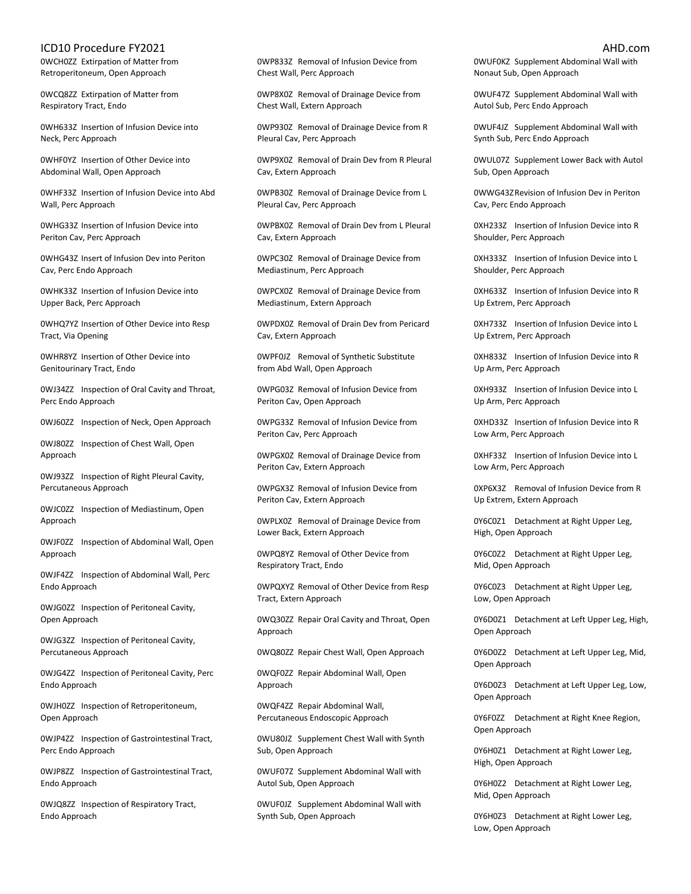0WCH0ZZ Extirpation of Matter from Retroperitoneum, Open Approach

0WCQ8ZZ Extirpation of Matter from Respiratory Tract, Endo

0WH633Z Insertion of Infusion Device into Neck, Perc Approach

0WHF0YZ Insertion of Other Device into Abdominal Wall, Open Approach

0WHF33Z Insertion of Infusion Device into Abd Wall, Perc Approach

0WHG33Z Insertion of Infusion Device into Periton Cav, Perc Approach

0WHG43Z Insert of Infusion Dev into Periton Cav, Perc Endo Approach

0WHK33Z Insertion of Infusion Device into Upper Back, Perc Approach

0WHQ7YZ Insertion of Other Device into Resp Tract, Via Opening

0WHR8YZ Insertion of Other Device into Genitourinary Tract, Endo

0WJ34ZZ Inspection of Oral Cavity and Throat, Perc Endo Approach

0WJ60ZZ Inspection of Neck, Open Approach

0WJ80ZZ Inspection of Chest Wall, Open Approach

0WJ93ZZ Inspection of Right Pleural Cavity, Percutaneous Approach

0WJC0ZZ Inspection of Mediastinum, Open Approach

0WJF0ZZ Inspection of Abdominal Wall, Open Approach

0WJF4ZZ Inspection of Abdominal Wall, Perc Endo Approach

0WJG0ZZ Inspection of Peritoneal Cavity, Open Approach

0WJG3ZZ Inspection of Peritoneal Cavity, Percutaneous Approach

0WJG4ZZ Inspection of Peritoneal Cavity, Perc Endo Approach

0WJH0ZZ Inspection of Retroperitoneum, Open Approach

0WJP4ZZ Inspection of Gastrointestinal Tract, Perc Endo Approach

0WJP8ZZ Inspection of Gastrointestinal Tract, Endo Approach

0WJQ8ZZ Inspection of Respiratory Tract, Endo Approach

0WP833Z Removal of Infusion Device from Chest Wall, Perc Approach

0WP8X0Z Removal of Drainage Device from Chest Wall, Extern Approach

0WP930Z Removal of Drainage Device from R Pleural Cav, Perc Approach

0WP9X0Z Removal of Drain Dev from R Pleural Cav, Extern Approach

0WPB30Z Removal of Drainage Device from L Pleural Cav, Perc Approach

0WPBX0Z Removal of Drain Dev from L Pleural Cav, Extern Approach

0WPC30Z Removal of Drainage Device from Mediastinum, Perc Approach

0WPCX0Z Removal of Drainage Device from Mediastinum, Extern Approach

0WPDX0Z Removal of Drain Dev from Pericard Cav, Extern Approach

0WPF0JZ Removal of Synthetic Substitute from Abd Wall, Open Approach

0WPG03Z Removal of Infusion Device from Periton Cav, Open Approach

0WPG33Z Removal of Infusion Device from Periton Cav, Perc Approach

0WPGX0Z Removal of Drainage Device from Periton Cav, Extern Approach

0WPGX3Z Removal of Infusion Device from Periton Cav, Extern Approach

0WPLX0Z Removal of Drainage Device from Lower Back, Extern Approach

0WPQ8YZ Removal of Other Device from Respiratory Tract, Endo

0WPQXYZ Removal of Other Device from Resp Tract, Extern Approach

0WQ30ZZ Repair Oral Cavity and Throat, Open Approach

0WQ80ZZ Repair Chest Wall, Open Approach

0WQF0ZZ Repair Abdominal Wall, Open Approach

0WQF4ZZ Repair Abdominal Wall, Percutaneous Endoscopic Approach

0WU80JZ Supplement Chest Wall with Synth Sub, Open Approach

0WUF07Z Supplement Abdominal Wall with Autol Sub, Open Approach

0WUF0JZ Supplement Abdominal Wall with Synth Sub, Open Approach

0WUF0KZ Supplement Abdominal Wall with Nonaut Sub, Open Approach

0WUF47Z Supplement Abdominal Wall with Autol Sub, Perc Endo Approach

0WUF4JZ Supplement Abdominal Wall with Synth Sub, Perc Endo Approach

0WUL07Z Supplement Lower Back with Autol Sub, Open Approach

0WWG43Z Revision of Infusion Dev in Periton Cav, Perc Endo Approach

0XH233Z Insertion of Infusion Device into R Shoulder, Perc Approach

0XH333Z Insertion of Infusion Device into L Shoulder, Perc Approach

0XH633Z Insertion of Infusion Device into R Up Extrem, Perc Approach

0XH733Z Insertion of Infusion Device into L Up Extrem, Perc Approach

0XH833Z Insertion of Infusion Device into R Up Arm, Perc Approach

0XH933Z Insertion of Infusion Device into L Up Arm, Perc Approach

0XHD33Z Insertion of Infusion Device into R Low Arm, Perc Approach

0XHF33Z Insertion of Infusion Device into L Low Arm, Perc Approach

0XP6X3Z Removal of Infusion Device from R Up Extrem, Extern Approach

0Y6C0Z1 Detachment at Right Upper Leg, High, Open Approach

0Y6C0Z2 Detachment at Right Upper Leg, Mid, Open Approach

0Y6C0Z3 Detachment at Right Upper Leg, Low, Open Approach

0Y6D0Z1 Detachment at Left Upper Leg, High, Open Approach

0Y6D0Z2 Detachment at Left Upper Leg, Mid, Open Approach

0Y6D0Z3 Detachment at Left Upper Leg, Low, Open Approach

0Y6F0ZZ Detachment at Right Knee Region, Open Approach

0Y6H0Z1 Detachment at Right Lower Leg, High, Open Approach

0Y6H0Z2 Detachment at Right Lower Leg, Mid, Open Approach

0Y6H0Z3 Detachment at Right Lower Leg, Low, Open Approach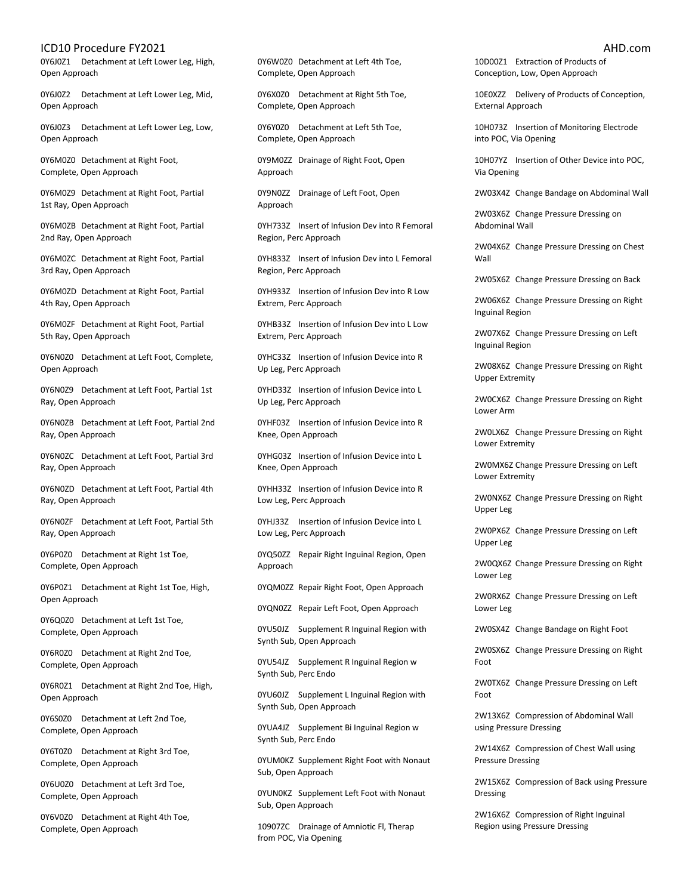0Y6J0Z1 Detachment at Left Lower Leg, High, Open Approach

0Y6J0Z2 Detachment at Left Lower Leg, Mid, Open Approach

0Y6J0Z3 Detachment at Left Lower Leg, Low, Open Approach

0Y6M0Z0 Detachment at Right Foot, Complete, Open Approach

0Y6M0Z9 Detachment at Right Foot, Partial 1st Ray, Open Approach

0Y6M0ZB Detachment at Right Foot, Partial 2nd Ray, Open Approach

0Y6M0ZC Detachment at Right Foot, Partial 3rd Ray, Open Approach

0Y6M0ZD Detachment at Right Foot, Partial 4th Ray, Open Approach

0Y6M0ZF Detachment at Right Foot, Partial 5th Ray, Open Approach

0Y6N0Z0 Detachment at Left Foot, Complete, Open Approach

0Y6N0Z9 Detachment at Left Foot, Partial 1st Ray, Open Approach

0Y6N0ZB Detachment at Left Foot, Partial 2nd Ray, Open Approach

0Y6N0ZC Detachment at Left Foot, Partial 3rd Ray, Open Approach

0Y6N0ZD Detachment at Left Foot, Partial 4th Ray, Open Approach

0Y6N0ZF Detachment at Left Foot, Partial 5th Ray, Open Approach

0Y6P0Z0 Detachment at Right 1st Toe, Complete, Open Approach

0Y6P0Z1 Detachment at Right 1st Toe, High, Open Approach

0Y6Q0Z0 Detachment at Left 1st Toe, Complete, Open Approach

0Y6R0Z0 Detachment at Right 2nd Toe, Complete, Open Approach

0Y6R0Z1 Detachment at Right 2nd Toe, High, Open Approach

0Y6S0Z0 Detachment at Left 2nd Toe, Complete, Open Approach

0Y6T0Z0 Detachment at Right 3rd Toe, Complete, Open Approach

0Y6U0Z0 Detachment at Left 3rd Toe, Complete, Open Approach

0Y6V0Z0 Detachment at Right 4th Toe, Complete, Open Approach

0Y6W0Z0 Detachment at Left 4th Toe, Complete, Open Approach

0Y6X0Z0 Detachment at Right 5th Toe, Complete, Open Approach

0Y6Y0Z0 Detachment at Left 5th Toe, Complete, Open Approach

0Y9M0ZZ Drainage of Right Foot, Open Approach

0Y9N0ZZ Drainage of Left Foot, Open Approach

0YH733Z Insert of Infusion Dev into R Femoral Region, Perc Approach

0YH833Z Insert of Infusion Dev into L Femoral Region, Perc Approach

0YH933Z Insertion of Infusion Dev into R Low Extrem, Perc Approach

0YHB33Z Insertion of Infusion Dev into L Low Extrem, Perc Approach

0YHC33Z Insertion of Infusion Device into R Up Leg, Perc Approach

0YHD33Z Insertion of Infusion Device into L Up Leg, Perc Approach

0YHF03Z Insertion of Infusion Device into R Knee, Open Approach

0YHG03Z Insertion of Infusion Device into L Knee, Open Approach

0YHH33Z Insertion of Infusion Device into R Low Leg, Perc Approach

0YHJ33Z Insertion of Infusion Device into L Low Leg, Perc Approach

0YQ50ZZ Repair Right Inguinal Region, Open Approach

0YQM0ZZ Repair Right Foot, Open Approach

0YQN0ZZ Repair Left Foot, Open Approach

0YU50JZ Supplement R Inguinal Region with Synth Sub, Open Approach

0YU54JZ Supplement R Inguinal Region w Synth Sub, Perc Endo

0YU60JZ Supplement L Inguinal Region with Synth Sub, Open Approach

0YUA4JZ Supplement Bi Inguinal Region w Synth Sub, Perc Endo

0YUM0KZ Supplement Right Foot with Nonaut Sub, Open Approach

0YUN0KZ Supplement Left Foot with Nonaut Sub, Open Approach

10907ZC Drainage of Amniotic Fl, Therap from POC, Via Opening

10D00Z1 Extraction of Products of Conception, Low, Open Approach

10E0XZZ Delivery of Products of Conception, External Approach

10H073Z Insertion of Monitoring Electrode into POC, Via Opening

10H07YZ Insertion of Other Device into POC, Via Opening

2W03X4Z Change Bandage on Abdominal Wall

2W03X6Z Change Pressure Dressing on Abdominal Wall

2W04X6Z Change Pressure Dressing on Chest Wall

2W05X6Z Change Pressure Dressing on Back

2W06X6Z Change Pressure Dressing on Right Inguinal Region

2W07X6Z Change Pressure Dressing on Left Inguinal Region

2W08X6Z Change Pressure Dressing on Right Upper Extremity

2W0CX6Z Change Pressure Dressing on Right Lower Arm

2W0LX6Z Change Pressure Dressing on Right Lower Extremity

2W0MX6Z Change Pressure Dressing on Left Lower Extremity

2W0NX6Z Change Pressure Dressing on Right Upper Leg

2W0PX6Z Change Pressure Dressing on Left Upper Leg

2W0QX6Z Change Pressure Dressing on Right Lower Leg

2W0RX6Z Change Pressure Dressing on Left Lower Leg

2W0SX4Z Change Bandage on Right Foot

2W0SX6Z Change Pressure Dressing on Right Foot

2W0TX6Z Change Pressure Dressing on Left Foot

2W13X6Z Compression of Abdominal Wall using Pressure Dressing

2W14X6Z Compression of Chest Wall using Pressure Dressing

2W15X6Z Compression of Back using Pressure Dressing

2W16X6Z Compression of Right Inguinal Region using Pressure Dressing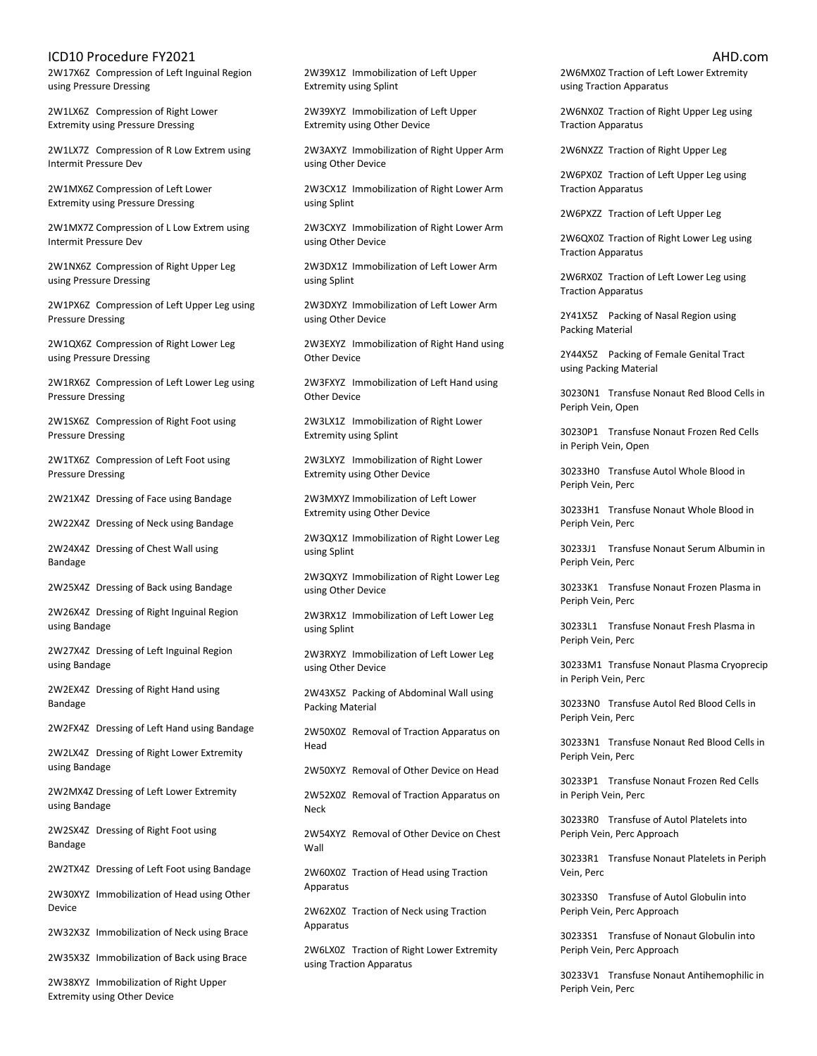2W17X6Z Compression of Left Inguinal Region using Pressure Dressing

2W1LX6Z Compression of Right Lower Extremity using Pressure Dressing

2W1LX7Z Compression of R Low Extrem using Intermit Pressure Dev

2W1MX6Z Compression of Left Lower Extremity using Pressure Dressing

2W1MX7Z Compression of L Low Extrem using Intermit Pressure Dev

2W1NX6Z Compression of Right Upper Leg using Pressure Dressing

2W1PX6Z Compression of Left Upper Leg using Pressure Dressing

2W1QX6Z Compression of Right Lower Leg using Pressure Dressing

2W1RX6Z Compression of Left Lower Leg using Pressure Dressing

2W1SX6Z Compression of Right Foot using Pressure Dressing

2W1TX6Z Compression of Left Foot using Pressure Dressing

2W21X4Z Dressing of Face using Bandage

2W22X4Z Dressing of Neck using Bandage

2W24X4Z Dressing of Chest Wall using Bandage

2W25X4Z Dressing of Back using Bandage

2W26X4Z Dressing of Right Inguinal Region using Bandage

2W27X4Z Dressing of Left Inguinal Region using Bandage

2W2EX4Z Dressing of Right Hand using Bandage

2W2FX4Z Dressing of Left Hand using Bandage

2W2LX4Z Dressing of Right Lower Extremity using Bandage

2W2MX4Z Dressing of Left Lower Extremity using Bandage

2W2SX4Z Dressing of Right Foot using Bandage

2W2TX4Z Dressing of Left Foot using Bandage

2W30XYZ Immobilization of Head using Other Device

2W32X3Z Immobilization of Neck using Brace

2W35X3Z Immobilization of Back using Brace

2W38XYZ Immobilization of Right Upper Extremity using Other Device

2W39X1Z Immobilization of Left Upper Extremity using Splint

2W39XYZ Immobilization of Left Upper Extremity using Other Device

2W3AXYZ Immobilization of Right Upper Arm using Other Device

2W3CX1Z Immobilization of Right Lower Arm using Splint

2W3CXYZ Immobilization of Right Lower Arm using Other Device

2W3DX1Z Immobilization of Left Lower Arm using Splint

2W3DXYZ Immobilization of Left Lower Arm using Other Device

2W3EXYZ Immobilization of Right Hand using Other Device

2W3FXYZ Immobilization of Left Hand using Other Device

2W3LX1Z Immobilization of Right Lower Extremity using Splint

2W3LXYZ Immobilization of Right Lower Extremity using Other Device

2W3MXYZ Immobilization of Left Lower Extremity using Other Device

2W3QX1Z Immobilization of Right Lower Leg using Splint

2W3QXYZ Immobilization of Right Lower Leg using Other Device

2W3RX1Z Immobilization of Left Lower Leg using Splint

2W3RXYZ Immobilization of Left Lower Leg using Other Device

2W43X5Z Packing of Abdominal Wall using Packing Material

2W50X0Z Removal of Traction Apparatus on Head

2W50XYZ Removal of Other Device on Head

2W52X0Z Removal of Traction Apparatus on Neck

2W54XYZ Removal of Other Device on Chest Wall

2W60X0Z Traction of Head using Traction Apparatus

2W62X0Z Traction of Neck using Traction Apparatus

2W6LX0Z Traction of Right Lower Extremity using Traction Apparatus

2W6MX0Z Traction of Left Lower Extremity using Traction Apparatus

2W6NX0Z Traction of Right Upper Leg using Traction Apparatus

2W6NXZZ Traction of Right Upper Leg

2W6PX0Z Traction of Left Upper Leg using Traction Apparatus

2W6PXZZ Traction of Left Upper Leg

2W6QX0Z Traction of Right Lower Leg using Traction Apparatus

2W6RX0Z Traction of Left Lower Leg using Traction Apparatus

2Y41X5Z Packing of Nasal Region using Packing Material

2Y44X5Z Packing of Female Genital Tract using Packing Material

30230N1 Transfuse Nonaut Red Blood Cells in Periph Vein, Open

30230P1 Transfuse Nonaut Frozen Red Cells in Periph Vein, Open

30233H0 Transfuse Autol Whole Blood in Periph Vein, Perc

30233H1 Transfuse Nonaut Whole Blood in Periph Vein, Perc

30233J1 Transfuse Nonaut Serum Albumin in Periph Vein, Perc

30233K1 Transfuse Nonaut Frozen Plasma in Periph Vein, Perc

30233L1 Transfuse Nonaut Fresh Plasma in Periph Vein, Perc

30233M1 Transfuse Nonaut Plasma Cryoprecip in Periph Vein, Perc

30233N0 Transfuse Autol Red Blood Cells in Periph Vein, Perc

30233N1 Transfuse Nonaut Red Blood Cells in Periph Vein, Perc

30233P1 Transfuse Nonaut Frozen Red Cells in Periph Vein, Perc

30233R0 Transfuse of Autol Platelets into Periph Vein, Perc Approach

30233R1 Transfuse Nonaut Platelets in Periph Vein, Perc

30233S0 Transfuse of Autol Globulin into Periph Vein, Perc Approach

30233S1 Transfuse of Nonaut Globulin into Periph Vein, Perc Approach

30233V1 Transfuse Nonaut Antihemophilic in Periph Vein, Perc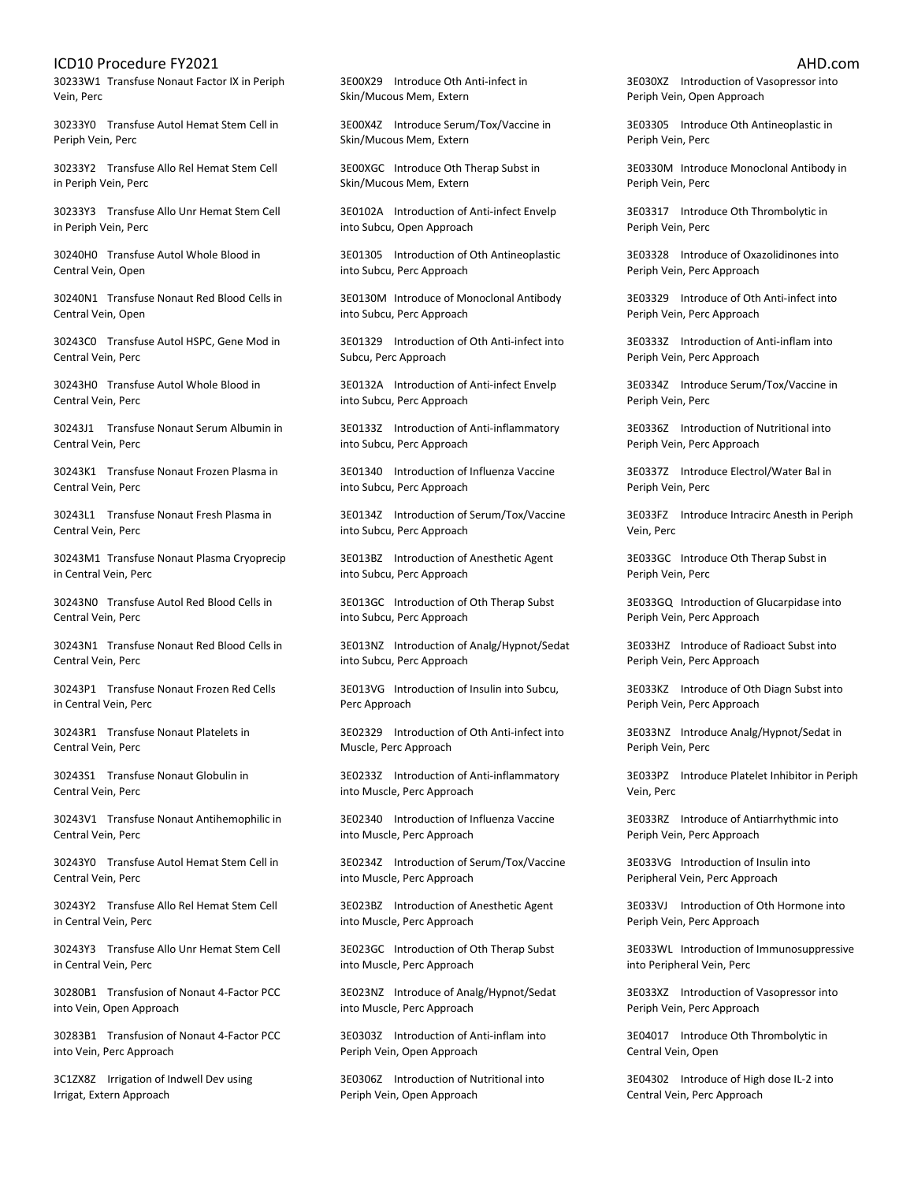30233W1 Transfuse Nonaut Factor IX in Periph Vein, Perc

30233Y0 Transfuse Autol Hemat Stem Cell in Periph Vein, Perc

30233Y2 Transfuse Allo Rel Hemat Stem Cell in Periph Vein, Perc

30233Y3 Transfuse Allo Unr Hemat Stem Cell in Periph Vein, Perc

30240H0 Transfuse Autol Whole Blood in Central Vein, Open

30240N1 Transfuse Nonaut Red Blood Cells in Central Vein, Open

30243C0 Transfuse Autol HSPC, Gene Mod in Central Vein, Perc

30243H0 Transfuse Autol Whole Blood in Central Vein, Perc

30243J1 Transfuse Nonaut Serum Albumin in Central Vein, Perc

30243K1 Transfuse Nonaut Frozen Plasma in Central Vein, Perc

30243L1 Transfuse Nonaut Fresh Plasma in Central Vein, Perc

30243M1 Transfuse Nonaut Plasma Cryoprecip in Central Vein, Perc

30243N0 Transfuse Autol Red Blood Cells in Central Vein, Perc

30243N1 Transfuse Nonaut Red Blood Cells in Central Vein, Perc

30243P1 Transfuse Nonaut Frozen Red Cells in Central Vein, Perc

30243R1 Transfuse Nonaut Platelets in Central Vein, Perc

30243S1 Transfuse Nonaut Globulin in Central Vein, Perc

30243V1 Transfuse Nonaut Antihemophilic in Central Vein, Perc

30243Y0 Transfuse Autol Hemat Stem Cell in Central Vein, Perc

30243Y2 Transfuse Allo Rel Hemat Stem Cell in Central Vein, Perc

30243Y3 Transfuse Allo Unr Hemat Stem Cell in Central Vein, Perc

30280B1 Transfusion of Nonaut 4-Factor PCC into Vein, Open Approach

30283B1 Transfusion of Nonaut 4-Factor PCC into Vein, Perc Approach

3C1ZX8Z Irrigation of Indwell Dev using Irrigat, Extern Approach

3E00X29 Introduce Oth Anti-infect in Skin/Mucous Mem, Extern

3E00X4Z Introduce Serum/Tox/Vaccine in Skin/Mucous Mem, Extern

3E00XGC Introduce Oth Therap Subst in Skin/Mucous Mem, Extern

3E0102A Introduction of Anti-infect Envelp into Subcu, Open Approach

3E01305 Introduction of Oth Antineoplastic into Subcu, Perc Approach

3E0130M Introduce of Monoclonal Antibody into Subcu, Perc Approach

3E01329 Introduction of Oth Anti-infect into Subcu, Perc Approach

3E0132A Introduction of Anti-infect Envelp into Subcu, Perc Approach

3E0133Z Introduction of Anti-inflammatory into Subcu, Perc Approach

3E01340 Introduction of Influenza Vaccine into Subcu, Perc Approach

3E0134Z Introduction of Serum/Tox/Vaccine into Subcu, Perc Approach

3E013BZ Introduction of Anesthetic Agent into Subcu, Perc Approach

3E013GC Introduction of Oth Therap Subst into Subcu, Perc Approach

3E013NZ Introduction of Analg/Hypnot/Sedat into Subcu, Perc Approach

3E013VG Introduction of Insulin into Subcu, Perc Approach

3E02329 Introduction of Oth Anti-infect into Muscle, Perc Approach

3E0233Z Introduction of Anti-inflammatory into Muscle, Perc Approach

3E02340 Introduction of Influenza Vaccine into Muscle, Perc Approach

3E0234Z Introduction of Serum/Tox/Vaccine into Muscle, Perc Approach

3E023BZ Introduction of Anesthetic Agent into Muscle, Perc Approach

3E023GC Introduction of Oth Therap Subst into Muscle, Perc Approach

3E023NZ Introduce of Analg/Hypnot/Sedat into Muscle, Perc Approach

3E0303Z Introduction of Anti-inflam into Periph Vein, Open Approach

3E0306Z Introduction of Nutritional into Periph Vein, Open Approach

3E030XZ Introduction of Vasopressor into Periph Vein, Open Approach

3E03305 Introduce Oth Antineoplastic in Periph Vein, Perc

3E0330M Introduce Monoclonal Antibody in Periph Vein, Perc

3E03317 Introduce Oth Thrombolytic in Periph Vein, Perc

3E03328 Introduce of Oxazolidinones into Periph Vein, Perc Approach

3E03329 Introduce of Oth Anti-infect into Periph Vein, Perc Approach

3E0333Z Introduction of Anti-inflam into Periph Vein, Perc Approach

3E0334Z Introduce Serum/Tox/Vaccine in Periph Vein, Perc

3E0336Z Introduction of Nutritional into Periph Vein, Perc Approach

3E0337Z Introduce Electrol/Water Bal in Periph Vein, Perc

3E033FZ Introduce Intracirc Anesth in Periph Vein, Perc

3E033GC Introduce Oth Therap Subst in Periph Vein, Perc

3E033GQ Introduction of Glucarpidase into Periph Vein, Perc Approach

3E033HZ Introduce of Radioact Subst into Periph Vein, Perc Approach

3E033KZ Introduce of Oth Diagn Subst into Periph Vein, Perc Approach

3E033NZ Introduce Analg/Hypnot/Sedat in Periph Vein, Perc

3E033PZ Introduce Platelet Inhibitor in Periph Vein, Perc

3E033RZ Introduce of Antiarrhythmic into Periph Vein, Perc Approach

3E033VG Introduction of Insulin into Peripheral Vein, Perc Approach

3E033VJ Introduction of Oth Hormone into Periph Vein, Perc Approach

3E033WL Introduction of Immunosuppressive into Peripheral Vein, Perc

3E033XZ Introduction of Vasopressor into Periph Vein, Perc Approach

3E04017 Introduce Oth Thrombolytic in Central Vein, Open

3E04302 Introduce of High dose IL-2 into Central Vein, Perc Approach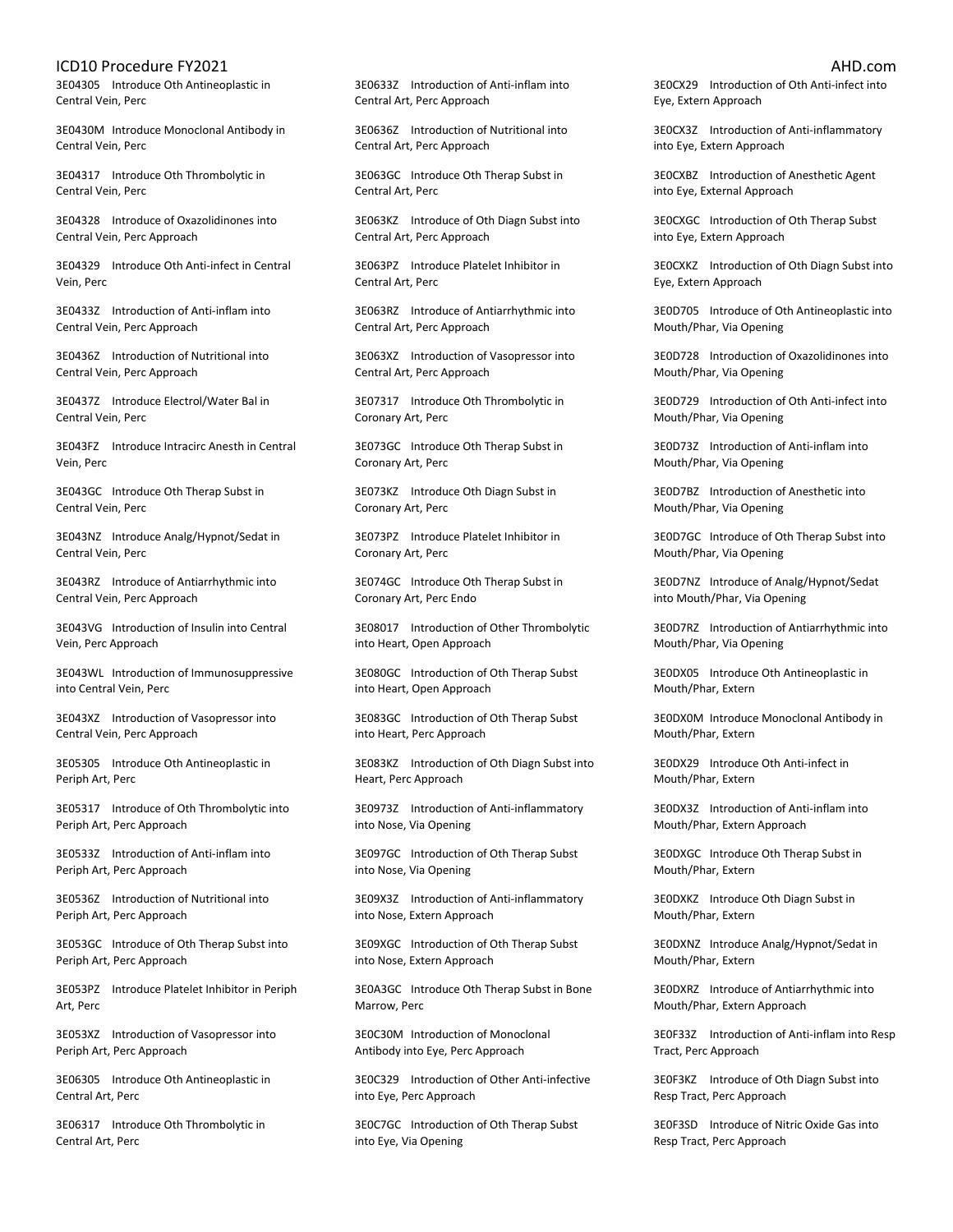3E04305 Introduce Oth Antineoplastic in Central Vein, Perc

3E0430M Introduce Monoclonal Antibody in Central Vein, Perc

3E04317 Introduce Oth Thrombolytic in Central Vein, Perc

3E04328 Introduce of Oxazolidinones into Central Vein, Perc Approach

3E04329 Introduce Oth Anti-infect in Central Vein, Perc

3E0433Z Introduction of Anti-inflam into Central Vein, Perc Approach

3E0436Z Introduction of Nutritional into Central Vein, Perc Approach

3E0437Z Introduce Electrol/Water Bal in Central Vein, Perc

3E043FZ Introduce Intracirc Anesth in Central Vein, Perc

3E043GC Introduce Oth Therap Subst in Central Vein, Perc

3E043NZ Introduce Analg/Hypnot/Sedat in Central Vein, Perc

3E043RZ Introduce of Antiarrhythmic into Central Vein, Perc Approach

3E043VG Introduction of Insulin into Central Vein, Perc Approach

3E043WL Introduction of Immunosuppressive into Central Vein, Perc

3E043XZ Introduction of Vasopressor into Central Vein, Perc Approach

3E05305 Introduce Oth Antineoplastic in Periph Art, Perc

3E05317 Introduce of Oth Thrombolytic into Periph Art, Perc Approach

3E0533Z Introduction of Anti-inflam into Periph Art, Perc Approach

3E0536Z Introduction of Nutritional into Periph Art, Perc Approach

3E053GC Introduce of Oth Therap Subst into Periph Art, Perc Approach

3E053PZ Introduce Platelet Inhibitor in Periph Art, Perc

3E053XZ Introduction of Vasopressor into Periph Art, Perc Approach

3E06305 Introduce Oth Antineoplastic in Central Art, Perc

3E06317 Introduce Oth Thrombolytic in Central Art, Perc

3E0633Z Introduction of Anti-inflam into Central Art, Perc Approach

3E0636Z Introduction of Nutritional into Central Art, Perc Approach

3E063GC Introduce Oth Therap Subst in Central Art, Perc

3E063KZ Introduce of Oth Diagn Subst into Central Art, Perc Approach

3E063PZ Introduce Platelet Inhibitor in Central Art, Perc

3E063RZ Introduce of Antiarrhythmic into Central Art, Perc Approach

3E063XZ Introduction of Vasopressor into Central Art, Perc Approach

3E07317 Introduce Oth Thrombolytic in Coronary Art, Perc

3E073GC Introduce Oth Therap Subst in Coronary Art, Perc

3E073KZ Introduce Oth Diagn Subst in Coronary Art, Perc

3E073PZ Introduce Platelet Inhibitor in Coronary Art, Perc

3E074GC Introduce Oth Therap Subst in Coronary Art, Perc Endo

3E08017 Introduction of Other Thrombolytic into Heart, Open Approach

3E080GC Introduction of Oth Therap Subst into Heart, Open Approach

3E083GC Introduction of Oth Therap Subst into Heart, Perc Approach

3E083KZ Introduction of Oth Diagn Subst into Heart, Perc Approach

3E0973Z Introduction of Anti-inflammatory into Nose, Via Opening

3E097GC Introduction of Oth Therap Subst into Nose, Via Opening

3E09X3Z Introduction of Anti-inflammatory into Nose, Extern Approach

3E09XGC Introduction of Oth Therap Subst into Nose, Extern Approach

3E0A3GC Introduce Oth Therap Subst in Bone Marrow, Perc

3E0C30M Introduction of Monoclonal Antibody into Eye, Perc Approach

3E0C329 Introduction of Other Anti-infective into Eye, Perc Approach

3E0C7GC Introduction of Oth Therap Subst into Eye, Via Opening

3E0CX29 Introduction of Oth Anti-infect into Eye, Extern Approach

3E0CX3Z Introduction of Anti-inflammatory into Eye, Extern Approach

3E0CXBZ Introduction of Anesthetic Agent into Eye, External Approach

3E0CXGC Introduction of Oth Therap Subst into Eye, Extern Approach

3E0CXKZ Introduction of Oth Diagn Subst into Eye, Extern Approach

3E0D705 Introduce of Oth Antineoplastic into Mouth/Phar, Via Opening

3E0D728 Introduction of Oxazolidinones into Mouth/Phar, Via Opening

3E0D729 Introduction of Oth Anti-infect into Mouth/Phar, Via Opening

3E0D73Z Introduction of Anti-inflam into Mouth/Phar, Via Opening

3E0D7BZ Introduction of Anesthetic into Mouth/Phar, Via Opening

3E0D7GC Introduce of Oth Therap Subst into Mouth/Phar, Via Opening

3E0D7NZ Introduce of Analg/Hypnot/Sedat into Mouth/Phar, Via Opening

3E0D7RZ Introduction of Antiarrhythmic into Mouth/Phar, Via Opening

3E0DX05 Introduce Oth Antineoplastic in Mouth/Phar, Extern

3E0DX0M Introduce Monoclonal Antibody in Mouth/Phar, Extern

3E0DX29 Introduce Oth Anti-infect in Mouth/Phar, Extern

3E0DX3Z Introduction of Anti-inflam into Mouth/Phar, Extern Approach

3E0DXGC Introduce Oth Therap Subst in Mouth/Phar, Extern

3E0DXKZ Introduce Oth Diagn Subst in Mouth/Phar, Extern

3E0DXNZ Introduce Analg/Hypnot/Sedat in Mouth/Phar, Extern

3E0DXRZ Introduce of Antiarrhythmic into Mouth/Phar, Extern Approach

3E0F33Z Introduction of Anti-inflam into Resp Tract, Perc Approach

3E0F3KZ Introduce of Oth Diagn Subst into Resp Tract, Perc Approach

3E0F3SD Introduce of Nitric Oxide Gas into Resp Tract, Perc Approach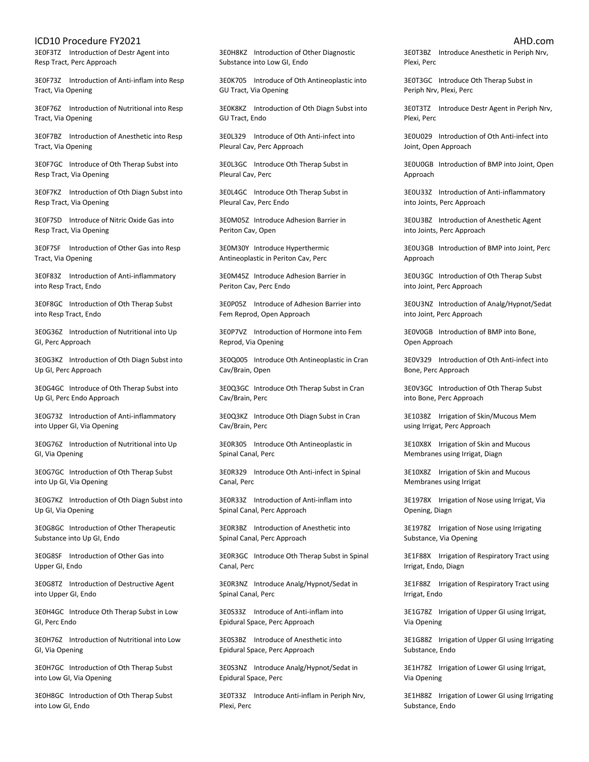3E0F3TZ Introduction of Destr Agent into Resp Tract, Perc Approach

3E0F73Z Introduction of Anti-inflam into Resp Tract, Via Opening

3E0F76Z Introduction of Nutritional into Resp Tract, Via Opening

3E0F7BZ Introduction of Anesthetic into Resp Tract, Via Opening

3E0F7GC Introduce of Oth Therap Subst into Resp Tract, Via Opening

3E0F7KZ Introduction of Oth Diagn Subst into Resp Tract, Via Opening

3E0F7SD Introduce of Nitric Oxide Gas into Resp Tract, Via Opening

3E0F7SF Introduction of Other Gas into Resp Tract, Via Opening

3E0F83Z Introduction of Anti-inflammatory into Resp Tract, Endo

3E0F8GC Introduction of Oth Therap Subst into Resp Tract, Endo

3E0G36Z Introduction of Nutritional into Up GI, Perc Approach

3E0G3KZ Introduction of Oth Diagn Subst into Up GI, Perc Approach

3E0G4GC Introduce of Oth Therap Subst into Up GI, Perc Endo Approach

3E0G73Z Introduction of Anti-inflammatory into Upper GI, Via Opening

3E0G76Z Introduction of Nutritional into Up GI, Via Opening

3E0G7GC Introduction of Oth Therap Subst into Up GI, Via Opening

3E0G7KZ Introduction of Oth Diagn Subst into Up GI, Via Opening

3E0G8GC Introduction of Other Therapeutic Substance into Up GI, Endo

3E0G8SF Introduction of Other Gas into Upper GI, Endo

3E0G8TZ Introduction of Destructive Agent into Upper GI, Endo

3E0H4GC Introduce Oth Therap Subst in Low GI, Perc Endo

3E0H76Z Introduction of Nutritional into Low GI, Via Opening

3E0H7GC Introduction of Oth Therap Subst into Low GI, Via Opening

3E0H8GC Introduction of Oth Therap Subst into Low GI, Endo

3E0H8KZ Introduction of Other Diagnostic Substance into Low GI, Endo

3E0K705 Introduce of Oth Antineoplastic into GU Tract, Via Opening

3E0K8KZ Introduction of Oth Diagn Subst into GU Tract, Endo

3E0L329 Introduce of Oth Anti-infect into Pleural Cav, Perc Approach

3E0L3GC Introduce Oth Therap Subst in Pleural Cav, Perc

3E0L4GC Introduce Oth Therap Subst in Pleural Cav, Perc Endo

3E0M05Z Introduce Adhesion Barrier in Periton Cav, Open

3E0M30Y Introduce Hyperthermic Antineoplastic in Periton Cav, Perc

3E0M45Z Introduce Adhesion Barrier in Periton Cav, Perc Endo

3E0P05Z Introduce of Adhesion Barrier into Fem Reprod, Open Approach

3E0P7VZ Introduction of Hormone into Fem Reprod, Via Opening

3E0Q005 Introduce Oth Antineoplastic in Cran Cav/Brain, Open

3E0Q3GC Introduce Oth Therap Subst in Cran Cav/Brain, Perc

3E0Q3KZ Introduce Oth Diagn Subst in Cran Cav/Brain, Perc

3E0R305 Introduce Oth Antineoplastic in Spinal Canal, Perc

3E0R329 Introduce Oth Anti-infect in Spinal Canal, Perc

3E0R33Z Introduction of Anti-inflam into Spinal Canal, Perc Approach

3E0R3BZ Introduction of Anesthetic into Spinal Canal, Perc Approach

3E0R3GC Introduce Oth Therap Subst in Spinal Canal, Perc

3E0R3NZ Introduce Analg/Hypnot/Sedat in Spinal Canal, Perc

3E0S33Z Introduce of Anti-inflam into Epidural Space, Perc Approach

3E0S3BZ Introduce of Anesthetic into Epidural Space, Perc Approach

3E0S3NZ Introduce Analg/Hypnot/Sedat in Epidural Space, Perc

3E0T33Z Introduce Anti-inflam in Periph Nrv, Plexi, Perc

3E0T3BZ Introduce Anesthetic in Periph Nrv, Plexi, Perc

3E0T3GC Introduce Oth Therap Subst in Periph Nrv, Plexi, Perc

3E0T3TZ Introduce Destr Agent in Periph Nrv, Plexi, Perc

3E0U029 Introduction of Oth Anti-infect into Joint, Open Approach

3E0U0GB Introduction of BMP into Joint, Open Approach

3E0U33Z Introduction of Anti-inflammatory into Joints, Perc Approach

3E0U3BZ Introduction of Anesthetic Agent into Joints, Perc Approach

3E0U3GB Introduction of BMP into Joint, Perc Approach

3E0U3GC Introduction of Oth Therap Subst into Joint, Perc Approach

3E0U3NZ Introduction of Analg/Hypnot/Sedat into Joint, Perc Approach

3E0V0GB Introduction of BMP into Bone, Open Approach

3E0V329 Introduction of Oth Anti-infect into Bone, Perc Approach

3E0V3GC Introduction of Oth Therap Subst into Bone, Perc Approach

3E1038Z Irrigation of Skin/Mucous Mem using Irrigat, Perc Approach

3E10X8X Irrigation of Skin and Mucous Membranes using Irrigat, Diagn

3E10X8Z Irrigation of Skin and Mucous Membranes using Irrigat

3E1978X Irrigation of Nose using Irrigat, Via Opening, Diagn

3E1978Z Irrigation of Nose using Irrigating Substance, Via Opening

3E1F88X Irrigation of Respiratory Tract using Irrigat, Endo, Diagn

3E1F88Z Irrigation of Respiratory Tract using Irrigat, Endo

3E1G78Z Irrigation of Upper GI using Irrigat, Via Opening

3E1G88Z Irrigation of Upper GI using Irrigating Substance, Endo

3E1H78Z Irrigation of Lower GI using Irrigat, Via Opening

3E1H88Z Irrigation of Lower GI using Irrigating Substance, Endo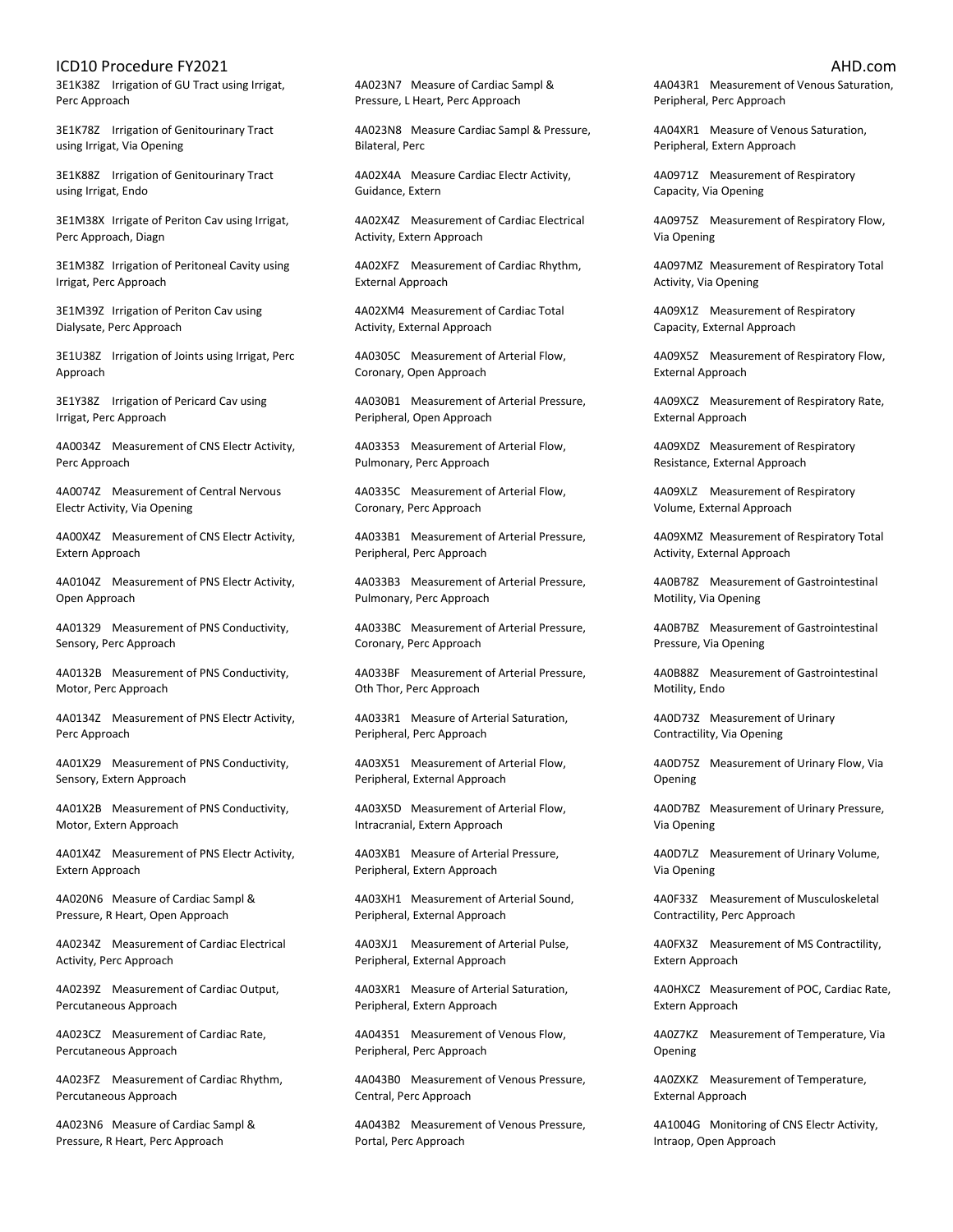3E1K38Z Irrigation of GU Tract using Irrigat, Perc Approach

3E1K78Z Irrigation of Genitourinary Tract using Irrigat, Via Opening

3E1K88Z Irrigation of Genitourinary Tract using Irrigat, Endo

3E1M38X Irrigate of Periton Cav using Irrigat, Perc Approach, Diagn

3E1M38Z Irrigation of Peritoneal Cavity using Irrigat, Perc Approach

3E1M39Z Irrigation of Periton Cav using Dialysate, Perc Approach

3E1U38Z Irrigation of Joints using Irrigat, Perc Approach

3E1Y38Z Irrigation of Pericard Cav using Irrigat, Perc Approach

4A0034Z Measurement of CNS Electr Activity, Perc Approach

4A0074Z Measurement of Central Nervous Electr Activity, Via Opening

4A00X4Z Measurement of CNS Electr Activity, Extern Approach

4A0104Z Measurement of PNS Electr Activity, Open Approach

4A01329 Measurement of PNS Conductivity, Sensory, Perc Approach

4A0132B Measurement of PNS Conductivity, Motor, Perc Approach

4A0134Z Measurement of PNS Electr Activity, Perc Approach

4A01X29 Measurement of PNS Conductivity, Sensory, Extern Approach

4A01X2B Measurement of PNS Conductivity, Motor, Extern Approach

4A01X4Z Measurement of PNS Electr Activity, Extern Approach

4A020N6 Measure of Cardiac Sampl & Pressure, R Heart, Open Approach

4A0234Z Measurement of Cardiac Electrical Activity, Perc Approach

4A0239Z Measurement of Cardiac Output, Percutaneous Approach

4A023CZ Measurement of Cardiac Rate, Percutaneous Approach

4A023FZ Measurement of Cardiac Rhythm, Percutaneous Approach

4A023N6 Measure of Cardiac Sampl & Pressure, R Heart, Perc Approach

4A023N7 Measure of Cardiac Sampl & Pressure, L Heart, Perc Approach

4A023N8 Measure Cardiac Sampl & Pressure, Bilateral, Perc

4A02X4A Measure Cardiac Electr Activity, Guidance, Extern

4A02X4Z Measurement of Cardiac Electrical Activity, Extern Approach

4A02XFZ Measurement of Cardiac Rhythm, External Approach

4A02XM4 Measurement of Cardiac Total Activity, External Approach

4A0305C Measurement of Arterial Flow, Coronary, Open Approach

4A030B1 Measurement of Arterial Pressure, Peripheral, Open Approach

4A03353 Measurement of Arterial Flow, Pulmonary, Perc Approach

4A0335C Measurement of Arterial Flow, Coronary, Perc Approach

4A033B1 Measurement of Arterial Pressure, Peripheral, Perc Approach

4A033B3 Measurement of Arterial Pressure, Pulmonary, Perc Approach

4A033BC Measurement of Arterial Pressure, Coronary, Perc Approach

4A033BF Measurement of Arterial Pressure, Oth Thor, Perc Approach

4A033R1 Measure of Arterial Saturation, Peripheral, Perc Approach

4A03X51 Measurement of Arterial Flow, Peripheral, External Approach

4A03X5D Measurement of Arterial Flow, Intracranial, Extern Approach

4A03XB1 Measure of Arterial Pressure, Peripheral, Extern Approach

4A03XH1 Measurement of Arterial Sound, Peripheral, External Approach

4A03XJ1 Measurement of Arterial Pulse, Peripheral, External Approach

4A03XR1 Measure of Arterial Saturation, Peripheral, Extern Approach

4A04351 Measurement of Venous Flow, Peripheral, Perc Approach

4A043B0 Measurement of Venous Pressure, Central, Perc Approach

4A043B2 Measurement of Venous Pressure, Portal, Perc Approach

4A043R1 Measurement of Venous Saturation, Peripheral, Perc Approach

4A04XR1 Measure of Venous Saturation, Peripheral, Extern Approach

4A0971Z Measurement of Respiratory Capacity, Via Opening

4A0975Z Measurement of Respiratory Flow, Via Opening

4A097MZ Measurement of Respiratory Total Activity, Via Opening

4A09X1Z Measurement of Respiratory Capacity, External Approach

4A09X5Z Measurement of Respiratory Flow, External Approach

4A09XCZ Measurement of Respiratory Rate, External Approach

4A09XDZ Measurement of Respiratory Resistance, External Approach

4A09XLZ Measurement of Respiratory Volume, External Approach

4A09XMZ Measurement of Respiratory Total Activity, External Approach

4A0B78Z Measurement of Gastrointestinal Motility, Via Opening

4A0B7BZ Measurement of Gastrointestinal Pressure, Via Opening

4A0B88Z Measurement of Gastrointestinal Motility, Endo

4A0D73Z Measurement of Urinary Contractility, Via Opening

4A0D75Z Measurement of Urinary Flow, Via Opening

4A0D7BZ Measurement of Urinary Pressure, Via Opening

4A0D7LZ Measurement of Urinary Volume, Via Opening

4A0F33Z Measurement of Musculoskeletal Contractility, Perc Approach

4A0FX3Z Measurement of MS Contractility, Extern Approach

4A0HXCZ Measurement of POC, Cardiac Rate, Extern Approach

4A0Z7KZ Measurement of Temperature, Via Opening

4A0ZXKZ Measurement of Temperature, External Approach

4A1004G Monitoring of CNS Electr Activity, Intraop, Open Approach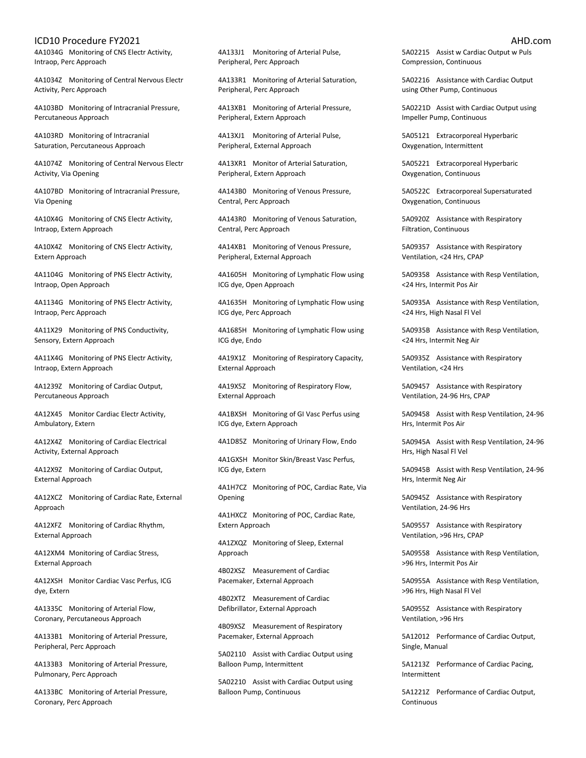4A1034G Monitoring of CNS Electr Activity, Intraop, Perc Approach

4A1034Z Monitoring of Central Nervous Electr Activity, Perc Approach

4A103BD Monitoring of Intracranial Pressure, Percutaneous Approach

4A103RD Monitoring of Intracranial Saturation, Percutaneous Approach

4A1074Z Monitoring of Central Nervous Electr Activity, Via Opening

4A107BD Monitoring of Intracranial Pressure, Via Opening

4A10X4G Monitoring of CNS Electr Activity, Intraop, Extern Approach

4A10X4Z Monitoring of CNS Electr Activity, Extern Approach

4A1104G Monitoring of PNS Electr Activity, Intraop, Open Approach

4A1134G Monitoring of PNS Electr Activity, Intraop, Perc Approach

4A11X29 Monitoring of PNS Conductivity, Sensory, Extern Approach

4A11X4G Monitoring of PNS Electr Activity, Intraop, Extern Approach

4A1239Z Monitoring of Cardiac Output, Percutaneous Approach

4A12X45 Monitor Cardiac Electr Activity, Ambulatory, Extern

4A12X4Z Monitoring of Cardiac Electrical Activity, External Approach

4A12X9Z Monitoring of Cardiac Output, External Approach

4A12XCZ Monitoring of Cardiac Rate, External Approach

4A12XFZ Monitoring of Cardiac Rhythm, External Approach

4A12XM4 Monitoring of Cardiac Stress, External Approach

4A12XSH Monitor Cardiac Vasc Perfus, ICG dye, Extern

4A1335C Monitoring of Arterial Flow, Coronary, Percutaneous Approach

4A133B1 Monitoring of Arterial Pressure, Peripheral, Perc Approach

4A133B3 Monitoring of Arterial Pressure, Pulmonary, Perc Approach

4A133BC Monitoring of Arterial Pressure, Coronary, Perc Approach

4A133J1 Monitoring of Arterial Pulse, Peripheral, Perc Approach

4A133R1 Monitoring of Arterial Saturation, Peripheral, Perc Approach

4A13XB1 Monitoring of Arterial Pressure, Peripheral, Extern Approach

4A13XJ1 Monitoring of Arterial Pulse, Peripheral, External Approach

4A13XR1 Monitor of Arterial Saturation, Peripheral, Extern Approach

4A143B0 Monitoring of Venous Pressure, Central, Perc Approach

4A143R0 Monitoring of Venous Saturation, Central, Perc Approach

4A14XB1 Monitoring of Venous Pressure, Peripheral, External Approach

4A1605H Monitoring of Lymphatic Flow using ICG dye, Open Approach

4A1635H Monitoring of Lymphatic Flow using ICG dye, Perc Approach

4A1685H Monitoring of Lymphatic Flow using ICG dye, Endo

4A19X1Z Monitoring of Respiratory Capacity, External Approach

4A19X5Z Monitoring of Respiratory Flow, External Approach

4A1BXSH Monitoring of GI Vasc Perfus using ICG dye, Extern Approach

4A1D85Z Monitoring of Urinary Flow, Endo

4A1GXSH Monitor Skin/Breast Vasc Perfus, ICG dye, Extern

4A1H7CZ Monitoring of POC, Cardiac Rate, Via Opening

4A1HXCZ Monitoring of POC, Cardiac Rate, Extern Approach

4A1ZXQZ Monitoring of Sleep, External Approach

4B02XSZ Measurement of Cardiac Pacemaker, External Approach

4B02XTZ Measurement of Cardiac Defibrillator, External Approach

4B09XSZ Measurement of Respiratory Pacemaker, External Approach

5A02110 Assist with Cardiac Output using Balloon Pump, Intermittent

5A02210 Assist with Cardiac Output using Balloon Pump, Continuous

5A02215 Assist w Cardiac Output w Puls Compression, Continuous

5A02216 Assistance with Cardiac Output using Other Pump, Continuous

5A0221D Assist with Cardiac Output using Impeller Pump, Continuous

5A05121 Extracorporeal Hyperbaric Oxygenation, Intermittent

5A05221 Extracorporeal Hyperbaric Oxygenation, Continuous

5A0522C Extracorporeal Supersaturated Oxygenation, Continuous

5A0920Z Assistance with Respiratory Filtration, Continuous

5A09357 Assistance with Respiratory Ventilation, <24 Hrs, CPAP

5A09358 Assistance with Resp Ventilation, <24 Hrs, Intermit Pos Air

5A0935A Assistance with Resp Ventilation, <24 Hrs, High Nasal Fl Vel

5A0935B Assistance with Resp Ventilation, <24 Hrs, Intermit Neg Air

5A0935Z Assistance with Respiratory Ventilation, <24 Hrs

5A09457 Assistance with Respiratory Ventilation, 24-96 Hrs, CPAP

5A09458 Assist with Resp Ventilation, 24-96 Hrs, Intermit Pos Air

5A0945A Assist with Resp Ventilation, 24-96 Hrs, High Nasal Fl Vel

5A0945B Assist with Resp Ventilation, 24-96 Hrs, Intermit Neg Air

5A0945Z Assistance with Respiratory Ventilation, 24-96 Hrs

5A09557 Assistance with Respiratory Ventilation, >96 Hrs, CPAP

5A09558 Assistance with Resp Ventilation, >96 Hrs, Intermit Pos Air

5A0955A Assistance with Resp Ventilation, >96 Hrs, High Nasal Fl Vel

5A0955Z Assistance with Respiratory Ventilation, >96 Hrs

5A12012 Performance of Cardiac Output, Single, Manual

5A1213Z Performance of Cardiac Pacing, Intermittent

5A1221Z Performance of Cardiac Output, Continuous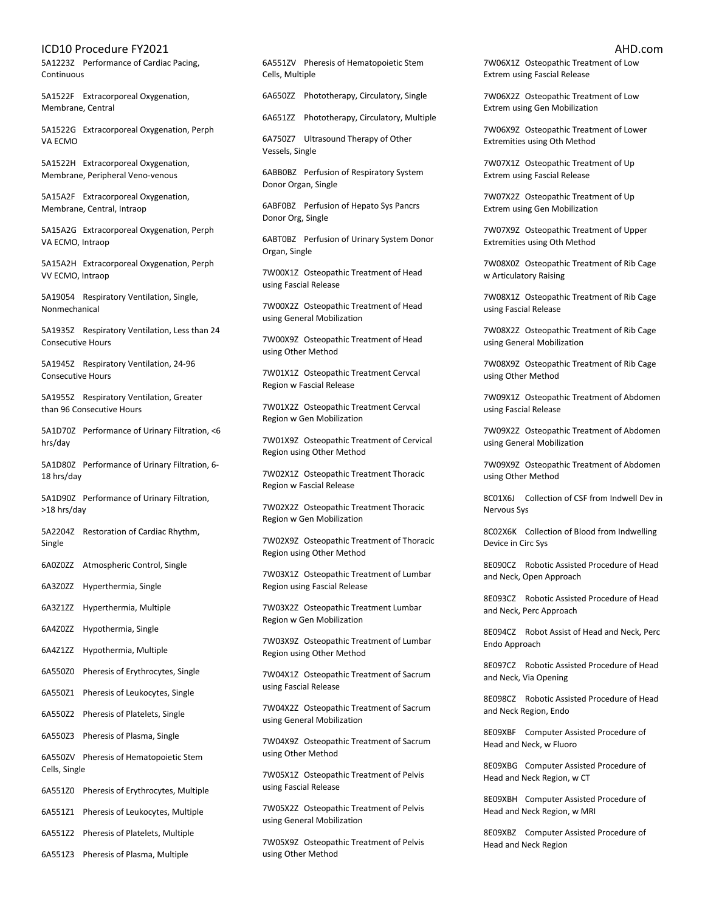5A1223Z Performance of Cardiac Pacing, Continuous

5A1522F Extracorporeal Oxygenation, Membrane, Central

5A1522G Extracorporeal Oxygenation, Perph VA ECMO

5A1522H Extracorporeal Oxygenation, Membrane, Peripheral Veno-venous

5A15A2F Extracorporeal Oxygenation, Membrane, Central, Intraop

5A15A2G Extracorporeal Oxygenation, Perph VA ECMO, Intraop

5A15A2H Extracorporeal Oxygenation, Perph VV ECMO, Intraop

5A19054 Respiratory Ventilation, Single, Nonmechanical

5A1935Z Respiratory Ventilation, Less than 24 Consecutive Hours

5A1945Z Respiratory Ventilation, 24-96 Consecutive Hours

5A1955Z Respiratory Ventilation, Greater than 96 Consecutive Hours

5A1D70Z Performance of Urinary Filtration, <6 hrs/day

5A1D80Z Performance of Urinary Filtration, 6-18 hrs/day

5A1D90Z Performance of Urinary Filtration, >18 hrs/day

5A2204Z Restoration of Cardiac Rhythm, Single

6A0Z0ZZ Atmospheric Control, Single

6A3Z0ZZ Hyperthermia, Single

6A3Z1ZZ Hyperthermia, Multiple

6A4Z0ZZ Hypothermia, Single

6A4Z1ZZ Hypothermia, Multiple

6A550Z0 Pheresis of Erythrocytes, Single

6A550Z1 Pheresis of Leukocytes, Single

6A550Z2 Pheresis of Platelets, Single

6A550Z3 Pheresis of Plasma, Single

6A550ZV Pheresis of Hematopoietic Stem Cells, Single

6A551Z0 Pheresis of Erythrocytes, Multiple

6A551Z1 Pheresis of Leukocytes, Multiple

6A551Z2 Pheresis of Platelets, Multiple

6A551Z3 Pheresis of Plasma, Multiple

6A551ZV Pheresis of Hematopoietic Stem Cells, Multiple

6A650ZZ Phototherapy, Circulatory, Single

6A651ZZ Phototherapy, Circulatory, Multiple

6A750Z7 Ultrasound Therapy of Other Vessels, Single

6ABB0BZ Perfusion of Respiratory System Donor Organ, Single

6ABF0BZ Perfusion of Hepato Sys Pancrs Donor Org, Single

6ABT0BZ Perfusion of Urinary System Donor Organ, Single

7W00X1Z Osteopathic Treatment of Head using Fascial Release

7W00X2Z Osteopathic Treatment of Head using General Mobilization

7W00X9Z Osteopathic Treatment of Head using Other Method

7W01X1Z Osteopathic Treatment Cervcal Region w Fascial Release

7W01X2Z Osteopathic Treatment Cervcal Region w Gen Mobilization

7W01X9Z Osteopathic Treatment of Cervical Region using Other Method

7W02X1Z Osteopathic Treatment Thoracic Region w Fascial Release

7W02X2Z Osteopathic Treatment Thoracic Region w Gen Mobilization

7W02X9Z Osteopathic Treatment of Thoracic Region using Other Method

7W03X1Z Osteopathic Treatment of Lumbar Region using Fascial Release

7W03X2Z Osteopathic Treatment Lumbar Region w Gen Mobilization

7W03X9Z Osteopathic Treatment of Lumbar Region using Other Method

7W04X1Z Osteopathic Treatment of Sacrum using Fascial Release

7W04X2Z Osteopathic Treatment of Sacrum using General Mobilization

7W04X9Z Osteopathic Treatment of Sacrum using Other Method

7W05X1Z Osteopathic Treatment of Pelvis using Fascial Release

7W05X2Z Osteopathic Treatment of Pelvis using General Mobilization

7W05X9Z Osteopathic Treatment of Pelvis using Other Method

7W06X1Z Osteopathic Treatment of Low Extrem using Fascial Release

7W06X2Z Osteopathic Treatment of Low Extrem using Gen Mobilization

7W06X9Z Osteopathic Treatment of Lower Extremities using Oth Method

7W07X1Z Osteopathic Treatment of Up Extrem using Fascial Release

7W07X2Z Osteopathic Treatment of Up Extrem using Gen Mobilization

7W07X9Z Osteopathic Treatment of Upper Extremities using Oth Method

7W08X0Z Osteopathic Treatment of Rib Cage w Articulatory Raising

7W08X1Z Osteopathic Treatment of Rib Cage using Fascial Release

7W08X2Z Osteopathic Treatment of Rib Cage using General Mobilization

7W08X9Z Osteopathic Treatment of Rib Cage using Other Method

7W09X1Z Osteopathic Treatment of Abdomen using Fascial Release

7W09X2Z Osteopathic Treatment of Abdomen using General Mobilization

7W09X9Z Osteopathic Treatment of Abdomen using Other Method

8C01X6J Collection of CSF from Indwell Dev in Nervous Sys

8C02X6K Collection of Blood from Indwelling Device in Circ Sys

8E090CZ Robotic Assisted Procedure of Head and Neck, Open Approach

8E093CZ Robotic Assisted Procedure of Head and Neck, Perc Approach

8E094CZ Robot Assist of Head and Neck, Perc Endo Approach

8E097CZ Robotic Assisted Procedure of Head and Neck, Via Opening

8E098CZ Robotic Assisted Procedure of Head and Neck Region, Endo

8E09XBF Computer Assisted Procedure of Head and Neck, w Fluoro

8E09XBG Computer Assisted Procedure of Head and Neck Region, w CT

8E09XBH Computer Assisted Procedure of Head and Neck Region, w MRI

8E09XBZ Computer Assisted Procedure of Head and Neck Region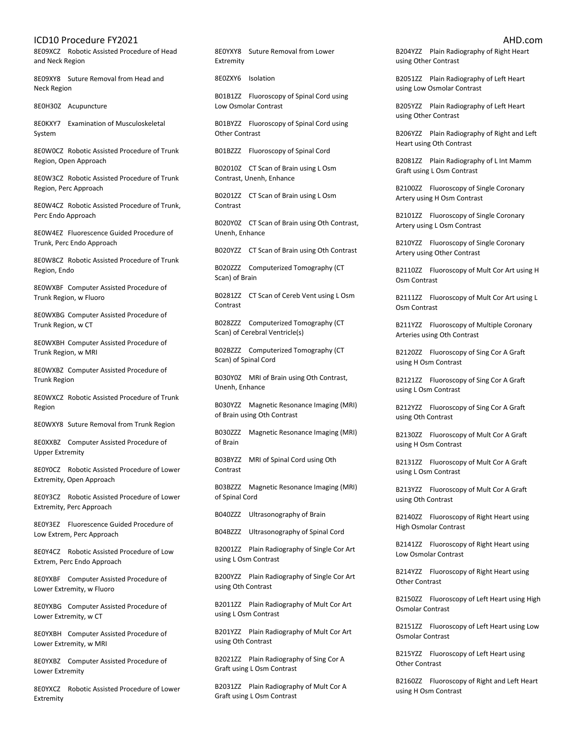8E09XCZ Robotic Assisted Procedure of Head and Neck Region

8E09XY8 Suture Removal from Head and Neck Region

8E0H30Z Acupuncture

8E0KXY7 Examination of Musculoskeletal System

8E0W0CZ Robotic Assisted Procedure of Trunk Region, Open Approach

8E0W3CZ Robotic Assisted Procedure of Trunk Region, Perc Approach

8E0W4CZ Robotic Assisted Procedure of Trunk, Perc Endo Approach

8E0W4EZ Fluorescence Guided Procedure of Trunk, Perc Endo Approach

8E0W8CZ Robotic Assisted Procedure of Trunk Region, Endo

8E0WXBF Computer Assisted Procedure of Trunk Region, w Fluoro

8E0WXBG Computer Assisted Procedure of Trunk Region, w CT

8E0WXBH Computer Assisted Procedure of Trunk Region, w MRI

8E0WXBZ Computer Assisted Procedure of Trunk Region

8E0WXCZ Robotic Assisted Procedure of Trunk Region

8E0WXY8 Suture Removal from Trunk Region

8E0XXBZ Computer Assisted Procedure of Upper Extremity

8E0Y0CZ Robotic Assisted Procedure of Lower Extremity, Open Approach

8E0Y3CZ Robotic Assisted Procedure of Lower Extremity, Perc Approach

8E0Y3EZ Fluorescence Guided Procedure of Low Extrem, Perc Approach

8E0Y4CZ Robotic Assisted Procedure of Low Extrem, Perc Endo Approach

8E0YXBF Computer Assisted Procedure of Lower Extremity, w Fluoro

8E0YXBG Computer Assisted Procedure of Lower Extremity, w CT

8E0YXBH Computer Assisted Procedure of Lower Extremity, w MRI

8E0YXBZ Computer Assisted Procedure of Lower Extremity

8E0YXCZ Robotic Assisted Procedure of Lower Extremity

8E0YXY8 Suture Removal from Lower Extremity

8E0ZXY6 Isolation

B01B1ZZ Fluoroscopy of Spinal Cord using Low Osmolar Contrast

B01BYZZ Fluoroscopy of Spinal Cord using Other Contrast

B01BZZZ Fluoroscopy of Spinal Cord

B02010Z CT Scan of Brain using L Osm Contrast, Unenh, Enhance

B0201ZZ CT Scan of Brain using L Osm Contrast

B020Y0Z CT Scan of Brain using Oth Contrast, Unenh, Enhance

B020YZZ CT Scan of Brain using Oth Contrast

B020ZZZ Computerized Tomography (CT Scan) of Brain

B0281ZZ CT Scan of Cereb Vent using L Osm Contrast

B028ZZZ Computerized Tomography (CT Scan) of Cerebral Ventricle(s)

B02BZZZ Computerized Tomography (CT Scan) of Spinal Cord

B030Y0Z MRI of Brain using Oth Contrast, Unenh, Enhance

B030YZZ Magnetic Resonance Imaging (MRI) of Brain using Oth Contrast

B030ZZZ Magnetic Resonance Imaging (MRI) of Brain

B03BYZZ MRI of Spinal Cord using Oth Contrast

B03BZZZ Magnetic Resonance Imaging (MRI) of Spinal Cord

B040ZZZ Ultrasonography of Brain

B04BZZZ Ultrasonography of Spinal Cord

B2001ZZ Plain Radiography of Single Cor Art using L Osm Contrast

B200YZZ Plain Radiography of Single Cor Art using Oth Contrast

B2011ZZ Plain Radiography of Mult Cor Art using L Osm Contrast

B201YZZ Plain Radiography of Mult Cor Art using Oth Contrast

B2021ZZ Plain Radiography of Sing Cor A Graft using L Osm Contrast

B2031ZZ Plain Radiography of Mult Cor A Graft using L Osm Contrast

B204YZZ Plain Radiography of Right Heart using Other Contrast

B2051ZZ Plain Radiography of Left Heart using Low Osmolar Contrast

B205YZZ Plain Radiography of Left Heart using Other Contrast

B206YZZ Plain Radiography of Right and Left Heart using Oth Contrast

B2081ZZ Plain Radiography of L Int Mamm Graft using L Osm Contrast

B2100ZZ Fluoroscopy of Single Coronary Artery using H Osm Contrast

B2101ZZ Fluoroscopy of Single Coronary Artery using L Osm Contrast

B210YZZ Fluoroscopy of Single Coronary Artery using Other Contrast

B2110ZZ Fluoroscopy of Mult Cor Art using H Osm Contrast

B2111ZZ Fluoroscopy of Mult Cor Art using L Osm Contrast

B211YZZ Fluoroscopy of Multiple Coronary Arteries using Oth Contrast

B2120ZZ Fluoroscopy of Sing Cor A Graft using H Osm Contrast

B2121ZZ Fluoroscopy of Sing Cor A Graft using L Osm Contrast

B212YZZ Fluoroscopy of Sing Cor A Graft using Oth Contrast

B2130ZZ Fluoroscopy of Mult Cor A Graft using H Osm Contrast

B2131ZZ Fluoroscopy of Mult Cor A Graft using L Osm Contrast

B213YZZ Fluoroscopy of Mult Cor A Graft using Oth Contrast

B2140ZZ Fluoroscopy of Right Heart using High Osmolar Contrast

B2141ZZ Fluoroscopy of Right Heart using Low Osmolar Contrast

B214YZZ Fluoroscopy of Right Heart using Other Contrast

B2150ZZ Fluoroscopy of Left Heart using High Osmolar Contrast

B2151ZZ Fluoroscopy of Left Heart using Low Osmolar Contrast

B215YZZ Fluoroscopy of Left Heart using Other Contrast

B2160ZZ Fluoroscopy of Right and Left Heart using H Osm Contrast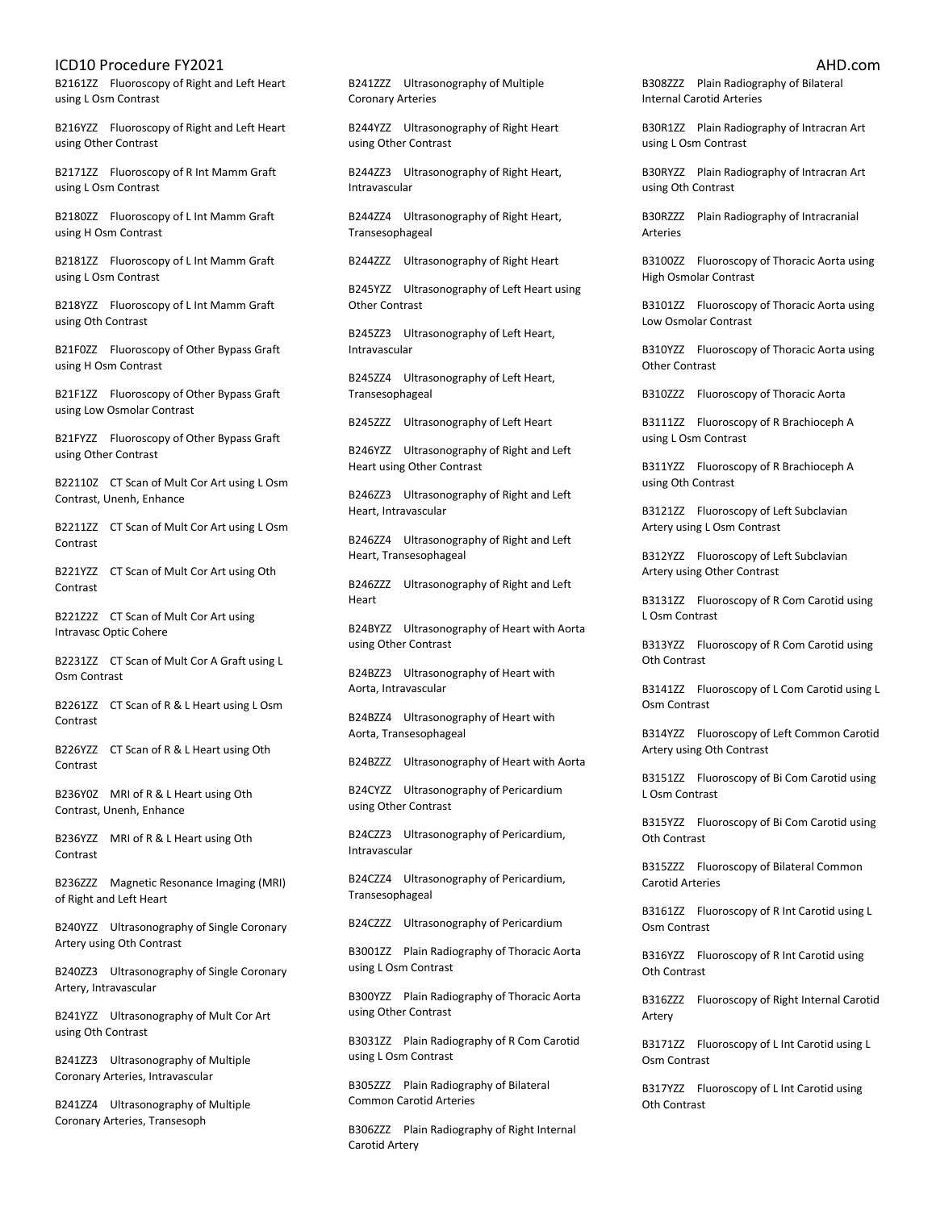B2161ZZ Fluoroscopy of Right and Left Heart using L Osm Contrast

B216YZZ Fluoroscopy of Right and Left Heart using Other Contrast

B2171ZZ Fluoroscopy of R Int Mamm Graft using L Osm Contrast

B2180ZZ Fluoroscopy of L Int Mamm Graft using H Osm Contrast

B2181ZZ Fluoroscopy of L Int Mamm Graft using L Osm Contrast

B218YZZ Fluoroscopy of L Int Mamm Graft using Oth Contrast

B21F0ZZ Fluoroscopy of Other Bypass Graft using H Osm Contrast

B21F1ZZ Fluoroscopy of Other Bypass Graft using Low Osmolar Contrast

B21FYZZ Fluoroscopy of Other Bypass Graft using Other Contrast

B22110Z CT Scan of Mult Cor Art using L Osm Contrast, Unenh, Enhance

B2211ZZ CT Scan of Mult Cor Art using L Osm Contrast

B221YZZ CT Scan of Mult Cor Art using Oth Contrast

B221Z2Z CT Scan of Mult Cor Art using Intravasc Optic Cohere

B2231ZZ CT Scan of Mult Cor A Graft using L Osm Contrast

B2261ZZ CT Scan of R & L Heart using L Osm Contrast

B226YZZ CT Scan of R & L Heart using Oth Contrast

B236Y0Z MRI of R & L Heart using Oth Contrast, Unenh, Enhance

B236YZZ MRI of R & L Heart using Oth Contrast

B236ZZZ Magnetic Resonance Imaging (MRI) of Right and Left Heart

B240YZZ Ultrasonography of Single Coronary Artery using Oth Contrast

B240ZZ3 Ultrasonography of Single Coronary Artery, Intravascular

B241YZZ Ultrasonography of Mult Cor Art using Oth Contrast

B241ZZ3 Ultrasonography of Multiple Coronary Arteries, Intravascular

B241ZZ4 Ultrasonography of Multiple Coronary Arteries, Transesoph

B241ZZZ Ultrasonography of Multiple Coronary Arteries

B244YZZ Ultrasonography of Right Heart using Other Contrast

B244ZZ3 Ultrasonography of Right Heart, Intravascular

B244ZZ4 Ultrasonography of Right Heart, Transesophageal

B244ZZZ Ultrasonography of Right Heart

B245YZZ Ultrasonography of Left Heart using Other Contrast

B245ZZ3 Ultrasonography of Left Heart, Intravascular

B245ZZ4 Ultrasonography of Left Heart, Transesophageal

B245ZZZ Ultrasonography of Left Heart

B246YZZ Ultrasonography of Right and Left Heart using Other Contrast

B246ZZ3 Ultrasonography of Right and Left Heart, Intravascular

B246ZZ4 Ultrasonography of Right and Left Heart, Transesophageal

B246ZZZ Ultrasonography of Right and Left Heart

B24BYZZ Ultrasonography of Heart with Aorta using Other Contrast

B24BZZ3 Ultrasonography of Heart with Aorta, Intravascular

B24BZZ4 Ultrasonography of Heart with Aorta, Transesophageal

B24BZZZ Ultrasonography of Heart with Aorta

B24CYZZ Ultrasonography of Pericardium using Other Contrast

B24CZZ3 Ultrasonography of Pericardium, Intravascular

B24CZZ4 Ultrasonography of Pericardium, Transesophageal

B24CZZZ Ultrasonography of Pericardium

B3001ZZ Plain Radiography of Thoracic Aorta using L Osm Contrast

B300YZZ Plain Radiography of Thoracic Aorta using Other Contrast

B3031ZZ Plain Radiography of R Com Carotid using L Osm Contrast

B305ZZZ Plain Radiography of Bilateral Common Carotid Arteries

B306ZZZ Plain Radiography of Right Internal Carotid Artery

B308ZZZ Plain Radiography of Bilateral Internal Carotid Arteries

B30R1ZZ Plain Radiography of Intracran Art using L Osm Contrast

B30RYZZ Plain Radiography of Intracran Art using Oth Contrast

B30RZZZ Plain Radiography of Intracranial Arteries

B3100ZZ Fluoroscopy of Thoracic Aorta using High Osmolar Contrast

B3101ZZ Fluoroscopy of Thoracic Aorta using Low Osmolar Contrast

B310YZZ Fluoroscopy of Thoracic Aorta using Other Contrast

B310ZZZ Fluoroscopy of Thoracic Aorta

B3111ZZ Fluoroscopy of R Brachioceph A using L Osm Contrast

B311YZZ Fluoroscopy of R Brachioceph A using Oth Contrast

B3121ZZ Fluoroscopy of Left Subclavian Artery using L Osm Contrast

B312YZZ Fluoroscopy of Left Subclavian Artery using Other Contrast

B3131ZZ Fluoroscopy of R Com Carotid using L Osm Contrast

B313YZZ Fluoroscopy of R Com Carotid using Oth Contrast

B3141ZZ Fluoroscopy of L Com Carotid using L Osm Contrast

B314YZZ Fluoroscopy of Left Common Carotid Artery using Oth Contrast

B3151ZZ Fluoroscopy of Bi Com Carotid using L Osm Contrast

B315YZZ Fluoroscopy of Bi Com Carotid using Oth Contrast

B315ZZZ Fluoroscopy of Bilateral Common Carotid Arteries

B3161ZZ Fluoroscopy of R Int Carotid using L Osm Contrast

B316YZZ Fluoroscopy of R Int Carotid using Oth Contrast

B316ZZZ Fluoroscopy of Right Internal Carotid Artery

B3171ZZ Fluoroscopy of L Int Carotid using L Osm Contrast

B317YZZ Fluoroscopy of L Int Carotid using Oth Contrast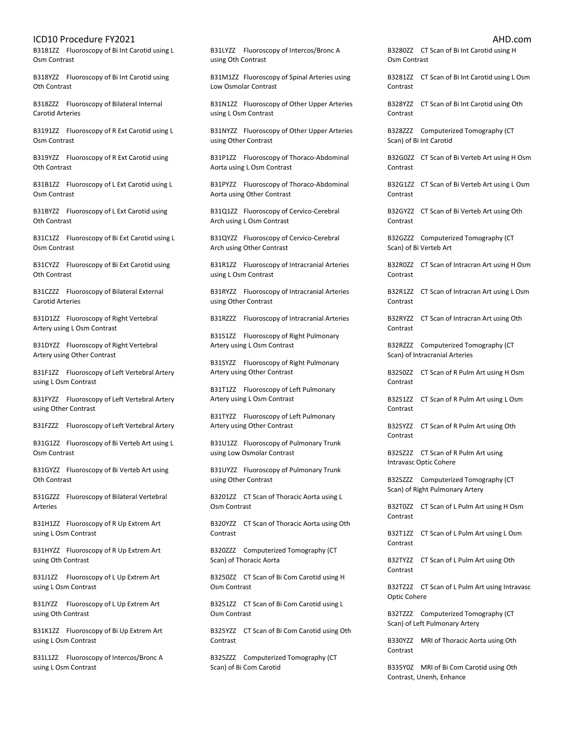B3181ZZ Fluoroscopy of Bi Int Carotid using L Osm Contrast

B318YZZ Fluoroscopy of Bi Int Carotid using Oth Contrast

B318ZZZ Fluoroscopy of Bilateral Internal Carotid Arteries

B3191ZZ Fluoroscopy of R Ext Carotid using L Osm Contrast

B319YZZ Fluoroscopy of R Ext Carotid using Oth Contrast

B31B1ZZ Fluoroscopy of L Ext Carotid using L Osm Contrast

B31BYZZ Fluoroscopy of L Ext Carotid using Oth Contrast

B31C1ZZ Fluoroscopy of Bi Ext Carotid using L Osm Contrast

B31CYZZ Fluoroscopy of Bi Ext Carotid using Oth Contrast

B31CZZZ Fluoroscopy of Bilateral External Carotid Arteries

B31D1ZZ Fluoroscopy of Right Vertebral Artery using L Osm Contrast

B31DYZZ Fluoroscopy of Right Vertebral Artery using Other Contrast

B31F1ZZ Fluoroscopy of Left Vertebral Artery using L Osm Contrast

B31FYZZ Fluoroscopy of Left Vertebral Artery using Other Contrast

B31FZZZ Fluoroscopy of Left Vertebral Artery

B31G1ZZ Fluoroscopy of Bi Verteb Art using L Osm Contrast

B31GYZZ Fluoroscopy of Bi Verteb Art using Oth Contrast

B31GZZZ Fluoroscopy of Bilateral Vertebral Arteries

B31H1ZZ Fluoroscopy of R Up Extrem Art using L Osm Contrast

B31HYZZ Fluoroscopy of R Up Extrem Art using Oth Contrast

B31J1ZZ Fluoroscopy of L Up Extrem Art using L Osm Contrast

B31JYZZ Fluoroscopy of L Up Extrem Art using Oth Contrast

B31K1ZZ Fluoroscopy of Bi Up Extrem Art using L Osm Contrast

B31L1ZZ Fluoroscopy of Intercos/Bronc A using L Osm Contrast

B31LYZZ Fluoroscopy of Intercos/Bronc A using Oth Contrast

B31M1ZZ Fluoroscopy of Spinal Arteries using Low Osmolar Contrast

B31N1ZZ Fluoroscopy of Other Upper Arteries using L Osm Contrast

B31NYZZ Fluoroscopy of Other Upper Arteries using Other Contrast

B31P1ZZ Fluoroscopy of Thoraco-Abdominal Aorta using L Osm Contrast

B31PYZZ Fluoroscopy of Thoraco-Abdominal Aorta using Other Contrast

B31Q1ZZ Fluoroscopy of Cervico-Cerebral Arch using L Osm Contrast

B31QYZZ Fluoroscopy of Cervico-Cerebral Arch using Other Contrast

B31R1ZZ Fluoroscopy of Intracranial Arteries using L Osm Contrast

B31RYZZ Fluoroscopy of Intracranial Arteries using Other Contrast

B31RZZZ Fluoroscopy of Intracranial Arteries

B31S1ZZ Fluoroscopy of Right Pulmonary Artery using L Osm Contrast

B31SYZZ Fluoroscopy of Right Pulmonary Artery using Other Contrast

B31T1ZZ Fluoroscopy of Left Pulmonary Artery using L Osm Contrast

B31TYZZ Fluoroscopy of Left Pulmonary Artery using Other Contrast

B31U1ZZ Fluoroscopy of Pulmonary Trunk using Low Osmolar Contrast

B31UYZZ Fluoroscopy of Pulmonary Trunk using Other Contrast

B3201ZZ CT Scan of Thoracic Aorta using L Osm Contrast

B320YZZ CT Scan of Thoracic Aorta using Oth Contrast

B320ZZZ Computerized Tomography (CT Scan) of Thoracic Aorta

B3250ZZ CT Scan of Bi Com Carotid using H Osm Contrast

B3251ZZ CT Scan of Bi Com Carotid using L Osm Contrast

B325YZZ CT Scan of Bi Com Carotid using Oth Contrast

B325ZZZ Computerized Tomography (CT Scan) of Bi Com Carotid

B3280ZZ CT Scan of Bi Int Carotid using H Osm Contrast

B3281ZZ CT Scan of Bi Int Carotid using L Osm Contrast

B328YZZ CT Scan of Bi Int Carotid using Oth Contrast

B328ZZZ Computerized Tomography (CT Scan) of Bi Int Carotid

B32G0ZZ CT Scan of Bi Verteb Art using H Osm Contrast

B32G1ZZ CT Scan of Bi Verteb Art using L Osm Contrast

B32GYZZ CT Scan of Bi Verteb Art using Oth Contrast

B32GZZZ Computerized Tomography (CT Scan) of Bi Verteb Art

B32R0ZZ CT Scan of Intracran Art using H Osm Contrast

B32R1ZZ CT Scan of Intracran Art using L Osm Contrast

B32RYZZ CT Scan of Intracran Art using Oth Contrast

B32RZZZ Computerized Tomography (CT Scan) of Intracranial Arteries

B32S0ZZ CT Scan of R Pulm Art using H Osm Contrast

B32S1ZZ CT Scan of R Pulm Art using L Osm Contrast

B32SYZZ CT Scan of R Pulm Art using Oth Contrast

B32SZ2Z CT Scan of R Pulm Art using Intravasc Optic Cohere

B32SZZZ Computerized Tomography (CT Scan) of Right Pulmonary Artery

B32T0ZZ CT Scan of L Pulm Art using H Osm Contrast

B32T1ZZ CT Scan of L Pulm Art using L Osm Contrast

B32TYZZ CT Scan of L Pulm Art using Oth Contrast

B32TZ2Z CT Scan of L Pulm Art using Intravasc Optic Cohere

B32TZZZ Computerized Tomography (CT Scan) of Left Pulmonary Artery

B330YZZ MRI of Thoracic Aorta using Oth Contrast

B335Y0Z MRI of Bi Com Carotid using Oth Contrast, Unenh, Enhance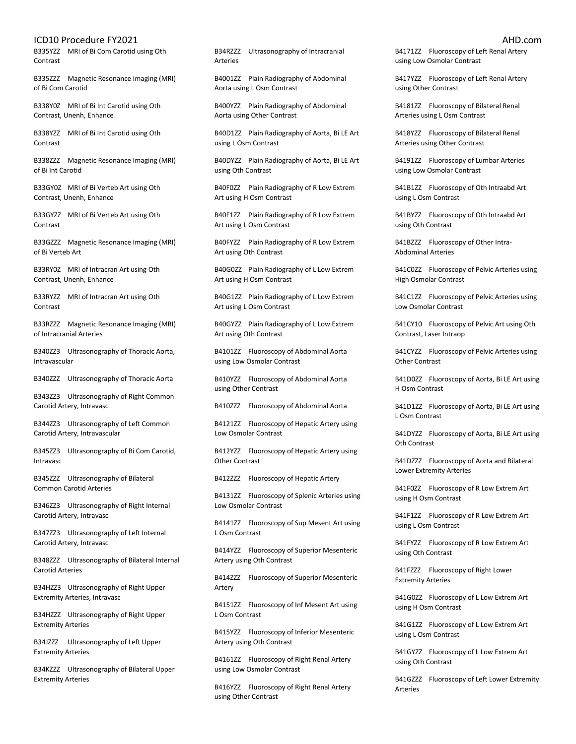B335YZZ MRI of Bi Com Carotid using Oth Contrast

B335ZZZ Magnetic Resonance Imaging (MRI) of Bi Com Carotid

B338Y0Z MRI of Bi Int Carotid using Oth Contrast, Unenh, Enhance

B338YZZ MRI of Bi Int Carotid using Oth Contrast

B338ZZZ Magnetic Resonance Imaging (MRI) of Bi Int Carotid

B33GY0Z MRI of Bi Verteb Art using Oth Contrast, Unenh, Enhance

B33GYZZ MRI of Bi Verteb Art using Oth Contrast

B33GZZZ Magnetic Resonance Imaging (MRI) of Bi Verteb Art

B33RY0Z MRI of Intracran Art using Oth Contrast, Unenh, Enhance

B33RYZZ MRI of Intracran Art using Oth Contrast

B33RZZZ Magnetic Resonance Imaging (MRI) of Intracranial Arteries

B340ZZ3 Ultrasonography of Thoracic Aorta, Intravascular

B340ZZZ Ultrasonography of Thoracic Aorta

B343ZZ3 Ultrasonography of Right Common Carotid Artery, Intravasc

B344ZZ3 Ultrasonography of Left Common Carotid Artery, Intravascular

B345ZZ3 Ultrasonography of Bi Com Carotid, Intravasc

B345ZZZ Ultrasonography of Bilateral Common Carotid Arteries

B346ZZ3 Ultrasonography of Right Internal Carotid Artery, Intravasc

B347ZZ3 Ultrasonography of Left Internal Carotid Artery, Intravasc

B348ZZZ Ultrasonography of Bilateral Internal Carotid Arteries

B34HZZ3 Ultrasonography of Right Upper Extremity Arteries, Intravasc

B34HZZZ Ultrasonography of Right Upper Extremity Arteries

B34JZZZ Ultrasonography of Left Upper Extremity Arteries

B34KZZZ Ultrasonography of Bilateral Upper Extremity Arteries

B34RZZZ Ultrasonography of Intracranial Arteries

B4001ZZ Plain Radiography of Abdominal Aorta using L Osm Contrast

B400YZZ Plain Radiography of Abdominal Aorta using Other Contrast

B40D1ZZ Plain Radiography of Aorta, Bi LE Art using L Osm Contrast

B40DYZZ Plain Radiography of Aorta, Bi LE Art using Oth Contrast

B40F0ZZ Plain Radiography of R Low Extrem Art using H Osm Contrast

B40F1ZZ Plain Radiography of R Low Extrem Art using L Osm Contrast

B40FYZZ Plain Radiography of R Low Extrem Art using Oth Contrast

B40G0ZZ Plain Radiography of L Low Extrem Art using H Osm Contrast

B40G1ZZ Plain Radiography of L Low Extrem Art using L Osm Contrast

B40GYZZ Plain Radiography of L Low Extrem Art using Oth Contrast

B4101ZZ Fluoroscopy of Abdominal Aorta using Low Osmolar Contrast

B410YZZ Fluoroscopy of Abdominal Aorta using Other Contrast

B410ZZZ Fluoroscopy of Abdominal Aorta

B4121ZZ Fluoroscopy of Hepatic Artery using Low Osmolar Contrast

B412YZZ Fluoroscopy of Hepatic Artery using Other Contrast

B412ZZZ Fluoroscopy of Hepatic Artery

B4131ZZ Fluoroscopy of Splenic Arteries using Low Osmolar Contrast

B4141ZZ Fluoroscopy of Sup Mesent Art using L Osm Contrast

B414YZZ Fluoroscopy of Superior Mesenteric Artery using Oth Contrast

B414ZZZ Fluoroscopy of Superior Mesenteric Artery

B4151ZZ Fluoroscopy of Inf Mesent Art using L Osm Contrast

B415YZZ Fluoroscopy of Inferior Mesenteric Artery using Oth Contrast

B4161ZZ Fluoroscopy of Right Renal Artery using Low Osmolar Contrast

B416YZZ Fluoroscopy of Right Renal Artery using Other Contrast

B4171ZZ Fluoroscopy of Left Renal Artery using Low Osmolar Contrast

B417YZZ Fluoroscopy of Left Renal Artery using Other Contrast

B4181ZZ Fluoroscopy of Bilateral Renal Arteries using L Osm Contrast

B418YZZ Fluoroscopy of Bilateral Renal Arteries using Other Contrast

B4191ZZ Fluoroscopy of Lumbar Arteries using Low Osmolar Contrast

B41B1ZZ Fluoroscopy of Oth Intraabd Art using L Osm Contrast

B41BYZZ Fluoroscopy of Oth Intraabd Art using Oth Contrast

B41BZZZ Fluoroscopy of Other Intra-Abdominal Arteries

B41C0ZZ Fluoroscopy of Pelvic Arteries using High Osmolar Contrast

B41C1ZZ Fluoroscopy of Pelvic Arteries using Low Osmolar Contrast

B41CY10 Fluoroscopy of Pelvic Art using Oth Contrast, Laser Intraop

B41CYZZ Fluoroscopy of Pelvic Arteries using Other Contrast

B41D0ZZ Fluoroscopy of Aorta, Bi LE Art using H Osm Contrast

B41D1ZZ Fluoroscopy of Aorta, Bi LE Art using L Osm Contrast

B41DYZZ Fluoroscopy of Aorta, Bi LE Art using Oth Contrast

B41DZZZ Fluoroscopy of Aorta and Bilateral Lower Extremity Arteries

B41F0ZZ Fluoroscopy of R Low Extrem Art using H Osm Contrast

B41F1ZZ Fluoroscopy of R Low Extrem Art using L Osm Contrast

B41FYZZ Fluoroscopy of R Low Extrem Art using Oth Contrast

B41FZZZ Fluoroscopy of Right Lower Extremity Arteries

B41G0ZZ Fluoroscopy of L Low Extrem Art using H Osm Contrast

B41G1ZZ Fluoroscopy of L Low Extrem Art using L Osm Contrast

B41GYZZ Fluoroscopy of L Low Extrem Art using Oth Contrast

B41GZZZ Fluoroscopy of Left Lower Extremity Arteries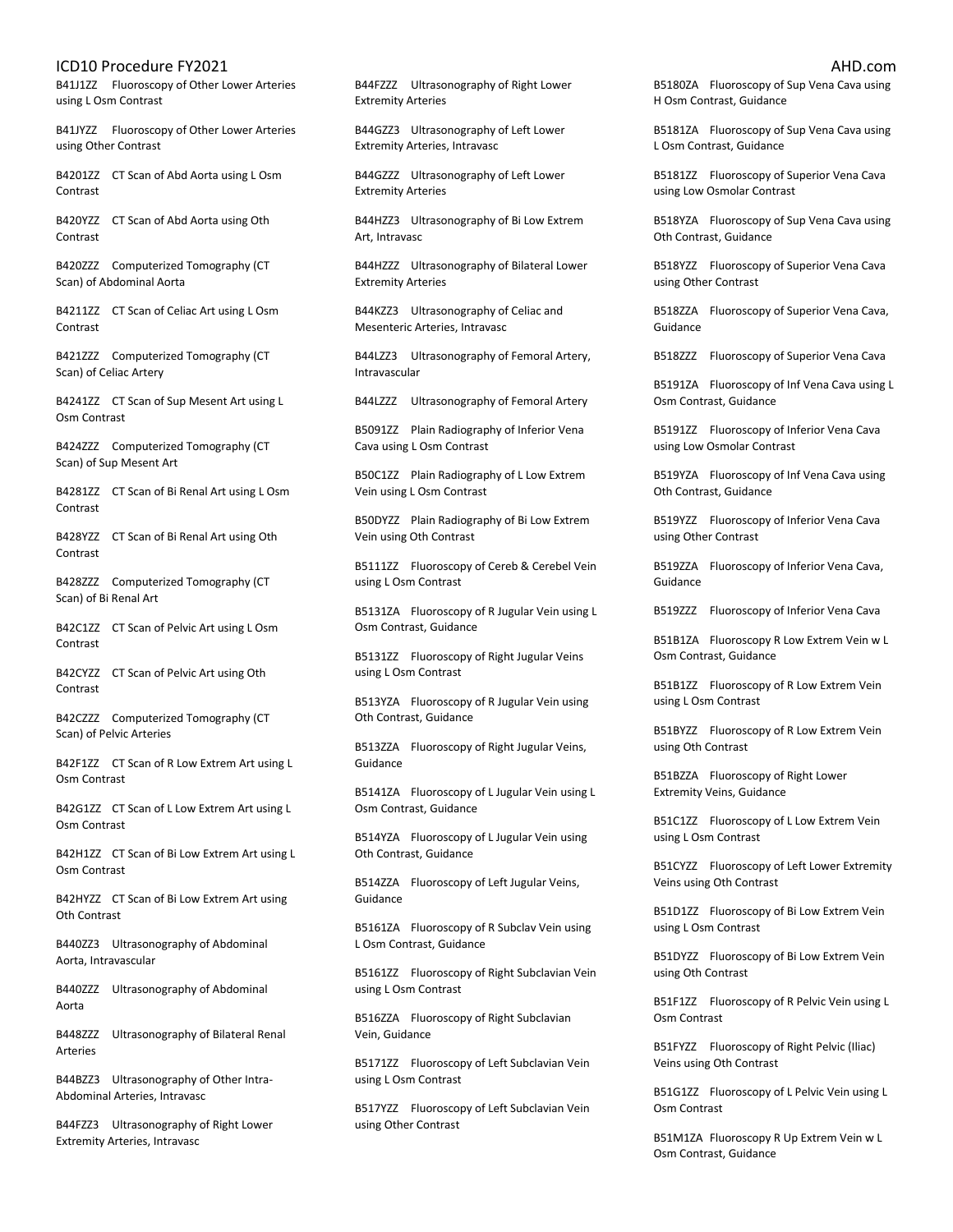B41J1ZZ Fluoroscopy of Other Lower Arteries using L Osm Contrast

B41JYZZ Fluoroscopy of Other Lower Arteries using Other Contrast

B4201ZZ CT Scan of Abd Aorta using L Osm Contrast

B420YZZ CT Scan of Abd Aorta using Oth Contrast

B420ZZZ Computerized Tomography (CT Scan) of Abdominal Aorta

B4211ZZ CT Scan of Celiac Art using L Osm Contrast

B421ZZZ Computerized Tomography (CT Scan) of Celiac Artery

B4241ZZ CT Scan of Sup Mesent Art using L Osm Contrast

B424ZZZ Computerized Tomography (CT Scan) of Sup Mesent Art

B4281ZZ CT Scan of Bi Renal Art using L Osm Contrast

B428YZZ CT Scan of Bi Renal Art using Oth Contrast

B428ZZZ Computerized Tomography (CT Scan) of Bi Renal Art

B42C1ZZ CT Scan of Pelvic Art using L Osm Contrast

B42CYZZ CT Scan of Pelvic Art using Oth Contrast

B42CZZZ Computerized Tomography (CT Scan) of Pelvic Arteries

B42F1ZZ CT Scan of R Low Extrem Art using L Osm Contrast

B42G1ZZ CT Scan of L Low Extrem Art using L Osm Contrast

B42H1ZZ CT Scan of Bi Low Extrem Art using L Osm Contrast

B42HYZZ CT Scan of Bi Low Extrem Art using Oth Contrast

B440ZZ3 Ultrasonography of Abdominal Aorta, Intravascular

B440ZZZ Ultrasonography of Abdominal Aorta

B448ZZZ Ultrasonography of Bilateral Renal Arteries

B44BZZ3 Ultrasonography of Other Intra-Abdominal Arteries, Intravasc

B44FZZ3 Ultrasonography of Right Lower Extremity Arteries, Intravasc

B44FZZZ Ultrasonography of Right Lower Extremity Arteries

B44GZZ3 Ultrasonography of Left Lower Extremity Arteries, Intravasc

B44GZZZ Ultrasonography of Left Lower Extremity Arteries

B44HZZ3 Ultrasonography of Bi Low Extrem Art, Intravasc

B44HZZZ Ultrasonography of Bilateral Lower Extremity Arteries

B44KZZ3 Ultrasonography of Celiac and Mesenteric Arteries, Intravasc

B44LZZ3 Ultrasonography of Femoral Artery, Intravascular

B44LZZZ Ultrasonography of Femoral Artery

B5091ZZ Plain Radiography of Inferior Vena Cava using L Osm Contrast

B50C1ZZ Plain Radiography of L Low Extrem Vein using L Osm Contrast

B50DYZZ Plain Radiography of Bi Low Extrem Vein using Oth Contrast

B5111ZZ Fluoroscopy of Cereb & Cerebel Vein using L Osm Contrast

B5131ZA Fluoroscopy of R Jugular Vein using L Osm Contrast, Guidance

B5131ZZ Fluoroscopy of Right Jugular Veins using L Osm Contrast

B513YZA Fluoroscopy of R Jugular Vein using Oth Contrast, Guidance

B513ZZA Fluoroscopy of Right Jugular Veins, Guidance

B5141ZA Fluoroscopy of L Jugular Vein using L Osm Contrast, Guidance

B514YZA Fluoroscopy of L Jugular Vein using Oth Contrast, Guidance

B514ZZA Fluoroscopy of Left Jugular Veins, Guidance

B5161ZA Fluoroscopy of R Subclav Vein using L Osm Contrast, Guidance

B5161ZZ Fluoroscopy of Right Subclavian Vein using L Osm Contrast

B516ZZA Fluoroscopy of Right Subclavian Vein, Guidance

B5171ZZ Fluoroscopy of Left Subclavian Vein using L Osm Contrast

B517YZZ Fluoroscopy of Left Subclavian Vein using Other Contrast

B5180ZA Fluoroscopy of Sup Vena Cava using H Osm Contrast, Guidance

B5181ZA Fluoroscopy of Sup Vena Cava using L Osm Contrast, Guidance

B5181ZZ Fluoroscopy of Superior Vena Cava using Low Osmolar Contrast

B518YZA Fluoroscopy of Sup Vena Cava using Oth Contrast, Guidance

B518YZZ Fluoroscopy of Superior Vena Cava using Other Contrast

B518ZZA Fluoroscopy of Superior Vena Cava, Guidance

B518ZZZ Fluoroscopy of Superior Vena Cava

B5191ZA Fluoroscopy of Inf Vena Cava using L Osm Contrast, Guidance

B5191ZZ Fluoroscopy of Inferior Vena Cava using Low Osmolar Contrast

B519YZA Fluoroscopy of Inf Vena Cava using Oth Contrast, Guidance

B519YZZ Fluoroscopy of Inferior Vena Cava using Other Contrast

B519ZZA Fluoroscopy of Inferior Vena Cava, Guidance

B519ZZZ Fluoroscopy of Inferior Vena Cava

B51B1ZA Fluoroscopy R Low Extrem Vein w L Osm Contrast, Guidance

B51B1ZZ Fluoroscopy of R Low Extrem Vein using L Osm Contrast

B51BYZZ Fluoroscopy of R Low Extrem Vein using Oth Contrast

B51BZZA Fluoroscopy of Right Lower Extremity Veins, Guidance

B51C1ZZ Fluoroscopy of L Low Extrem Vein using L Osm Contrast

B51CYZZ Fluoroscopy of Left Lower Extremity Veins using Oth Contrast

B51D1ZZ Fluoroscopy of Bi Low Extrem Vein using L Osm Contrast

B51DYZZ Fluoroscopy of Bi Low Extrem Vein using Oth Contrast

B51F1ZZ Fluoroscopy of R Pelvic Vein using L Osm Contrast

B51FYZZ Fluoroscopy of Right Pelvic (Iliac) Veins using Oth Contrast

B51G1ZZ Fluoroscopy of L Pelvic Vein using L Osm Contrast

B51M1ZA Fluoroscopy R Up Extrem Vein w L Osm Contrast, Guidance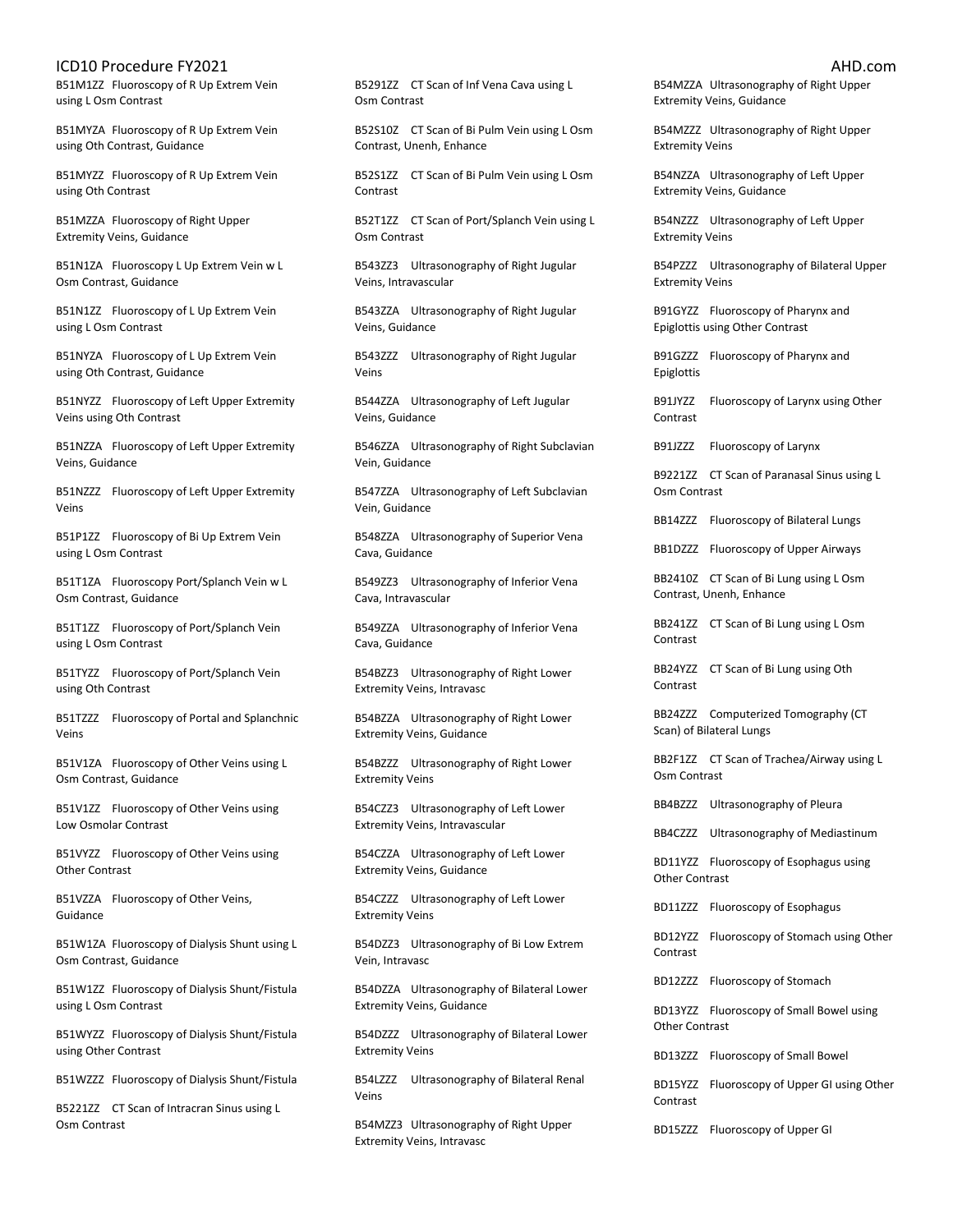B51M1ZZ Fluoroscopy of R Up Extrem Vein using L Osm Contrast

B51MYZA Fluoroscopy of R Up Extrem Vein using Oth Contrast, Guidance

B51MYZZ Fluoroscopy of R Up Extrem Vein using Oth Contrast

B51MZZA Fluoroscopy of Right Upper Extremity Veins, Guidance

B51N1ZA Fluoroscopy L Up Extrem Vein w L Osm Contrast, Guidance

B51N1ZZ Fluoroscopy of L Up Extrem Vein using L Osm Contrast

B51NYZA Fluoroscopy of L Up Extrem Vein using Oth Contrast, Guidance

B51NYZZ Fluoroscopy of Left Upper Extremity Veins using Oth Contrast

B51NZZA Fluoroscopy of Left Upper Extremity Veins, Guidance

B51NZZZ Fluoroscopy of Left Upper Extremity Veins

B51P1ZZ Fluoroscopy of Bi Up Extrem Vein using L Osm Contrast

B51T1ZA Fluoroscopy Port/Splanch Vein w L Osm Contrast, Guidance

B51T1ZZ Fluoroscopy of Port/Splanch Vein using L Osm Contrast

B51TYZZ Fluoroscopy of Port/Splanch Vein using Oth Contrast

B51TZZZ Fluoroscopy of Portal and Splanchnic Veins

B51V1ZA Fluoroscopy of Other Veins using L Osm Contrast, Guidance

B51V1ZZ Fluoroscopy of Other Veins using Low Osmolar Contrast

B51VYZZ Fluoroscopy of Other Veins using Other Contrast

B51VZZA Fluoroscopy of Other Veins, Guidance

B51W1ZA Fluoroscopy of Dialysis Shunt using L Osm Contrast, Guidance

B51W1ZZ Fluoroscopy of Dialysis Shunt/Fistula using L Osm Contrast

B51WYZZ Fluoroscopy of Dialysis Shunt/Fistula using Other Contrast

B51WZZZ Fluoroscopy of Dialysis Shunt/Fistula

B5221ZZ CT Scan of Intracran Sinus using L Osm Contrast

B5291ZZ CT Scan of Inf Vena Cava using L Osm Contrast

B52S10Z CT Scan of Bi Pulm Vein using L Osm Contrast, Unenh, Enhance

B52S1ZZ CT Scan of Bi Pulm Vein using L Osm Contrast

B52T1ZZ CT Scan of Port/Splanch Vein using L Osm Contrast

B543ZZ3 Ultrasonography of Right Jugular Veins, Intravascular

B543ZZA Ultrasonography of Right Jugular Veins, Guidance

B543ZZZ Ultrasonography of Right Jugular Veins

B544ZZA Ultrasonography of Left Jugular Veins, Guidance

B546ZZA Ultrasonography of Right Subclavian Vein, Guidance

B547ZZA Ultrasonography of Left Subclavian Vein, Guidance

B548ZZA Ultrasonography of Superior Vena Cava, Guidance

B549ZZ3 Ultrasonography of Inferior Vena Cava, Intravascular

B549ZZA Ultrasonography of Inferior Vena Cava, Guidance

B54BZZ3 Ultrasonography of Right Lower Extremity Veins, Intravasc

B54BZZA Ultrasonography of Right Lower Extremity Veins, Guidance

B54BZZZ Ultrasonography of Right Lower Extremity Veins

B54CZZ3 Ultrasonography of Left Lower Extremity Veins, Intravascular

B54CZZA Ultrasonography of Left Lower Extremity Veins, Guidance

B54CZZZ Ultrasonography of Left Lower Extremity Veins

B54DZZ3 Ultrasonography of Bi Low Extrem Vein, Intravasc

B54DZZA Ultrasonography of Bilateral Lower Extremity Veins, Guidance

B54DZZZ Ultrasonography of Bilateral Lower Extremity Veins

B54LZZZ Ultrasonography of Bilateral Renal Veins

B54MZZ3 Ultrasonography of Right Upper Extremity Veins, Intravasc

B54MZZA Ultrasonography of Right Upper Extremity Veins, Guidance

B54MZZZ Ultrasonography of Right Upper Extremity Veins

B54NZZA Ultrasonography of Left Upper Extremity Veins, Guidance

B54NZZZ Ultrasonography of Left Upper Extremity Veins

B54PZZZ Ultrasonography of Bilateral Upper Extremity Veins

B91GYZZ Fluoroscopy of Pharynx and Epiglottis using Other Contrast

B91GZZZ Fluoroscopy of Pharynx and Epiglottis

B91JYZZ Fluoroscopy of Larynx using Other Contrast

B91JZZZ Fluoroscopy of Larynx

B9221ZZ CT Scan of Paranasal Sinus using L Osm Contrast

BB14ZZZ Fluoroscopy of Bilateral Lungs

BB1DZZZ Fluoroscopy of Upper Airways

BB2410Z CT Scan of Bi Lung using L Osm Contrast, Unenh, Enhance

BB241ZZ CT Scan of Bi Lung using L Osm Contrast

BB24YZZ CT Scan of Bi Lung using Oth Contrast

BB24ZZZ Computerized Tomography (CT Scan) of Bilateral Lungs

BB2F1ZZ CT Scan of Trachea/Airway using L Osm Contrast

BB4BZZZ Ultrasonography of Pleura

BB4CZZZ Ultrasonography of Mediastinum

BD11YZZ Fluoroscopy of Esophagus using Other Contrast

BD11ZZZ Fluoroscopy of Esophagus

BD12YZZ Fluoroscopy of Stomach using Other Contrast

BD12ZZZ Fluoroscopy of Stomach

BD13YZZ Fluoroscopy of Small Bowel using Other Contrast

BD13ZZZ Fluoroscopy of Small Bowel

BD15YZZ Fluoroscopy of Upper GI using Other Contrast

BD15ZZZ Fluoroscopy of Upper GI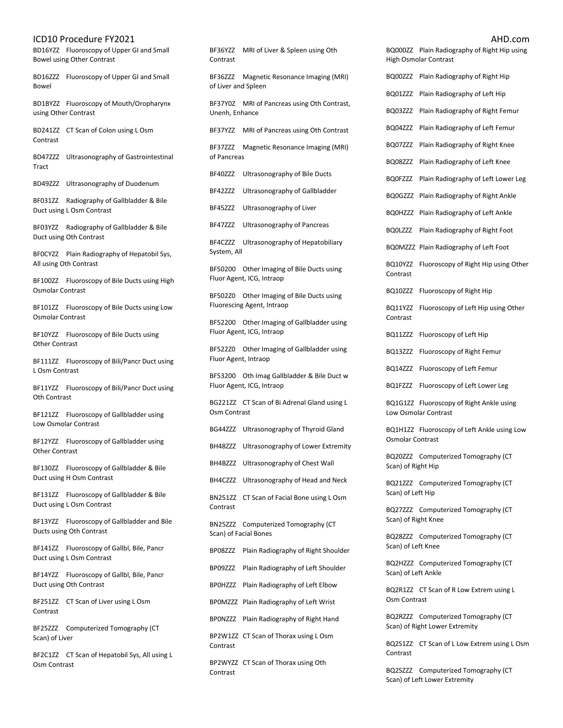BD16YZZ Fluoroscopy of Upper GI and Small Bowel using Other Contrast

BD16ZZZ Fluoroscopy of Upper GI and Small Bowel

BD1BYZZ Fluoroscopy of Mouth/Oropharynx using Other Contrast

BD241ZZ CT Scan of Colon using L Osm Contrast

BD47ZZZ Ultrasonography of Gastrointestinal Tract

BD49ZZZ Ultrasonography of Duodenum

BF031ZZ Radiography of Gallbladder & Bile Duct using L Osm Contrast

BF03YZZ Radiography of Gallbladder & Bile Duct using Oth Contrast

BF0CYZZ Plain Radiography of Hepatobil Sys, All using Oth Contrast

BF100ZZ Fluoroscopy of Bile Ducts using High Osmolar Contrast

BF101ZZ Fluoroscopy of Bile Ducts using Low Osmolar Contrast

BF10YZZ Fluoroscopy of Bile Ducts using Other Contrast

BF111ZZ Fluoroscopy of Bili/Pancr Duct using L Osm Contrast

BF11YZZ Fluoroscopy of Bili/Pancr Duct using Oth Contrast

BF121ZZ Fluoroscopy of Gallbladder using Low Osmolar Contrast

BF12YZZ Fluoroscopy of Gallbladder using Other Contrast

BF130ZZ Fluoroscopy of Gallbladder & Bile Duct using H Osm Contrast

BF131ZZ Fluoroscopy of Gallbladder & Bile Duct using L Osm Contrast

BF13YZZ Fluoroscopy of Gallbladder and Bile Ducts using Oth Contrast

BF141ZZ Fluoroscopy of Gallbl, Bile, Pancr Duct using L Osm Contrast

BF14YZZ Fluoroscopy of Gallbl, Bile, Pancr Duct using Oth Contrast

BF251ZZ CT Scan of Liver using L Osm Contrast

BF25ZZZ Computerized Tomography (CT Scan) of Liver

BF2C1ZZ CT Scan of Hepatobil Sys, All using L Osm Contrast

BF36YZZ MRI of Liver & Spleen using Oth Contrast

BF36ZZZ Magnetic Resonance Imaging (MRI) of Liver and Spleen

BF37Y0Z MRI of Pancreas using Oth Contrast, Unenh, Enhance

BF37YZZ MRI of Pancreas using Oth Contrast

BF37ZZZ Magnetic Resonance Imaging (MRI) of Pancreas

BF40ZZZ Ultrasonography of Bile Ducts

BF42ZZZ Ultrasonography of Gallbladder

BF45ZZZ Ultrasonography of Liver

BF47ZZZ Ultrasonography of Pancreas

BF4CZZZ Ultrasonography of Hepatobiliary System, All

BF50200 Other Imaging of Bile Ducts using Fluor Agent, ICG, Intraop

BF502Z0 Other Imaging of Bile Ducts using Fluorescing Agent, Intraop

BF52200 Other Imaging of Gallbladder using Fluor Agent, ICG, Intraop

BF522Z0 Other Imaging of Gallbladder using Fluor Agent, Intraop

BF53200 Oth Imag Gallbladder & Bile Duct w Fluor Agent, ICG, Intraop

BG221ZZ CT Scan of Bi Adrenal Gland using L Osm Contrast

BG44ZZZ Ultrasonography of Thyroid Gland

BH48ZZZ Ultrasonography of Lower Extremity

BH4BZZZ Ultrasonography of Chest Wall

BH4CZZZ Ultrasonography of Head and Neck

BN251ZZ CT Scan of Facial Bone using L Osm Contrast

BN25ZZZ Computerized Tomography (CT Scan) of Facial Bones

BP08ZZZ Plain Radiography of Right Shoulder

BP09ZZZ Plain Radiography of Left Shoulder

BP0HZZZ Plain Radiography of Left Elbow

BP0MZZZ Plain Radiography of Left Wrist

BP0NZZZ Plain Radiography of Right Hand

BP2W1ZZ CT Scan of Thorax using L Osm Contrast

BP2WYZZ CT Scan of Thorax using Oth Contrast

BQ000ZZ Plain Radiography of Right Hip using High Osmolar Contrast

BQ00ZZZ Plain Radiography of Right Hip

BQ01ZZZ Plain Radiography of Left Hip

BQ03ZZZ Plain Radiography of Right Femur

BQ04ZZZ Plain Radiography of Left Femur

BQ07ZZZ Plain Radiography of Right Knee

BQ08ZZZ Plain Radiography of Left Knee

BQ0FZZZ Plain Radiography of Left Lower Leg

BQ0GZZZ Plain Radiography of Right Ankle

BQ0HZZZ Plain Radiography of Left Ankle

BQ0LZZZ Plain Radiography of Right Foot

BQ0MZZZ Plain Radiography of Left Foot

BQ10YZZ Fluoroscopy of Right Hip using Other Contrast

BQ10ZZZ Fluoroscopy of Right Hip

BQ11YZZ Fluoroscopy of Left Hip using Other Contrast

BQ11ZZZ Fluoroscopy of Left Hip

BQ13ZZZ Fluoroscopy of Right Femur

BQ14ZZZ Fluoroscopy of Left Femur

BQ1FZZZ Fluoroscopy of Left Lower Leg

BQ1G1ZZ Fluoroscopy of Right Ankle using Low Osmolar Contrast

BQ1H1ZZ Fluoroscopy of Left Ankle using Low Osmolar Contrast

BQ20ZZZ Computerized Tomography (CT Scan) of Right Hip

BQ21ZZZ Computerized Tomography (CT Scan) of Left Hip

BQ27ZZZ Computerized Tomography (CT Scan) of Right Knee

BQ28ZZZ Computerized Tomography (CT Scan) of Left Knee

BQ2HZZZ Computerized Tomography (CT Scan) of Left Ankle

BQ2R1ZZ CT Scan of R Low Extrem using L Osm Contrast

BQ2RZZZ Computerized Tomography (CT Scan) of Right Lower Extremity

BQ2S1ZZ CT Scan of L Low Extrem using L Osm Contrast

BQ2SZZZ Computerized Tomography (CT Scan) of Left Lower Extremity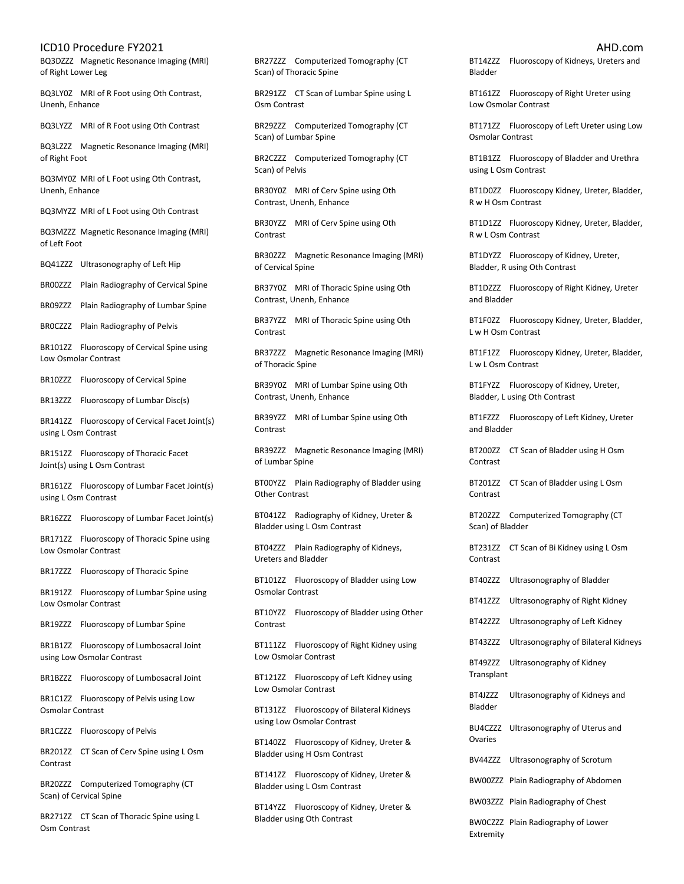BQ3DZZZ Magnetic Resonance Imaging (MRI) of Right Lower Leg

BQ3LY0Z MRI of R Foot using Oth Contrast, Unenh, Enhance

BQ3LYZZ MRI of R Foot using Oth Contrast

BQ3LZZZ Magnetic Resonance Imaging (MRI) of Right Foot

BQ3MY0Z MRI of L Foot using Oth Contrast, Unenh, Enhance

BQ3MYZZ MRI of L Foot using Oth Contrast

BQ3MZZZ Magnetic Resonance Imaging (MRI) of Left Foot

BQ41ZZZ Ultrasonography of Left Hip

BR00ZZZ Plain Radiography of Cervical Spine

BR09ZZZ Plain Radiography of Lumbar Spine

BR0CZZZ Plain Radiography of Pelvis

BR101ZZ Fluoroscopy of Cervical Spine using Low Osmolar Contrast

BR10ZZZ Fluoroscopy of Cervical Spine

BR13ZZZ Fluoroscopy of Lumbar Disc(s)

BR141ZZ Fluoroscopy of Cervical Facet Joint(s) using L Osm Contrast

BR151ZZ Fluoroscopy of Thoracic Facet Joint(s) using L Osm Contrast

BR161ZZ Fluoroscopy of Lumbar Facet Joint(s) using L Osm Contrast

BR16ZZZ Fluoroscopy of Lumbar Facet Joint(s)

BR171ZZ Fluoroscopy of Thoracic Spine using Low Osmolar Contrast

BR17ZZZ Fluoroscopy of Thoracic Spine

BR191ZZ Fluoroscopy of Lumbar Spine using Low Osmolar Contrast

BR19ZZZ Fluoroscopy of Lumbar Spine

BR1B1ZZ Fluoroscopy of Lumbosacral Joint using Low Osmolar Contrast

BR1BZZZ Fluoroscopy of Lumbosacral Joint

BR1C1ZZ Fluoroscopy of Pelvis using Low Osmolar Contrast

BR1CZZZ Fluoroscopy of Pelvis

BR201ZZ CT Scan of Cerv Spine using L Osm Contrast

BR20ZZZ Computerized Tomography (CT Scan) of Cervical Spine

BR271ZZ CT Scan of Thoracic Spine using L Osm Contrast

BR27ZZZ Computerized Tomography (CT Scan) of Thoracic Spine

BR291ZZ CT Scan of Lumbar Spine using L Osm Contrast

BR29ZZZ Computerized Tomography (CT Scan) of Lumbar Spine

BR2CZZZ Computerized Tomography (CT Scan) of Pelvis

BR30Y0Z MRI of Cerv Spine using Oth Contrast, Unenh, Enhance

BR30YZZ MRI of Cerv Spine using Oth Contrast

BR30ZZZ Magnetic Resonance Imaging (MRI) of Cervical Spine

BR37Y0Z MRI of Thoracic Spine using Oth Contrast, Unenh, Enhance

BR37YZZ MRI of Thoracic Spine using Oth Contrast

BR37ZZZ Magnetic Resonance Imaging (MRI) of Thoracic Spine

BR39Y0Z MRI of Lumbar Spine using Oth Contrast, Unenh, Enhance

BR39YZZ MRI of Lumbar Spine using Oth Contrast

BR39ZZZ Magnetic Resonance Imaging (MRI) of Lumbar Spine

BT00YZZ Plain Radiography of Bladder using Other Contrast

BT041ZZ Radiography of Kidney, Ureter & Bladder using L Osm Contrast

BT04ZZZ Plain Radiography of Kidneys, Ureters and Bladder

BT101ZZ Fluoroscopy of Bladder using Low Osmolar Contrast

BT10YZZ Fluoroscopy of Bladder using Other Contrast

BT111ZZ Fluoroscopy of Right Kidney using Low Osmolar Contrast

BT121ZZ Fluoroscopy of Left Kidney using Low Osmolar Contrast

BT131ZZ Fluoroscopy of Bilateral Kidneys using Low Osmolar Contrast

BT140ZZ Fluoroscopy of Kidney, Ureter & Bladder using H Osm Contrast

BT141ZZ Fluoroscopy of Kidney, Ureter & Bladder using L Osm Contrast

BT14YZZ Fluoroscopy of Kidney, Ureter & Bladder using Oth Contrast

BT14ZZZ Fluoroscopy of Kidneys, Ureters and Bladder

BT161ZZ Fluoroscopy of Right Ureter using Low Osmolar Contrast

BT171ZZ Fluoroscopy of Left Ureter using Low Osmolar Contrast

BT1B1ZZ Fluoroscopy of Bladder and Urethra using L Osm Contrast

BT1D0ZZ Fluoroscopy Kidney, Ureter, Bladder, R w H Osm Contrast

BT1D1ZZ Fluoroscopy Kidney, Ureter, Bladder, R w L Osm Contrast

BT1DYZZ Fluoroscopy of Kidney, Ureter, Bladder, R using Oth Contrast

BT1DZZZ Fluoroscopy of Right Kidney, Ureter and Bladder

BT1F0ZZ Fluoroscopy Kidney, Ureter, Bladder, L w H Osm Contrast

BT1F1ZZ Fluoroscopy Kidney, Ureter, Bladder, L w L Osm Contrast

BT1FYZZ Fluoroscopy of Kidney, Ureter, Bladder, L using Oth Contrast

BT1FZZZ Fluoroscopy of Left Kidney, Ureter and Bladder

BT200ZZ CT Scan of Bladder using H Osm Contrast

BT201ZZ CT Scan of Bladder using L Osm Contrast

BT20ZZZ Computerized Tomography (CT Scan) of Bladder

BT231ZZ CT Scan of Bi Kidney using L Osm Contrast

BT40ZZZ Ultrasonography of Bladder

BT41ZZZ Ultrasonography of Right Kidney

BT42ZZZ Ultrasonography of Left Kidney

BT43ZZZ Ultrasonography of Bilateral Kidneys

BT49ZZZ Ultrasonography of Kidney Transplant

BT4JZZZ Ultrasonography of Kidneys and Bladder

BU4CZZZ Ultrasonography of Uterus and Ovaries

BV44ZZZ Ultrasonography of Scrotum

BW00ZZZ Plain Radiography of Abdomen

BW03ZZZ Plain Radiography of Chest

BW0CZZZ Plain Radiography of Lower Extremity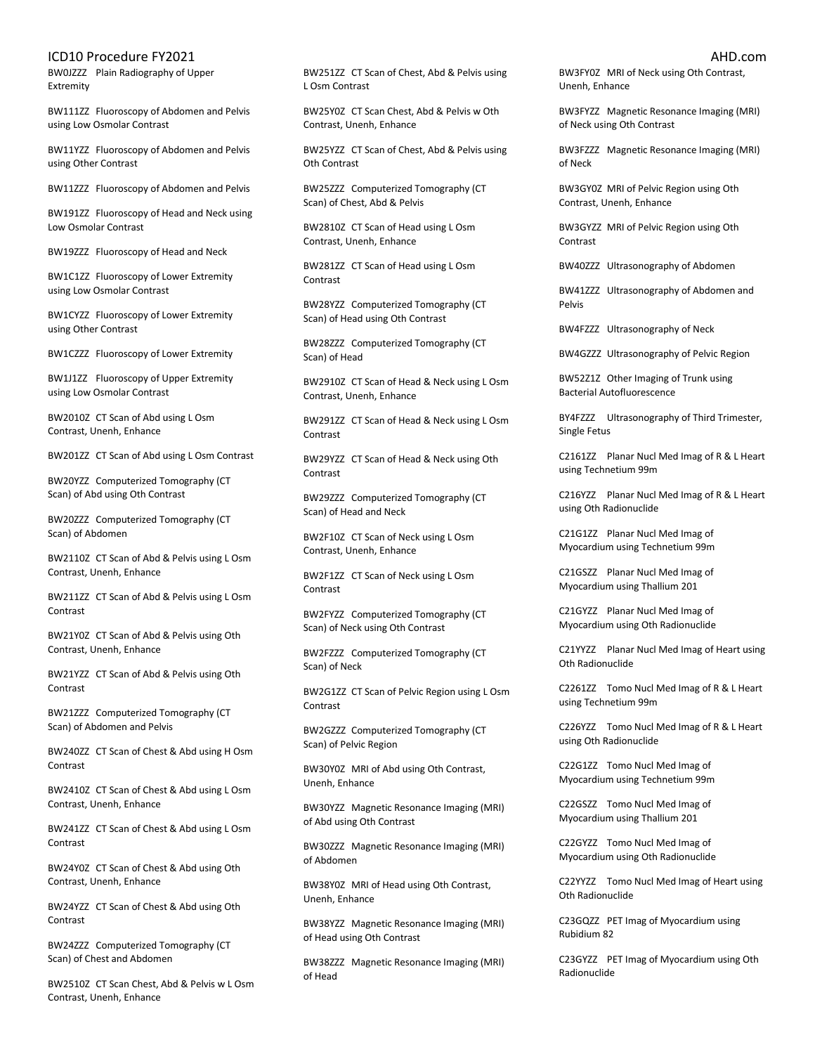BW0JZZZ Plain Radiography of Upper Extremity

BW111ZZ Fluoroscopy of Abdomen and Pelvis using Low Osmolar Contrast

BW11YZZ Fluoroscopy of Abdomen and Pelvis using Other Contrast

BW11ZZZ Fluoroscopy of Abdomen and Pelvis

BW191ZZ Fluoroscopy of Head and Neck using Low Osmolar Contrast

BW19ZZZ Fluoroscopy of Head and Neck

BW1C1ZZ Fluoroscopy of Lower Extremity using Low Osmolar Contrast

BW1CYZZ Fluoroscopy of Lower Extremity using Other Contrast

BW1CZZZ Fluoroscopy of Lower Extremity

BW1J1ZZ Fluoroscopy of Upper Extremity using Low Osmolar Contrast

BW2010Z CT Scan of Abd using L Osm Contrast, Unenh, Enhance

BW201ZZ CT Scan of Abd using L Osm Contrast

BW20YZZ Computerized Tomography (CT Scan) of Abd using Oth Contrast

BW20ZZZ Computerized Tomography (CT Scan) of Abdomen

BW2110Z CT Scan of Abd & Pelvis using L Osm Contrast, Unenh, Enhance

BW211ZZ CT Scan of Abd & Pelvis using L Osm Contrast

BW21Y0Z CT Scan of Abd & Pelvis using Oth Contrast, Unenh, Enhance

BW21YZZ CT Scan of Abd & Pelvis using Oth Contrast

BW21ZZZ Computerized Tomography (CT Scan) of Abdomen and Pelvis

BW240ZZ CT Scan of Chest & Abd using H Osm Contrast

BW2410Z CT Scan of Chest & Abd using L Osm Contrast, Unenh, Enhance

BW241ZZ CT Scan of Chest & Abd using L Osm Contrast

BW24Y0Z CT Scan of Chest & Abd using Oth Contrast, Unenh, Enhance

BW24YZZ CT Scan of Chest & Abd using Oth Contrast

BW24ZZZ Computerized Tomography (CT Scan) of Chest and Abdomen

BW2510Z CT Scan Chest, Abd & Pelvis w L Osm Contrast, Unenh, Enhance

BW251ZZ CT Scan of Chest, Abd & Pelvis using L Osm Contrast

BW25Y0Z CT Scan Chest, Abd & Pelvis w Oth Contrast, Unenh, Enhance

BW25YZZ CT Scan of Chest, Abd & Pelvis using Oth Contrast

BW25ZZZ Computerized Tomography (CT Scan) of Chest, Abd & Pelvis

BW2810Z CT Scan of Head using L Osm Contrast, Unenh, Enhance

BW281ZZ CT Scan of Head using L Osm Contrast

BW28YZZ Computerized Tomography (CT Scan) of Head using Oth Contrast

BW28ZZZ Computerized Tomography (CT Scan) of Head

BW2910Z CT Scan of Head & Neck using L Osm Contrast, Unenh, Enhance

BW291ZZ CT Scan of Head & Neck using L Osm Contrast

BW29YZZ CT Scan of Head & Neck using Oth Contrast

BW29ZZZ Computerized Tomography (CT Scan) of Head and Neck

BW2F10Z CT Scan of Neck using L Osm Contrast, Unenh, Enhance

BW2F1ZZ CT Scan of Neck using L Osm Contrast

BW2FYZZ Computerized Tomography (CT Scan) of Neck using Oth Contrast

BW2FZZZ Computerized Tomography (CT Scan) of Neck

BW2G1ZZ CT Scan of Pelvic Region using L Osm Contrast

BW2GZZZ Computerized Tomography (CT Scan) of Pelvic Region

BW30Y0Z MRI of Abd using Oth Contrast, Unenh, Enhance

BW30YZZ Magnetic Resonance Imaging (MRI) of Abd using Oth Contrast

BW30ZZZ Magnetic Resonance Imaging (MRI) of Abdomen

BW38Y0Z MRI of Head using Oth Contrast, Unenh, Enhance

BW38YZZ Magnetic Resonance Imaging (MRI) of Head using Oth Contrast

BW38ZZZ Magnetic Resonance Imaging (MRI) of Head

BW3FY0Z MRI of Neck using Oth Contrast, Unenh, Enhance

BW3FYZZ Magnetic Resonance Imaging (MRI) of Neck using Oth Contrast

BW3FZZZ Magnetic Resonance Imaging (MRI) of Neck

BW3GY0Z MRI of Pelvic Region using Oth Contrast, Unenh, Enhance

BW3GYZZ MRI of Pelvic Region using Oth Contrast

BW40ZZZ Ultrasonography of Abdomen

BW41ZZZ Ultrasonography of Abdomen and Pelvis

BW4FZZZ Ultrasonography of Neck

BW4GZZZ Ultrasonography of Pelvic Region

BW52Z1Z Other Imaging of Trunk using Bacterial Autofluorescence

BY4FZZZ Ultrasonography of Third Trimester, Single Fetus

C2161ZZ Planar Nucl Med Imag of R & L Heart using Technetium 99m

C216YZZ Planar Nucl Med Imag of R & L Heart using Oth Radionuclide

C21G1ZZ Planar Nucl Med Imag of Myocardium using Technetium 99m

C21GSZZ Planar Nucl Med Imag of Myocardium using Thallium 201

C21GYZZ Planar Nucl Med Imag of Myocardium using Oth Radionuclide

C21YYZZ Planar Nucl Med Imag of Heart using Oth Radionuclide

C2261ZZ Tomo Nucl Med Imag of R & L Heart using Technetium 99m

C226YZZ Tomo Nucl Med Imag of R & L Heart using Oth Radionuclide

C22G1ZZ Tomo Nucl Med Imag of Myocardium using Technetium 99m

C22GSZZ Tomo Nucl Med Imag of Myocardium using Thallium 201

C22GYZZ Tomo Nucl Med Imag of Myocardium using Oth Radionuclide

C22YYZZ Tomo Nucl Med Imag of Heart using Oth Radionuclide

C23GQZZ PET Imag of Myocardium using Rubidium 82

C23GYZZ PET Imag of Myocardium using Oth Radionuclide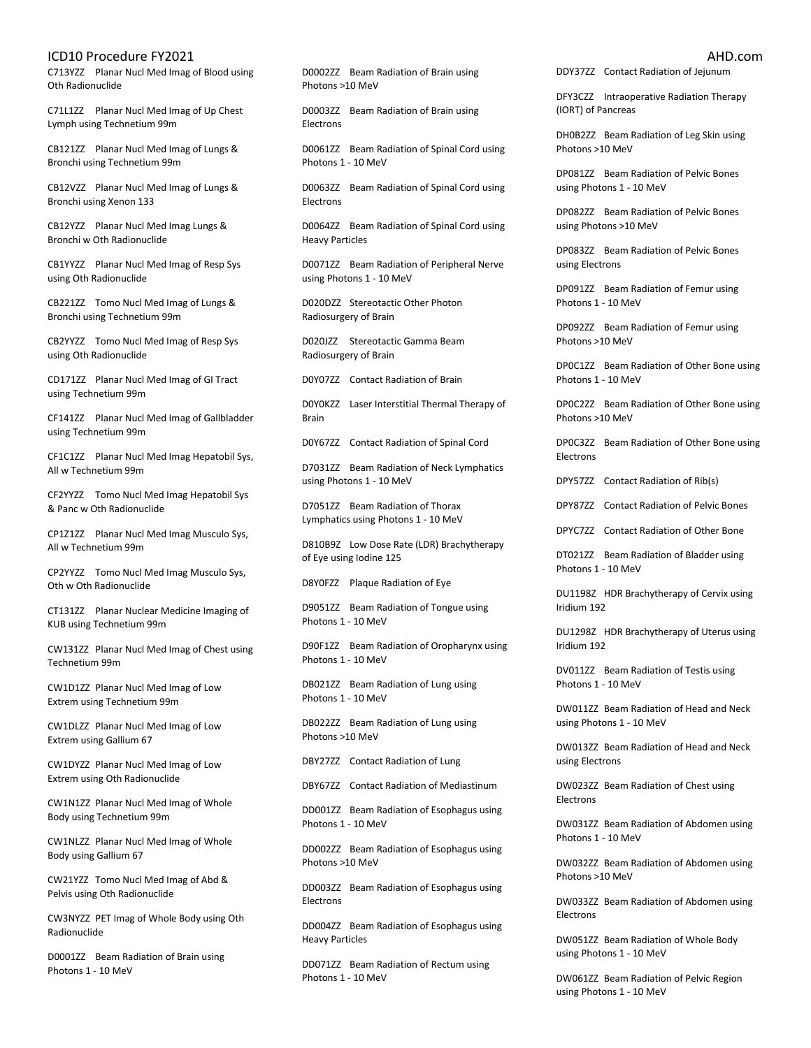C713YZZ Planar Nucl Med Imag of Blood using Oth Radionuclide

C71L1ZZ Planar Nucl Med Imag of Up Chest Lymph using Technetium 99m

CB121ZZ Planar Nucl Med Imag of Lungs & Bronchi using Technetium 99m

CB12VZZ Planar Nucl Med Imag of Lungs & Bronchi using Xenon 133

CB12YZZ Planar Nucl Med Imag Lungs & Bronchi w Oth Radionuclide

CB1YYZZ Planar Nucl Med Imag of Resp Sys using Oth Radionuclide

CB221ZZ Tomo Nucl Med Imag of Lungs & Bronchi using Technetium 99m

CB2YYZZ Tomo Nucl Med Imag of Resp Sys using Oth Radionuclide

CD171ZZ Planar Nucl Med Imag of GI Tract using Technetium 99m

CF141ZZ Planar Nucl Med Imag of Gallbladder using Technetium 99m

CF1C1ZZ Planar Nucl Med Imag Hepatobil Sys, All w Technetium 99m

CF2YYZZ Tomo Nucl Med Imag Hepatobil Sys & Panc w Oth Radionuclide

CP1Z1ZZ Planar Nucl Med Imag Musculo Sys, All w Technetium 99m

CP2YYZZ Tomo Nucl Med Imag Musculo Sys, Oth w Oth Radionuclide

CT131ZZ Planar Nuclear Medicine Imaging of KUB using Technetium 99m

CW131ZZ Planar Nucl Med Imag of Chest using Technetium 99m

CW1D1ZZ Planar Nucl Med Imag of Low Extrem using Technetium 99m

CW1DLZZ Planar Nucl Med Imag of Low Extrem using Gallium 67

CW1DYZZ Planar Nucl Med Imag of Low Extrem using Oth Radionuclide

CW1N1ZZ Planar Nucl Med Imag of Whole Body using Technetium 99m

CW1NLZZ Planar Nucl Med Imag of Whole Body using Gallium 67

CW21YZZ Tomo Nucl Med Imag of Abd & Pelvis using Oth Radionuclide

CW3NYZZ PET Imag of Whole Body using Oth Radionuclide

D0001ZZ Beam Radiation of Brain using Photons 1 - 10 MeV

D0002ZZ Beam Radiation of Brain using Photons >10 MeV

D0003ZZ Beam Radiation of Brain using Electrons

D0061ZZ Beam Radiation of Spinal Cord using Photons 1 - 10 MeV

D0063ZZ Beam Radiation of Spinal Cord using Electrons

D0064ZZ Beam Radiation of Spinal Cord using Heavy Particles

D0071ZZ Beam Radiation of Peripheral Nerve using Photons 1 - 10 MeV

D020DZZ Stereotactic Other Photon Radiosurgery of Brain

D020JZZ Stereotactic Gamma Beam Radiosurgery of Brain

D0Y07ZZ Contact Radiation of Brain

D0Y0KZZ Laser Interstitial Thermal Therapy of Brain

D0Y67ZZ Contact Radiation of Spinal Cord

D7031ZZ Beam Radiation of Neck Lymphatics using Photons 1 - 10 MeV

D7051ZZ Beam Radiation of Thorax Lymphatics using Photons 1 - 10 MeV

D810B9Z Low Dose Rate (LDR) Brachytherapy of Eye using Iodine 125

D8Y0FZZ Plaque Radiation of Eye

D9051ZZ Beam Radiation of Tongue using Photons 1 - 10 MeV

D90F1ZZ Beam Radiation of Oropharynx using Photons 1 - 10 MeV

DB021ZZ Beam Radiation of Lung using Photons 1 - 10 MeV

DB022ZZ Beam Radiation of Lung using Photons >10 MeV

DBY27ZZ Contact Radiation of Lung

DBY67ZZ Contact Radiation of Mediastinum

DD001ZZ Beam Radiation of Esophagus using Photons 1 - 10 MeV

DD002ZZ Beam Radiation of Esophagus using Photons >10 MeV

DD003ZZ Beam Radiation of Esophagus using Electrons

DD004ZZ Beam Radiation of Esophagus using Heavy Particles

DD071ZZ Beam Radiation of Rectum using Photons 1 - 10 MeV

DDY37ZZ Contact Radiation of Jejunum

DFY3CZZ Intraoperative Radiation Therapy (IORT) of Pancreas

DH0B2ZZ Beam Radiation of Leg Skin using Photons >10 MeV

DP081ZZ Beam Radiation of Pelvic Bones using Photons 1 - 10 MeV

DP082ZZ Beam Radiation of Pelvic Bones using Photons >10 MeV

DP083ZZ Beam Radiation of Pelvic Bones using Electrons

DP091ZZ Beam Radiation of Femur using Photons 1 - 10 MeV

DP092ZZ Beam Radiation of Femur using Photons >10 MeV

DP0C1ZZ Beam Radiation of Other Bone using Photons 1 - 10 MeV

DP0C2ZZ Beam Radiation of Other Bone using Photons >10 MeV

DP0C3ZZ Beam Radiation of Other Bone using Electrons

DPY57ZZ Contact Radiation of Rib(s)

DPY87ZZ Contact Radiation of Pelvic Bones

DPYC7ZZ Contact Radiation of Other Bone

DT021ZZ Beam Radiation of Bladder using Photons 1 - 10 MeV

DU1198Z HDR Brachytherapy of Cervix using Iridium 192

DU1298Z HDR Brachytherapy of Uterus using Iridium 192

DV011ZZ Beam Radiation of Testis using Photons 1 - 10 MeV

DW011ZZ Beam Radiation of Head and Neck using Photons 1 - 10 MeV

DW013ZZ Beam Radiation of Head and Neck using Electrons

DW023ZZ Beam Radiation of Chest using Electrons

DW031ZZ Beam Radiation of Abdomen using Photons 1 - 10 MeV

DW032ZZ Beam Radiation of Abdomen using Photons >10 MeV

DW033ZZ Beam Radiation of Abdomen using Electrons

DW051ZZ Beam Radiation of Whole Body using Photons 1 - 10 MeV

DW061ZZ Beam Radiation of Pelvic Region using Photons 1 - 10 MeV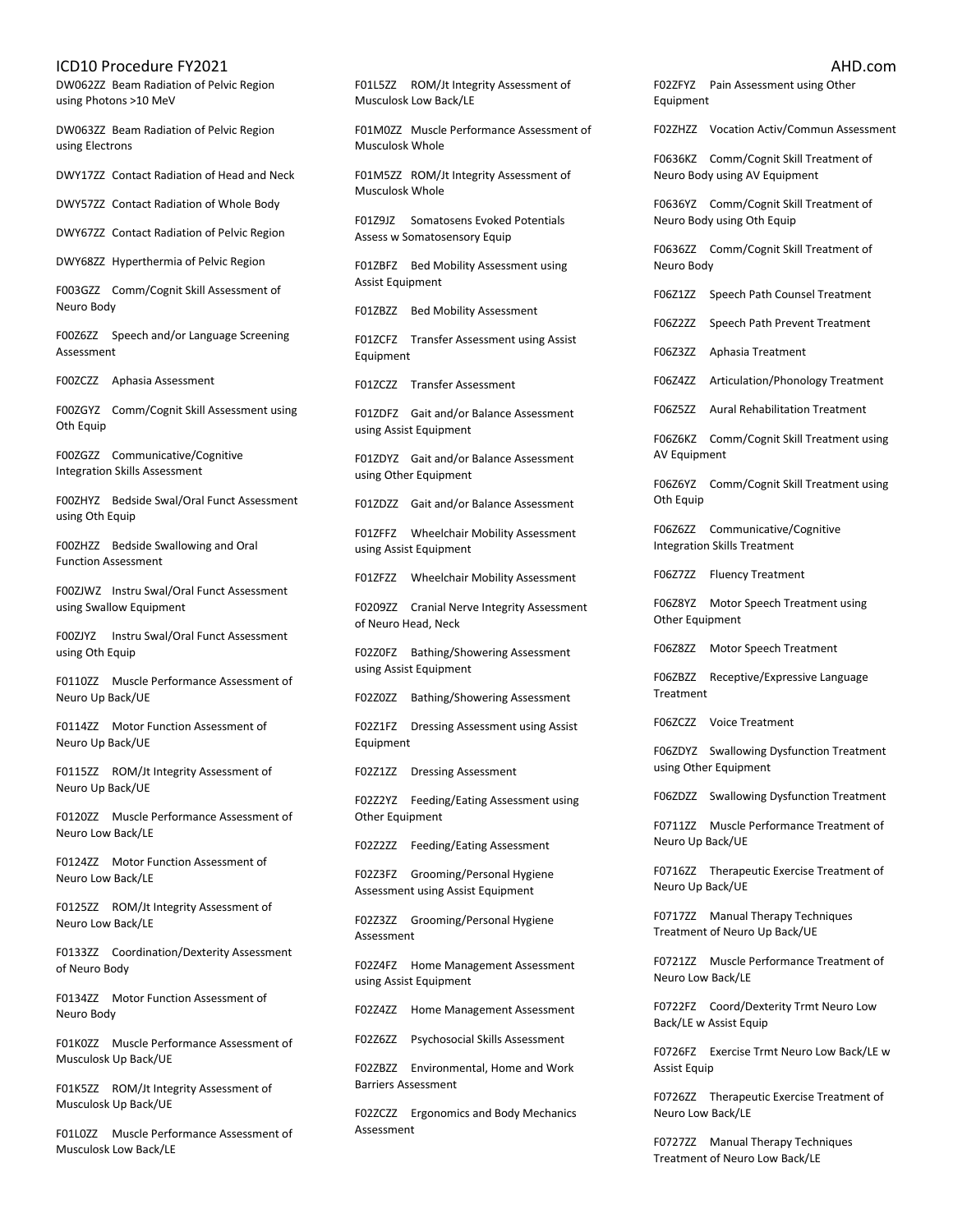DW062ZZ Beam Radiation of Pelvic Region using Photons >10 MeV

DW063ZZ Beam Radiation of Pelvic Region using Electrons

DWY17ZZ Contact Radiation of Head and Neck

DWY57ZZ Contact Radiation of Whole Body

DWY67ZZ Contact Radiation of Pelvic Region

DWY68ZZ Hyperthermia of Pelvic Region

F003GZZ Comm/Cognit Skill Assessment of Neuro Body

F00Z6ZZ Speech and/or Language Screening Assessment

F00ZCZZ Aphasia Assessment

F00ZGYZ Comm/Cognit Skill Assessment using Oth Equip

F00ZGZZ Communicative/Cognitive Integration Skills Assessment

F00ZHYZ Bedside Swal/Oral Funct Assessment using Oth Equip

F00ZHZZ Bedside Swallowing and Oral Function Assessment

F00ZJWZ Instru Swal/Oral Funct Assessment using Swallow Equipment

F00ZJYZ Instru Swal/Oral Funct Assessment using Oth Equip

F0110ZZ Muscle Performance Assessment of Neuro Up Back/UE

F0114ZZ Motor Function Assessment of Neuro Up Back/UE

F0115ZZ ROM/Jt Integrity Assessment of Neuro Up Back/UE

F0120ZZ Muscle Performance Assessment of Neuro Low Back/LE

F0124ZZ Motor Function Assessment of Neuro Low Back/LE

F0125ZZ ROM/Jt Integrity Assessment of Neuro Low Back/LE

F0133ZZ Coordination/Dexterity Assessment of Neuro Body

F0134ZZ Motor Function Assessment of Neuro Body

F01K0ZZ Muscle Performance Assessment of Musculosk Up Back/UE

F01K5ZZ ROM/Jt Integrity Assessment of Musculosk Up Back/UE

F01L0ZZ Muscle Performance Assessment of Musculosk Low Back/LE

F01L5ZZ ROM/Jt Integrity Assessment of Musculosk Low Back/LE

F01M0ZZ Muscle Performance Assessment of Musculosk Whole

F01M5ZZ ROM/Jt Integrity Assessment of Musculosk Whole

F01Z9JZ Somatosens Evoked Potentials Assess w Somatosensory Equip

F01ZBFZ Bed Mobility Assessment using Assist Equipment

F01ZBZZ Bed Mobility Assessment

F01ZCFZ Transfer Assessment using Assist Equipment

F01ZCZZ Transfer Assessment

F01ZDFZ Gait and/or Balance Assessment using Assist Equipment

F01ZDYZ Gait and/or Balance Assessment using Other Equipment

F01ZDZZ Gait and/or Balance Assessment

F01ZFFZ Wheelchair Mobility Assessment using Assist Equipment

F01ZFZZ Wheelchair Mobility Assessment

F0209ZZ Cranial Nerve Integrity Assessment of Neuro Head, Neck

F02Z0FZ Bathing/Showering Assessment using Assist Equipment

F02Z0ZZ Bathing/Showering Assessment

F02Z1FZ Dressing Assessment using Assist Equipment

F02Z1ZZ Dressing Assessment

F02Z2YZ Feeding/Eating Assessment using Other Equipment

F02Z2ZZ Feeding/Eating Assessment

F02Z3FZ Grooming/Personal Hygiene Assessment using Assist Equipment

F02Z3ZZ Grooming/Personal Hygiene Assessment

F02Z4FZ Home Management Assessment using Assist Equipment

F02Z4ZZ Home Management Assessment

F02Z6ZZ Psychosocial Skills Assessment

F02ZBZZ Environmental, Home and Work Barriers Assessment

F02ZCZZ Ergonomics and Body Mechanics Assessment

F02ZFYZ Pain Assessment using Other Equipment

F02ZHZZ Vocation Activ/Commun Assessment

F0636KZ Comm/Cognit Skill Treatment of Neuro Body using AV Equipment

F0636YZ Comm/Cognit Skill Treatment of Neuro Body using Oth Equip

F0636ZZ Comm/Cognit Skill Treatment of Neuro Body

F06Z1ZZ Speech Path Counsel Treatment

F06Z2ZZ Speech Path Prevent Treatment

F06Z3ZZ Aphasia Treatment

F06Z4ZZ Articulation/Phonology Treatment

F06Z5ZZ Aural Rehabilitation Treatment

F06Z6KZ Comm/Cognit Skill Treatment using AV Equipment

F06Z6YZ Comm/Cognit Skill Treatment using Oth Equip

F06Z6ZZ Communicative/Cognitive Integration Skills Treatment

F06Z7ZZ Fluency Treatment

F06Z8YZ Motor Speech Treatment using Other Equipment

F06Z8ZZ Motor Speech Treatment

F06ZBZZ Receptive/Expressive Language Treatment

F06ZCZZ Voice Treatment

F06ZDYZ Swallowing Dysfunction Treatment using Other Equipment

F06ZDZZ Swallowing Dysfunction Treatment

F0711ZZ Muscle Performance Treatment of Neuro Up Back/UE

F0716ZZ Therapeutic Exercise Treatment of Neuro Up Back/UE

F0717ZZ Manual Therapy Techniques Treatment of Neuro Up Back/UE

F0721ZZ Muscle Performance Treatment of Neuro Low Back/LE

F0722FZ Coord/Dexterity Trmt Neuro Low Back/LE w Assist Equip

F0726FZ Exercise Trmt Neuro Low Back/LE w Assist Equip

F0726ZZ Therapeutic Exercise Treatment of Neuro Low Back/LE

F0727ZZ Manual Therapy Techniques Treatment of Neuro Low Back/LE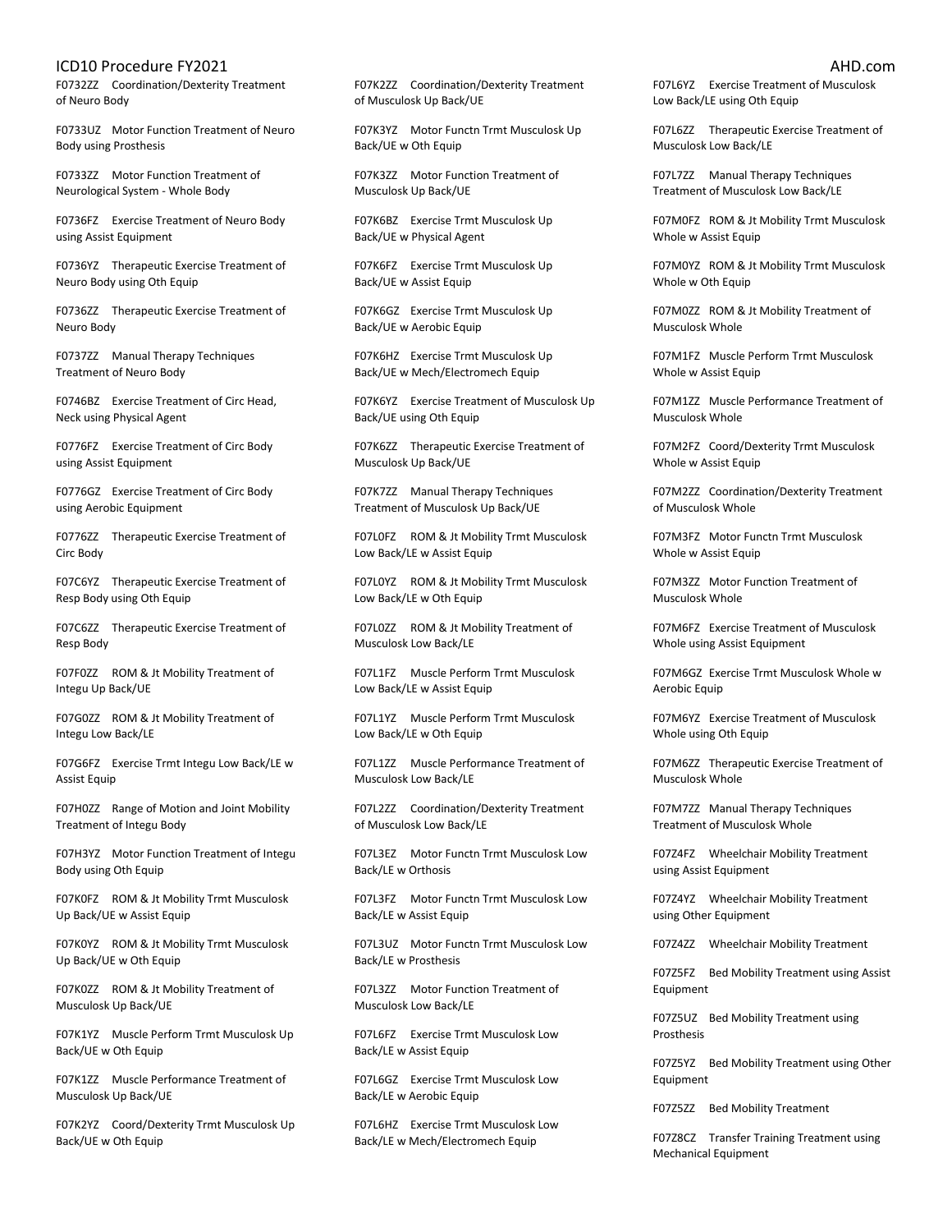F0732ZZ Coordination/Dexterity Treatment of Neuro Body

F0733UZ Motor Function Treatment of Neuro Body using Prosthesis

F0733ZZ Motor Function Treatment of Neurological System - Whole Body

F0736FZ Exercise Treatment of Neuro Body using Assist Equipment

F0736YZ Therapeutic Exercise Treatment of Neuro Body using Oth Equip

F0736ZZ Therapeutic Exercise Treatment of Neuro Body

F0737ZZ Manual Therapy Techniques Treatment of Neuro Body

F0746BZ Exercise Treatment of Circ Head, Neck using Physical Agent

F0776FZ Exercise Treatment of Circ Body using Assist Equipment

F0776GZ Exercise Treatment of Circ Body using Aerobic Equipment

F0776ZZ Therapeutic Exercise Treatment of Circ Body

F07C6YZ Therapeutic Exercise Treatment of Resp Body using Oth Equip

F07C6ZZ Therapeutic Exercise Treatment of Resp Body

F07F0ZZ ROM & Jt Mobility Treatment of Integu Up Back/UE

F07G0ZZ ROM & Jt Mobility Treatment of Integu Low Back/LE

F07G6FZ Exercise Trmt Integu Low Back/LE w Assist Equip

F07H0ZZ Range of Motion and Joint Mobility Treatment of Integu Body

F07H3YZ Motor Function Treatment of Integu Body using Oth Equip

F07K0FZ ROM & Jt Mobility Trmt Musculosk Up Back/UE w Assist Equip

F07K0YZ ROM & Jt Mobility Trmt Musculosk Up Back/UE w Oth Equip

F07K0ZZ ROM & Jt Mobility Treatment of Musculosk Up Back/UE

F07K1YZ Muscle Perform Trmt Musculosk Up Back/UE w Oth Equip

F07K1ZZ Muscle Performance Treatment of Musculosk Up Back/UE

F07K2YZ Coord/Dexterity Trmt Musculosk Up Back/UE w Oth Equip

F07K2ZZ Coordination/Dexterity Treatment of Musculosk Up Back/UE

F07K3YZ Motor Functn Trmt Musculosk Up Back/UE w Oth Equip

F07K3ZZ Motor Function Treatment of Musculosk Up Back/UE

F07K6BZ Exercise Trmt Musculosk Up Back/UE w Physical Agent

F07K6FZ Exercise Trmt Musculosk Up Back/UE w Assist Equip

F07K6GZ Exercise Trmt Musculosk Up Back/UE w Aerobic Equip

F07K6HZ Exercise Trmt Musculosk Up Back/UE w Mech/Electromech Equip

F07K6YZ Exercise Treatment of Musculosk Up Back/UE using Oth Equip

F07K6ZZ Therapeutic Exercise Treatment of Musculosk Up Back/UE

F07K7ZZ Manual Therapy Techniques Treatment of Musculosk Up Back/UE

F07L0FZ ROM & Jt Mobility Trmt Musculosk Low Back/LE w Assist Equip

F07L0YZ ROM & Jt Mobility Trmt Musculosk Low Back/LE w Oth Equip

F07L0ZZ ROM & Jt Mobility Treatment of Musculosk Low Back/LE

F07L1FZ Muscle Perform Trmt Musculosk Low Back/LE w Assist Equip

F07L1YZ Muscle Perform Trmt Musculosk Low Back/LE w Oth Equip

F07L1ZZ Muscle Performance Treatment of Musculosk Low Back/LE

F07L2ZZ Coordination/Dexterity Treatment of Musculosk Low Back/LE

F07L3EZ Motor Functn Trmt Musculosk Low Back/LE w Orthosis

F07L3FZ Motor Functn Trmt Musculosk Low Back/LE w Assist Equip

F07L3UZ Motor Functn Trmt Musculosk Low Back/LE w Prosthesis

F07L3ZZ Motor Function Treatment of Musculosk Low Back/LE

F07L6FZ Exercise Trmt Musculosk Low Back/LE w Assist Equip

F07L6GZ Exercise Trmt Musculosk Low Back/LE w Aerobic Equip

F07L6HZ Exercise Trmt Musculosk Low Back/LE w Mech/Electromech Equip

F07L6YZ Exercise Treatment of Musculosk Low Back/LE using Oth Equip

F07L6ZZ Therapeutic Exercise Treatment of Musculosk Low Back/LE

F07L7ZZ Manual Therapy Techniques Treatment of Musculosk Low Back/LE

F07M0FZ ROM & Jt Mobility Trmt Musculosk Whole w Assist Equip

F07M0YZ ROM & Jt Mobility Trmt Musculosk Whole w Oth Equip

F07M0ZZ ROM & Jt Mobility Treatment of Musculosk Whole

F07M1FZ Muscle Perform Trmt Musculosk Whole w Assist Equip

F07M1ZZ Muscle Performance Treatment of Musculosk Whole

F07M2FZ Coord/Dexterity Trmt Musculosk Whole w Assist Equip

F07M2ZZ Coordination/Dexterity Treatment of Musculosk Whole

F07M3FZ Motor Functn Trmt Musculosk Whole w Assist Equip

F07M3ZZ Motor Function Treatment of Musculosk Whole

F07M6FZ Exercise Treatment of Musculosk Whole using Assist Equipment

F07M6GZ Exercise Trmt Musculosk Whole w Aerobic Equip

F07M6YZ Exercise Treatment of Musculosk Whole using Oth Equip

F07M6ZZ Therapeutic Exercise Treatment of Musculosk Whole

F07M7ZZ Manual Therapy Techniques Treatment of Musculosk Whole

F07Z4FZ Wheelchair Mobility Treatment using Assist Equipment

F07Z4YZ Wheelchair Mobility Treatment using Other Equipment

F07Z4ZZ Wheelchair Mobility Treatment

F07Z5FZ Bed Mobility Treatment using Assist Equipment

F07Z5UZ Bed Mobility Treatment using Prosthesis

F07Z5YZ Bed Mobility Treatment using Other Equipment

F07Z5ZZ Bed Mobility Treatment

F07Z8CZ Transfer Training Treatment using Mechanical Equipment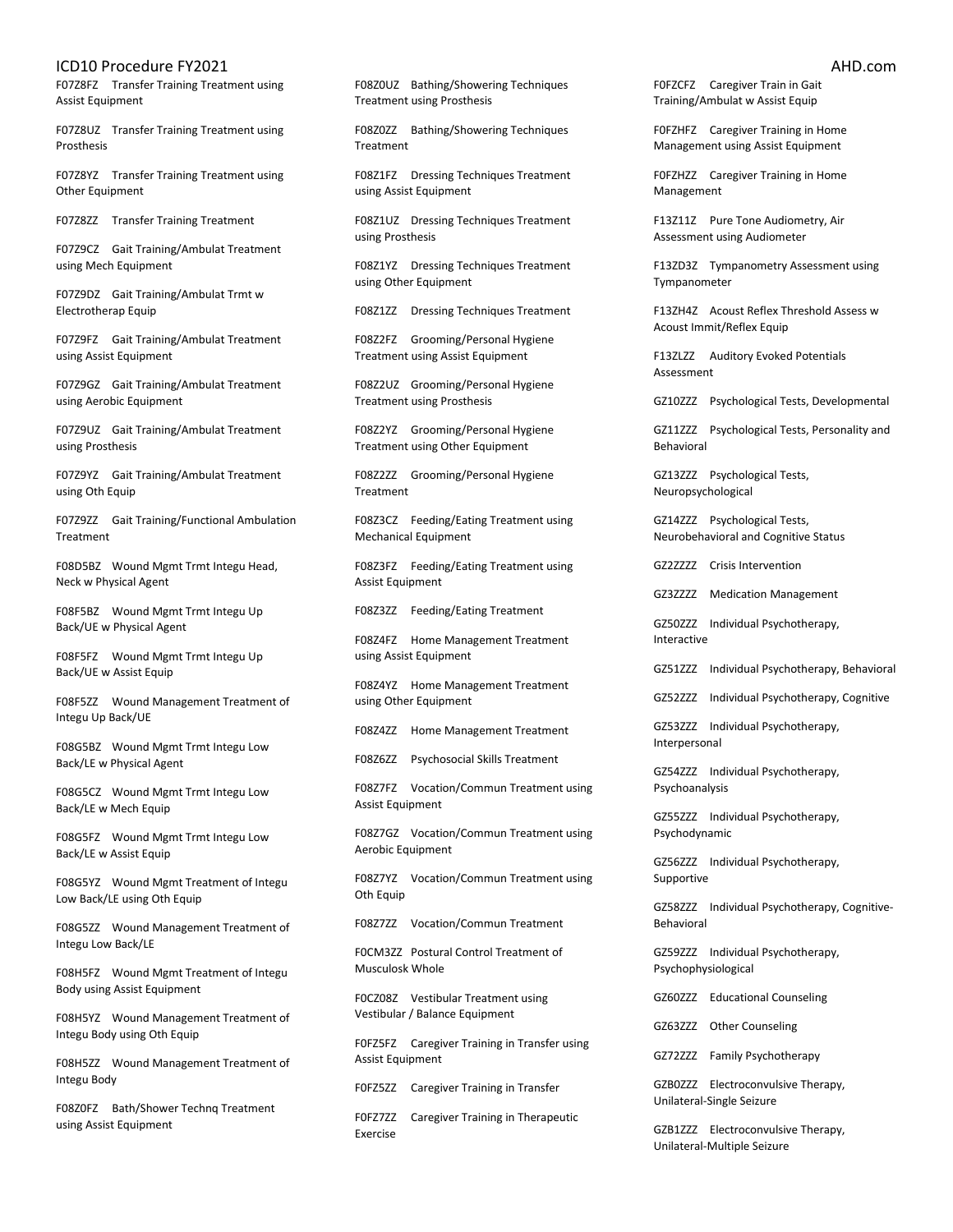F07Z8FZ Transfer Training Treatment using Assist Equipment

F07Z8UZ Transfer Training Treatment using Prosthesis

F07Z8YZ Transfer Training Treatment using Other Equipment

F07Z8ZZ Transfer Training Treatment

F07Z9CZ Gait Training/Ambulat Treatment using Mech Equipment

F07Z9DZ Gait Training/Ambulat Trmt w Electrotherap Equip

F07Z9FZ Gait Training/Ambulat Treatment using Assist Equipment

F07Z9GZ Gait Training/Ambulat Treatment using Aerobic Equipment

F07Z9UZ Gait Training/Ambulat Treatment using Prosthesis

F07Z9YZ Gait Training/Ambulat Treatment using Oth Equip

F07Z9ZZ Gait Training/Functional Ambulation Treatment

F08D5BZ Wound Mgmt Trmt Integu Head, Neck w Physical Agent

F08F5BZ Wound Mgmt Trmt Integu Up Back/UE w Physical Agent

F08F5FZ Wound Mgmt Trmt Integu Up Back/UE w Assist Equip

F08F5ZZ Wound Management Treatment of Integu Up Back/UE

F08G5BZ Wound Mgmt Trmt Integu Low Back/LE w Physical Agent

F08G5CZ Wound Mgmt Trmt Integu Low Back/LE w Mech Equip

F08G5FZ Wound Mgmt Trmt Integu Low Back/LE w Assist Equip

F08G5YZ Wound Mgmt Treatment of Integu Low Back/LE using Oth Equip

F08G5ZZ Wound Management Treatment of Integu Low Back/LE

F08H5FZ Wound Mgmt Treatment of Integu Body using Assist Equipment

F08H5YZ Wound Management Treatment of Integu Body using Oth Equip

F08H5ZZ Wound Management Treatment of Integu Body

F08Z0FZ Bath/Shower Technq Treatment using Assist Equipment

F08Z0UZ Bathing/Showering Techniques Treatment using Prosthesis

F08Z0ZZ Bathing/Showering Techniques Treatment

F08Z1FZ Dressing Techniques Treatment using Assist Equipment

F08Z1UZ Dressing Techniques Treatment using Prosthesis

F08Z1YZ Dressing Techniques Treatment using Other Equipment

F08Z1ZZ Dressing Techniques Treatment

F08Z2FZ Grooming/Personal Hygiene Treatment using Assist Equipment

F08Z2UZ Grooming/Personal Hygiene Treatment using Prosthesis

F08Z2YZ Grooming/Personal Hygiene Treatment using Other Equipment

F08Z2ZZ Grooming/Personal Hygiene Treatment

F08Z3CZ Feeding/Eating Treatment using Mechanical Equipment

F08Z3FZ Feeding/Eating Treatment using Assist Equipment

F08Z3ZZ Feeding/Eating Treatment

F08Z4FZ Home Management Treatment using Assist Equipment

F08Z4YZ Home Management Treatment using Other Equipment

F08Z4ZZ Home Management Treatment

F08Z6ZZ Psychosocial Skills Treatment

F08Z7FZ Vocation/Commun Treatment using Assist Equipment

F08Z7GZ Vocation/Commun Treatment using Aerobic Equipment

F08Z7YZ Vocation/Commun Treatment using Oth Equip

F08Z7ZZ Vocation/Commun Treatment

F0CM3ZZ Postural Control Treatment of Musculosk Whole

F0CZ08Z Vestibular Treatment using Vestibular / Balance Equipment

F0FZ5FZ Caregiver Training in Transfer using Assist Equipment

F0FZ5ZZ Caregiver Training in Transfer

F0FZ7ZZ Caregiver Training in Therapeutic Exercise

F0FZCFZ Caregiver Train in Gait Training/Ambulat w Assist Equip

F0FZHFZ Caregiver Training in Home Management using Assist Equipment

F0FZHZZ Caregiver Training in Home Management

F13Z11Z Pure Tone Audiometry, Air Assessment using Audiometer

F13ZD3Z Tympanometry Assessment using Tympanometer

F13ZH4Z Acoust Reflex Threshold Assess w Acoust Immit/Reflex Equip

F13ZLZZ Auditory Evoked Potentials Assessment

GZ10ZZZ Psychological Tests, Developmental

GZ11ZZZ Psychological Tests, Personality and Behavioral

GZ13ZZZ Psychological Tests, Neuropsychological

GZ14ZZZ Psychological Tests, Neurobehavioral and Cognitive Status

GZ2ZZZZ Crisis Intervention

GZ3ZZZZ Medication Management

GZ50ZZZ Individual Psychotherapy, Interactive

GZ51ZZZ Individual Psychotherapy, Behavioral

GZ52ZZZ Individual Psychotherapy, Cognitive

GZ53ZZZ Individual Psychotherapy, Interpersonal

GZ54ZZZ Individual Psychotherapy, Psychoanalysis

GZ55ZZZ Individual Psychotherapy, Psychodynamic

GZ56ZZZ Individual Psychotherapy, Supportive

GZ58ZZZ Individual Psychotherapy, Cognitive-Behavioral

GZ59ZZZ Individual Psychotherapy, Psychophysiological

GZ60ZZZ Educational Counseling

GZ63ZZZ Other Counseling

GZ72ZZZ Family Psychotherapy

GZB0ZZZ Electroconvulsive Therapy, Unilateral-Single Seizure

GZB1ZZZ Electroconvulsive Therapy, Unilateral-Multiple Seizure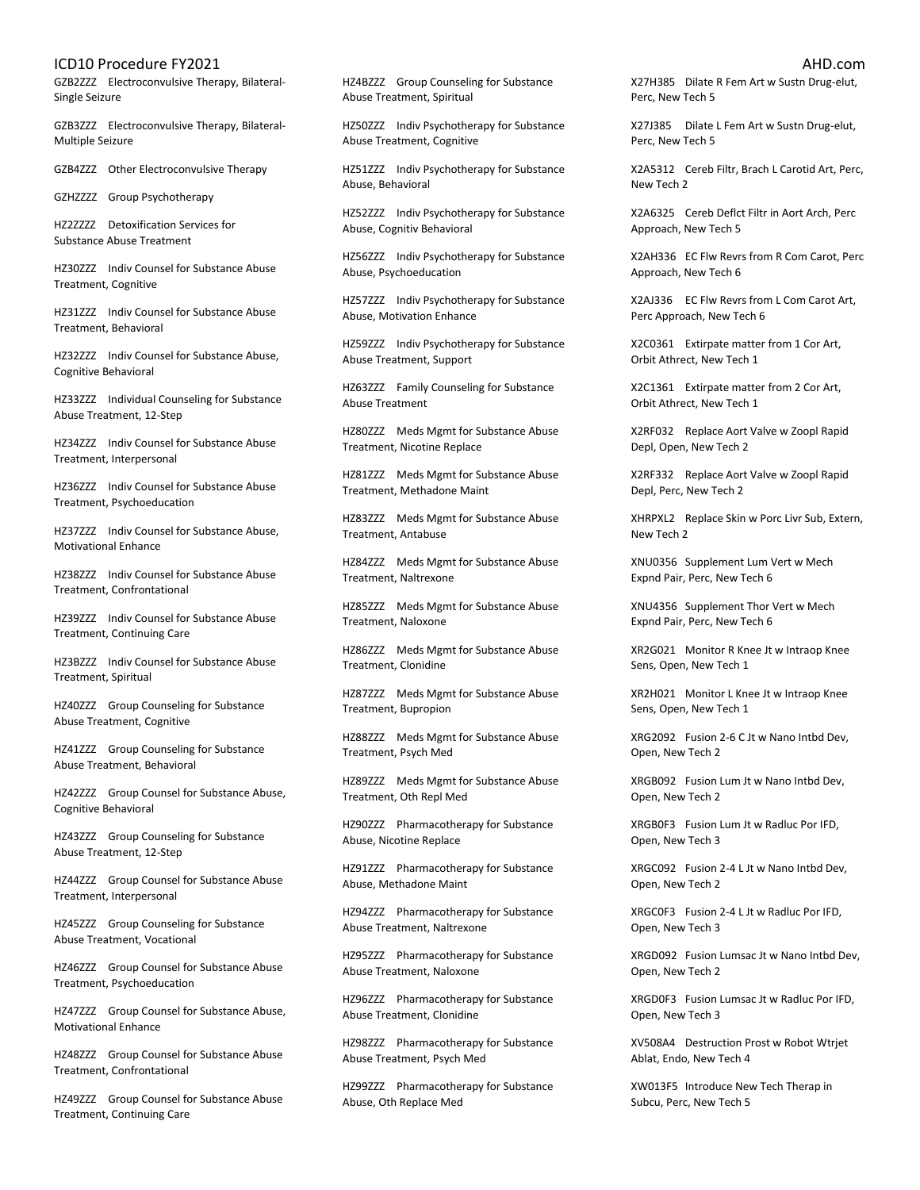GZB2ZZZ Electroconvulsive Therapy, Bilateral-Single Seizure

GZB3ZZZ Electroconvulsive Therapy, Bilateral-Multiple Seizure

GZB4ZZZ Other Electroconvulsive Therapy

GZHZZZZ Group Psychotherapy

HZ2ZZZZ Detoxification Services for Substance Abuse Treatment

HZ30ZZZ Indiv Counsel for Substance Abuse Treatment, Cognitive

HZ31ZZZ Indiv Counsel for Substance Abuse Treatment, Behavioral

HZ32ZZZ Indiv Counsel for Substance Abuse, Cognitive Behavioral

HZ33ZZZ Individual Counseling for Substance Abuse Treatment, 12-Step

HZ34ZZZ Indiv Counsel for Substance Abuse Treatment, Interpersonal

HZ36ZZZ Indiv Counsel for Substance Abuse Treatment, Psychoeducation

HZ37ZZZ Indiv Counsel for Substance Abuse, Motivational Enhance

HZ38ZZZ Indiv Counsel for Substance Abuse Treatment, Confrontational

HZ39ZZZ Indiv Counsel for Substance Abuse Treatment, Continuing Care

HZ3BZZZ Indiv Counsel for Substance Abuse Treatment, Spiritual

HZ40ZZZ Group Counseling for Substance Abuse Treatment, Cognitive

HZ41ZZZ Group Counseling for Substance Abuse Treatment, Behavioral

HZ42ZZZ Group Counsel for Substance Abuse, Cognitive Behavioral

HZ43ZZZ Group Counseling for Substance Abuse Treatment, 12-Step

HZ44ZZZ Group Counsel for Substance Abuse Treatment, Interpersonal

HZ45ZZZ Group Counseling for Substance Abuse Treatment, Vocational

HZ46ZZZ Group Counsel for Substance Abuse Treatment, Psychoeducation

HZ47ZZZ Group Counsel for Substance Abuse, Motivational Enhance

HZ48ZZZ Group Counsel for Substance Abuse Treatment, Confrontational

HZ49ZZZ Group Counsel for Substance Abuse Treatment, Continuing Care

HZ4BZZZ Group Counseling for Substance Abuse Treatment, Spiritual

HZ50ZZZ Indiv Psychotherapy for Substance Abuse Treatment, Cognitive

HZ51ZZZ Indiv Psychotherapy for Substance Abuse, Behavioral

HZ52ZZZ Indiv Psychotherapy for Substance Abuse, Cognitiv Behavioral

HZ56ZZZ Indiv Psychotherapy for Substance Abuse, Psychoeducation

HZ57ZZZ Indiv Psychotherapy for Substance Abuse, Motivation Enhance

HZ59ZZZ Indiv Psychotherapy for Substance Abuse Treatment, Support

HZ63ZZZ Family Counseling for Substance Abuse Treatment

HZ80ZZZ Meds Mgmt for Substance Abuse Treatment, Nicotine Replace

HZ81ZZZ Meds Mgmt for Substance Abuse Treatment, Methadone Maint

HZ83ZZZ Meds Mgmt for Substance Abuse Treatment, Antabuse

HZ84ZZZ Meds Mgmt for Substance Abuse Treatment, Naltrexone

HZ85ZZZ Meds Mgmt for Substance Abuse Treatment, Naloxone

HZ86ZZZ Meds Mgmt for Substance Abuse Treatment, Clonidine

HZ87ZZZ Meds Mgmt for Substance Abuse Treatment, Bupropion

HZ88ZZZ Meds Mgmt for Substance Abuse Treatment, Psych Med

HZ89ZZZ Meds Mgmt for Substance Abuse Treatment, Oth Repl Med

HZ90ZZZ Pharmacotherapy for Substance Abuse, Nicotine Replace

HZ91ZZZ Pharmacotherapy for Substance Abuse, Methadone Maint

HZ94ZZZ Pharmacotherapy for Substance Abuse Treatment, Naltrexone

HZ95ZZZ Pharmacotherapy for Substance Abuse Treatment, Naloxone

HZ96ZZZ Pharmacotherapy for Substance Abuse Treatment, Clonidine

HZ98ZZZ Pharmacotherapy for Substance Abuse Treatment, Psych Med

HZ99ZZZ Pharmacotherapy for Substance Abuse, Oth Replace Med

X27H385 Dilate R Fem Art w Sustn Drug-elut, Perc, New Tech 5

X27J385 Dilate L Fem Art w Sustn Drug-elut, Perc, New Tech 5

X2A5312 Cereb Filtr, Brach L Carotid Art, Perc, New Tech 2

X2A6325 Cereb Deflct Filtr in Aort Arch, Perc Approach, New Tech 5

X2AH336 EC Flw Revrs from R Com Carot, Perc Approach, New Tech 6

X2AJ336 EC Flw Revrs from L Com Carot Art, Perc Approach, New Tech 6

X2C0361 Extirpate matter from 1 Cor Art, Orbit Athrect, New Tech 1

X2C1361 Extirpate matter from 2 Cor Art, Orbit Athrect, New Tech 1

X2RF032 Replace Aort Valve w Zoopl Rapid Depl, Open, New Tech 2

X2RF332 Replace Aort Valve w Zoopl Rapid Depl, Perc, New Tech 2

XHRPXL2 Replace Skin w Porc Livr Sub, Extern, New Tech 2

XNU0356 Supplement Lum Vert w Mech Expnd Pair, Perc, New Tech 6

XNU4356 Supplement Thor Vert w Mech Expnd Pair, Perc, New Tech 6

XR2G021 Monitor R Knee Jt w Intraop Knee Sens, Open, New Tech 1

XR2H021 Monitor L Knee Jt w Intraop Knee Sens, Open, New Tech 1

XRG2092 Fusion 2-6 C Jt w Nano Intbd Dev, Open, New Tech 2

XRGB092 Fusion Lum Jt w Nano Intbd Dev, Open, New Tech 2

XRGB0F3 Fusion Lum Jt w Radluc Por IFD, Open, New Tech 3

XRGC092 Fusion 2-4 L Jt w Nano Intbd Dev, Open, New Tech 2

XRGC0F3 Fusion 2-4 L Jt w Radluc Por IFD, Open, New Tech 3

XRGD092 Fusion Lumsac Jt w Nano Intbd Dev, Open, New Tech 2

XRGD0F3 Fusion Lumsac Jt w Radluc Por IFD, Open, New Tech 3

XV508A4 Destruction Prost w Robot Wtrjet Ablat, Endo, New Tech 4

XW013F5 Introduce New Tech Therap in Subcu, Perc, New Tech 5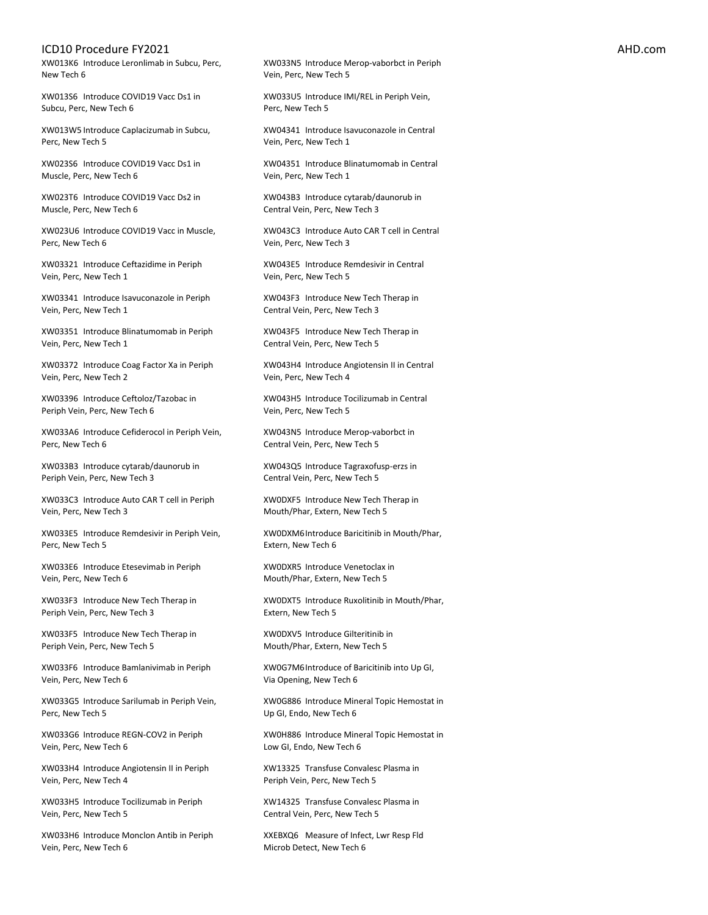XW013K6 Introduce Leronlimab in Subcu, Perc, New Tech 6

XW013S6 Introduce COVID19 Vacc Ds1 in Subcu, Perc, New Tech 6

XW013W5 Introduce Caplacizumab in Subcu, Perc, New Tech 5

XW023S6 Introduce COVID19 Vacc Ds1 in Muscle, Perc, New Tech 6

XW023T6 Introduce COVID19 Vacc Ds2 in Muscle, Perc, New Tech 6

XW023U6 Introduce COVID19 Vacc in Muscle, Perc, New Tech 6

XW03321 Introduce Ceftazidime in Periph Vein, Perc, New Tech 1

XW03341 Introduce Isavuconazole in Periph Vein, Perc, New Tech 1

XW03351 Introduce Blinatumomab in Periph Vein, Perc, New Tech 1

XW03372 Introduce Coag Factor Xa in Periph Vein, Perc, New Tech 2

XW03396 Introduce Ceftoloz/Tazobac in Periph Vein, Perc, New Tech 6

XW033A6 Introduce Cefiderocol in Periph Vein, Perc, New Tech 6

XW033B3 Introduce cytarab/daunorub in Periph Vein, Perc, New Tech 3

XW033C3 Introduce Auto CAR T cell in Periph Vein, Perc, New Tech 3

XW033E5 Introduce Remdesivir in Periph Vein, Perc, New Tech 5

XW033E6 Introduce Etesevimab in Periph Vein, Perc, New Tech 6

XW033F3 Introduce New Tech Therap in Periph Vein, Perc, New Tech 3

XW033F5 Introduce New Tech Therap in Periph Vein, Perc, New Tech 5

XW033F6 Introduce Bamlanivimab in Periph Vein, Perc, New Tech 6

XW033G5 Introduce Sarilumab in Periph Vein, Perc, New Tech 5

XW033G6 Introduce REGN-COV2 in Periph Vein, Perc, New Tech 6

XW033H4 Introduce Angiotensin II in Periph Vein, Perc, New Tech 4

XW033H5 Introduce Tocilizumab in Periph Vein, Perc, New Tech 5

XW033H6 Introduce Monclon Antib in Periph Vein, Perc, New Tech 6

XW033N5 Introduce Merop-vaborbct in Periph Vein, Perc, New Tech 5

XW033U5 Introduce IMI/REL in Periph Vein, Perc, New Tech 5

XW04341 Introduce Isavuconazole in Central Vein, Perc, New Tech 1

XW04351 Introduce Blinatumomab in Central Vein, Perc, New Tech 1

XW043B3 Introduce cytarab/daunorub in Central Vein, Perc, New Tech 3

XW043C3 Introduce Auto CAR T cell in Central Vein, Perc, New Tech 3

XW043E5 Introduce Remdesivir in Central Vein, Perc, New Tech 5

XW043F3 Introduce New Tech Therap in Central Vein, Perc, New Tech 3

XW043F5 Introduce New Tech Therap in Central Vein, Perc, New Tech 5

XW043H4 Introduce Angiotensin II in Central Vein, Perc, New Tech 4

XW043H5 Introduce Tocilizumab in Central Vein, Perc, New Tech 5

XW043N5 Introduce Merop-vaborbct in Central Vein, Perc, New Tech 5

XW043Q5 Introduce Tagraxofusp-erzs in Central Vein, Perc, New Tech 5

XW0DXF5 Introduce New Tech Therap in Mouth/Phar, Extern, New Tech 5

XW0DXM6 Introduce Baricitinib in Mouth/Phar, Extern, New Tech 6

XW0DXR5 Introduce Venetoclax in Mouth/Phar, Extern, New Tech 5

XW0DXT5 Introduce Ruxolitinib in Mouth/Phar, Extern, New Tech 5

XW0DXV5 Introduce Gilteritinib in Mouth/Phar, Extern, New Tech 5

XW0G7M6 Introduce of Baricitinib into Up GI, Via Opening, New Tech 6

XW0G886 Introduce Mineral Topic Hemostat in Up GI, Endo, New Tech 6

XW0H886 Introduce Mineral Topic Hemostat in Low GI, Endo, New Tech 6

XW13325 Transfuse Convalesc Plasma in Periph Vein, Perc, New Tech 5

XW14325 Transfuse Convalesc Plasma in Central Vein, Perc, New Tech 5

XXEBXQ6 Measure of Infect, Lwr Resp Fld Microb Detect, New Tech 6